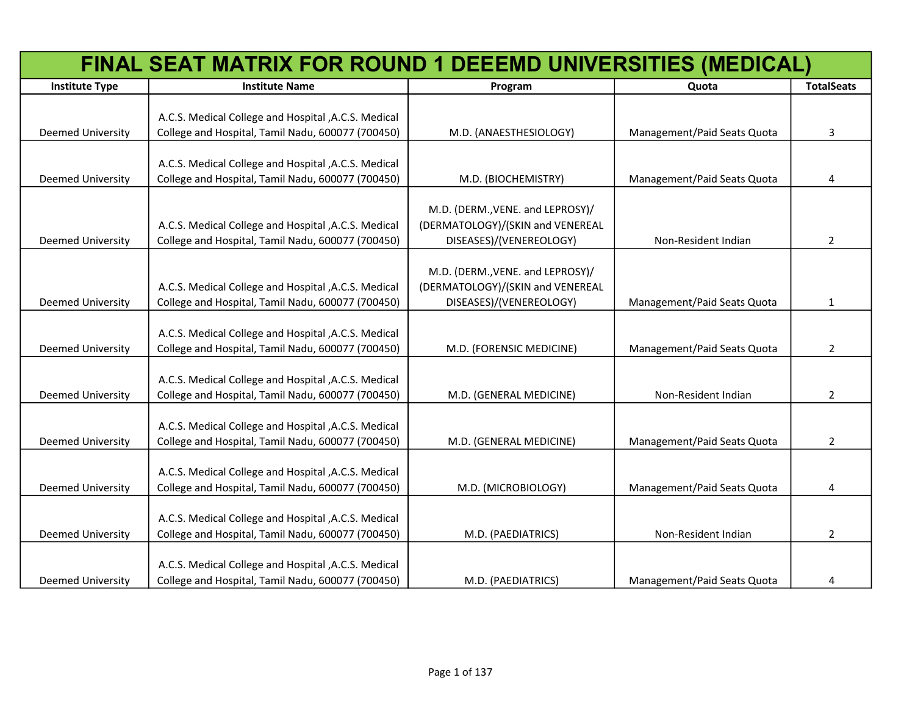# FINAL SEAT MATRIX FOR ROUND 1 DEEEMD UNIVERSITIES (MEDICAL)

| Institute Type | Institute Name | Program | Quota | TotalSeats |
|---|---|---|---|---|
| Deemed University | A.C.S. Medical College and Hospital ,A.C.S. Medical College and Hospital, Tamil Nadu, 600077 (700450) | M.D. (ANAESTHESIOLOGY) | Management/Paid Seats Quota | 3 |
| Deemed University | A.C.S. Medical College and Hospital ,A.C.S. Medical College and Hospital, Tamil Nadu, 600077 (700450) | M.D. (BIOCHEMISTRY) | Management/Paid Seats Quota | 4 |
| Deemed University | A.C.S. Medical College and Hospital ,A.C.S. Medical College and Hospital, Tamil Nadu, 600077 (700450) | M.D. (DERM.,VENE. and LEPROSY)/(DERMATOLOGY)/(SKIN and VENEREAL DISEASES)/(VENEREOLOGY) | Non-Resident Indian | 2 |
| Deemed University | A.C.S. Medical College and Hospital ,A.C.S. Medical College and Hospital, Tamil Nadu, 600077 (700450) | M.D. (DERM.,VENE. and LEPROSY)/(DERMATOLOGY)/(SKIN and VENEREAL DISEASES)/(VENEREOLOGY) | Management/Paid Seats Quota | 1 |
| Deemed University | A.C.S. Medical College and Hospital ,A.C.S. Medical College and Hospital, Tamil Nadu, 600077 (700450) | M.D. (FORENSIC MEDICINE) | Management/Paid Seats Quota | 2 |
| Deemed University | A.C.S. Medical College and Hospital ,A.C.S. Medical College and Hospital, Tamil Nadu, 600077 (700450) | M.D. (GENERAL MEDICINE) | Non-Resident Indian | 2 |
| Deemed University | A.C.S. Medical College and Hospital ,A.C.S. Medical College and Hospital, Tamil Nadu, 600077 (700450) | M.D. (GENERAL MEDICINE) | Management/Paid Seats Quota | 2 |
| Deemed University | A.C.S. Medical College and Hospital ,A.C.S. Medical College and Hospital, Tamil Nadu, 600077 (700450) | M.D. (MICROBIOLOGY) | Management/Paid Seats Quota | 4 |
| Deemed University | A.C.S. Medical College and Hospital ,A.C.S. Medical College and Hospital, Tamil Nadu, 600077 (700450) | M.D. (PAEDIATRICS) | Non-Resident Indian | 2 |
| Deemed University | A.C.S. Medical College and Hospital ,A.C.S. Medical College and Hospital, Tamil Nadu, 600077 (700450) | M.D. (PAEDIATRICS) | Management/Paid Seats Quota | 4 |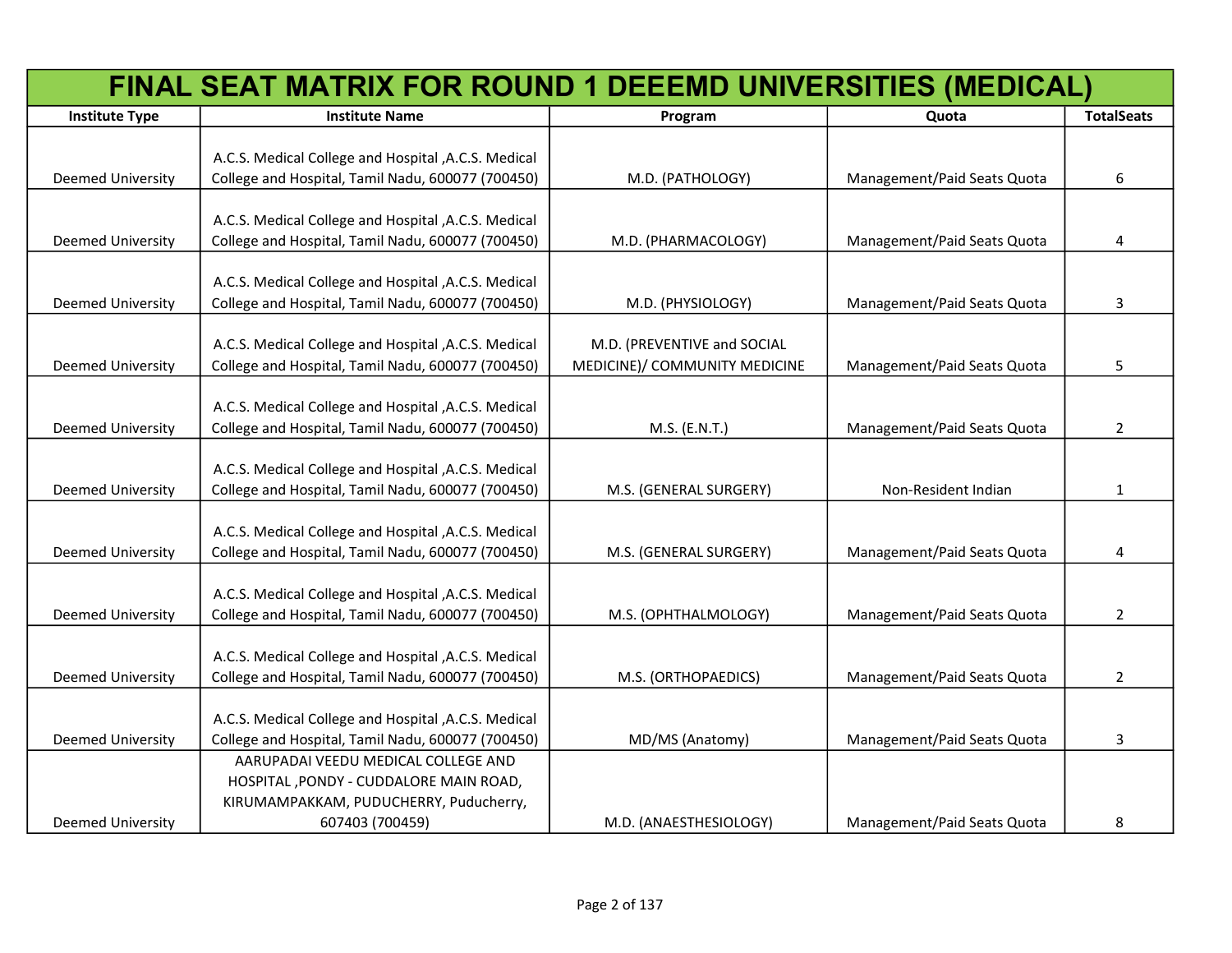# FINAL SEAT MATRIX FOR ROUND 1 DEEEMD UNIVERSITIES (MEDICAL)

| Institute Type | Institute Name | Program | Quota | TotalSeats |
|---|---|---|---|---|
| Deemed University | A.C.S. Medical College and Hospital ,A.C.S. Medical College and Hospital, Tamil Nadu, 600077 (700450) | M.D. (PATHOLOGY) | Management/Paid Seats Quota | 6 |
| Deemed University | A.C.S. Medical College and Hospital ,A.C.S. Medical College and Hospital, Tamil Nadu, 600077 (700450) | M.D. (PHARMACOLOGY) | Management/Paid Seats Quota | 4 |
| Deemed University | A.C.S. Medical College and Hospital ,A.C.S. Medical College and Hospital, Tamil Nadu, 600077 (700450) | M.D. (PHYSIOLOGY) | Management/Paid Seats Quota | 3 |
| Deemed University | A.C.S. Medical College and Hospital ,A.C.S. Medical College and Hospital, Tamil Nadu, 600077 (700450) | M.D. (PREVENTIVE and SOCIAL MEDICINE)/ COMMUNITY MEDICINE | Management/Paid Seats Quota | 5 |
| Deemed University | A.C.S. Medical College and Hospital ,A.C.S. Medical College and Hospital, Tamil Nadu, 600077 (700450) | M.S. (E.N.T.) | Management/Paid Seats Quota | 2 |
| Deemed University | A.C.S. Medical College and Hospital ,A.C.S. Medical College and Hospital, Tamil Nadu, 600077 (700450) | M.S. (GENERAL SURGERY) | Non-Resident Indian | 1 |
| Deemed University | A.C.S. Medical College and Hospital ,A.C.S. Medical College and Hospital, Tamil Nadu, 600077 (700450) | M.S. (GENERAL SURGERY) | Management/Paid Seats Quota | 4 |
| Deemed University | A.C.S. Medical College and Hospital ,A.C.S. Medical College and Hospital, Tamil Nadu, 600077 (700450) | M.S. (OPHTHALMOLOGY) | Management/Paid Seats Quota | 2 |
| Deemed University | A.C.S. Medical College and Hospital ,A.C.S. Medical College and Hospital, Tamil Nadu, 600077 (700450) | M.S. (ORTHOPAEDICS) | Management/Paid Seats Quota | 2 |
| Deemed University | A.C.S. Medical College and Hospital ,A.C.S. Medical College and Hospital, Tamil Nadu, 600077 (700450) | MD/MS (Anatomy) | Management/Paid Seats Quota | 3 |
| Deemed University | AARUPADAI VEEDU MEDICAL COLLEGE AND HOSPITAL ,PONDY - CUDDALORE MAIN ROAD, KIRUMAMPAKKAM, PUDUCHERRY, Puducherry, 607403 (700459) | M.D. (ANAESTHESIOLOGY) | Management/Paid Seats Quota | 8 |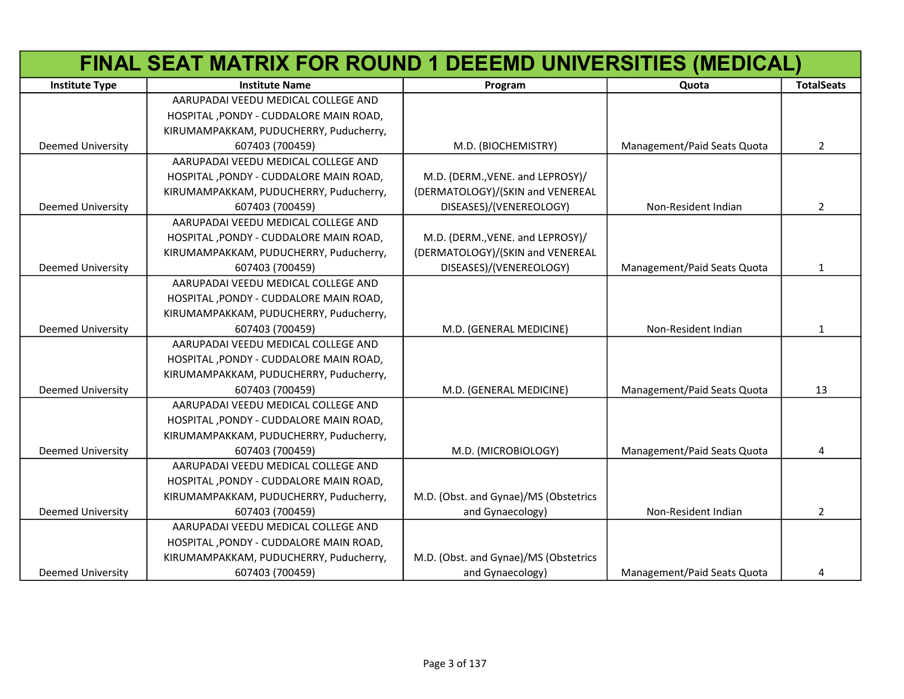# FINAL SEAT MATRIX FOR ROUND 1 DEEEMD UNIVERSITIES (MEDICAL)

| Institute Type | Institute Name | Program | Quota | TotalSeats |
|---|---|---|---|---|
| Deemed University | AARUPADAI VEEDU MEDICAL COLLEGE AND HOSPITAL ,PONDY - CUDDALORE MAIN ROAD, KIRUMAMPAKKAM, PUDUCHERRY, Puducherry, 607403 (700459) | M.D. (BIOCHEMISTRY) | Management/Paid Seats Quota | 2 |
| Deemed University | AARUPADAI VEEDU MEDICAL COLLEGE AND HOSPITAL ,PONDY - CUDDALORE MAIN ROAD, KIRUMAMPAKKAM, PUDUCHERRY, Puducherry, 607403 (700459) | M.D. (DERM.,VENE. and LEPROSY)/(DERMATOLOGY)/(SKIN and VENEREAL DISEASES)/(VENEREOLOGY) | Non-Resident Indian | 2 |
| Deemed University | AARUPADAI VEEDU MEDICAL COLLEGE AND HOSPITAL ,PONDY - CUDDALORE MAIN ROAD, KIRUMAMPAKKAM, PUDUCHERRY, Puducherry, 607403 (700459) | M.D. (DERM.,VENE. and LEPROSY)/(DERMATOLOGY)/(SKIN and VENEREAL DISEASES)/(VENEREOLOGY) | Management/Paid Seats Quota | 1 |
| Deemed University | AARUPADAI VEEDU MEDICAL COLLEGE AND HOSPITAL ,PONDY - CUDDALORE MAIN ROAD, KIRUMAMPAKKAM, PUDUCHERRY, Puducherry, 607403 (700459) | M.D. (GENERAL MEDICINE) | Non-Resident Indian | 1 |
| Deemed University | AARUPADAI VEEDU MEDICAL COLLEGE AND HOSPITAL ,PONDY - CUDDALORE MAIN ROAD, KIRUMAMPAKKAM, PUDUCHERRY, Puducherry, 607403 (700459) | M.D. (GENERAL MEDICINE) | Management/Paid Seats Quota | 13 |
| Deemed University | AARUPADAI VEEDU MEDICAL COLLEGE AND HOSPITAL ,PONDY - CUDDALORE MAIN ROAD, KIRUMAMPAKKAM, PUDUCHERRY, Puducherry, 607403 (700459) | M.D. (MICROBIOLOGY) | Management/Paid Seats Quota | 4 |
| Deemed University | AARUPADAI VEEDU MEDICAL COLLEGE AND HOSPITAL ,PONDY - CUDDALORE MAIN ROAD, KIRUMAMPAKKAM, PUDUCHERRY, Puducherry, 607403 (700459) | M.D. (Obst. and Gynae)/MS (Obstetrics and Gynaecology) | Non-Resident Indian | 2 |
| Deemed University | AARUPADAI VEEDU MEDICAL COLLEGE AND HOSPITAL ,PONDY - CUDDALORE MAIN ROAD, KIRUMAMPAKKAM, PUDUCHERRY, Puducherry, 607403 (700459) | M.D. (Obst. and Gynae)/MS (Obstetrics and Gynaecology) | Management/Paid Seats Quota | 4 |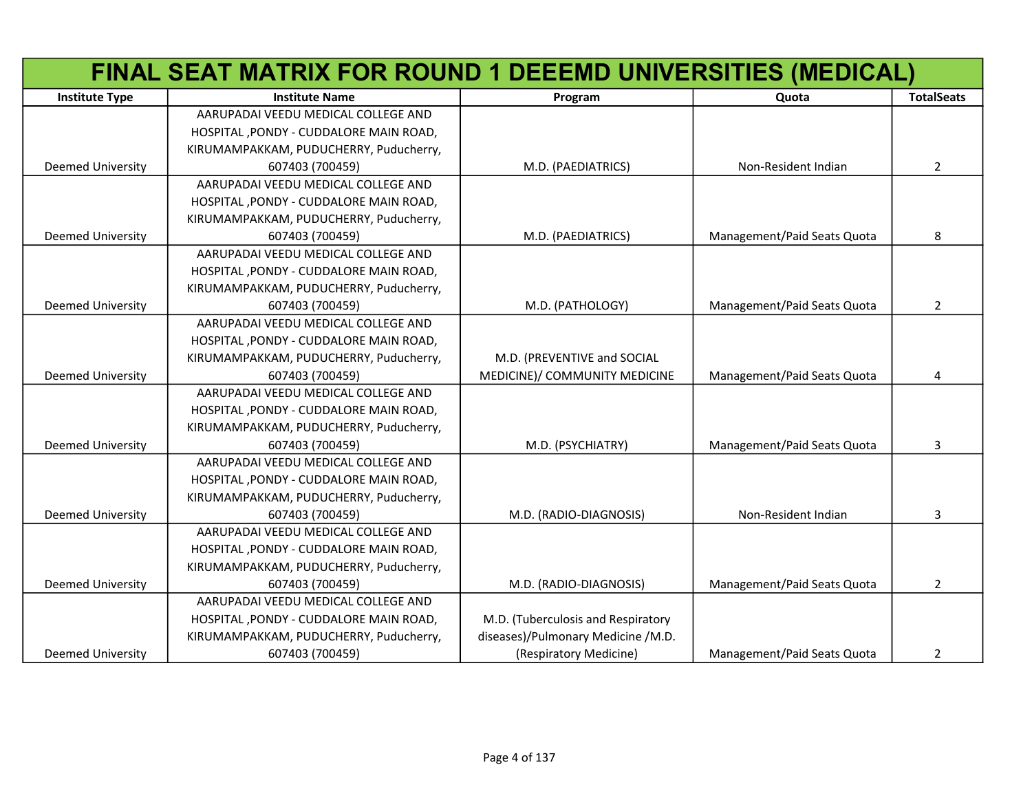# FINAL SEAT MATRIX FOR ROUND 1 DEEEMD UNIVERSITIES (MEDICAL)

| Institute Type | Institute Name | Program | Quota | TotalSeats |
|---|---|---|---|---|
| Deemed University | AARUPADAI VEEDU MEDICAL COLLEGE AND HOSPITAL ,PONDY - CUDDALORE MAIN ROAD, KIRUMAMPAKKAM, PUDUCHERRY, Puducherry, 607403 (700459) | M.D. (PAEDIATRICS) | Non-Resident Indian | 2 |
| Deemed University | AARUPADAI VEEDU MEDICAL COLLEGE AND HOSPITAL ,PONDY - CUDDALORE MAIN ROAD, KIRUMAMPAKKAM, PUDUCHERRY, Puducherry, 607403 (700459) | M.D. (PAEDIATRICS) | Management/Paid Seats Quota | 8 |
| Deemed University | AARUPADAI VEEDU MEDICAL COLLEGE AND HOSPITAL ,PONDY - CUDDALORE MAIN ROAD, KIRUMAMPAKKAM, PUDUCHERRY, Puducherry, 607403 (700459) | M.D. (PATHOLOGY) | Management/Paid Seats Quota | 2 |
| Deemed University | AARUPADAI VEEDU MEDICAL COLLEGE AND HOSPITAL ,PONDY - CUDDALORE MAIN ROAD, KIRUMAMPAKKAM, PUDUCHERRY, Puducherry, 607403 (700459) | M.D. (PREVENTIVE and SOCIAL MEDICINE)/ COMMUNITY MEDICINE | Management/Paid Seats Quota | 4 |
| Deemed University | AARUPADAI VEEDU MEDICAL COLLEGE AND HOSPITAL ,PONDY - CUDDALORE MAIN ROAD, KIRUMAMPAKKAM, PUDUCHERRY, Puducherry, 607403 (700459) | M.D. (PSYCHIATRY) | Management/Paid Seats Quota | 3 |
| Deemed University | AARUPADAI VEEDU MEDICAL COLLEGE AND HOSPITAL ,PONDY - CUDDALORE MAIN ROAD, KIRUMAMPAKKAM, PUDUCHERRY, Puducherry, 607403 (700459) | M.D. (RADIO-DIAGNOSIS) | Non-Resident Indian | 3 |
| Deemed University | AARUPADAI VEEDU MEDICAL COLLEGE AND HOSPITAL ,PONDY - CUDDALORE MAIN ROAD, KIRUMAMPAKKAM, PUDUCHERRY, Puducherry, 607403 (700459) | M.D. (RADIO-DIAGNOSIS) | Management/Paid Seats Quota | 2 |
| Deemed University | AARUPADAI VEEDU MEDICAL COLLEGE AND HOSPITAL ,PONDY - CUDDALORE MAIN ROAD, KIRUMAMPAKKAM, PUDUCHERRY, Puducherry, 607403 (700459) | M.D. (Tuberculosis and Respiratory diseases)/Pulmonary Medicine /M.D. (Respiratory Medicine) | Management/Paid Seats Quota | 2 |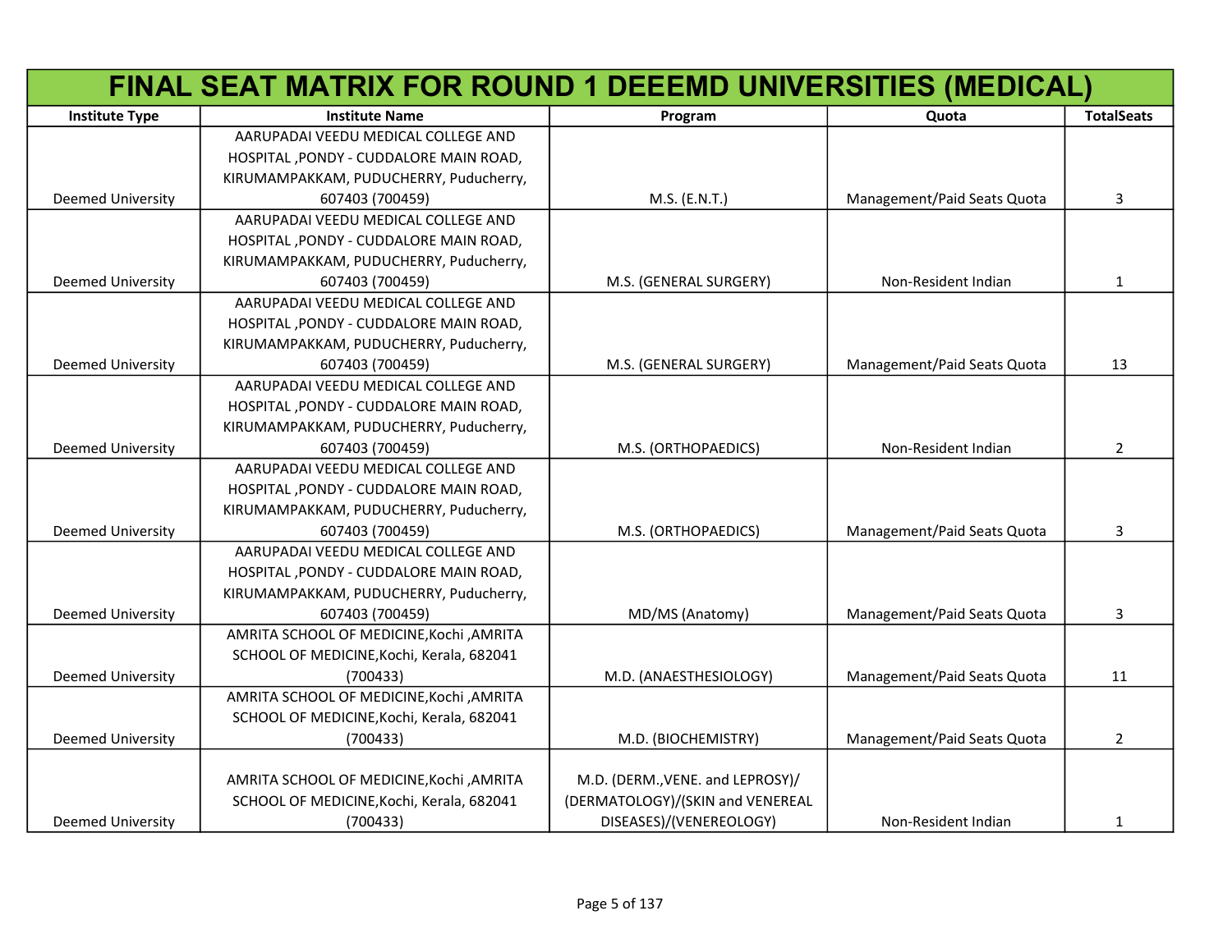# FINAL SEAT MATRIX FOR ROUND 1 DEEEMD UNIVERSITIES (MEDICAL)

| Institute Type | Institute Name | Program | Quota | TotalSeats |
|---|---|---|---|---|
| Deemed University | AARUPADAI VEEDU MEDICAL COLLEGE AND HOSPITAL ,PONDY - CUDDALORE MAIN ROAD, KIRUMAMPAKKAM, PUDUCHERRY, Puducherry, 607403 (700459) | M.S. (E.N.T.) | Management/Paid Seats Quota | 3 |
| Deemed University | AARUPADAI VEEDU MEDICAL COLLEGE AND HOSPITAL ,PONDY - CUDDALORE MAIN ROAD, KIRUMAMPAKKAM, PUDUCHERRY, Puducherry, 607403 (700459) | M.S. (GENERAL SURGERY) | Non-Resident Indian | 1 |
| Deemed University | AARUPADAI VEEDU MEDICAL COLLEGE AND HOSPITAL ,PONDY - CUDDALORE MAIN ROAD, KIRUMAMPAKKAM, PUDUCHERRY, Puducherry, 607403 (700459) | M.S. (GENERAL SURGERY) | Management/Paid Seats Quota | 13 |
| Deemed University | AARUPADAI VEEDU MEDICAL COLLEGE AND HOSPITAL ,PONDY - CUDDALORE MAIN ROAD, KIRUMAMPAKKAM, PUDUCHERRY, Puducherry, 607403 (700459) | M.S. (ORTHOPAEDICS) | Non-Resident Indian | 2 |
| Deemed University | AARUPADAI VEEDU MEDICAL COLLEGE AND HOSPITAL ,PONDY - CUDDALORE MAIN ROAD, KIRUMAMPAKKAM, PUDUCHERRY, Puducherry, 607403 (700459) | M.S. (ORTHOPAEDICS) | Management/Paid Seats Quota | 3 |
| Deemed University | AARUPADAI VEEDU MEDICAL COLLEGE AND HOSPITAL ,PONDY - CUDDALORE MAIN ROAD, KIRUMAMPAKKAM, PUDUCHERRY, Puducherry, 607403 (700459) | MD/MS (Anatomy) | Management/Paid Seats Quota | 3 |
| Deemed University | AMRITA SCHOOL OF MEDICINE,Kochi ,AMRITA SCHOOL OF MEDICINE,Kochi, Kerala, 682041 (700433) | M.D. (ANAESTHESIOLOGY) | Management/Paid Seats Quota | 11 |
| Deemed University | AMRITA SCHOOL OF MEDICINE,Kochi ,AMRITA SCHOOL OF MEDICINE,Kochi, Kerala, 682041 (700433) | M.D. (BIOCHEMISTRY) | Management/Paid Seats Quota | 2 |
| Deemed University | AMRITA SCHOOL OF MEDICINE,Kochi ,AMRITA SCHOOL OF MEDICINE,Kochi, Kerala, 682041 (700433) | M.D. (DERM.,VENE. and LEPROSY)/(DERMATOLOGY)/(SKIN and VENEREAL DISEASES)/(VENEREOLOGY) | Non-Resident Indian | 1 |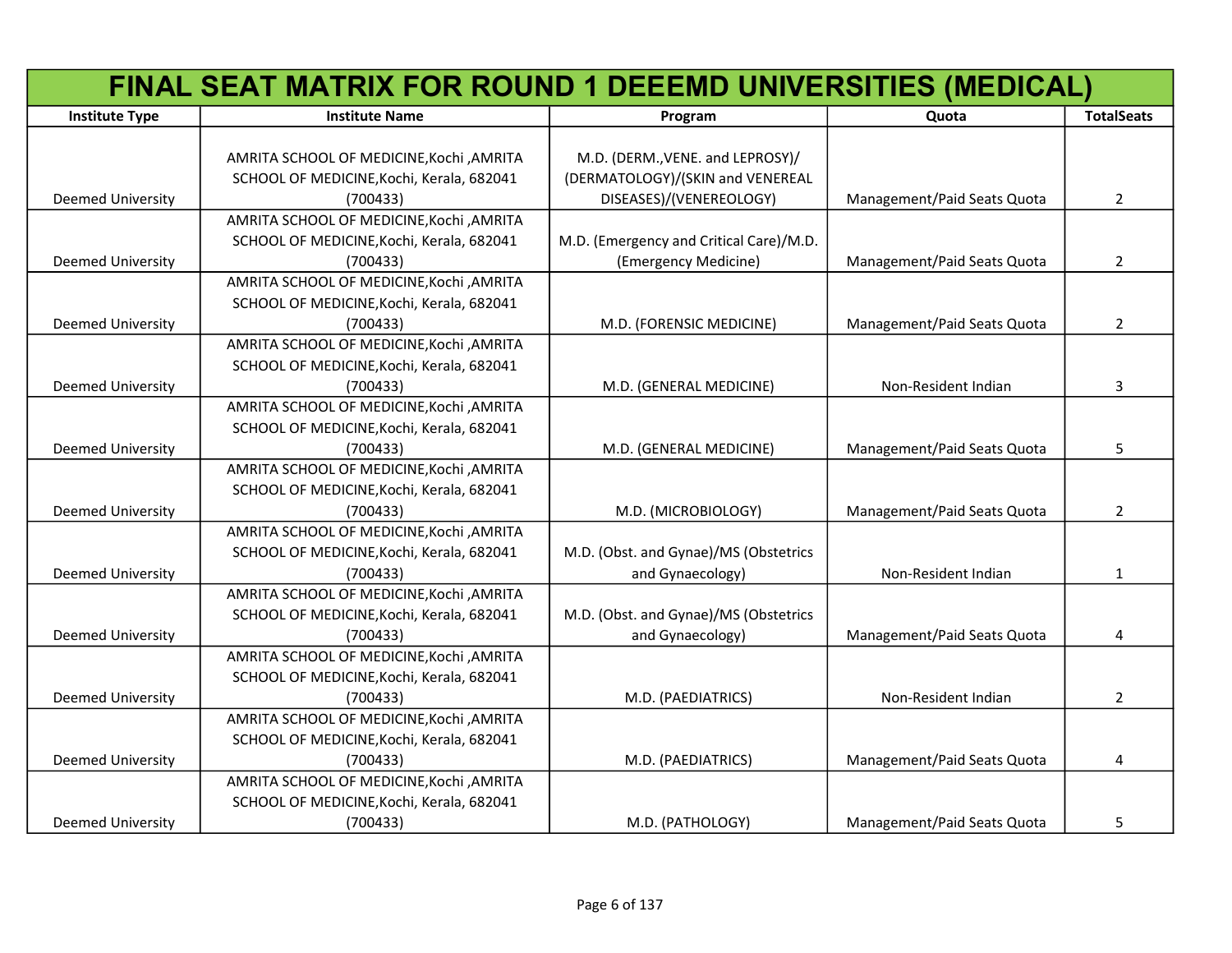# FINAL SEAT MATRIX FOR ROUND 1 DEEEMD UNIVERSITIES (MEDICAL)

| Institute Type | Institute Name | Program | Quota | TotalSeats |
|---|---|---|---|---|
| Deemed University | AMRITA SCHOOL OF MEDICINE,Kochi ,AMRITA SCHOOL OF MEDICINE,Kochi, Kerala, 682041 (700433) | M.D. (DERM.,VENE. and LEPROSY)/ (DERMATOLOGY)/(SKIN and VENEREAL DISEASES)/(VENEREOLOGY) | Management/Paid Seats Quota | 2 |
| Deemed University | AMRITA SCHOOL OF MEDICINE,Kochi ,AMRITA SCHOOL OF MEDICINE,Kochi, Kerala, 682041 (700433) | M.D. (Emergency and Critical Care)/M.D. (Emergency Medicine) | Management/Paid Seats Quota | 2 |
| Deemed University | AMRITA SCHOOL OF MEDICINE,Kochi ,AMRITA SCHOOL OF MEDICINE,Kochi, Kerala, 682041 (700433) | M.D. (FORENSIC MEDICINE) | Management/Paid Seats Quota | 2 |
| Deemed University | AMRITA SCHOOL OF MEDICINE,Kochi ,AMRITA SCHOOL OF MEDICINE,Kochi, Kerala, 682041 (700433) | M.D. (GENERAL MEDICINE) | Non-Resident Indian | 3 |
| Deemed University | AMRITA SCHOOL OF MEDICINE,Kochi ,AMRITA SCHOOL OF MEDICINE,Kochi, Kerala, 682041 (700433) | M.D. (GENERAL MEDICINE) | Management/Paid Seats Quota | 5 |
| Deemed University | AMRITA SCHOOL OF MEDICINE,Kochi ,AMRITA SCHOOL OF MEDICINE,Kochi, Kerala, 682041 (700433) | M.D. (MICROBIOLOGY) | Management/Paid Seats Quota | 2 |
| Deemed University | AMRITA SCHOOL OF MEDICINE,Kochi ,AMRITA SCHOOL OF MEDICINE,Kochi, Kerala, 682041 (700433) | M.D. (Obst. and Gynae)/MS (Obstetrics and Gynaecology) | Non-Resident Indian | 1 |
| Deemed University | AMRITA SCHOOL OF MEDICINE,Kochi ,AMRITA SCHOOL OF MEDICINE,Kochi, Kerala, 682041 (700433) | M.D. (Obst. and Gynae)/MS (Obstetrics and Gynaecology) | Management/Paid Seats Quota | 4 |
| Deemed University | AMRITA SCHOOL OF MEDICINE,Kochi ,AMRITA SCHOOL OF MEDICINE,Kochi, Kerala, 682041 (700433) | M.D. (PAEDIATRICS) | Non-Resident Indian | 2 |
| Deemed University | AMRITA SCHOOL OF MEDICINE,Kochi ,AMRITA SCHOOL OF MEDICINE,Kochi, Kerala, 682041 (700433) | M.D. (PAEDIATRICS) | Management/Paid Seats Quota | 4 |
| Deemed University | AMRITA SCHOOL OF MEDICINE,Kochi ,AMRITA SCHOOL OF MEDICINE,Kochi, Kerala, 682041 (700433) | M.D. (PATHOLOGY) | Management/Paid Seats Quota | 5 |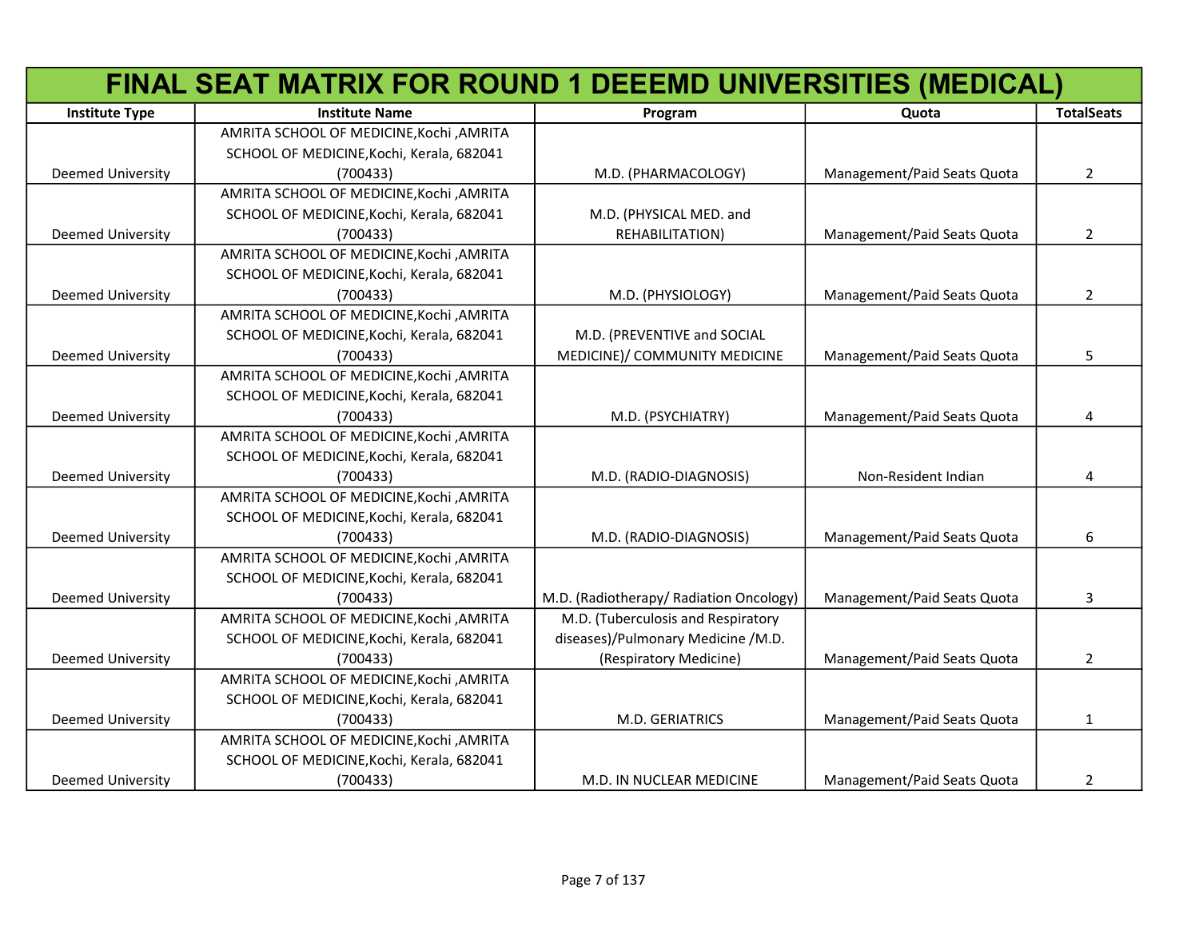# FINAL SEAT MATRIX FOR ROUND 1 DEEEMD UNIVERSITIES (MEDICAL)

| Institute Type | Institute Name | Program | Quota | TotalSeats |
| --- | --- | --- | --- | --- |
| Deemed University | AMRITA SCHOOL OF MEDICINE,Kochi ,AMRITA SCHOOL OF MEDICINE,Kochi, Kerala, 682041 (700433) | M.D. (PHARMACOLOGY) | Management/Paid Seats Quota | 2 |
| Deemed University | AMRITA SCHOOL OF MEDICINE,Kochi ,AMRITA SCHOOL OF MEDICINE,Kochi, Kerala, 682041 (700433) | M.D. (PHYSICAL MED. and REHABILITATION) | Management/Paid Seats Quota | 2 |
| Deemed University | AMRITA SCHOOL OF MEDICINE,Kochi ,AMRITA SCHOOL OF MEDICINE,Kochi, Kerala, 682041 (700433) | M.D. (PHYSIOLOGY) | Management/Paid Seats Quota | 2 |
| Deemed University | AMRITA SCHOOL OF MEDICINE,Kochi ,AMRITA SCHOOL OF MEDICINE,Kochi, Kerala, 682041 (700433) | M.D. (PREVENTIVE and SOCIAL MEDICINE)/ COMMUNITY MEDICINE | Management/Paid Seats Quota | 5 |
| Deemed University | AMRITA SCHOOL OF MEDICINE,Kochi ,AMRITA SCHOOL OF MEDICINE,Kochi, Kerala, 682041 (700433) | M.D. (PSYCHIATRY) | Management/Paid Seats Quota | 4 |
| Deemed University | AMRITA SCHOOL OF MEDICINE,Kochi ,AMRITA SCHOOL OF MEDICINE,Kochi, Kerala, 682041 (700433) | M.D. (RADIO-DIAGNOSIS) | Non-Resident Indian | 4 |
| Deemed University | AMRITA SCHOOL OF MEDICINE,Kochi ,AMRITA SCHOOL OF MEDICINE,Kochi, Kerala, 682041 (700433) | M.D. (RADIO-DIAGNOSIS) | Management/Paid Seats Quota | 6 |
| Deemed University | AMRITA SCHOOL OF MEDICINE,Kochi ,AMRITA SCHOOL OF MEDICINE,Kochi, Kerala, 682041 (700433) | M.D. (Radiotherapy/ Radiation Oncology) | Management/Paid Seats Quota | 3 |
| Deemed University | AMRITA SCHOOL OF MEDICINE,Kochi ,AMRITA SCHOOL OF MEDICINE,Kochi, Kerala, 682041 (700433) | M.D. (Tuberculosis and Respiratory diseases)/Pulmonary Medicine /M.D. (Respiratory Medicine) | Management/Paid Seats Quota | 2 |
| Deemed University | AMRITA SCHOOL OF MEDICINE,Kochi ,AMRITA SCHOOL OF MEDICINE,Kochi, Kerala, 682041 (700433) | M.D. GERIATRICS | Management/Paid Seats Quota | 1 |
| Deemed University | AMRITA SCHOOL OF MEDICINE,Kochi ,AMRITA SCHOOL OF MEDICINE,Kochi, Kerala, 682041 (700433) | M.D. IN NUCLEAR MEDICINE | Management/Paid Seats Quota | 2 |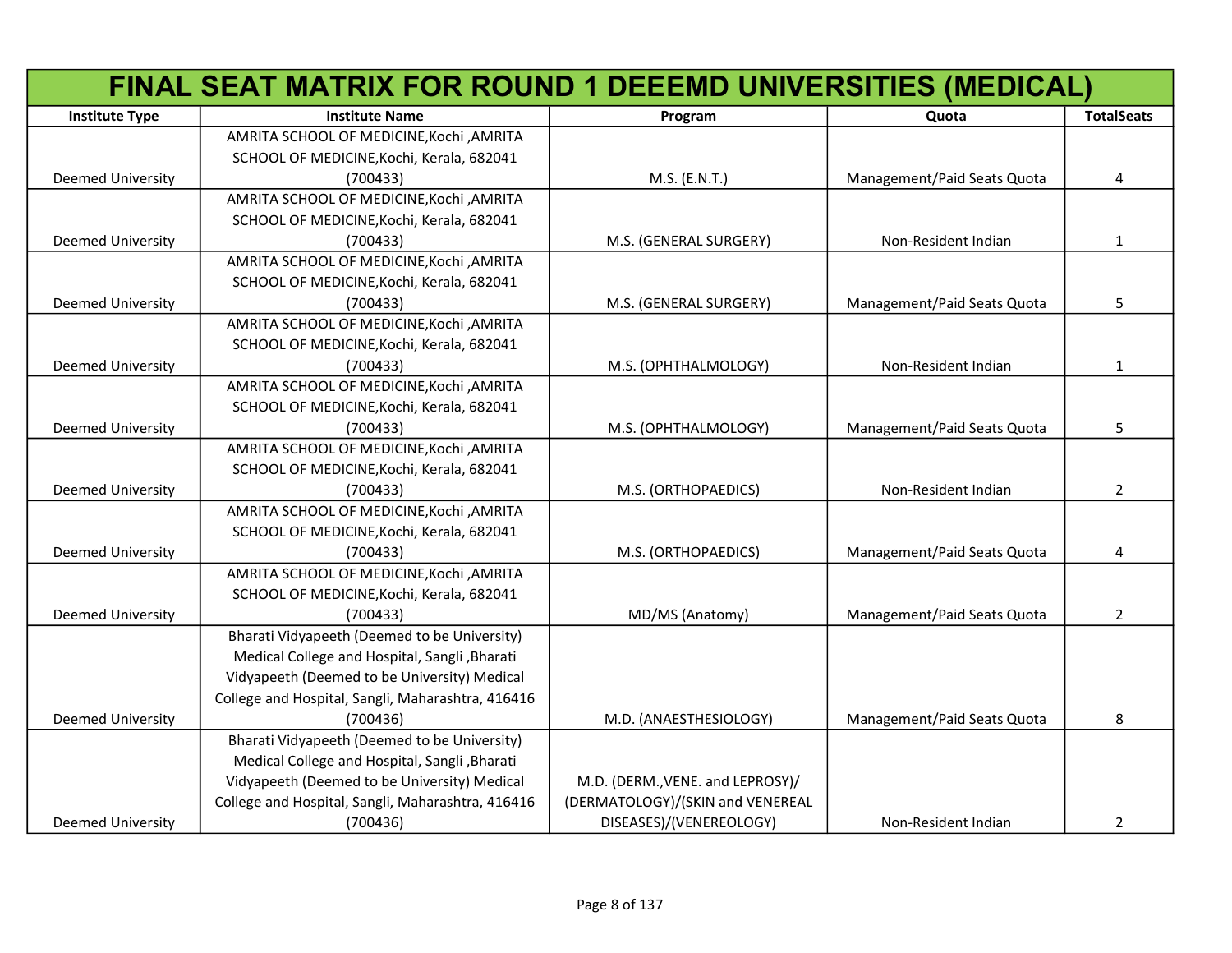# FINAL SEAT MATRIX FOR ROUND 1 DEEEMD UNIVERSITIES (MEDICAL)

| Institute Type | Institute Name | Program | Quota | TotalSeats |
|---|---|---|---|---|
| Deemed University | AMRITA SCHOOL OF MEDICINE,Kochi ,AMRITA SCHOOL OF MEDICINE,Kochi, Kerala, 682041 (700433) | M.S. (E.N.T.) | Management/Paid Seats Quota | 4 |
| Deemed University | AMRITA SCHOOL OF MEDICINE,Kochi ,AMRITA SCHOOL OF MEDICINE,Kochi, Kerala, 682041 (700433) | M.S. (GENERAL SURGERY) | Non-Resident Indian | 1 |
| Deemed University | AMRITA SCHOOL OF MEDICINE,Kochi ,AMRITA SCHOOL OF MEDICINE,Kochi, Kerala, 682041 (700433) | M.S. (GENERAL SURGERY) | Management/Paid Seats Quota | 5 |
| Deemed University | AMRITA SCHOOL OF MEDICINE,Kochi ,AMRITA SCHOOL OF MEDICINE,Kochi, Kerala, 682041 (700433) | M.S. (OPHTHALMOLOGY) | Non-Resident Indian | 1 |
| Deemed University | AMRITA SCHOOL OF MEDICINE,Kochi ,AMRITA SCHOOL OF MEDICINE,Kochi, Kerala, 682041 (700433) | M.S. (OPHTHALMOLOGY) | Management/Paid Seats Quota | 5 |
| Deemed University | AMRITA SCHOOL OF MEDICINE,Kochi ,AMRITA SCHOOL OF MEDICINE,Kochi, Kerala, 682041 (700433) | M.S. (ORTHOPAEDICS) | Non-Resident Indian | 2 |
| Deemed University | AMRITA SCHOOL OF MEDICINE,Kochi ,AMRITA SCHOOL OF MEDICINE,Kochi, Kerala, 682041 (700433) | M.S. (ORTHOPAEDICS) | Management/Paid Seats Quota | 4 |
| Deemed University | AMRITA SCHOOL OF MEDICINE,Kochi ,AMRITA SCHOOL OF MEDICINE,Kochi, Kerala, 682041 (700433) | MD/MS (Anatomy) | Management/Paid Seats Quota | 2 |
| Deemed University | Bharati Vidyapeeth (Deemed to be University) Medical College and Hospital, Sangli ,Bharati Vidyapeeth (Deemed to be University) Medical College and Hospital, Sangli, Maharashtra, 416416 (700436) | M.D. (ANAESTHESIOLOGY) | Management/Paid Seats Quota | 8 |
| Deemed University | Bharati Vidyapeeth (Deemed to be University) Medical College and Hospital, Sangli ,Bharati Vidyapeeth (Deemed to be University) Medical College and Hospital, Sangli, Maharashtra, 416416 (700436) | M.D. (DERM.,VENE. and LEPROSY)/ (DERMATOLOGY)/(SKIN and VENEREAL DISEASES)/(VENEREOLOGY) | Non-Resident Indian | 2 |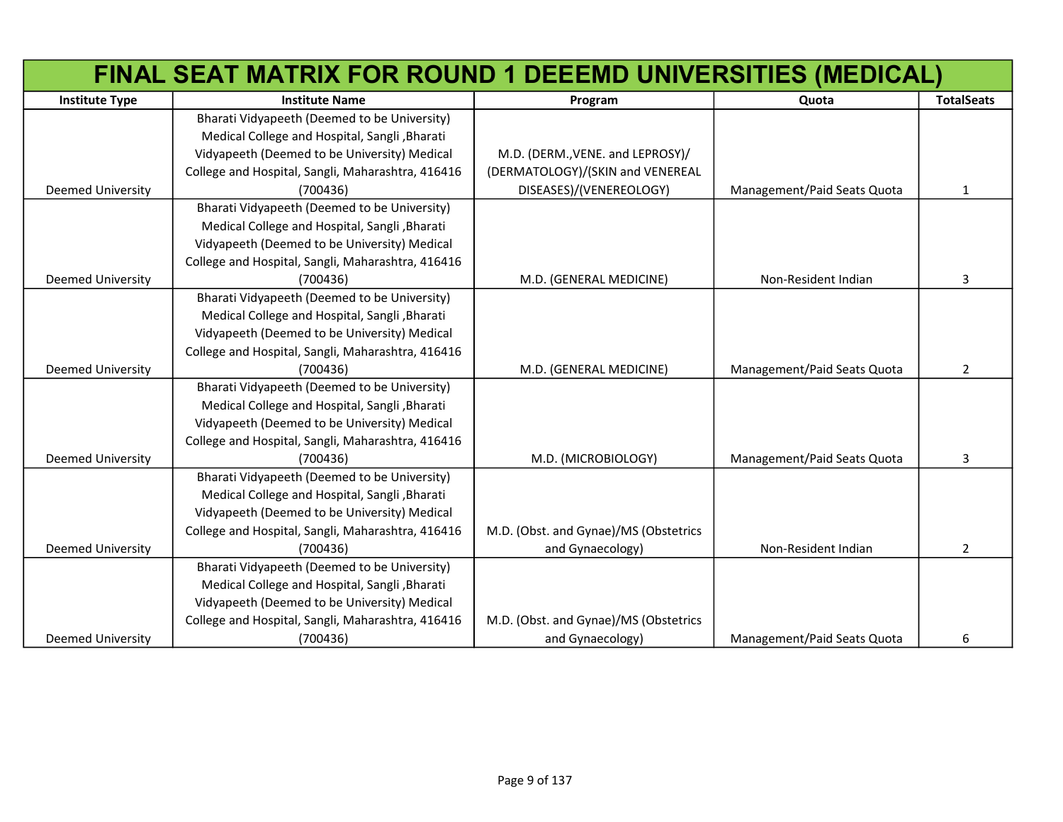# FINAL SEAT MATRIX FOR ROUND 1 DEEEMD UNIVERSITIES (MEDICAL)

| Institute Type | Institute Name | Program | Quota | TotalSeats |
|---|---|---|---|---|
| Deemed University | Bharati Vidyapeeth (Deemed to be University) Medical College and Hospital, Sangli ,Bharati Vidyapeeth (Deemed to be University) Medical College and Hospital, Sangli, Maharashtra, 416416 (700436) | M.D. (DERM.,VENE. and LEPROSY)/ (DERMATOLOGY)/(SKIN and VENEREAL DISEASES)/(VENEREOLOGY) | Management/Paid Seats Quota | 1 |
| Deemed University | Bharati Vidyapeeth (Deemed to be University) Medical College and Hospital, Sangli ,Bharati Vidyapeeth (Deemed to be University) Medical College and Hospital, Sangli, Maharashtra, 416416 (700436) | M.D. (GENERAL MEDICINE) | Non-Resident Indian | 3 |
| Deemed University | Bharati Vidyapeeth (Deemed to be University) Medical College and Hospital, Sangli ,Bharati Vidyapeeth (Deemed to be University) Medical College and Hospital, Sangli, Maharashtra, 416416 (700436) | M.D. (GENERAL MEDICINE) | Management/Paid Seats Quota | 2 |
| Deemed University | Bharati Vidyapeeth (Deemed to be University) Medical College and Hospital, Sangli ,Bharati Vidyapeeth (Deemed to be University) Medical College and Hospital, Sangli, Maharashtra, 416416 (700436) | M.D. (MICROBIOLOGY) | Management/Paid Seats Quota | 3 |
| Deemed University | Bharati Vidyapeeth (Deemed to be University) Medical College and Hospital, Sangli ,Bharati Vidyapeeth (Deemed to be University) Medical College and Hospital, Sangli, Maharashtra, 416416 (700436) | M.D. (Obst. and Gynae)/MS (Obstetrics and Gynaecology) | Non-Resident Indian | 2 |
| Deemed University | Bharati Vidyapeeth (Deemed to be University) Medical College and Hospital, Sangli ,Bharati Vidyapeeth (Deemed to be University) Medical College and Hospital, Sangli, Maharashtra, 416416 (700436) | M.D. (Obst. and Gynae)/MS (Obstetrics and Gynaecology) | Management/Paid Seats Quota | 6 |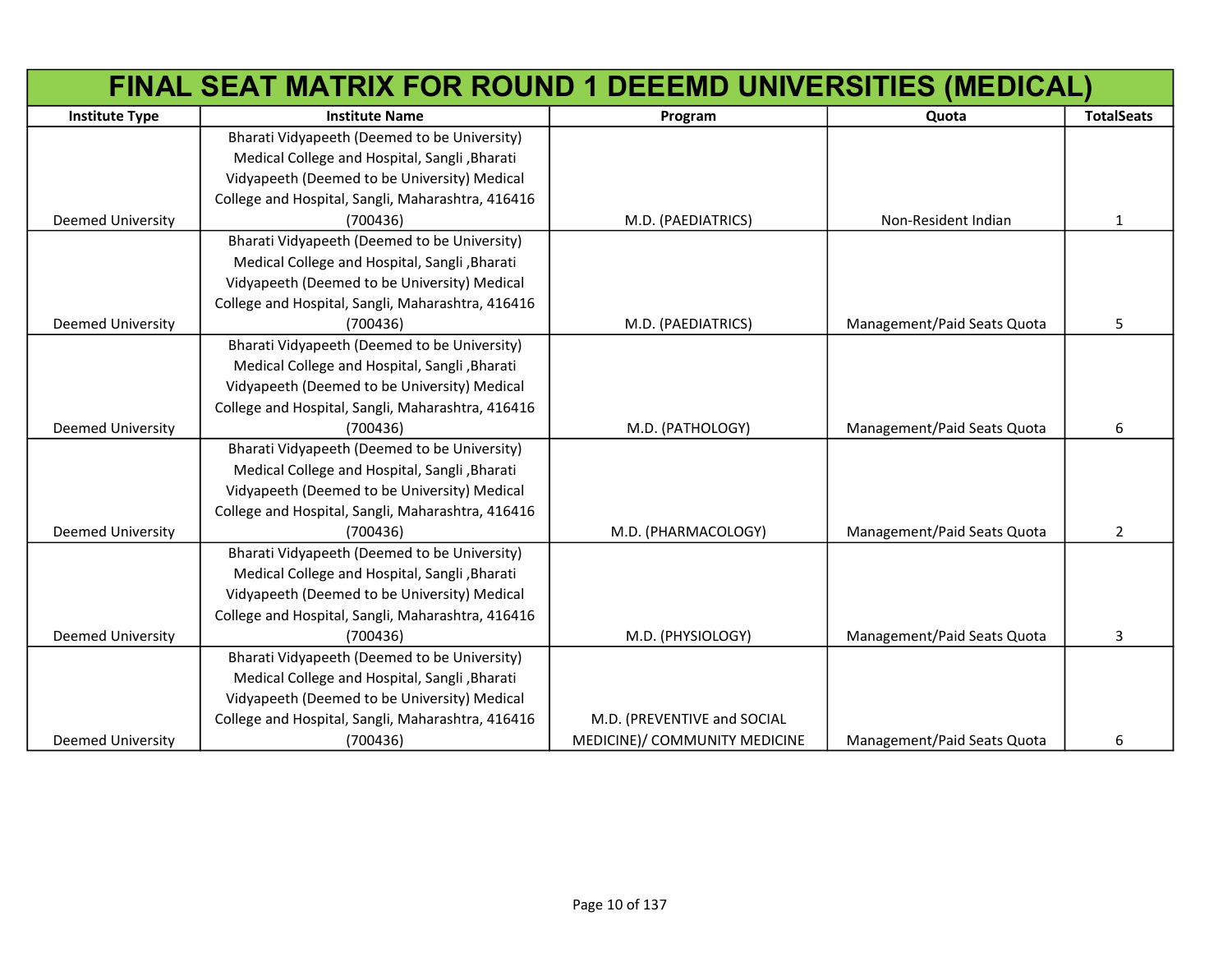| FINAL SEAT MATRIX FOR ROUND 1 DEEEMD UNIVERSITIES (MEDICAL) | | | | |
|---|---|---|---|---|
| Institute Type | Institute Name | Program | Quota | TotalSeats |
| Deemed University | Bharati Vidyapeeth (Deemed to be University) Medical College and Hospital, Sangli ,Bharati Vidyapeeth (Deemed to be University) Medical College and Hospital, Sangli, Maharashtra, 416416 (700436) | M.D. (PAEDIATRICS) | Non-Resident Indian | 1 |
| Deemed University | Bharati Vidyapeeth (Deemed to be University) Medical College and Hospital, Sangli ,Bharati Vidyapeeth (Deemed to be University) Medical College and Hospital, Sangli, Maharashtra, 416416 (700436) | M.D. (PAEDIATRICS) | Management/Paid Seats Quota | 5 |
| Deemed University | Bharati Vidyapeeth (Deemed to be University) Medical College and Hospital, Sangli ,Bharati Vidyapeeth (Deemed to be University) Medical College and Hospital, Sangli, Maharashtra, 416416 (700436) | M.D. (PATHOLOGY) | Management/Paid Seats Quota | 6 |
| Deemed University | Bharati Vidyapeeth (Deemed to be University) Medical College and Hospital, Sangli ,Bharati Vidyapeeth (Deemed to be University) Medical College and Hospital, Sangli, Maharashtra, 416416 (700436) | M.D. (PHARMACOLOGY) | Management/Paid Seats Quota | 2 |
| Deemed University | Bharati Vidyapeeth (Deemed to be University) Medical College and Hospital, Sangli ,Bharati Vidyapeeth (Deemed to be University) Medical College and Hospital, Sangli, Maharashtra, 416416 (700436) | M.D. (PHYSIOLOGY) | Management/Paid Seats Quota | 3 |
| Deemed University | Bharati Vidyapeeth (Deemed to be University) Medical College and Hospital, Sangli ,Bharati Vidyapeeth (Deemed to be University) Medical College and Hospital, Sangli, Maharashtra, 416416 (700436) | M.D. (PREVENTIVE and SOCIAL MEDICINE)/ COMMUNITY MEDICINE | Management/Paid Seats Quota | 6 |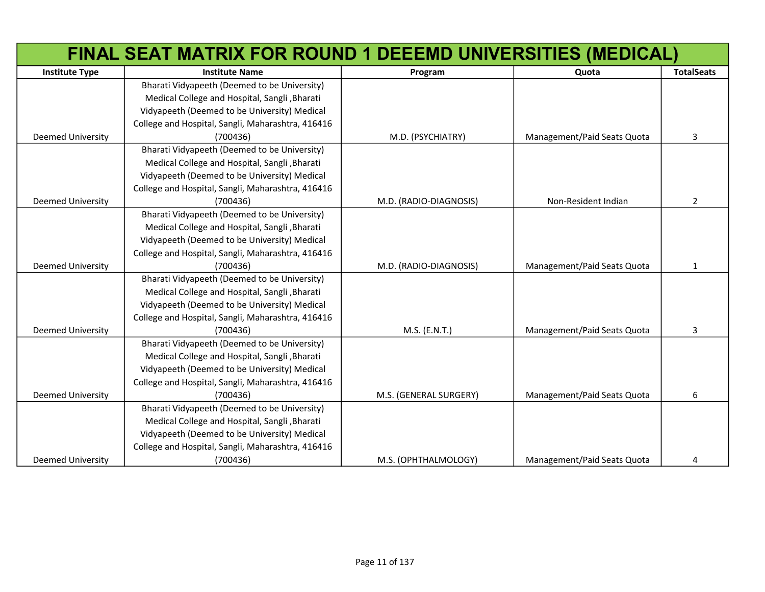# FINAL SEAT MATRIX FOR ROUND 1 DEEEMD UNIVERSITIES (MEDICAL)

| Institute Type | Institute Name | Program | Quota | TotalSeats |
|---|---|---|---|---|
| Deemed University | Bharati Vidyapeeth (Deemed to be University) Medical College and Hospital, Sangli ,Bharati Vidyapeeth (Deemed to be University) Medical College and Hospital, Sangli, Maharashtra, 416416 (700436) | M.D. (PSYCHIATRY) | Management/Paid Seats Quota | 3 |
| Deemed University | Bharati Vidyapeeth (Deemed to be University) Medical College and Hospital, Sangli ,Bharati Vidyapeeth (Deemed to be University) Medical College and Hospital, Sangli, Maharashtra, 416416 (700436) | M.D. (RADIO-DIAGNOSIS) | Non-Resident Indian | 2 |
| Deemed University | Bharati Vidyapeeth (Deemed to be University) Medical College and Hospital, Sangli ,Bharati Vidyapeeth (Deemed to be University) Medical College and Hospital, Sangli, Maharashtra, 416416 (700436) | M.D. (RADIO-DIAGNOSIS) | Management/Paid Seats Quota | 1 |
| Deemed University | Bharati Vidyapeeth (Deemed to be University) Medical College and Hospital, Sangli ,Bharati Vidyapeeth (Deemed to be University) Medical College and Hospital, Sangli, Maharashtra, 416416 (700436) | M.S. (E.N.T.) | Management/Paid Seats Quota | 3 |
| Deemed University | Bharati Vidyapeeth (Deemed to be University) Medical College and Hospital, Sangli ,Bharati Vidyapeeth (Deemed to be University) Medical College and Hospital, Sangli, Maharashtra, 416416 (700436) | M.S. (GENERAL SURGERY) | Management/Paid Seats Quota | 6 |
| Deemed University | Bharati Vidyapeeth (Deemed to be University) Medical College and Hospital, Sangli ,Bharati Vidyapeeth (Deemed to be University) Medical College and Hospital, Sangli, Maharashtra, 416416 (700436) | M.S. (OPHTHALMOLOGY) | Management/Paid Seats Quota | 4 |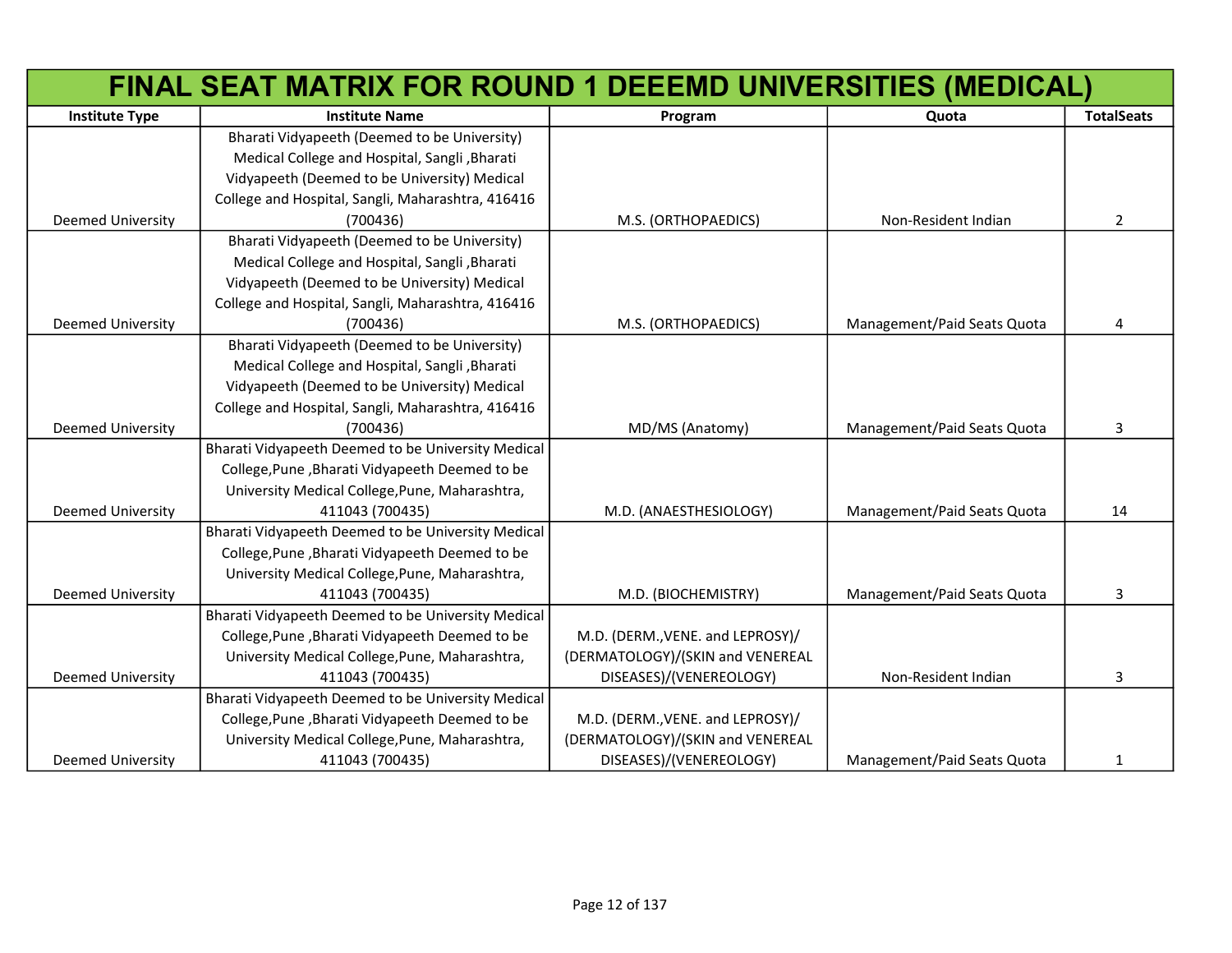# FINAL SEAT MATRIX FOR ROUND 1 DEEEMD UNIVERSITIES (MEDICAL)

| Institute Type | Institute Name | Program | Quota | TotalSeats |
| --- | --- | --- | --- | --- |
| Deemed University | Bharati Vidyapeeth (Deemed to be University) Medical College and Hospital, Sangli ,Bharati Vidyapeeth (Deemed to be University) Medical College and Hospital, Sangli, Maharashtra, 416416 (700436) | M.S. (ORTHOPAEDICS) | Non-Resident Indian | 2 |
| Deemed University | Bharati Vidyapeeth (Deemed to be University) Medical College and Hospital, Sangli ,Bharati Vidyapeeth (Deemed to be University) Medical College and Hospital, Sangli, Maharashtra, 416416 (700436) | M.S. (ORTHOPAEDICS) | Management/Paid Seats Quota | 4 |
| Deemed University | Bharati Vidyapeeth (Deemed to be University) Medical College and Hospital, Sangli ,Bharati Vidyapeeth (Deemed to be University) Medical College and Hospital, Sangli, Maharashtra, 416416 (700436) | MD/MS (Anatomy) | Management/Paid Seats Quota | 3 |
| Deemed University | Bharati Vidyapeeth Deemed to be University Medical College,Pune ,Bharati Vidyapeeth Deemed to be University Medical College,Pune, Maharashtra, 411043 (700435) | M.D. (ANAESTHESIOLOGY) | Management/Paid Seats Quota | 14 |
| Deemed University | Bharati Vidyapeeth Deemed to be University Medical College,Pune ,Bharati Vidyapeeth Deemed to be University Medical College,Pune, Maharashtra, 411043 (700435) | M.D. (BIOCHEMISTRY) | Management/Paid Seats Quota | 3 |
| Deemed University | Bharati Vidyapeeth Deemed to be University Medical College,Pune ,Bharati Vidyapeeth Deemed to be University Medical College,Pune, Maharashtra, 411043 (700435) | M.D. (DERM.,VENE. and LEPROSY)/(DERMATOLOGY)/(SKIN and VENEREAL DISEASES)/(VENEREOLOGY) | Non-Resident Indian | 3 |
| Deemed University | Bharati Vidyapeeth Deemed to be University Medical College,Pune ,Bharati Vidyapeeth Deemed to be University Medical College,Pune, Maharashtra, 411043 (700435) | M.D. (DERM.,VENE. and LEPROSY)/(DERMATOLOGY)/(SKIN and VENEREAL DISEASES)/(VENEREOLOGY) | Management/Paid Seats Quota | 1 |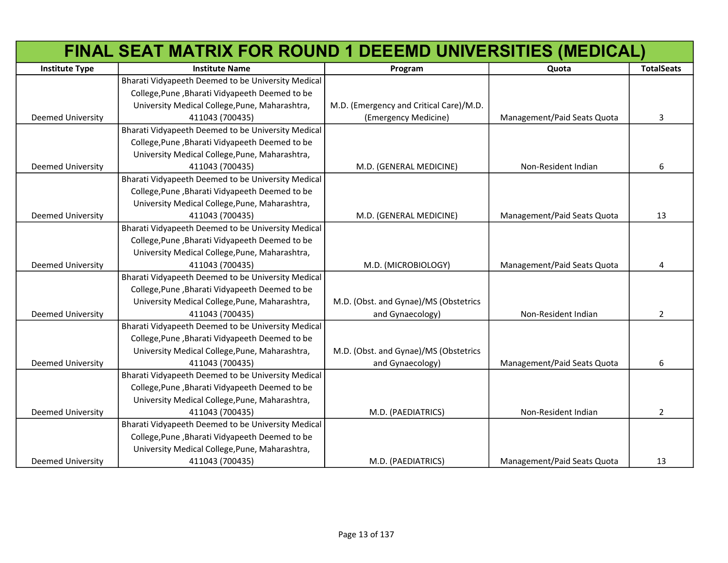# FINAL SEAT MATRIX FOR ROUND 1 DEEEMD UNIVERSITIES (MEDICAL)

| Institute Type | Institute Name | Program | Quota | TotalSeats |
|---|---|---|---|---|
| Deemed University | Bharati Vidyapeeth Deemed to be University Medical College,Pune ,Bharati Vidyapeeth Deemed to be University Medical College,Pune, Maharashtra, 411043 (700435) | M.D. (Emergency and Critical Care)/M.D. (Emergency Medicine) | Management/Paid Seats Quota | 3 |
| Deemed University | Bharati Vidyapeeth Deemed to be University Medical College,Pune ,Bharati Vidyapeeth Deemed to be University Medical College,Pune, Maharashtra, 411043 (700435) | M.D. (GENERAL MEDICINE) | Non-Resident Indian | 6 |
| Deemed University | Bharati Vidyapeeth Deemed to be University Medical College,Pune ,Bharati Vidyapeeth Deemed to be University Medical College,Pune, Maharashtra, 411043 (700435) | M.D. (GENERAL MEDICINE) | Management/Paid Seats Quota | 13 |
| Deemed University | Bharati Vidyapeeth Deemed to be University Medical College,Pune ,Bharati Vidyapeeth Deemed to be University Medical College,Pune, Maharashtra, 411043 (700435) | M.D. (MICROBIOLOGY) | Management/Paid Seats Quota | 4 |
| Deemed University | Bharati Vidyapeeth Deemed to be University Medical College,Pune ,Bharati Vidyapeeth Deemed to be University Medical College,Pune, Maharashtra, 411043 (700435) | M.D. (Obst. and Gynae)/MS (Obstetrics and Gynaecology) | Non-Resident Indian | 2 |
| Deemed University | Bharati Vidyapeeth Deemed to be University Medical College,Pune ,Bharati Vidyapeeth Deemed to be University Medical College,Pune, Maharashtra, 411043 (700435) | M.D. (Obst. and Gynae)/MS (Obstetrics and Gynaecology) | Management/Paid Seats Quota | 6 |
| Deemed University | Bharati Vidyapeeth Deemed to be University Medical College,Pune ,Bharati Vidyapeeth Deemed to be University Medical College,Pune, Maharashtra, 411043 (700435) | M.D. (PAEDIATRICS) | Non-Resident Indian | 2 |
| Deemed University | Bharati Vidyapeeth Deemed to be University Medical College,Pune ,Bharati Vidyapeeth Deemed to be University Medical College,Pune, Maharashtra, 411043 (700435) | M.D. (PAEDIATRICS) | Management/Paid Seats Quota | 13 |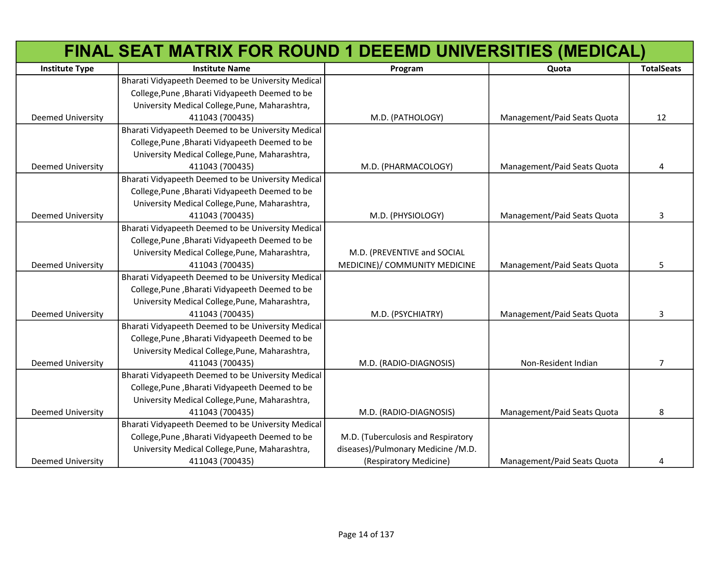# FINAL SEAT MATRIX FOR ROUND 1 DEEEMD UNIVERSITIES (MEDICAL)

| Institute Type | Institute Name | Program | Quota | TotalSeats |
|---|---|---|---|---|
| Deemed University | Bharati Vidyapeeth Deemed to be University Medical College,Pune ,Bharati Vidyapeeth Deemed to be University Medical College,Pune, Maharashtra, 411043 (700435) | M.D. (PATHOLOGY) | Management/Paid Seats Quota | 12 |
| Deemed University | Bharati Vidyapeeth Deemed to be University Medical College,Pune ,Bharati Vidyapeeth Deemed to be University Medical College,Pune, Maharashtra, 411043 (700435) | M.D. (PHARMACOLOGY) | Management/Paid Seats Quota | 4 |
| Deemed University | Bharati Vidyapeeth Deemed to be University Medical College,Pune ,Bharati Vidyapeeth Deemed to be University Medical College,Pune, Maharashtra, 411043 (700435) | M.D. (PHYSIOLOGY) | Management/Paid Seats Quota | 3 |
| Deemed University | Bharati Vidyapeeth Deemed to be University Medical College,Pune ,Bharati Vidyapeeth Deemed to be University Medical College,Pune, Maharashtra, 411043 (700435) | M.D. (PREVENTIVE and SOCIAL MEDICINE)/ COMMUNITY MEDICINE | Management/Paid Seats Quota | 5 |
| Deemed University | Bharati Vidyapeeth Deemed to be University Medical College,Pune ,Bharati Vidyapeeth Deemed to be University Medical College,Pune, Maharashtra, 411043 (700435) | M.D. (PSYCHIATRY) | Management/Paid Seats Quota | 3 |
| Deemed University | Bharati Vidyapeeth Deemed to be University Medical College,Pune ,Bharati Vidyapeeth Deemed to be University Medical College,Pune, Maharashtra, 411043 (700435) | M.D. (RADIO-DIAGNOSIS) | Non-Resident Indian | 7 |
| Deemed University | Bharati Vidyapeeth Deemed to be University Medical College,Pune ,Bharati Vidyapeeth Deemed to be University Medical College,Pune, Maharashtra, 411043 (700435) | M.D. (RADIO-DIAGNOSIS) | Management/Paid Seats Quota | 8 |
| Deemed University | Bharati Vidyapeeth Deemed to be University Medical College,Pune ,Bharati Vidyapeeth Deemed to be University Medical College,Pune, Maharashtra, 411043 (700435) | M.D. (Tuberculosis and Respiratory diseases)/Pulmonary Medicine /M.D. (Respiratory Medicine) | Management/Paid Seats Quota | 4 |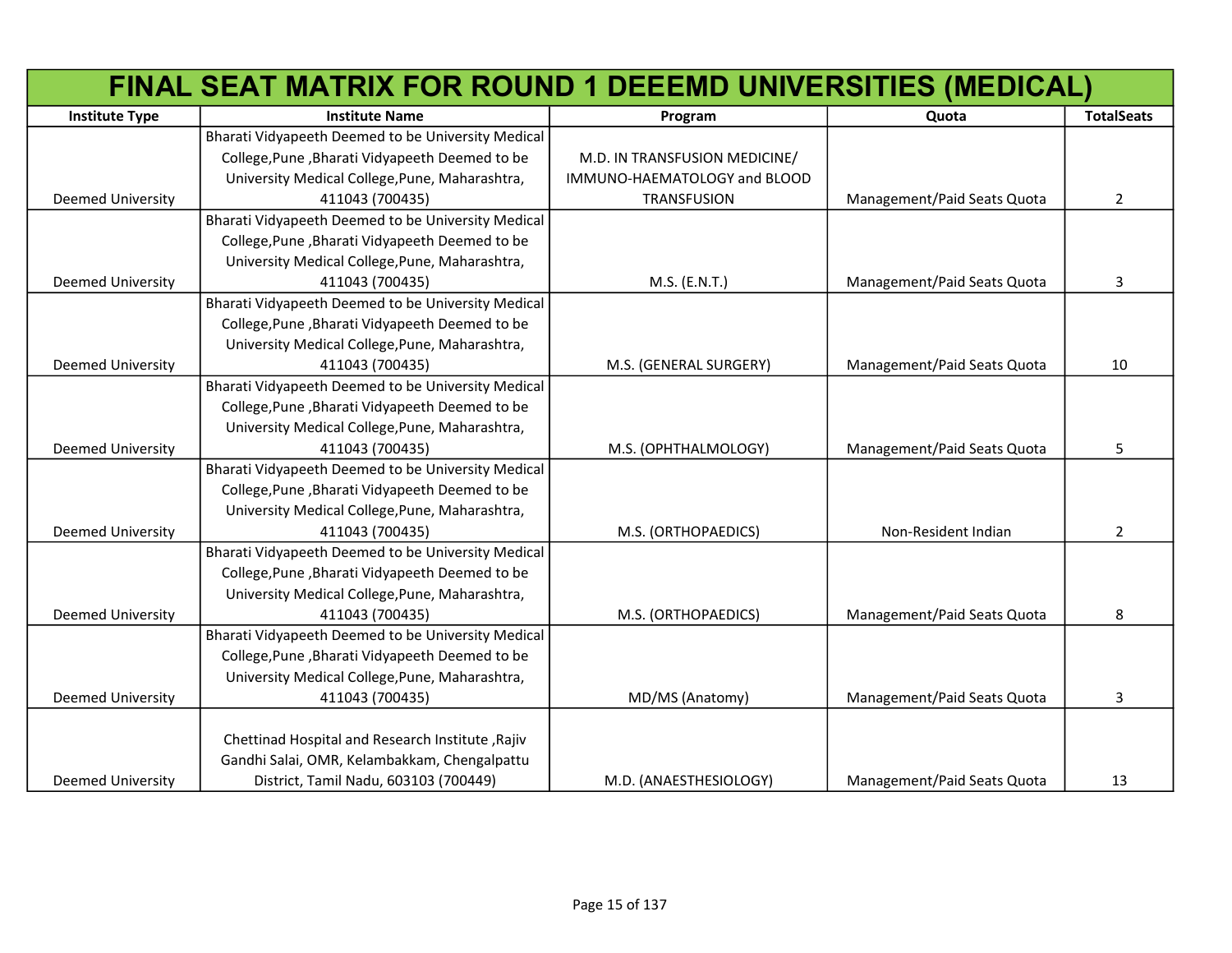# FINAL SEAT MATRIX FOR ROUND 1 DEEEMD UNIVERSITIES (MEDICAL)

| Institute Type | Institute Name | Program | Quota | TotalSeats |
|---|---|---|---|---|
| Deemed University | Bharati Vidyapeeth Deemed to be University Medical College,Pune ,Bharati Vidyapeeth Deemed to be University Medical College,Pune, Maharashtra, 411043 (700435) | M.D. IN TRANSFUSION MEDICINE/ IMMUNO-HAEMATOLOGY and BLOOD TRANSFUSION | Management/Paid Seats Quota | 2 |
| Deemed University | Bharati Vidyapeeth Deemed to be University Medical College,Pune ,Bharati Vidyapeeth Deemed to be University Medical College,Pune, Maharashtra, 411043 (700435) | M.S. (E.N.T.) | Management/Paid Seats Quota | 3 |
| Deemed University | Bharati Vidyapeeth Deemed to be University Medical College,Pune ,Bharati Vidyapeeth Deemed to be University Medical College,Pune, Maharashtra, 411043 (700435) | M.S. (GENERAL SURGERY) | Management/Paid Seats Quota | 10 |
| Deemed University | Bharati Vidyapeeth Deemed to be University Medical College,Pune ,Bharati Vidyapeeth Deemed to be University Medical College,Pune, Maharashtra, 411043 (700435) | M.S. (OPHTHALMOLOGY) | Management/Paid Seats Quota | 5 |
| Deemed University | Bharati Vidyapeeth Deemed to be University Medical College,Pune ,Bharati Vidyapeeth Deemed to be University Medical College,Pune, Maharashtra, 411043 (700435) | M.S. (ORTHOPAEDICS) | Non-Resident Indian | 2 |
| Deemed University | Bharati Vidyapeeth Deemed to be University Medical College,Pune ,Bharati Vidyapeeth Deemed to be University Medical College,Pune, Maharashtra, 411043 (700435) | M.S. (ORTHOPAEDICS) | Management/Paid Seats Quota | 8 |
| Deemed University | Bharati Vidyapeeth Deemed to be University Medical College,Pune ,Bharati Vidyapeeth Deemed to be University Medical College,Pune, Maharashtra, 411043 (700435) | MD/MS (Anatomy) | Management/Paid Seats Quota | 3 |
| Deemed University | Chettinad Hospital and Research Institute ,Rajiv Gandhi Salai, OMR, Kelambakkam, Chengalpattu District, Tamil Nadu, 603103 (700449) | M.D. (ANAESTHESIOLOGY) | Management/Paid Seats Quota | 13 |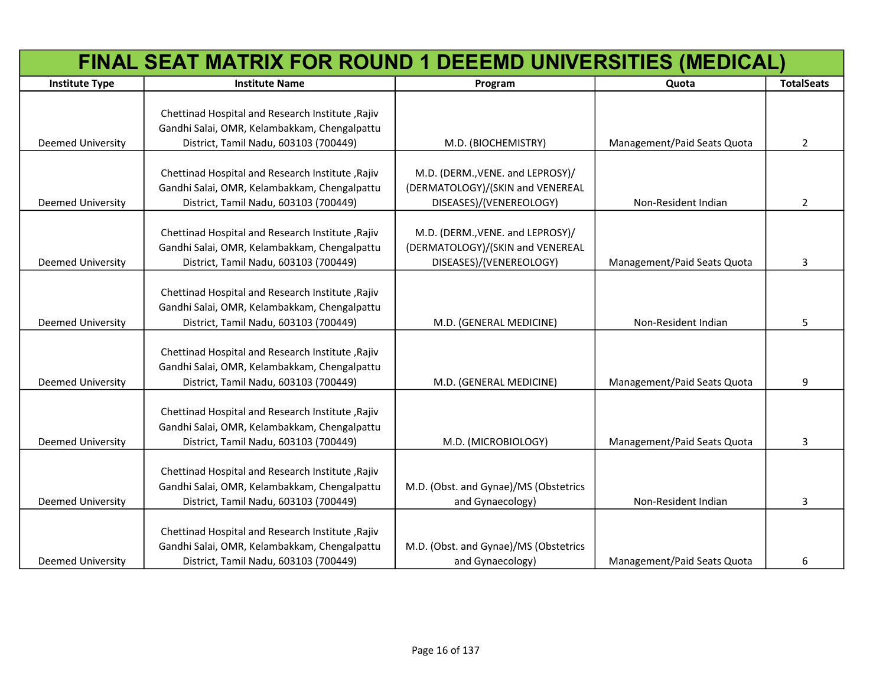# FINAL SEAT MATRIX FOR ROUND 1 DEEEMD UNIVERSITIES (MEDICAL)

| Institute Type | Institute Name | Program | Quota | TotalSeats |
|---|---|---|---|---|
| Deemed University | Chettinad Hospital and Research Institute ,Rajiv Gandhi Salai, OMR, Kelambakkam, Chengalpattu District, Tamil Nadu, 603103 (700449) | M.D. (BIOCHEMISTRY) | Management/Paid Seats Quota | 2 |
| Deemed University | Chettinad Hospital and Research Institute ,Rajiv Gandhi Salai, OMR, Kelambakkam, Chengalpattu District, Tamil Nadu, 603103 (700449) | M.D. (DERM.,VENE. and LEPROSY)/(DERMATOLOGY)/(SKIN and VENEREAL DISEASES)/(VENEREOLOGY) | Non-Resident Indian | 2 |
| Deemed University | Chettinad Hospital and Research Institute ,Rajiv Gandhi Salai, OMR, Kelambakkam, Chengalpattu District, Tamil Nadu, 603103 (700449) | M.D. (DERM.,VENE. and LEPROSY)/(DERMATOLOGY)/(SKIN and VENEREAL DISEASES)/(VENEREOLOGY) | Management/Paid Seats Quota | 3 |
| Deemed University | Chettinad Hospital and Research Institute ,Rajiv Gandhi Salai, OMR, Kelambakkam, Chengalpattu District, Tamil Nadu, 603103 (700449) | M.D. (GENERAL MEDICINE) | Non-Resident Indian | 5 |
| Deemed University | Chettinad Hospital and Research Institute ,Rajiv Gandhi Salai, OMR, Kelambakkam, Chengalpattu District, Tamil Nadu, 603103 (700449) | M.D. (GENERAL MEDICINE) | Management/Paid Seats Quota | 9 |
| Deemed University | Chettinad Hospital and Research Institute ,Rajiv Gandhi Salai, OMR, Kelambakkam, Chengalpattu District, Tamil Nadu, 603103 (700449) | M.D. (MICROBIOLOGY) | Management/Paid Seats Quota | 3 |
| Deemed University | Chettinad Hospital and Research Institute ,Rajiv Gandhi Salai, OMR, Kelambakkam, Chengalpattu District, Tamil Nadu, 603103 (700449) | M.D. (Obst. and Gynae)/MS (Obstetrics and Gynaecology) | Non-Resident Indian | 3 |
| Deemed University | Chettinad Hospital and Research Institute ,Rajiv Gandhi Salai, OMR, Kelambakkam, Chengalpattu District, Tamil Nadu, 603103 (700449) | M.D. (Obst. and Gynae)/MS (Obstetrics and Gynaecology) | Management/Paid Seats Quota | 6 |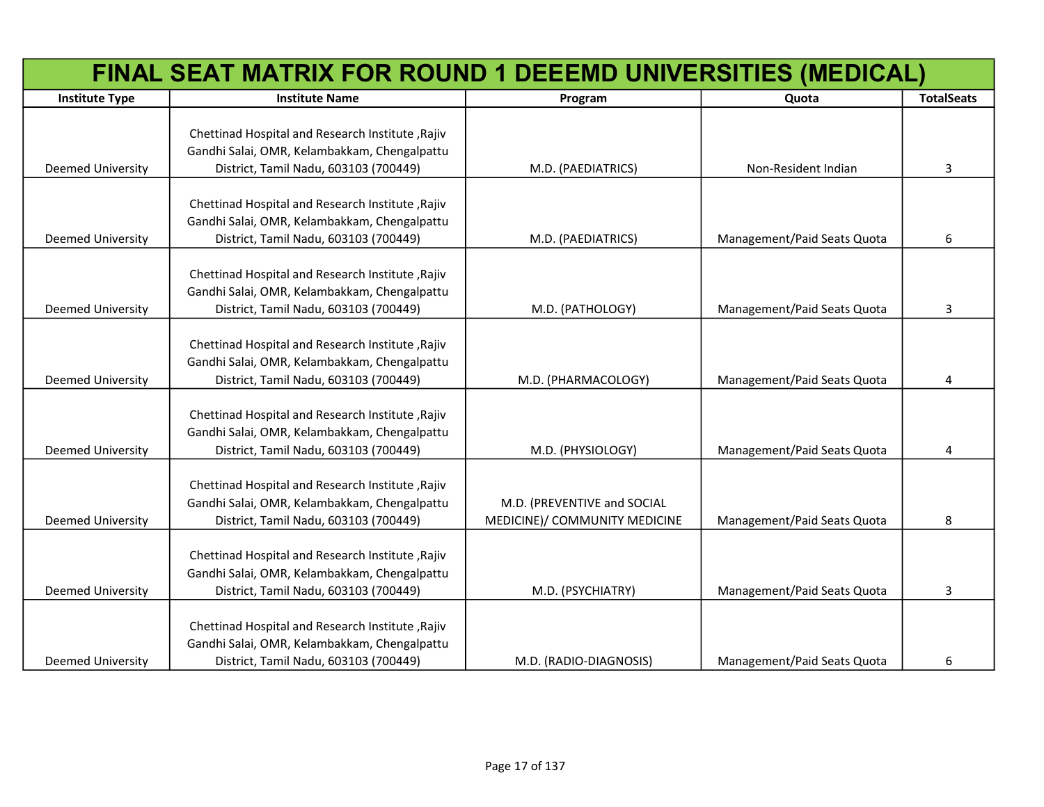# FINAL SEAT MATRIX FOR ROUND 1 DEEEMD UNIVERSITIES (MEDICAL)

| Institute Type | Institute Name | Program | Quota | TotalSeats |
|---|---|---|---|---|
| Deemed University | Chettinad Hospital and Research Institute ,Rajiv Gandhi Salai, OMR, Kelambakkam, Chengalpattu District, Tamil Nadu, 603103 (700449) | M.D. (PAEDIATRICS) | Non-Resident Indian | 3 |
| Deemed University | Chettinad Hospital and Research Institute ,Rajiv Gandhi Salai, OMR, Kelambakkam, Chengalpattu District, Tamil Nadu, 603103 (700449) | M.D. (PAEDIATRICS) | Management/Paid Seats Quota | 6 |
| Deemed University | Chettinad Hospital and Research Institute ,Rajiv Gandhi Salai, OMR, Kelambakkam, Chengalpattu District, Tamil Nadu, 603103 (700449) | M.D. (PATHOLOGY) | Management/Paid Seats Quota | 3 |
| Deemed University | Chettinad Hospital and Research Institute ,Rajiv Gandhi Salai, OMR, Kelambakkam, Chengalpattu District, Tamil Nadu, 603103 (700449) | M.D. (PHARMACOLOGY) | Management/Paid Seats Quota | 4 |
| Deemed University | Chettinad Hospital and Research Institute ,Rajiv Gandhi Salai, OMR, Kelambakkam, Chengalpattu District, Tamil Nadu, 603103 (700449) | M.D. (PHYSIOLOGY) | Management/Paid Seats Quota | 4 |
| Deemed University | Chettinad Hospital and Research Institute ,Rajiv Gandhi Salai, OMR, Kelambakkam, Chengalpattu District, Tamil Nadu, 603103 (700449) | M.D. (PREVENTIVE and SOCIAL MEDICINE)/ COMMUNITY MEDICINE | Management/Paid Seats Quota | 8 |
| Deemed University | Chettinad Hospital and Research Institute ,Rajiv Gandhi Salai, OMR, Kelambakkam, Chengalpattu District, Tamil Nadu, 603103 (700449) | M.D. (PSYCHIATRY) | Management/Paid Seats Quota | 3 |
| Deemed University | Chettinad Hospital and Research Institute ,Rajiv Gandhi Salai, OMR, Kelambakkam, Chengalpattu District, Tamil Nadu, 603103 (700449) | M.D. (RADIO-DIAGNOSIS) | Management/Paid Seats Quota | 6 |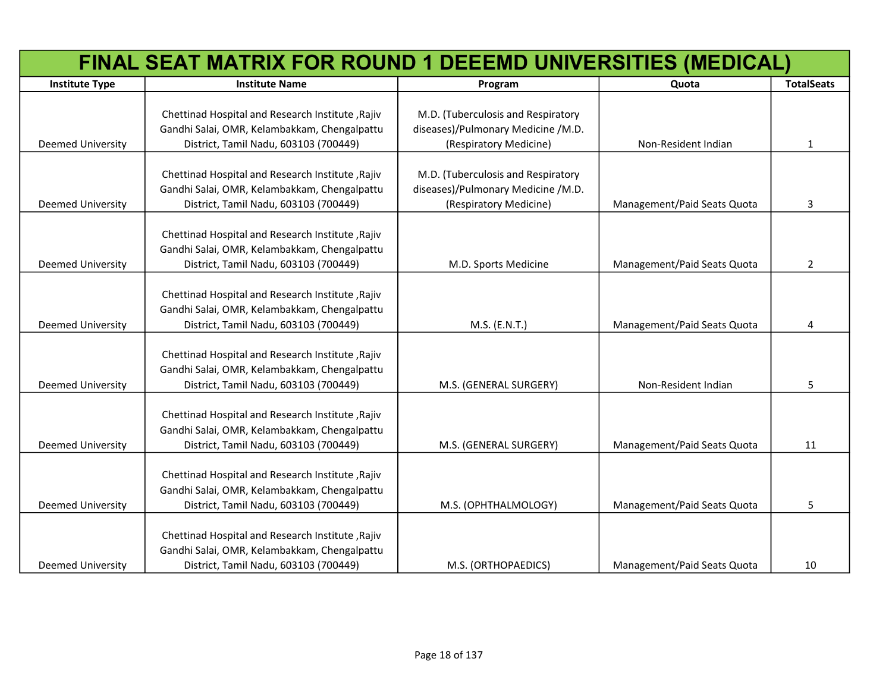# FINAL SEAT MATRIX FOR ROUND 1 DEEEMD UNIVERSITIES (MEDICAL)

| Institute Type | Institute Name | Program | Quota | TotalSeats |
|---|---|---|---|---|
| Deemed University | Chettinad Hospital and Research Institute ,Rajiv Gandhi Salai, OMR, Kelambakkam, Chengalpattu District, Tamil Nadu, 603103 (700449) | M.D. (Tuberculosis and Respiratory diseases)/Pulmonary Medicine /M.D. (Respiratory Medicine) | Non-Resident Indian | 1 |
| Deemed University | Chettinad Hospital and Research Institute ,Rajiv Gandhi Salai, OMR, Kelambakkam, Chengalpattu District, Tamil Nadu, 603103 (700449) | M.D. (Tuberculosis and Respiratory diseases)/Pulmonary Medicine /M.D. (Respiratory Medicine) | Management/Paid Seats Quota | 3 |
| Deemed University | Chettinad Hospital and Research Institute ,Rajiv Gandhi Salai, OMR, Kelambakkam, Chengalpattu District, Tamil Nadu, 603103 (700449) | M.D. Sports Medicine | Management/Paid Seats Quota | 2 |
| Deemed University | Chettinad Hospital and Research Institute ,Rajiv Gandhi Salai, OMR, Kelambakkam, Chengalpattu District, Tamil Nadu, 603103 (700449) | M.S. (E.N.T.) | Management/Paid Seats Quota | 4 |
| Deemed University | Chettinad Hospital and Research Institute ,Rajiv Gandhi Salai, OMR, Kelambakkam, Chengalpattu District, Tamil Nadu, 603103 (700449) | M.S. (GENERAL SURGERY) | Non-Resident Indian | 5 |
| Deemed University | Chettinad Hospital and Research Institute ,Rajiv Gandhi Salai, OMR, Kelambakkam, Chengalpattu District, Tamil Nadu, 603103 (700449) | M.S. (GENERAL SURGERY) | Management/Paid Seats Quota | 11 |
| Deemed University | Chettinad Hospital and Research Institute ,Rajiv Gandhi Salai, OMR, Kelambakkam, Chengalpattu District, Tamil Nadu, 603103 (700449) | M.S. (OPHTHALMOLOGY) | Management/Paid Seats Quota | 5 |
| Deemed University | Chettinad Hospital and Research Institute ,Rajiv Gandhi Salai, OMR, Kelambakkam, Chengalpattu District, Tamil Nadu, 603103 (700449) | M.S. (ORTHOPAEDICS) | Management/Paid Seats Quota | 10 |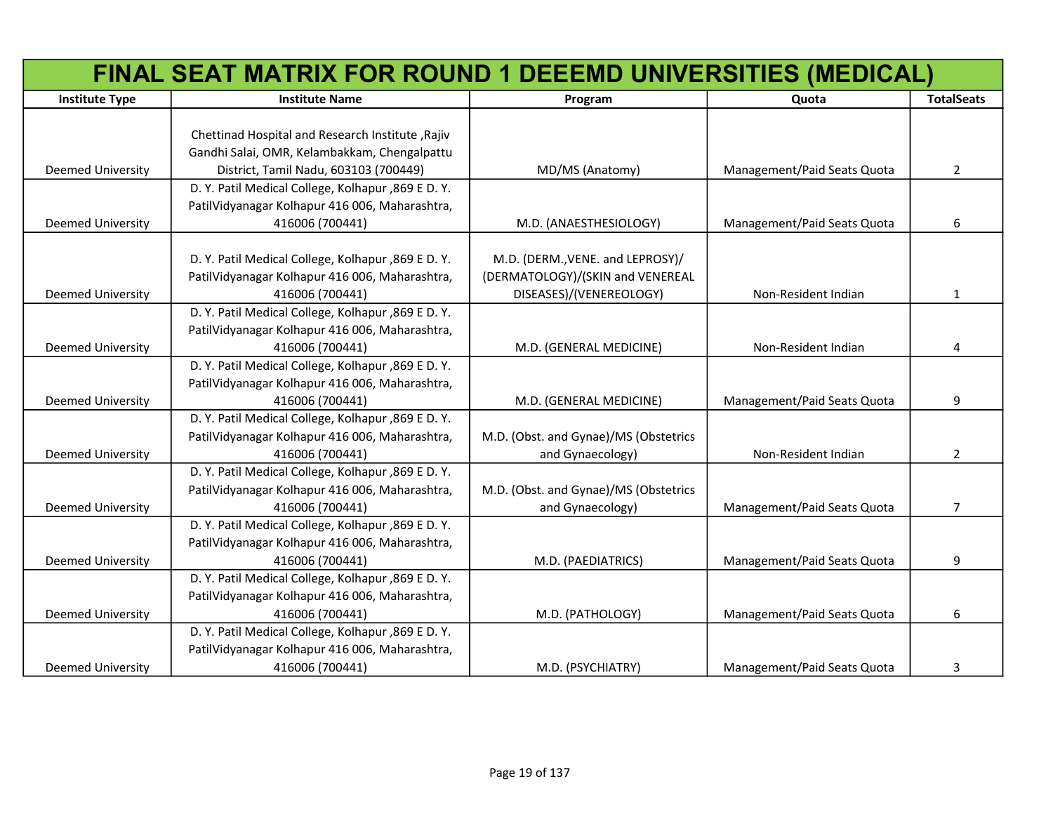# FINAL SEAT MATRIX FOR ROUND 1 DEEEMD UNIVERSITIES (MEDICAL)

| Institute Type | Institute Name | Program | Quota | TotalSeats |
|---|---|---|---|---|
| Deemed University | Chettinad Hospital and Research Institute ,Rajiv Gandhi Salai, OMR, Kelambakkam, Chengalpattu District, Tamil Nadu, 603103 (700449) | MD/MS (Anatomy) | Management/Paid Seats Quota | 2 |
| Deemed University | D. Y. Patil Medical College, Kolhapur ,869 E D. Y. PatilVidyanagar Kolhapur 416 006, Maharashtra, 416006 (700441) | M.D. (ANAESTHESIOLOGY) | Management/Paid Seats Quota | 6 |
| Deemed University | D. Y. Patil Medical College, Kolhapur ,869 E D. Y. PatilVidyanagar Kolhapur 416 006, Maharashtra, 416006 (700441) | M.D. (DERM.,VENE. and LEPROSY)/(DERMATOLOGY)/(SKIN and VENEREAL DISEASES)/(VENEREOLOGY) | Non-Resident Indian | 1 |
| Deemed University | D. Y. Patil Medical College, Kolhapur ,869 E D. Y. PatilVidyanagar Kolhapur 416 006, Maharashtra, 416006 (700441) | M.D. (GENERAL MEDICINE) | Non-Resident Indian | 4 |
| Deemed University | D. Y. Patil Medical College, Kolhapur ,869 E D. Y. PatilVidyanagar Kolhapur 416 006, Maharashtra, 416006 (700441) | M.D. (GENERAL MEDICINE) | Management/Paid Seats Quota | 9 |
| Deemed University | D. Y. Patil Medical College, Kolhapur ,869 E D. Y. PatilVidyanagar Kolhapur 416 006, Maharashtra, 416006 (700441) | M.D. (Obst. and Gynae)/MS (Obstetrics and Gynaecology) | Non-Resident Indian | 2 |
| Deemed University | D. Y. Patil Medical College, Kolhapur ,869 E D. Y. PatilVidyanagar Kolhapur 416 006, Maharashtra, 416006 (700441) | M.D. (Obst. and Gynae)/MS (Obstetrics and Gynaecology) | Management/Paid Seats Quota | 7 |
| Deemed University | D. Y. Patil Medical College, Kolhapur ,869 E D. Y. PatilVidyanagar Kolhapur 416 006, Maharashtra, 416006 (700441) | M.D. (PAEDIATRICS) | Management/Paid Seats Quota | 9 |
| Deemed University | D. Y. Patil Medical College, Kolhapur ,869 E D. Y. PatilVidyanagar Kolhapur 416 006, Maharashtra, 416006 (700441) | M.D. (PATHOLOGY) | Management/Paid Seats Quota | 6 |
| Deemed University | D. Y. Patil Medical College, Kolhapur ,869 E D. Y. PatilVidyanagar Kolhapur 416 006, Maharashtra, 416006 (700441) | M.D. (PSYCHIATRY) | Management/Paid Seats Quota | 3 |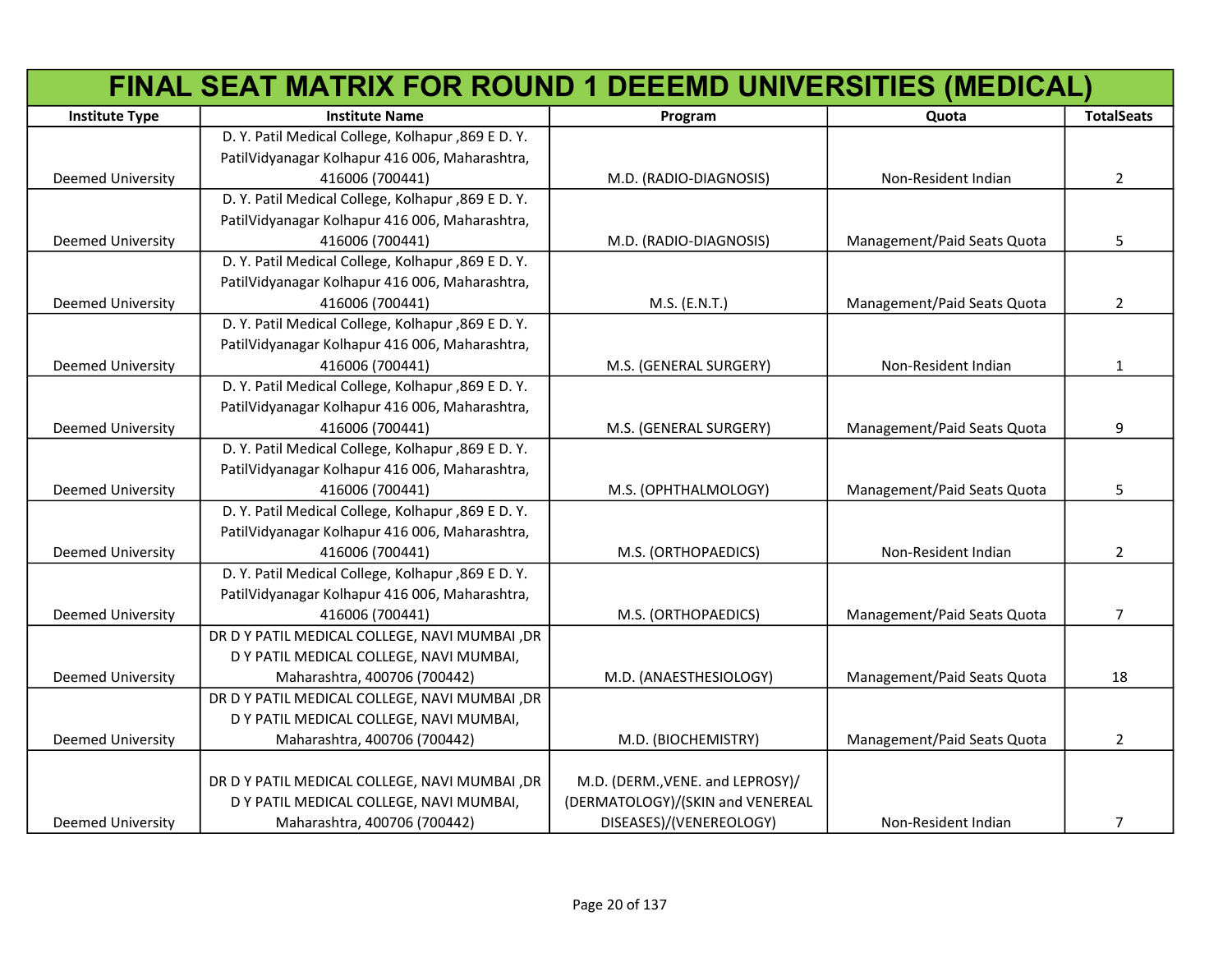# FINAL SEAT MATRIX FOR ROUND 1 DEEEMD UNIVERSITIES (MEDICAL)

| Institute Type | Institute Name | Program | Quota | TotalSeats |
|---|---|---|---|---|
| Deemed University | D. Y. Patil Medical College, Kolhapur ,869 E D. Y. PatilVidyanagar Kolhapur 416 006, Maharashtra, 416006 (700441) | M.D. (RADIO-DIAGNOSIS) | Non-Resident Indian | 2 |
| Deemed University | D. Y. Patil Medical College, Kolhapur ,869 E D. Y. PatilVidyanagar Kolhapur 416 006, Maharashtra, 416006 (700441) | M.D. (RADIO-DIAGNOSIS) | Management/Paid Seats Quota | 5 |
| Deemed University | D. Y. Patil Medical College, Kolhapur ,869 E D. Y. PatilVidyanagar Kolhapur 416 006, Maharashtra, 416006 (700441) | M.S. (E.N.T.) | Management/Paid Seats Quota | 2 |
| Deemed University | D. Y. Patil Medical College, Kolhapur ,869 E D. Y. PatilVidyanagar Kolhapur 416 006, Maharashtra, 416006 (700441) | M.S. (GENERAL SURGERY) | Non-Resident Indian | 1 |
| Deemed University | D. Y. Patil Medical College, Kolhapur ,869 E D. Y. PatilVidyanagar Kolhapur 416 006, Maharashtra, 416006 (700441) | M.S. (GENERAL SURGERY) | Management/Paid Seats Quota | 9 |
| Deemed University | D. Y. Patil Medical College, Kolhapur ,869 E D. Y. PatilVidyanagar Kolhapur 416 006, Maharashtra, 416006 (700441) | M.S. (OPHTHALMOLOGY) | Management/Paid Seats Quota | 5 |
| Deemed University | D. Y. Patil Medical College, Kolhapur ,869 E D. Y. PatilVidyanagar Kolhapur 416 006, Maharashtra, 416006 (700441) | M.S. (ORTHOPAEDICS) | Non-Resident Indian | 2 |
| Deemed University | D. Y. Patil Medical College, Kolhapur ,869 E D. Y. PatilVidyanagar Kolhapur 416 006, Maharashtra, 416006 (700441) | M.S. (ORTHOPAEDICS) | Management/Paid Seats Quota | 7 |
| Deemed University | DR D Y PATIL MEDICAL COLLEGE, NAVI MUMBAI ,DR D Y PATIL MEDICAL COLLEGE, NAVI MUMBAI, Maharashtra, 400706 (700442) | M.D. (ANAESTHESIOLOGY) | Management/Paid Seats Quota | 18 |
| Deemed University | DR D Y PATIL MEDICAL COLLEGE, NAVI MUMBAI ,DR D Y PATIL MEDICAL COLLEGE, NAVI MUMBAI, Maharashtra, 400706 (700442) | M.D. (BIOCHEMISTRY) | Management/Paid Seats Quota | 2 |
| Deemed University | DR D Y PATIL MEDICAL COLLEGE, NAVI MUMBAI ,DR D Y PATIL MEDICAL COLLEGE, NAVI MUMBAI, Maharashtra, 400706 (700442) | M.D. (DERM.,VENE. and LEPROSY)/ (DERMATOLOGY)/(SKIN and VENEREAL DISEASES)/(VENEREOLOGY) | Non-Resident Indian | 7 |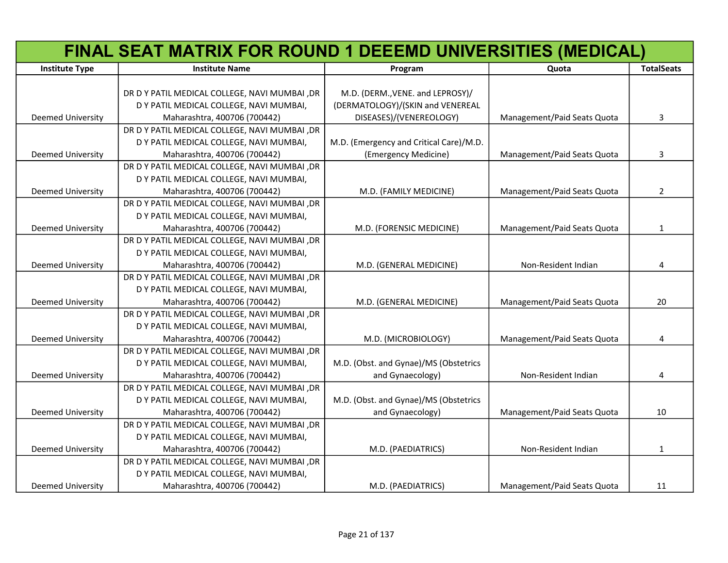# FINAL SEAT MATRIX FOR ROUND 1 DEEEMD UNIVERSITIES (MEDICAL)

| Institute Type | Institute Name | Program | Quota | TotalSeats |
|---|---|---|---|---|
| Deemed University | DR D Y PATIL MEDICAL COLLEGE, NAVI MUMBAI ,DR D Y PATIL MEDICAL COLLEGE, NAVI MUMBAI, Maharashtra, 400706 (700442) | M.D. (DERM.,VENE. and LEPROSY)/(DERMATOLOGY)/(SKIN and VENEREAL DISEASES)/(VENEREOLOGY) | Management/Paid Seats Quota | 3 |
| Deemed University | DR D Y PATIL MEDICAL COLLEGE, NAVI MUMBAI ,DR D Y PATIL MEDICAL COLLEGE, NAVI MUMBAI, Maharashtra, 400706 (700442) | M.D. (Emergency and Critical Care)/M.D. (Emergency Medicine) | Management/Paid Seats Quota | 3 |
| Deemed University | DR D Y PATIL MEDICAL COLLEGE, NAVI MUMBAI ,DR D Y PATIL MEDICAL COLLEGE, NAVI MUMBAI, Maharashtra, 400706 (700442) | M.D. (FAMILY MEDICINE) | Management/Paid Seats Quota | 2 |
| Deemed University | DR D Y PATIL MEDICAL COLLEGE, NAVI MUMBAI ,DR D Y PATIL MEDICAL COLLEGE, NAVI MUMBAI, Maharashtra, 400706 (700442) | M.D. (FORENSIC MEDICINE) | Management/Paid Seats Quota | 1 |
| Deemed University | DR D Y PATIL MEDICAL COLLEGE, NAVI MUMBAI ,DR D Y PATIL MEDICAL COLLEGE, NAVI MUMBAI, Maharashtra, 400706 (700442) | M.D. (GENERAL MEDICINE) | Non-Resident Indian | 4 |
| Deemed University | DR D Y PATIL MEDICAL COLLEGE, NAVI MUMBAI ,DR D Y PATIL MEDICAL COLLEGE, NAVI MUMBAI, Maharashtra, 400706 (700442) | M.D. (GENERAL MEDICINE) | Management/Paid Seats Quota | 20 |
| Deemed University | DR D Y PATIL MEDICAL COLLEGE, NAVI MUMBAI ,DR D Y PATIL MEDICAL COLLEGE, NAVI MUMBAI, Maharashtra, 400706 (700442) | M.D. (MICROBIOLOGY) | Management/Paid Seats Quota | 4 |
| Deemed University | DR D Y PATIL MEDICAL COLLEGE, NAVI MUMBAI ,DR D Y PATIL MEDICAL COLLEGE, NAVI MUMBAI, Maharashtra, 400706 (700442) | M.D. (Obst. and Gynae)/MS (Obstetrics and Gynaecology) | Non-Resident Indian | 4 |
| Deemed University | DR D Y PATIL MEDICAL COLLEGE, NAVI MUMBAI ,DR D Y PATIL MEDICAL COLLEGE, NAVI MUMBAI, Maharashtra, 400706 (700442) | M.D. (Obst. and Gynae)/MS (Obstetrics and Gynaecology) | Management/Paid Seats Quota | 10 |
| Deemed University | DR D Y PATIL MEDICAL COLLEGE, NAVI MUMBAI ,DR D Y PATIL MEDICAL COLLEGE, NAVI MUMBAI, Maharashtra, 400706 (700442) | M.D. (PAEDIATRICS) | Non-Resident Indian | 1 |
| Deemed University | DR D Y PATIL MEDICAL COLLEGE, NAVI MUMBAI ,DR D Y PATIL MEDICAL COLLEGE, NAVI MUMBAI, Maharashtra, 400706 (700442) | M.D. (PAEDIATRICS) | Management/Paid Seats Quota | 11 |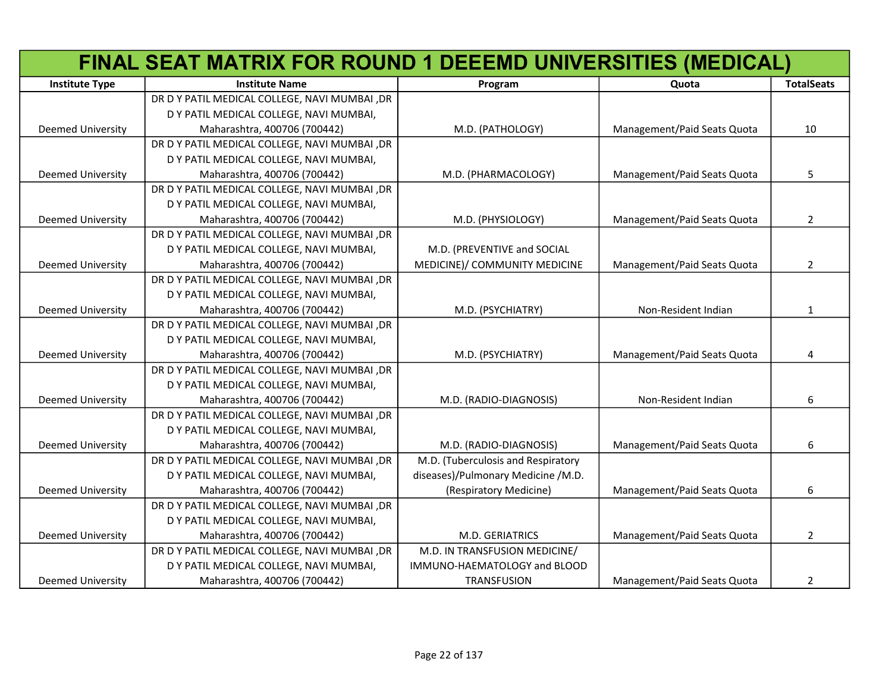# FINAL SEAT MATRIX FOR ROUND 1 DEEEMD UNIVERSITIES (MEDICAL)

| Institute Type | Institute Name | Program | Quota | TotalSeats |
|---|---|---|---|---|
| Deemed University | DR D Y PATIL MEDICAL COLLEGE, NAVI MUMBAI ,DR D Y PATIL MEDICAL COLLEGE, NAVI MUMBAI, Maharashtra, 400706 (700442) | M.D. (PATHOLOGY) | Management/Paid Seats Quota | 10 |
| Deemed University | DR D Y PATIL MEDICAL COLLEGE, NAVI MUMBAI ,DR D Y PATIL MEDICAL COLLEGE, NAVI MUMBAI, Maharashtra, 400706 (700442) | M.D. (PHARMACOLOGY) | Management/Paid Seats Quota | 5 |
| Deemed University | DR D Y PATIL MEDICAL COLLEGE, NAVI MUMBAI ,DR D Y PATIL MEDICAL COLLEGE, NAVI MUMBAI, Maharashtra, 400706 (700442) | M.D. (PHYSIOLOGY) | Management/Paid Seats Quota | 2 |
| Deemed University | DR D Y PATIL MEDICAL COLLEGE, NAVI MUMBAI ,DR D Y PATIL MEDICAL COLLEGE, NAVI MUMBAI, Maharashtra, 400706 (700442) | M.D. (PREVENTIVE and SOCIAL MEDICINE)/ COMMUNITY MEDICINE | Management/Paid Seats Quota | 2 |
| Deemed University | DR D Y PATIL MEDICAL COLLEGE, NAVI MUMBAI ,DR D Y PATIL MEDICAL COLLEGE, NAVI MUMBAI, Maharashtra, 400706 (700442) | M.D. (PSYCHIATRY) | Non-Resident Indian | 1 |
| Deemed University | DR D Y PATIL MEDICAL COLLEGE, NAVI MUMBAI ,DR D Y PATIL MEDICAL COLLEGE, NAVI MUMBAI, Maharashtra, 400706 (700442) | M.D. (PSYCHIATRY) | Management/Paid Seats Quota | 4 |
| Deemed University | DR D Y PATIL MEDICAL COLLEGE, NAVI MUMBAI ,DR D Y PATIL MEDICAL COLLEGE, NAVI MUMBAI, Maharashtra, 400706 (700442) | M.D. (RADIO-DIAGNOSIS) | Non-Resident Indian | 6 |
| Deemed University | DR D Y PATIL MEDICAL COLLEGE, NAVI MUMBAI ,DR D Y PATIL MEDICAL COLLEGE, NAVI MUMBAI, Maharashtra, 400706 (700442) | M.D. (RADIO-DIAGNOSIS) | Management/Paid Seats Quota | 6 |
| Deemed University | DR D Y PATIL MEDICAL COLLEGE, NAVI MUMBAI ,DR D Y PATIL MEDICAL COLLEGE, NAVI MUMBAI, Maharashtra, 400706 (700442) | M.D. (Tuberculosis and Respiratory diseases)/Pulmonary Medicine /M.D. (Respiratory Medicine) | Management/Paid Seats Quota | 6 |
| Deemed University | DR D Y PATIL MEDICAL COLLEGE, NAVI MUMBAI ,DR D Y PATIL MEDICAL COLLEGE, NAVI MUMBAI, Maharashtra, 400706 (700442) | M.D. GERIATRICS | Management/Paid Seats Quota | 2 |
| Deemed University | DR D Y PATIL MEDICAL COLLEGE, NAVI MUMBAI ,DR D Y PATIL MEDICAL COLLEGE, NAVI MUMBAI, Maharashtra, 400706 (700442) | M.D. IN TRANSFUSION MEDICINE/ IMMUNO-HAEMATOLOGY and BLOOD TRANSFUSION | Management/Paid Seats Quota | 2 |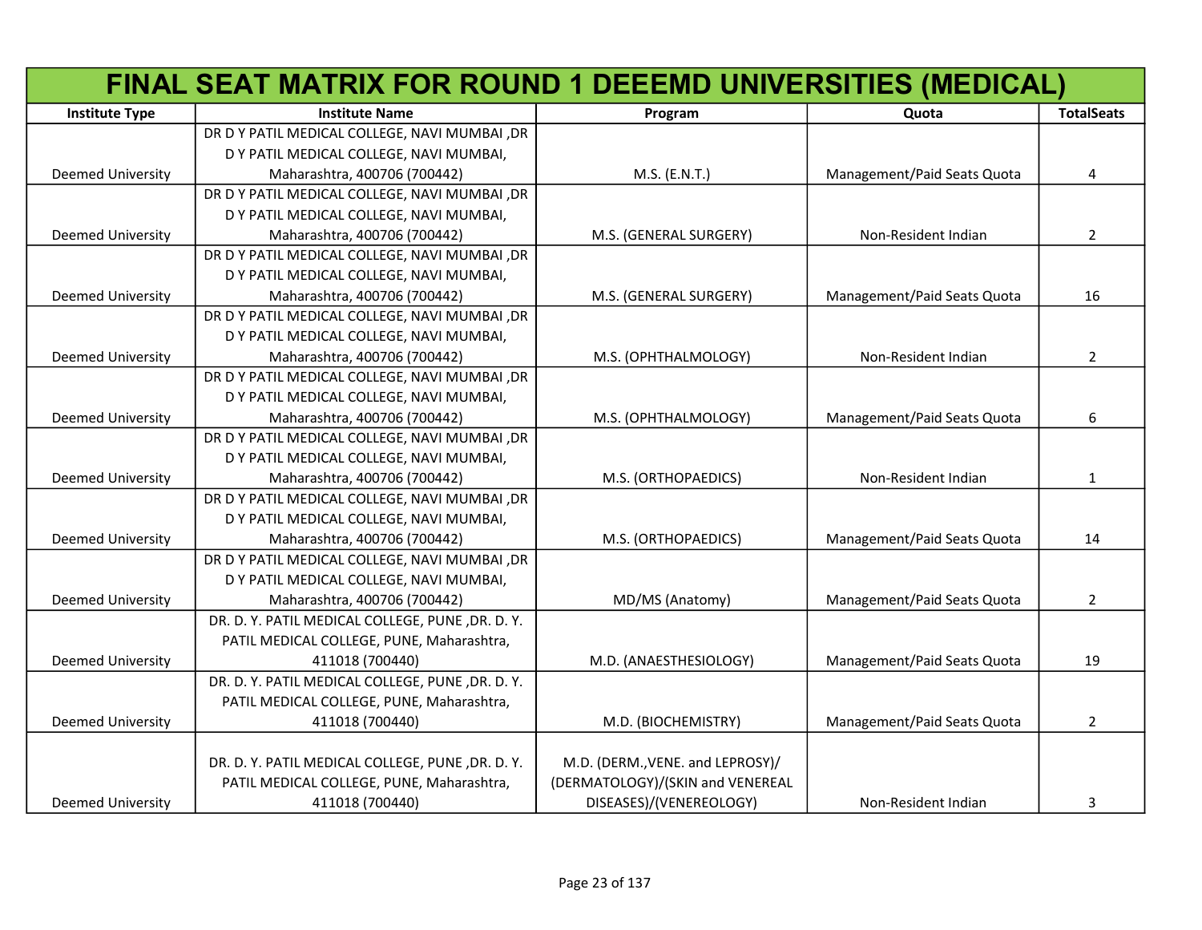# FINAL SEAT MATRIX FOR ROUND 1 DEEEMD UNIVERSITIES (MEDICAL)

| Institute Type | Institute Name | Program | Quota | TotalSeats |
|---|---|---|---|---|
| Deemed University | DR D Y PATIL MEDICAL COLLEGE, NAVI MUMBAI ,DR D Y PATIL MEDICAL COLLEGE, NAVI MUMBAI, Maharashtra, 400706 (700442) | M.S. (E.N.T.) | Management/Paid Seats Quota | 4 |
| Deemed University | DR D Y PATIL MEDICAL COLLEGE, NAVI MUMBAI ,DR D Y PATIL MEDICAL COLLEGE, NAVI MUMBAI, Maharashtra, 400706 (700442) | M.S. (GENERAL SURGERY) | Non-Resident Indian | 2 |
| Deemed University | DR D Y PATIL MEDICAL COLLEGE, NAVI MUMBAI ,DR D Y PATIL MEDICAL COLLEGE, NAVI MUMBAI, Maharashtra, 400706 (700442) | M.S. (GENERAL SURGERY) | Management/Paid Seats Quota | 16 |
| Deemed University | DR D Y PATIL MEDICAL COLLEGE, NAVI MUMBAI ,DR D Y PATIL MEDICAL COLLEGE, NAVI MUMBAI, Maharashtra, 400706 (700442) | M.S. (OPHTHALMOLOGY) | Non-Resident Indian | 2 |
| Deemed University | DR D Y PATIL MEDICAL COLLEGE, NAVI MUMBAI ,DR D Y PATIL MEDICAL COLLEGE, NAVI MUMBAI, Maharashtra, 400706 (700442) | M.S. (OPHTHALMOLOGY) | Management/Paid Seats Quota | 6 |
| Deemed University | DR D Y PATIL MEDICAL COLLEGE, NAVI MUMBAI ,DR D Y PATIL MEDICAL COLLEGE, NAVI MUMBAI, Maharashtra, 400706 (700442) | M.S. (ORTHOPAEDICS) | Non-Resident Indian | 1 |
| Deemed University | DR D Y PATIL MEDICAL COLLEGE, NAVI MUMBAI ,DR D Y PATIL MEDICAL COLLEGE, NAVI MUMBAI, Maharashtra, 400706 (700442) | M.S. (ORTHOPAEDICS) | Management/Paid Seats Quota | 14 |
| Deemed University | DR D Y PATIL MEDICAL COLLEGE, NAVI MUMBAI ,DR D Y PATIL MEDICAL COLLEGE, NAVI MUMBAI, Maharashtra, 400706 (700442) | MD/MS (Anatomy) | Management/Paid Seats Quota | 2 |
| Deemed University | DR. D. Y. PATIL MEDICAL COLLEGE, PUNE ,DR. D. Y. PATIL MEDICAL COLLEGE, PUNE, Maharashtra, 411018 (700440) | M.D. (ANAESTHESIOLOGY) | Management/Paid Seats Quota | 19 |
| Deemed University | DR. D. Y. PATIL MEDICAL COLLEGE, PUNE ,DR. D. Y. PATIL MEDICAL COLLEGE, PUNE, Maharashtra, 411018 (700440) | M.D. (BIOCHEMISTRY) | Management/Paid Seats Quota | 2 |
| Deemed University | DR. D. Y. PATIL MEDICAL COLLEGE, PUNE ,DR. D. Y. PATIL MEDICAL COLLEGE, PUNE, Maharashtra, 411018 (700440) | M.D. (DERM.,VENE. and LEPROSY)/(DERMATOLOGY)/(SKIN and VENEREAL DISEASES)/(VENEREOLOGY) | Non-Resident Indian | 3 |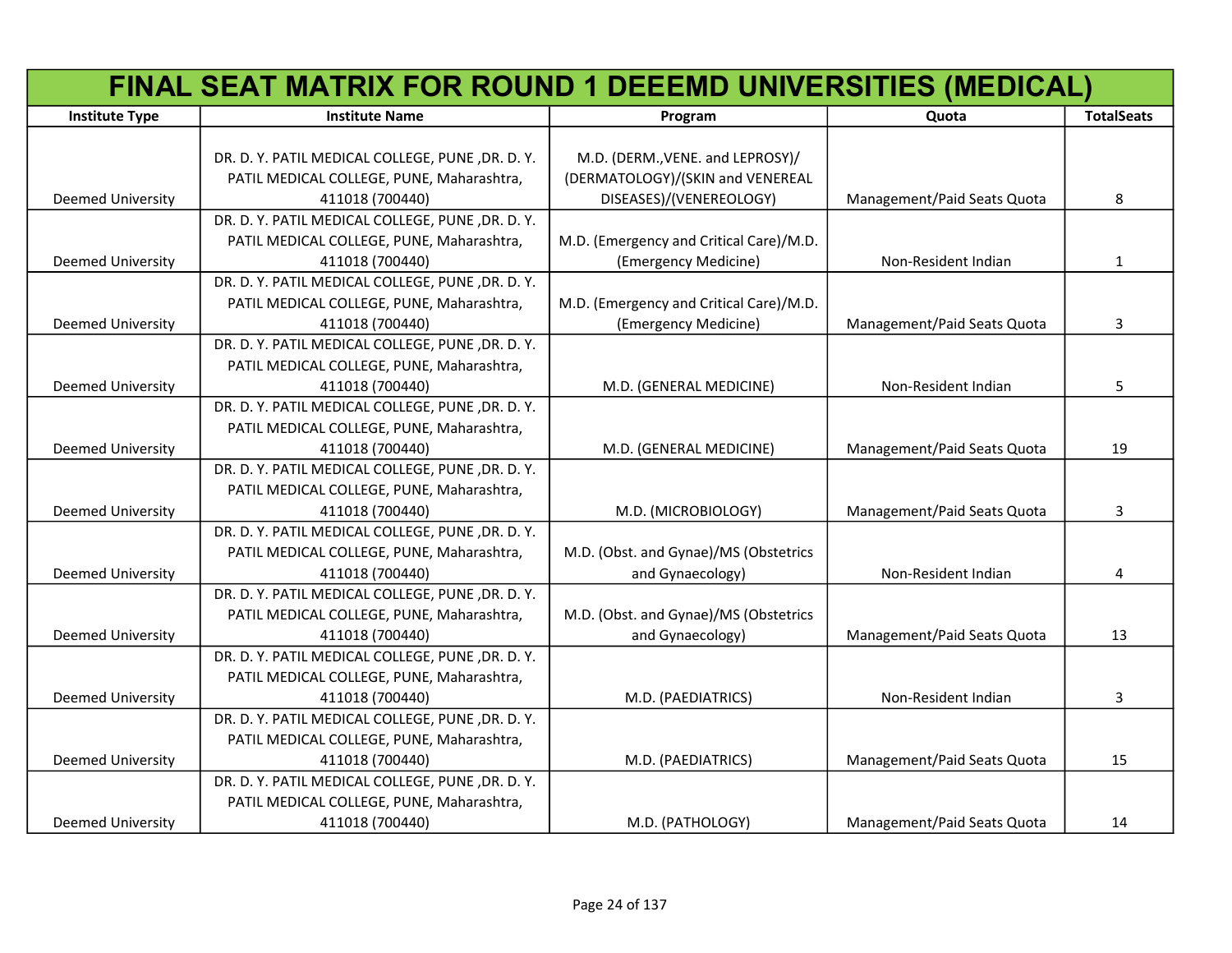# FINAL SEAT MATRIX FOR ROUND 1 DEEEMD UNIVERSITIES (MEDICAL)

| Institute Type | Institute Name | Program | Quota | TotalSeats |
|---|---|---|---|---|
| Deemed University | DR. D. Y. PATIL MEDICAL COLLEGE, PUNE ,DR. D. Y. PATIL MEDICAL COLLEGE, PUNE, Maharashtra, 411018 (700440) | M.D. (DERM.,VENE. and LEPROSY)/ (DERMATOLOGY)/(SKIN and VENEREAL DISEASES)/(VENEREOLOGY) | Management/Paid Seats Quota | 8 |
| Deemed University | DR. D. Y. PATIL MEDICAL COLLEGE, PUNE ,DR. D. Y. PATIL MEDICAL COLLEGE, PUNE, Maharashtra, 411018 (700440) | M.D. (Emergency and Critical Care)/M.D. (Emergency Medicine) | Non-Resident Indian | 1 |
| Deemed University | DR. D. Y. PATIL MEDICAL COLLEGE, PUNE ,DR. D. Y. PATIL MEDICAL COLLEGE, PUNE, Maharashtra, 411018 (700440) | M.D. (Emergency and Critical Care)/M.D. (Emergency Medicine) | Management/Paid Seats Quota | 3 |
| Deemed University | DR. D. Y. PATIL MEDICAL COLLEGE, PUNE ,DR. D. Y. PATIL MEDICAL COLLEGE, PUNE, Maharashtra, 411018 (700440) | M.D. (GENERAL MEDICINE) | Non-Resident Indian | 5 |
| Deemed University | DR. D. Y. PATIL MEDICAL COLLEGE, PUNE ,DR. D. Y. PATIL MEDICAL COLLEGE, PUNE, Maharashtra, 411018 (700440) | M.D. (GENERAL MEDICINE) | Management/Paid Seats Quota | 19 |
| Deemed University | DR. D. Y. PATIL MEDICAL COLLEGE, PUNE ,DR. D. Y. PATIL MEDICAL COLLEGE, PUNE, Maharashtra, 411018 (700440) | M.D. (MICROBIOLOGY) | Management/Paid Seats Quota | 3 |
| Deemed University | DR. D. Y. PATIL MEDICAL COLLEGE, PUNE ,DR. D. Y. PATIL MEDICAL COLLEGE, PUNE, Maharashtra, 411018 (700440) | M.D. (Obst. and Gynae)/MS (Obstetrics and Gynaecology) | Non-Resident Indian | 4 |
| Deemed University | DR. D. Y. PATIL MEDICAL COLLEGE, PUNE ,DR. D. Y. PATIL MEDICAL COLLEGE, PUNE, Maharashtra, 411018 (700440) | M.D. (Obst. and Gynae)/MS (Obstetrics and Gynaecology) | Management/Paid Seats Quota | 13 |
| Deemed University | DR. D. Y. PATIL MEDICAL COLLEGE, PUNE ,DR. D. Y. PATIL MEDICAL COLLEGE, PUNE, Maharashtra, 411018 (700440) | M.D. (PAEDIATRICS) | Non-Resident Indian | 3 |
| Deemed University | DR. D. Y. PATIL MEDICAL COLLEGE, PUNE ,DR. D. Y. PATIL MEDICAL COLLEGE, PUNE, Maharashtra, 411018 (700440) | M.D. (PAEDIATRICS) | Management/Paid Seats Quota | 15 |
| Deemed University | DR. D. Y. PATIL MEDICAL COLLEGE, PUNE ,DR. D. Y. PATIL MEDICAL COLLEGE, PUNE, Maharashtra, 411018 (700440) | M.D. (PATHOLOGY) | Management/Paid Seats Quota | 14 |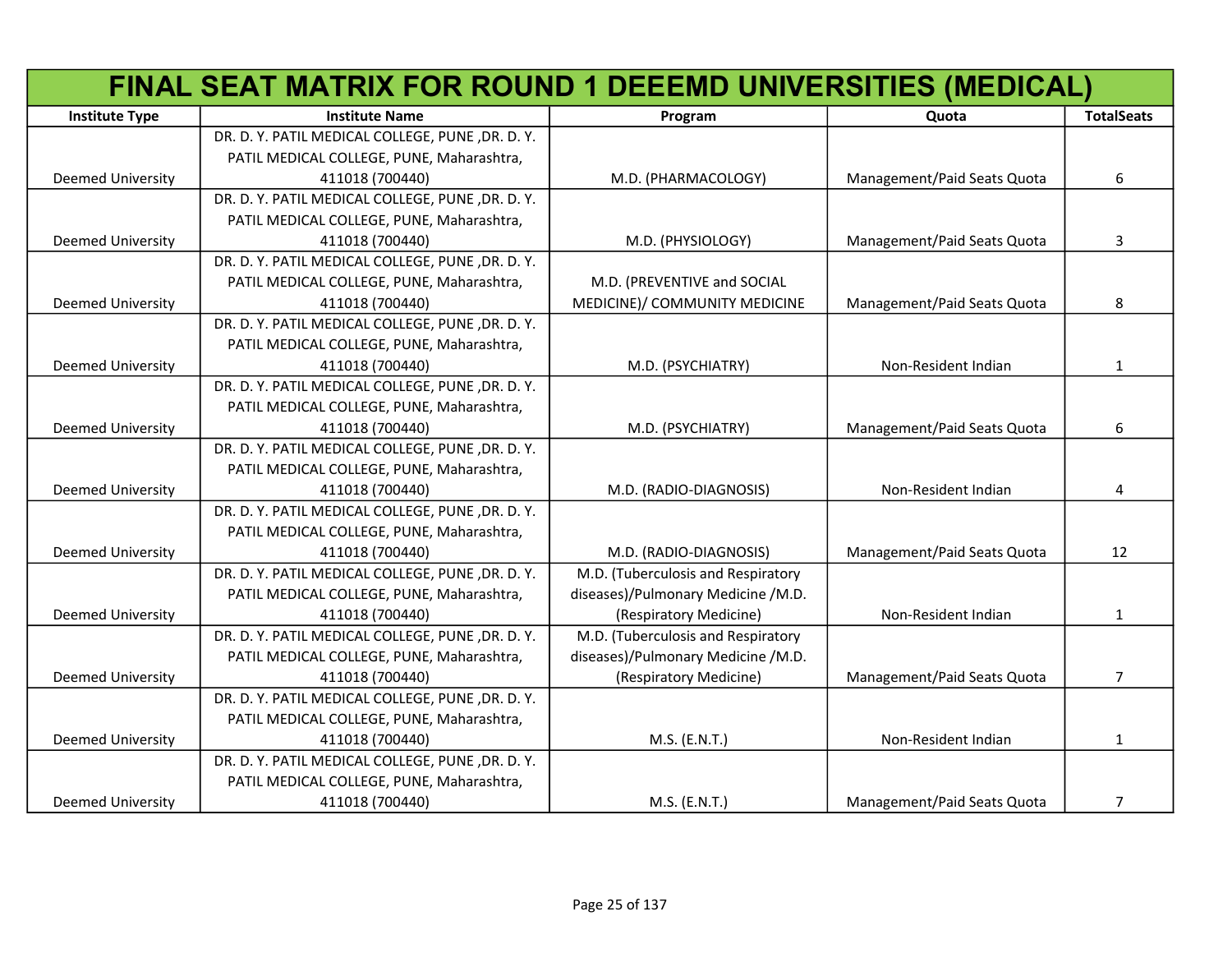# FINAL SEAT MATRIX FOR ROUND 1 DEEEMD UNIVERSITIES (MEDICAL)

| Institute Type | Institute Name | Program | Quota | TotalSeats |
|---|---|---|---|---|
| Deemed University | DR. D. Y. PATIL MEDICAL COLLEGE, PUNE ,DR. D. Y. PATIL MEDICAL COLLEGE, PUNE, Maharashtra, 411018 (700440) | M.D. (PHARMACOLOGY) | Management/Paid Seats Quota | 6 |
| Deemed University | DR. D. Y. PATIL MEDICAL COLLEGE, PUNE ,DR. D. Y. PATIL MEDICAL COLLEGE, PUNE, Maharashtra, 411018 (700440) | M.D. (PHYSIOLOGY) | Management/Paid Seats Quota | 3 |
| Deemed University | DR. D. Y. PATIL MEDICAL COLLEGE, PUNE ,DR. D. Y. PATIL MEDICAL COLLEGE, PUNE, Maharashtra, 411018 (700440) | M.D. (PREVENTIVE and SOCIAL MEDICINE)/ COMMUNITY MEDICINE | Management/Paid Seats Quota | 8 |
| Deemed University | DR. D. Y. PATIL MEDICAL COLLEGE, PUNE ,DR. D. Y. PATIL MEDICAL COLLEGE, PUNE, Maharashtra, 411018 (700440) | M.D. (PSYCHIATRY) | Non-Resident Indian | 1 |
| Deemed University | DR. D. Y. PATIL MEDICAL COLLEGE, PUNE ,DR. D. Y. PATIL MEDICAL COLLEGE, PUNE, Maharashtra, 411018 (700440) | M.D. (PSYCHIATRY) | Management/Paid Seats Quota | 6 |
| Deemed University | DR. D. Y. PATIL MEDICAL COLLEGE, PUNE ,DR. D. Y. PATIL MEDICAL COLLEGE, PUNE, Maharashtra, 411018 (700440) | M.D. (RADIO-DIAGNOSIS) | Non-Resident Indian | 4 |
| Deemed University | DR. D. Y. PATIL MEDICAL COLLEGE, PUNE ,DR. D. Y. PATIL MEDICAL COLLEGE, PUNE, Maharashtra, 411018 (700440) | M.D. (RADIO-DIAGNOSIS) | Management/Paid Seats Quota | 12 |
| Deemed University | DR. D. Y. PATIL MEDICAL COLLEGE, PUNE ,DR. D. Y. PATIL MEDICAL COLLEGE, PUNE, Maharashtra, 411018 (700440) | M.D. (Tuberculosis and Respiratory diseases)/Pulmonary Medicine /M.D. (Respiratory Medicine) | Non-Resident Indian | 1 |
| Deemed University | DR. D. Y. PATIL MEDICAL COLLEGE, PUNE ,DR. D. Y. PATIL MEDICAL COLLEGE, PUNE, Maharashtra, 411018 (700440) | M.D. (Tuberculosis and Respiratory diseases)/Pulmonary Medicine /M.D. (Respiratory Medicine) | Management/Paid Seats Quota | 7 |
| Deemed University | DR. D. Y. PATIL MEDICAL COLLEGE, PUNE ,DR. D. Y. PATIL MEDICAL COLLEGE, PUNE, Maharashtra, 411018 (700440) | M.S. (E.N.T.) | Non-Resident Indian | 1 |
| Deemed University | DR. D. Y. PATIL MEDICAL COLLEGE, PUNE ,DR. D. Y. PATIL MEDICAL COLLEGE, PUNE, Maharashtra, 411018 (700440) | M.S. (E.N.T.) | Management/Paid Seats Quota | 7 |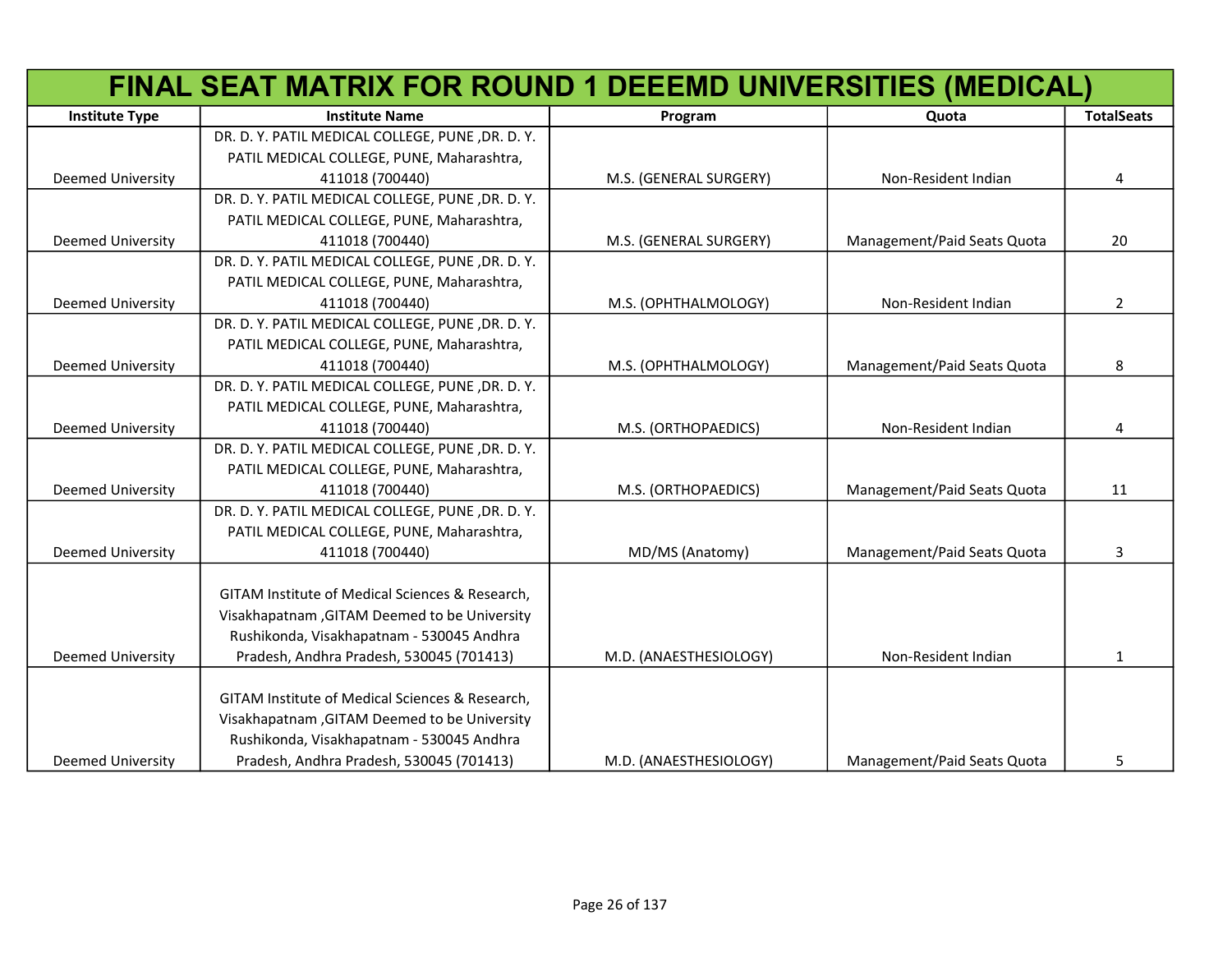# FINAL SEAT MATRIX FOR ROUND 1 DEEEMD UNIVERSITIES (MEDICAL)

| Institute Type | Institute Name | Program | Quota | TotalSeats |
|---|---|---|---|---|
| Deemed University | DR. D. Y. PATIL MEDICAL COLLEGE, PUNE ,DR. D. Y. PATIL MEDICAL COLLEGE, PUNE, Maharashtra, 411018 (700440) | M.S. (GENERAL SURGERY) | Non-Resident Indian | 4 |
| Deemed University | DR. D. Y. PATIL MEDICAL COLLEGE, PUNE ,DR. D. Y. PATIL MEDICAL COLLEGE, PUNE, Maharashtra, 411018 (700440) | M.S. (GENERAL SURGERY) | Management/Paid Seats Quota | 20 |
| Deemed University | DR. D. Y. PATIL MEDICAL COLLEGE, PUNE ,DR. D. Y. PATIL MEDICAL COLLEGE, PUNE, Maharashtra, 411018 (700440) | M.S. (OPHTHALMOLOGY) | Non-Resident Indian | 2 |
| Deemed University | DR. D. Y. PATIL MEDICAL COLLEGE, PUNE ,DR. D. Y. PATIL MEDICAL COLLEGE, PUNE, Maharashtra, 411018 (700440) | M.S. (OPHTHALMOLOGY) | Management/Paid Seats Quota | 8 |
| Deemed University | DR. D. Y. PATIL MEDICAL COLLEGE, PUNE ,DR. D. Y. PATIL MEDICAL COLLEGE, PUNE, Maharashtra, 411018 (700440) | M.S. (ORTHOPAEDICS) | Non-Resident Indian | 4 |
| Deemed University | DR. D. Y. PATIL MEDICAL COLLEGE, PUNE ,DR. D. Y. PATIL MEDICAL COLLEGE, PUNE, Maharashtra, 411018 (700440) | M.S. (ORTHOPAEDICS) | Management/Paid Seats Quota | 11 |
| Deemed University | DR. D. Y. PATIL MEDICAL COLLEGE, PUNE ,DR. D. Y. PATIL MEDICAL COLLEGE, PUNE, Maharashtra, 411018 (700440) | MD/MS (Anatomy) | Management/Paid Seats Quota | 3 |
| Deemed University | GITAM Institute of Medical Sciences & Research, Visakhapatnam ,GITAM Deemed to be University Rushikonda, Visakhapatnam - 530045 Andhra Pradesh, Andhra Pradesh, 530045 (701413) | M.D. (ANAESTHESIOLOGY) | Non-Resident Indian | 1 |
| Deemed University | GITAM Institute of Medical Sciences & Research, Visakhapatnam ,GITAM Deemed to be University Rushikonda, Visakhapatnam - 530045 Andhra Pradesh, Andhra Pradesh, 530045 (701413) | M.D. (ANAESTHESIOLOGY) | Management/Paid Seats Quota | 5 |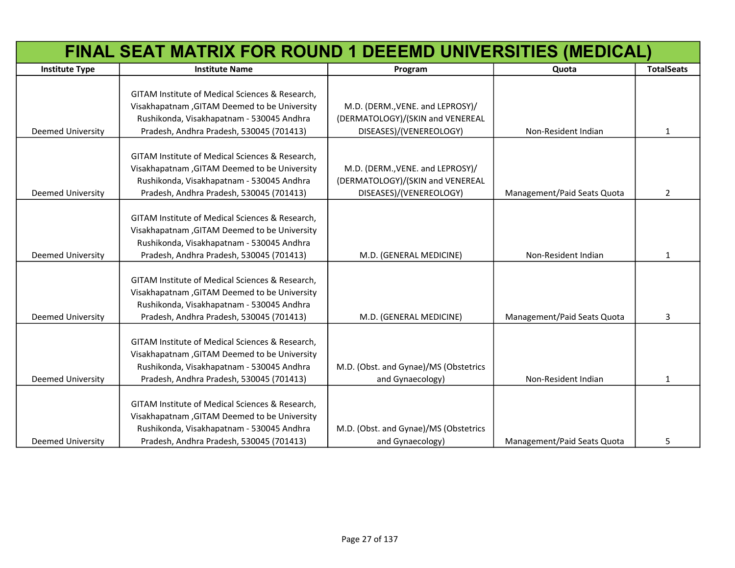# FINAL SEAT MATRIX FOR ROUND 1 DEEEMD UNIVERSITIES (MEDICAL)

| Institute Type | Institute Name | Program | Quota | TotalSeats |
|---|---|---|---|---|
| Deemed University | GITAM Institute of Medical Sciences & Research, Visakhapatnam ,GITAM Deemed to be University Rushikonda, Visakhapatnam - 530045 Andhra Pradesh, Andhra Pradesh, 530045 (701413) | M.D. (DERM.,VENE. and LEPROSY)/(DERMATOLOGY)/(SKIN and VENEREAL DISEASES)/(VENEREOLOGY) | Non-Resident Indian | 1 |
| Deemed University | GITAM Institute of Medical Sciences & Research, Visakhapatnam ,GITAM Deemed to be University Rushikonda, Visakhapatnam - 530045 Andhra Pradesh, Andhra Pradesh, 530045 (701413) | M.D. (DERM.,VENE. and LEPROSY)/(DERMATOLOGY)/(SKIN and VENEREAL DISEASES)/(VENEREOLOGY) | Management/Paid Seats Quota | 2 |
| Deemed University | GITAM Institute of Medical Sciences & Research, Visakhapatnam ,GITAM Deemed to be University Rushikonda, Visakhapatnam - 530045 Andhra Pradesh, Andhra Pradesh, 530045 (701413) | M.D. (GENERAL MEDICINE) | Non-Resident Indian | 1 |
| Deemed University | GITAM Institute of Medical Sciences & Research, Visakhapatnam ,GITAM Deemed to be University Rushikonda, Visakhapatnam - 530045 Andhra Pradesh, Andhra Pradesh, 530045 (701413) | M.D. (GENERAL MEDICINE) | Management/Paid Seats Quota | 3 |
| Deemed University | GITAM Institute of Medical Sciences & Research, Visakhapatnam ,GITAM Deemed to be University Rushikonda, Visakhapatnam - 530045 Andhra Pradesh, Andhra Pradesh, 530045 (701413) | M.D. (Obst. and Gynae)/MS (Obstetrics and Gynaecology) | Non-Resident Indian | 1 |
| Deemed University | GITAM Institute of Medical Sciences & Research, Visakhapatnam ,GITAM Deemed to be University Rushikonda, Visakhapatnam - 530045 Andhra Pradesh, Andhra Pradesh, 530045 (701413) | M.D. (Obst. and Gynae)/MS (Obstetrics and Gynaecology) | Management/Paid Seats Quota | 5 |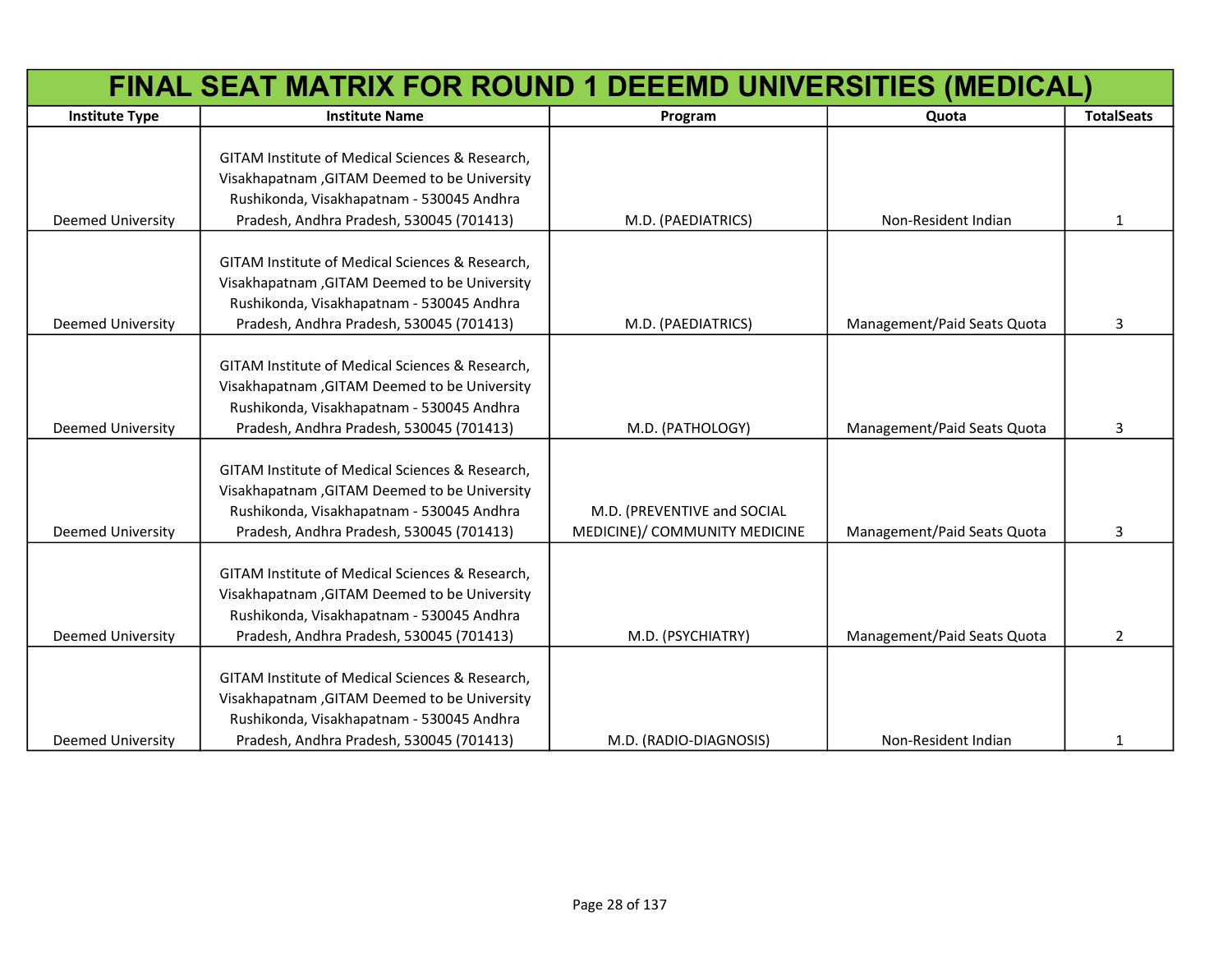# FINAL SEAT MATRIX FOR ROUND 1 DEEEMD UNIVERSITIES (MEDICAL)

| Institute Type | Institute Name | Program | Quota | TotalSeats |
|---|---|---|---|---|
| Deemed University | GITAM Institute of Medical Sciences & Research, Visakhapatnam ,GITAM Deemed to be University Rushikonda, Visakhapatnam - 530045 Andhra Pradesh, Andhra Pradesh, 530045 (701413) | M.D. (PAEDIATRICS) | Non-Resident Indian | 1 |
| Deemed University | GITAM Institute of Medical Sciences & Research, Visakhapatnam ,GITAM Deemed to be University Rushikonda, Visakhapatnam - 530045 Andhra Pradesh, Andhra Pradesh, 530045 (701413) | M.D. (PAEDIATRICS) | Management/Paid Seats Quota | 3 |
| Deemed University | GITAM Institute of Medical Sciences & Research, Visakhapatnam ,GITAM Deemed to be University Rushikonda, Visakhapatnam - 530045 Andhra Pradesh, Andhra Pradesh, 530045 (701413) | M.D. (PATHOLOGY) | Management/Paid Seats Quota | 3 |
| Deemed University | GITAM Institute of Medical Sciences & Research, Visakhapatnam ,GITAM Deemed to be University Rushikonda, Visakhapatnam - 530045 Andhra Pradesh, Andhra Pradesh, 530045 (701413) | M.D. (PREVENTIVE and SOCIAL MEDICINE)/ COMMUNITY MEDICINE | Management/Paid Seats Quota | 3 |
| Deemed University | GITAM Institute of Medical Sciences & Research, Visakhapatnam ,GITAM Deemed to be University Rushikonda, Visakhapatnam - 530045 Andhra Pradesh, Andhra Pradesh, 530045 (701413) | M.D. (PSYCHIATRY) | Management/Paid Seats Quota | 2 |
| Deemed University | GITAM Institute of Medical Sciences & Research, Visakhapatnam ,GITAM Deemed to be University Rushikonda, Visakhapatnam - 530045 Andhra Pradesh, Andhra Pradesh, 530045 (701413) | M.D. (RADIO-DIAGNOSIS) | Non-Resident Indian | 1 |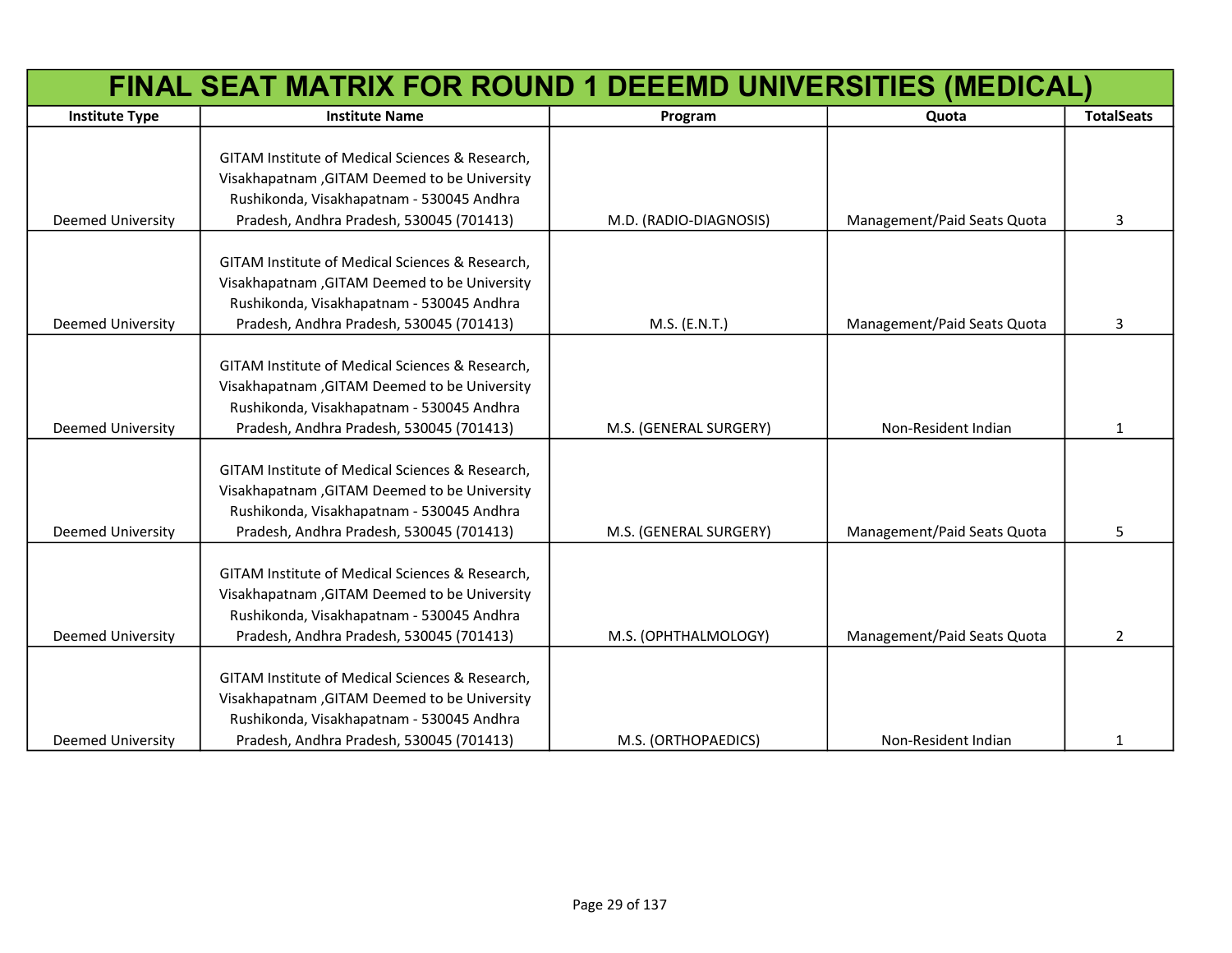| FINAL SEAT MATRIX FOR ROUND 1 DEEEMD UNIVERSITIES (MEDICAL) | | | | |
|---|---|---|---|---|
| **Institute Type** | **Institute Name** | **Program** | **Quota** | **TotalSeats** |
| Deemed University | GITAM Institute of Medical Sciences & Research, Visakhapatnam ,GITAM Deemed to be University Rushikonda, Visakhapatnam - 530045 Andhra Pradesh, Andhra Pradesh, 530045 (701413) | M.D. (RADIO-DIAGNOSIS) | Management/Paid Seats Quota | 3 |
| Deemed University | GITAM Institute of Medical Sciences & Research, Visakhapatnam ,GITAM Deemed to be University Rushikonda, Visakhapatnam - 530045 Andhra Pradesh, Andhra Pradesh, 530045 (701413) | M.S. (E.N.T.) | Management/Paid Seats Quota | 3 |
| Deemed University | GITAM Institute of Medical Sciences & Research, Visakhapatnam ,GITAM Deemed to be University Rushikonda, Visakhapatnam - 530045 Andhra Pradesh, Andhra Pradesh, 530045 (701413) | M.S. (GENERAL SURGERY) | Non-Resident Indian | 1 |
| Deemed University | GITAM Institute of Medical Sciences & Research, Visakhapatnam ,GITAM Deemed to be University Rushikonda, Visakhapatnam - 530045 Andhra Pradesh, Andhra Pradesh, 530045 (701413) | M.S. (GENERAL SURGERY) | Management/Paid Seats Quota | 5 |
| Deemed University | GITAM Institute of Medical Sciences & Research, Visakhapatnam ,GITAM Deemed to be University Rushikonda, Visakhapatnam - 530045 Andhra Pradesh, Andhra Pradesh, 530045 (701413) | M.S. (OPHTHALMOLOGY) | Management/Paid Seats Quota | 2 |
| Deemed University | GITAM Institute of Medical Sciences & Research, Visakhapatnam ,GITAM Deemed to be University Rushikonda, Visakhapatnam - 530045 Andhra Pradesh, Andhra Pradesh, 530045 (701413) | M.S. (ORTHOPAEDICS) | Non-Resident Indian | 1 |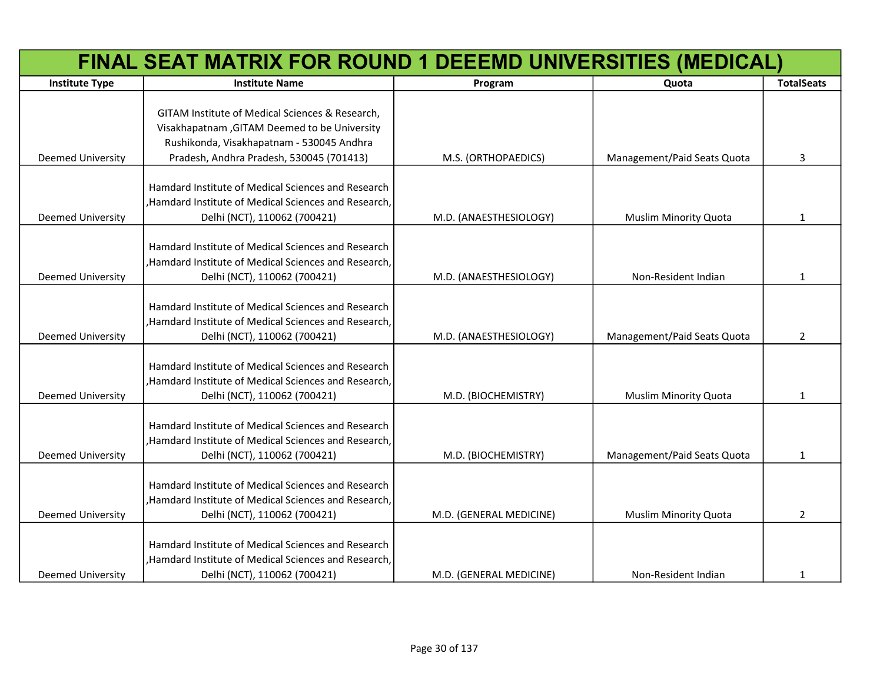# FINAL SEAT MATRIX FOR ROUND 1 DEEEMD UNIVERSITIES (MEDICAL)

| Institute Type | Institute Name | Program | Quota | TotalSeats |
|---|---|---|---|---|
| Deemed University | GITAM Institute of Medical Sciences & Research, Visakhapatnam ,GITAM Deemed to be University Rushikonda, Visakhapatnam - 530045 Andhra Pradesh, Andhra Pradesh, 530045 (701413) | M.S. (ORTHOPAEDICS) | Management/Paid Seats Quota | 3 |
| Deemed University | Hamdard Institute of Medical Sciences and Research ,Hamdard Institute of Medical Sciences and Research, Delhi (NCT), 110062 (700421) | M.D. (ANAESTHESIOLOGY) | Muslim Minority Quota | 1 |
| Deemed University | Hamdard Institute of Medical Sciences and Research ,Hamdard Institute of Medical Sciences and Research, Delhi (NCT), 110062 (700421) | M.D. (ANAESTHESIOLOGY) | Non-Resident Indian | 1 |
| Deemed University | Hamdard Institute of Medical Sciences and Research ,Hamdard Institute of Medical Sciences and Research, Delhi (NCT), 110062 (700421) | M.D. (ANAESTHESIOLOGY) | Management/Paid Seats Quota | 2 |
| Deemed University | Hamdard Institute of Medical Sciences and Research ,Hamdard Institute of Medical Sciences and Research, Delhi (NCT), 110062 (700421) | M.D. (BIOCHEMISTRY) | Muslim Minority Quota | 1 |
| Deemed University | Hamdard Institute of Medical Sciences and Research ,Hamdard Institute of Medical Sciences and Research, Delhi (NCT), 110062 (700421) | M.D. (BIOCHEMISTRY) | Management/Paid Seats Quota | 1 |
| Deemed University | Hamdard Institute of Medical Sciences and Research ,Hamdard Institute of Medical Sciences and Research, Delhi (NCT), 110062 (700421) | M.D. (GENERAL MEDICINE) | Muslim Minority Quota | 2 |
| Deemed University | Hamdard Institute of Medical Sciences and Research ,Hamdard Institute of Medical Sciences and Research, Delhi (NCT), 110062 (700421) | M.D. (GENERAL MEDICINE) | Non-Resident Indian | 1 |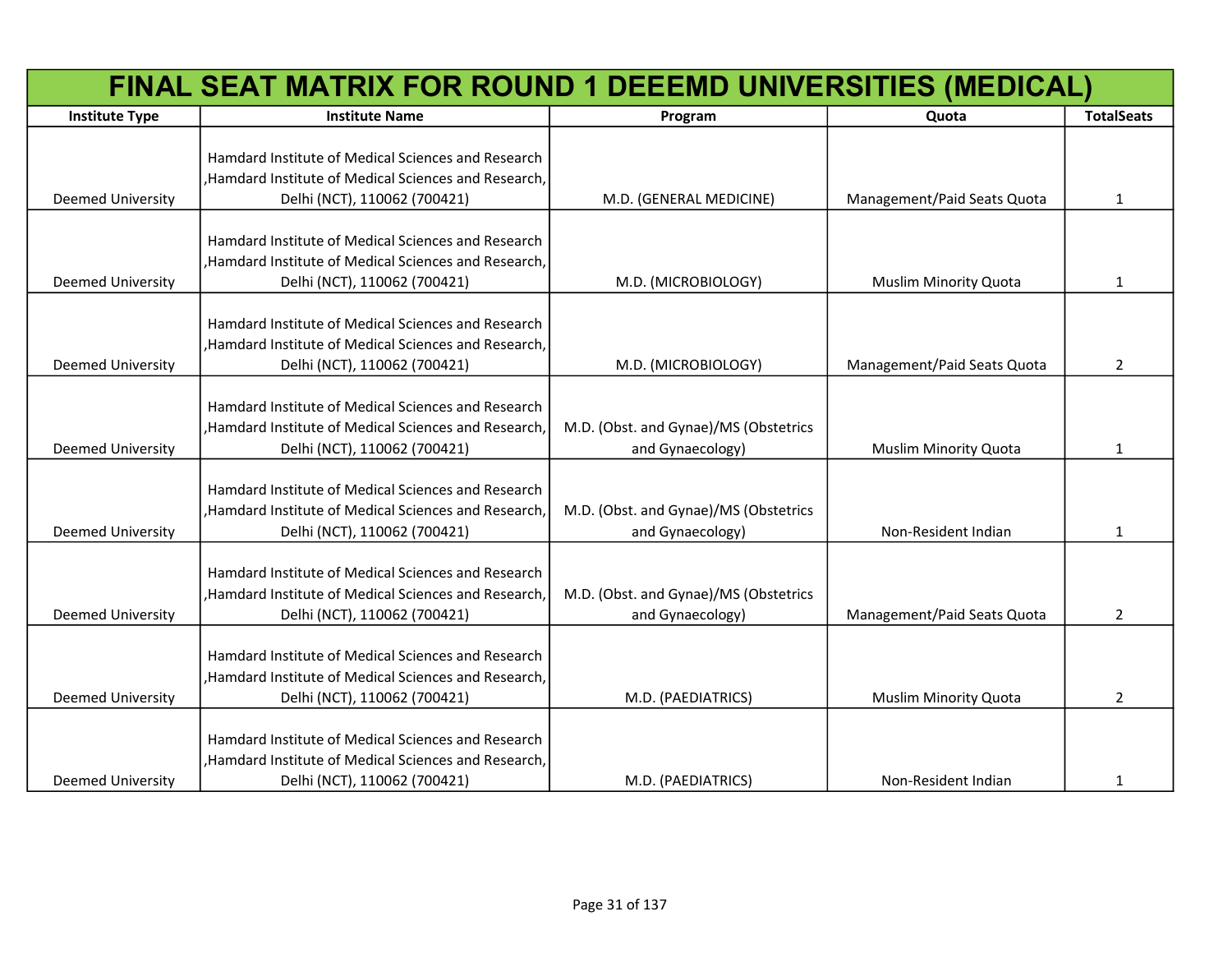# FINAL SEAT MATRIX FOR ROUND 1 DEEEMD UNIVERSITIES (MEDICAL)

| Institute Type | Institute Name | Program | Quota | TotalSeats |
|---|---|---|---|---|
| Deemed University | Hamdard Institute of Medical Sciences and Research ,Hamdard Institute of Medical Sciences and Research, Delhi (NCT), 110062 (700421) | M.D. (GENERAL MEDICINE) | Management/Paid Seats Quota | 1 |
| Deemed University | Hamdard Institute of Medical Sciences and Research ,Hamdard Institute of Medical Sciences and Research, Delhi (NCT), 110062 (700421) | M.D. (MICROBIOLOGY) | Muslim Minority Quota | 1 |
| Deemed University | Hamdard Institute of Medical Sciences and Research ,Hamdard Institute of Medical Sciences and Research, Delhi (NCT), 110062 (700421) | M.D. (MICROBIOLOGY) | Management/Paid Seats Quota | 2 |
| Deemed University | Hamdard Institute of Medical Sciences and Research ,Hamdard Institute of Medical Sciences and Research, Delhi (NCT), 110062 (700421) | M.D. (Obst. and Gynae)/MS (Obstetrics and Gynaecology) | Muslim Minority Quota | 1 |
| Deemed University | Hamdard Institute of Medical Sciences and Research ,Hamdard Institute of Medical Sciences and Research, Delhi (NCT), 110062 (700421) | M.D. (Obst. and Gynae)/MS (Obstetrics and Gynaecology) | Non-Resident Indian | 1 |
| Deemed University | Hamdard Institute of Medical Sciences and Research ,Hamdard Institute of Medical Sciences and Research, Delhi (NCT), 110062 (700421) | M.D. (Obst. and Gynae)/MS (Obstetrics and Gynaecology) | Management/Paid Seats Quota | 2 |
| Deemed University | Hamdard Institute of Medical Sciences and Research ,Hamdard Institute of Medical Sciences and Research, Delhi (NCT), 110062 (700421) | M.D. (PAEDIATRICS) | Muslim Minority Quota | 2 |
| Deemed University | Hamdard Institute of Medical Sciences and Research ,Hamdard Institute of Medical Sciences and Research, Delhi (NCT), 110062 (700421) | M.D. (PAEDIATRICS) | Non-Resident Indian | 1 |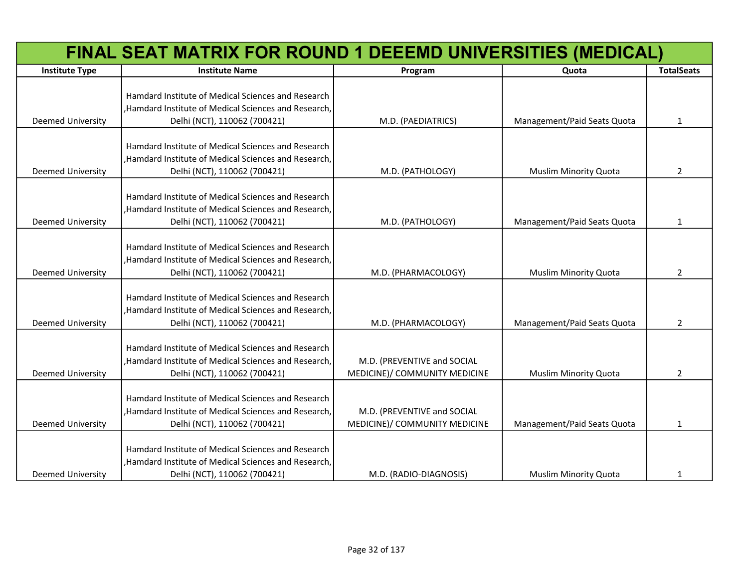# FINAL SEAT MATRIX FOR ROUND 1 DEEEMD UNIVERSITIES (MEDICAL)

| Institute Type | Institute Name | Program | Quota | TotalSeats |
|---|---|---|---|---|
| Deemed University | Hamdard Institute of Medical Sciences and Research ,Hamdard Institute of Medical Sciences and Research, Delhi (NCT), 110062 (700421) | M.D. (PAEDIATRICS) | Management/Paid Seats Quota | 1 |
| Deemed University | Hamdard Institute of Medical Sciences and Research ,Hamdard Institute of Medical Sciences and Research, Delhi (NCT), 110062 (700421) | M.D. (PATHOLOGY) | Muslim Minority Quota | 2 |
| Deemed University | Hamdard Institute of Medical Sciences and Research ,Hamdard Institute of Medical Sciences and Research, Delhi (NCT), 110062 (700421) | M.D. (PATHOLOGY) | Management/Paid Seats Quota | 1 |
| Deemed University | Hamdard Institute of Medical Sciences and Research ,Hamdard Institute of Medical Sciences and Research, Delhi (NCT), 110062 (700421) | M.D. (PHARMACOLOGY) | Muslim Minority Quota | 2 |
| Deemed University | Hamdard Institute of Medical Sciences and Research ,Hamdard Institute of Medical Sciences and Research, Delhi (NCT), 110062 (700421) | M.D. (PHARMACOLOGY) | Management/Paid Seats Quota | 2 |
| Deemed University | Hamdard Institute of Medical Sciences and Research ,Hamdard Institute of Medical Sciences and Research, Delhi (NCT), 110062 (700421) | M.D. (PREVENTIVE and SOCIAL MEDICINE)/ COMMUNITY MEDICINE | Muslim Minority Quota | 2 |
| Deemed University | Hamdard Institute of Medical Sciences and Research ,Hamdard Institute of Medical Sciences and Research, Delhi (NCT), 110062 (700421) | M.D. (PREVENTIVE and SOCIAL MEDICINE)/ COMMUNITY MEDICINE | Management/Paid Seats Quota | 1 |
| Deemed University | Hamdard Institute of Medical Sciences and Research ,Hamdard Institute of Medical Sciences and Research, Delhi (NCT), 110062 (700421) | M.D. (RADIO-DIAGNOSIS) | Muslim Minority Quota | 1 |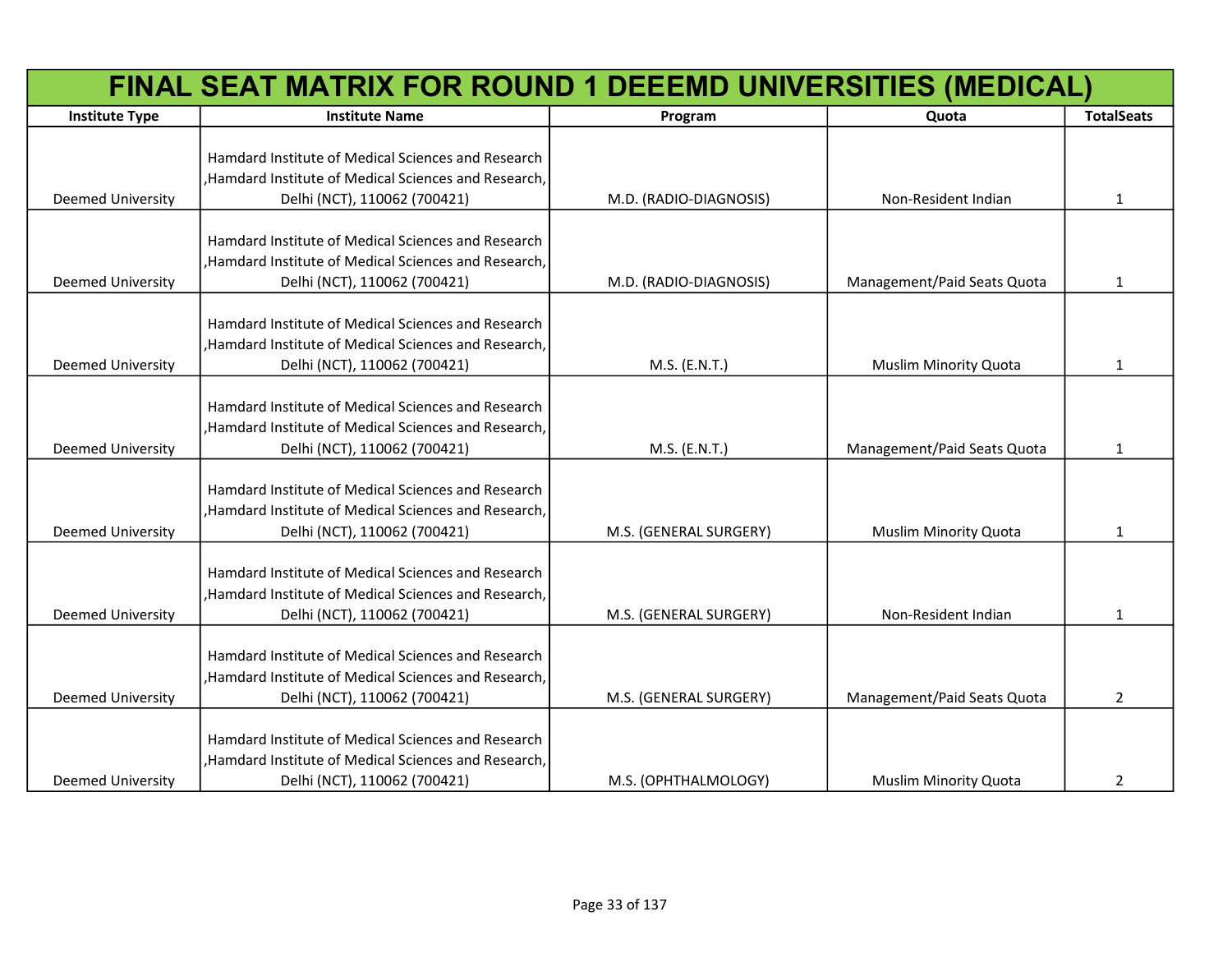# FINAL SEAT MATRIX FOR ROUND 1 DEEEMD UNIVERSITIES (MEDICAL)

| Institute Type | Institute Name | Program | Quota | TotalSeats |
|---|---|---|---|---|
| Deemed University | Hamdard Institute of Medical Sciences and Research ,Hamdard Institute of Medical Sciences and Research, Delhi (NCT), 110062 (700421) | M.D. (RADIO-DIAGNOSIS) | Non-Resident Indian | 1 |
| Deemed University | Hamdard Institute of Medical Sciences and Research ,Hamdard Institute of Medical Sciences and Research, Delhi (NCT), 110062 (700421) | M.D. (RADIO-DIAGNOSIS) | Management/Paid Seats Quota | 1 |
| Deemed University | Hamdard Institute of Medical Sciences and Research ,Hamdard Institute of Medical Sciences and Research, Delhi (NCT), 110062 (700421) | M.S. (E.N.T.) | Muslim Minority Quota | 1 |
| Deemed University | Hamdard Institute of Medical Sciences and Research ,Hamdard Institute of Medical Sciences and Research, Delhi (NCT), 110062 (700421) | M.S. (E.N.T.) | Management/Paid Seats Quota | 1 |
| Deemed University | Hamdard Institute of Medical Sciences and Research ,Hamdard Institute of Medical Sciences and Research, Delhi (NCT), 110062 (700421) | M.S. (GENERAL SURGERY) | Muslim Minority Quota | 1 |
| Deemed University | Hamdard Institute of Medical Sciences and Research ,Hamdard Institute of Medical Sciences and Research, Delhi (NCT), 110062 (700421) | M.S. (GENERAL SURGERY) | Non-Resident Indian | 1 |
| Deemed University | Hamdard Institute of Medical Sciences and Research ,Hamdard Institute of Medical Sciences and Research, Delhi (NCT), 110062 (700421) | M.S. (GENERAL SURGERY) | Management/Paid Seats Quota | 2 |
| Deemed University | Hamdard Institute of Medical Sciences and Research ,Hamdard Institute of Medical Sciences and Research, Delhi (NCT), 110062 (700421) | M.S. (OPHTHALMOLOGY) | Muslim Minority Quota | 2 |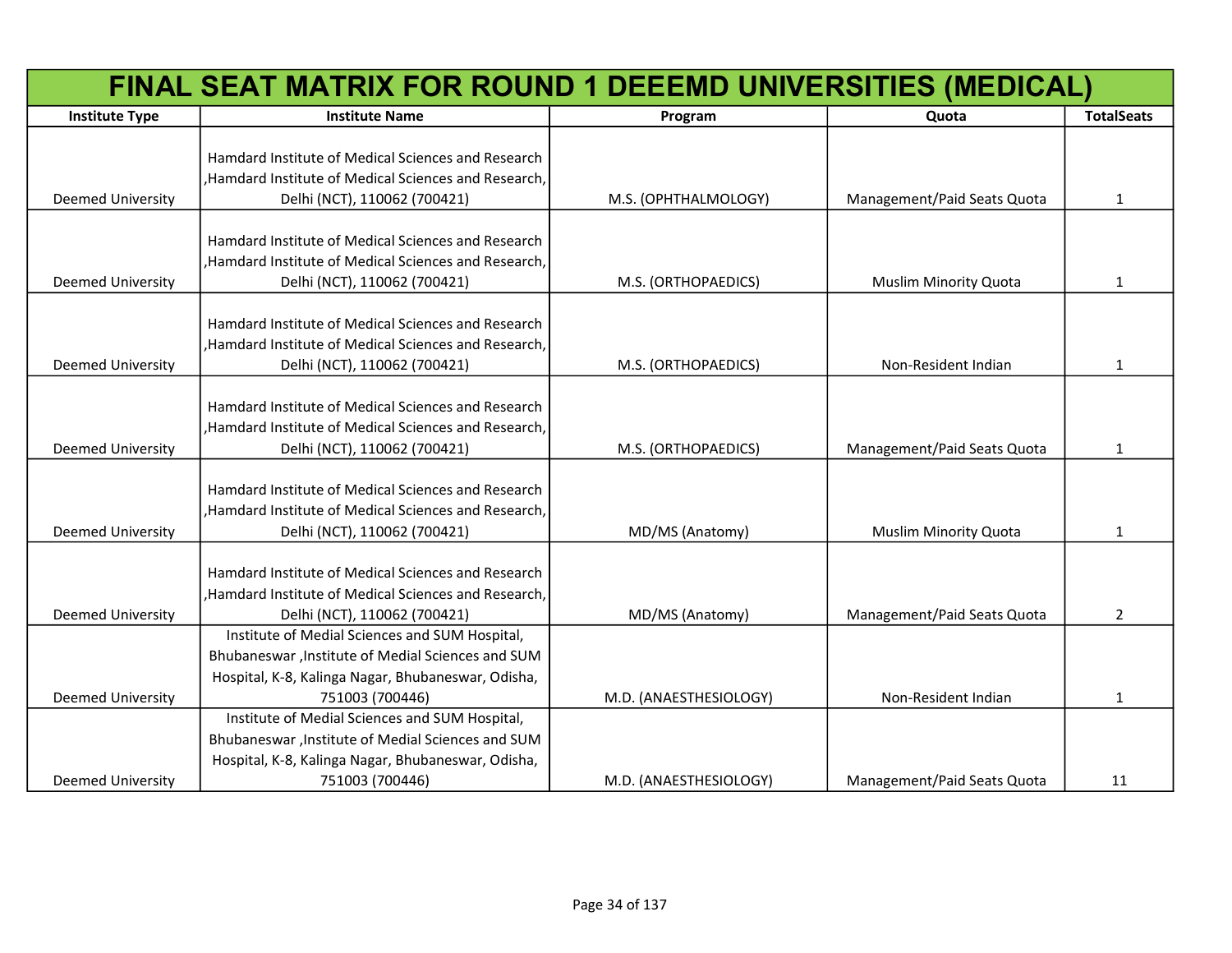# FINAL SEAT MATRIX FOR ROUND 1 DEEEMD UNIVERSITIES (MEDICAL)

| Institute Type | Institute Name | Program | Quota | TotalSeats |
|---|---|---|---|---|
| Deemed University | Hamdard Institute of Medical Sciences and Research ,Hamdard Institute of Medical Sciences and Research, Delhi (NCT), 110062 (700421) | M.S. (OPHTHALMOLOGY) | Management/Paid Seats Quota | 1 |
| Deemed University | Hamdard Institute of Medical Sciences and Research ,Hamdard Institute of Medical Sciences and Research, Delhi (NCT), 110062 (700421) | M.S. (ORTHOPAEDICS) | Muslim Minority Quota | 1 |
| Deemed University | Hamdard Institute of Medical Sciences and Research ,Hamdard Institute of Medical Sciences and Research, Delhi (NCT), 110062 (700421) | M.S. (ORTHOPAEDICS) | Non-Resident Indian | 1 |
| Deemed University | Hamdard Institute of Medical Sciences and Research ,Hamdard Institute of Medical Sciences and Research, Delhi (NCT), 110062 (700421) | M.S. (ORTHOPAEDICS) | Management/Paid Seats Quota | 1 |
| Deemed University | Hamdard Institute of Medical Sciences and Research ,Hamdard Institute of Medical Sciences and Research, Delhi (NCT), 110062 (700421) | MD/MS (Anatomy) | Muslim Minority Quota | 1 |
| Deemed University | Hamdard Institute of Medical Sciences and Research ,Hamdard Institute of Medical Sciences and Research, Delhi (NCT), 110062 (700421) | MD/MS (Anatomy) | Management/Paid Seats Quota | 2 |
| Deemed University | Institute of Medial Sciences and SUM Hospital, Bhubaneswar ,Institute of Medial Sciences and SUM Hospital, K-8, Kalinga Nagar, Bhubaneswar, Odisha, 751003 (700446) | M.D. (ANAESTHESIOLOGY) | Non-Resident Indian | 1 |
| Deemed University | Institute of Medial Sciences and SUM Hospital, Bhubaneswar ,Institute of Medial Sciences and SUM Hospital, K-8, Kalinga Nagar, Bhubaneswar, Odisha, 751003 (700446) | M.D. (ANAESTHESIOLOGY) | Management/Paid Seats Quota | 11 |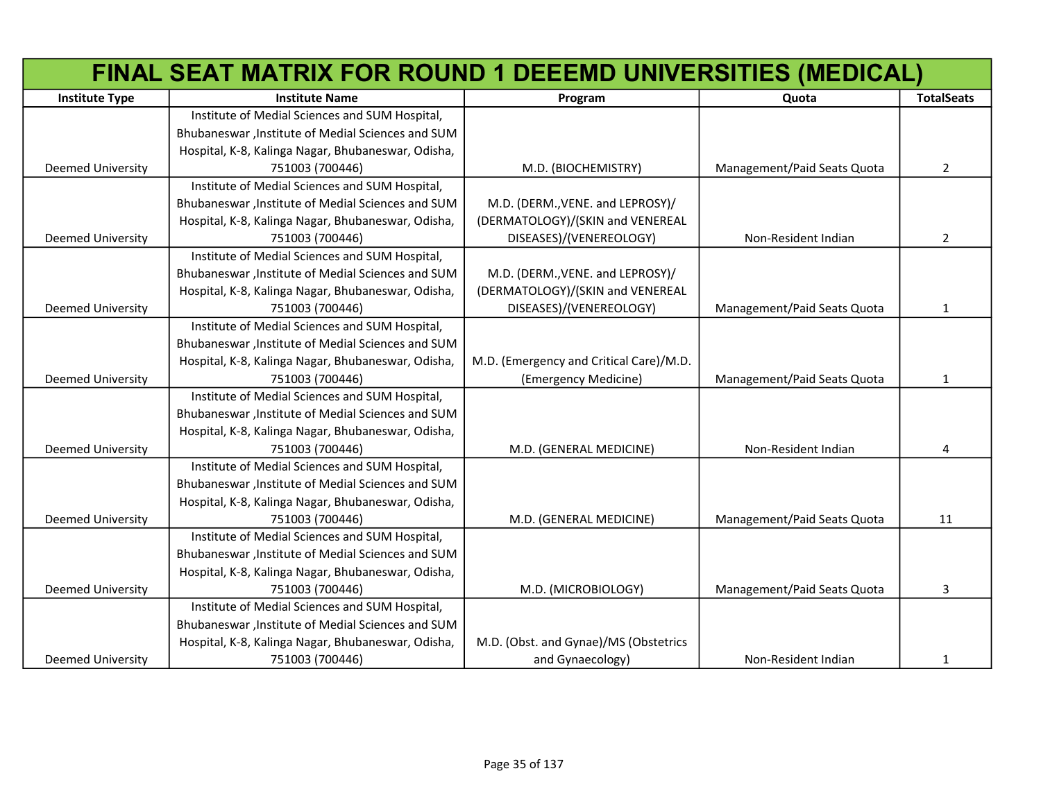# FINAL SEAT MATRIX FOR ROUND 1 DEEEMD UNIVERSITIES (MEDICAL)

| Institute Type | Institute Name | Program | Quota | TotalSeats |
|---|---|---|---|---|
| Deemed University | Institute of Medial Sciences and SUM Hospital, Bhubaneswar ,Institute of Medial Sciences and SUM Hospital, K-8, Kalinga Nagar, Bhubaneswar, Odisha, 751003 (700446) | M.D. (BIOCHEMISTRY) | Management/Paid Seats Quota | 2 |
| Deemed University | Institute of Medial Sciences and SUM Hospital, Bhubaneswar ,Institute of Medial Sciences and SUM Hospital, K-8, Kalinga Nagar, Bhubaneswar, Odisha, 751003 (700446) | M.D. (DERM.,VENE. and LEPROSY)/(DERMATOLOGY)/(SKIN and VENEREAL DISEASES)/(VENEREOLOGY) | Non-Resident Indian | 2 |
| Deemed University | Institute of Medial Sciences and SUM Hospital, Bhubaneswar ,Institute of Medial Sciences and SUM Hospital, K-8, Kalinga Nagar, Bhubaneswar, Odisha, 751003 (700446) | M.D. (DERM.,VENE. and LEPROSY)/(DERMATOLOGY)/(SKIN and VENEREAL DISEASES)/(VENEREOLOGY) | Management/Paid Seats Quota | 1 |
| Deemed University | Institute of Medial Sciences and SUM Hospital, Bhubaneswar ,Institute of Medial Sciences and SUM Hospital, K-8, Kalinga Nagar, Bhubaneswar, Odisha, 751003 (700446) | M.D. (Emergency and Critical Care)/M.D. (Emergency Medicine) | Management/Paid Seats Quota | 1 |
| Deemed University | Institute of Medial Sciences and SUM Hospital, Bhubaneswar ,Institute of Medial Sciences and SUM Hospital, K-8, Kalinga Nagar, Bhubaneswar, Odisha, 751003 (700446) | M.D. (GENERAL MEDICINE) | Non-Resident Indian | 4 |
| Deemed University | Institute of Medial Sciences and SUM Hospital, Bhubaneswar ,Institute of Medial Sciences and SUM Hospital, K-8, Kalinga Nagar, Bhubaneswar, Odisha, 751003 (700446) | M.D. (GENERAL MEDICINE) | Management/Paid Seats Quota | 11 |
| Deemed University | Institute of Medial Sciences and SUM Hospital, Bhubaneswar ,Institute of Medial Sciences and SUM Hospital, K-8, Kalinga Nagar, Bhubaneswar, Odisha, 751003 (700446) | M.D. (MICROBIOLOGY) | Management/Paid Seats Quota | 3 |
| Deemed University | Institute of Medial Sciences and SUM Hospital, Bhubaneswar ,Institute of Medial Sciences and SUM Hospital, K-8, Kalinga Nagar, Bhubaneswar, Odisha, 751003 (700446) | M.D. (Obst. and Gynae)/MS (Obstetrics and Gynaecology) | Non-Resident Indian | 1 |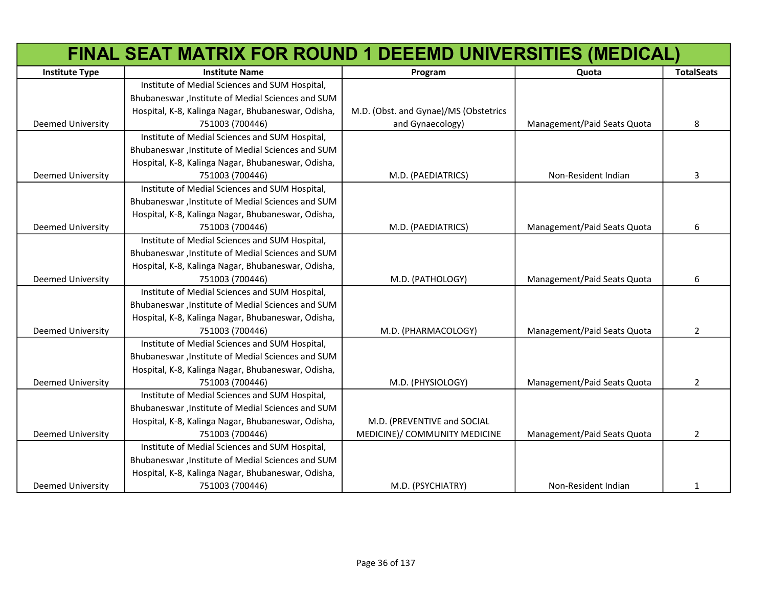# FINAL SEAT MATRIX FOR ROUND 1 DEEEMD UNIVERSITIES (MEDICAL)

| Institute Type | Institute Name | Program | Quota | TotalSeats |
|---|---|---|---|---|
| Deemed University | Institute of Medial Sciences and SUM Hospital, Bhubaneswar ,Institute of Medial Sciences and SUM Hospital, K-8, Kalinga Nagar, Bhubaneswar, Odisha, 751003 (700446) | M.D. (Obst. and Gynae)/MS (Obstetrics and Gynaecology) | Management/Paid Seats Quota | 8 |
| Deemed University | Institute of Medial Sciences and SUM Hospital, Bhubaneswar ,Institute of Medial Sciences and SUM Hospital, K-8, Kalinga Nagar, Bhubaneswar, Odisha, 751003 (700446) | M.D. (PAEDIATRICS) | Non-Resident Indian | 3 |
| Deemed University | Institute of Medial Sciences and SUM Hospital, Bhubaneswar ,Institute of Medial Sciences and SUM Hospital, K-8, Kalinga Nagar, Bhubaneswar, Odisha, 751003 (700446) | M.D. (PAEDIATRICS) | Management/Paid Seats Quota | 6 |
| Deemed University | Institute of Medial Sciences and SUM Hospital, Bhubaneswar ,Institute of Medial Sciences and SUM Hospital, K-8, Kalinga Nagar, Bhubaneswar, Odisha, 751003 (700446) | M.D. (PATHOLOGY) | Management/Paid Seats Quota | 6 |
| Deemed University | Institute of Medial Sciences and SUM Hospital, Bhubaneswar ,Institute of Medial Sciences and SUM Hospital, K-8, Kalinga Nagar, Bhubaneswar, Odisha, 751003 (700446) | M.D. (PHARMACOLOGY) | Management/Paid Seats Quota | 2 |
| Deemed University | Institute of Medial Sciences and SUM Hospital, Bhubaneswar ,Institute of Medial Sciences and SUM Hospital, K-8, Kalinga Nagar, Bhubaneswar, Odisha, 751003 (700446) | M.D. (PHYSIOLOGY) | Management/Paid Seats Quota | 2 |
| Deemed University | Institute of Medial Sciences and SUM Hospital, Bhubaneswar ,Institute of Medial Sciences and SUM Hospital, K-8, Kalinga Nagar, Bhubaneswar, Odisha, 751003 (700446) | M.D. (PREVENTIVE and SOCIAL MEDICINE)/ COMMUNITY MEDICINE | Management/Paid Seats Quota | 2 |
| Deemed University | Institute of Medial Sciences and SUM Hospital, Bhubaneswar ,Institute of Medial Sciences and SUM Hospital, K-8, Kalinga Nagar, Bhubaneswar, Odisha, 751003 (700446) | M.D. (PSYCHIATRY) | Non-Resident Indian | 1 |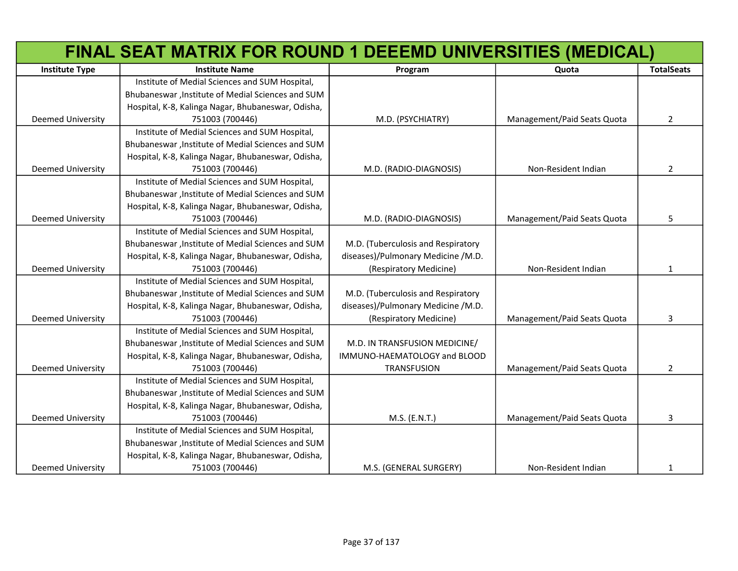# FINAL SEAT MATRIX FOR ROUND 1 DEEEMD UNIVERSITIES (MEDICAL)

| Institute Type | Institute Name | Program | Quota | TotalSeats |
|---|---|---|---|---|
| Deemed University | Institute of Medial Sciences and SUM Hospital, Bhubaneswar ,Institute of Medial Sciences and SUM Hospital, K-8, Kalinga Nagar, Bhubaneswar, Odisha, 751003 (700446) | M.D. (PSYCHIATRY) | Management/Paid Seats Quota | 2 |
| Deemed University | Institute of Medial Sciences and SUM Hospital, Bhubaneswar ,Institute of Medial Sciences and SUM Hospital, K-8, Kalinga Nagar, Bhubaneswar, Odisha, 751003 (700446) | M.D. (RADIO-DIAGNOSIS) | Non-Resident Indian | 2 |
| Deemed University | Institute of Medial Sciences and SUM Hospital, Bhubaneswar ,Institute of Medial Sciences and SUM Hospital, K-8, Kalinga Nagar, Bhubaneswar, Odisha, 751003 (700446) | M.D. (RADIO-DIAGNOSIS) | Management/Paid Seats Quota | 5 |
| Deemed University | Institute of Medial Sciences and SUM Hospital, Bhubaneswar ,Institute of Medial Sciences and SUM Hospital, K-8, Kalinga Nagar, Bhubaneswar, Odisha, 751003 (700446) | M.D. (Tuberculosis and Respiratory diseases)/Pulmonary Medicine /M.D. (Respiratory Medicine) | Non-Resident Indian | 1 |
| Deemed University | Institute of Medial Sciences and SUM Hospital, Bhubaneswar ,Institute of Medial Sciences and SUM Hospital, K-8, Kalinga Nagar, Bhubaneswar, Odisha, 751003 (700446) | M.D. (Tuberculosis and Respiratory diseases)/Pulmonary Medicine /M.D. (Respiratory Medicine) | Management/Paid Seats Quota | 3 |
| Deemed University | Institute of Medial Sciences and SUM Hospital, Bhubaneswar ,Institute of Medial Sciences and SUM Hospital, K-8, Kalinga Nagar, Bhubaneswar, Odisha, 751003 (700446) | M.D. IN TRANSFUSION MEDICINE/ IMMUNO-HAEMATOLOGY and BLOOD TRANSFUSION | Management/Paid Seats Quota | 2 |
| Deemed University | Institute of Medial Sciences and SUM Hospital, Bhubaneswar ,Institute of Medial Sciences and SUM Hospital, K-8, Kalinga Nagar, Bhubaneswar, Odisha, 751003 (700446) | M.S. (E.N.T.) | Management/Paid Seats Quota | 3 |
| Deemed University | Institute of Medial Sciences and SUM Hospital, Bhubaneswar ,Institute of Medial Sciences and SUM Hospital, K-8, Kalinga Nagar, Bhubaneswar, Odisha, 751003 (700446) | M.S. (GENERAL SURGERY) | Non-Resident Indian | 1 |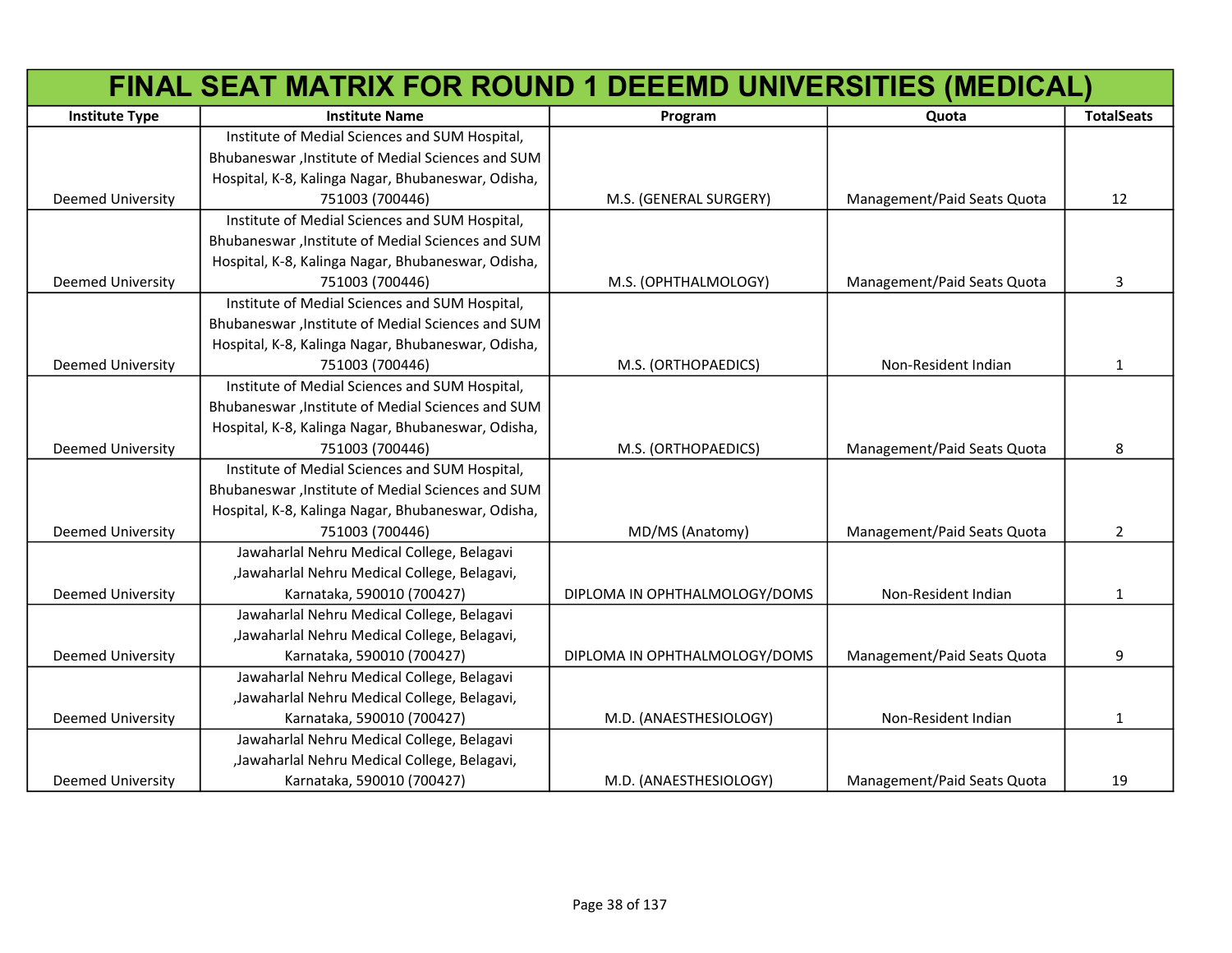# FINAL SEAT MATRIX FOR ROUND 1 DEEEMD UNIVERSITIES (MEDICAL)

| Institute Type | Institute Name | Program | Quota | TotalSeats |
|---|---|---|---|---|
| Deemed University | Institute of Medial Sciences and SUM Hospital, Bhubaneswar ,Institute of Medial Sciences and SUM Hospital, K-8, Kalinga Nagar, Bhubaneswar, Odisha, 751003 (700446) | M.S. (GENERAL SURGERY) | Management/Paid Seats Quota | 12 |
| Deemed University | Institute of Medial Sciences and SUM Hospital, Bhubaneswar ,Institute of Medial Sciences and SUM Hospital, K-8, Kalinga Nagar, Bhubaneswar, Odisha, 751003 (700446) | M.S. (OPHTHALMOLOGY) | Management/Paid Seats Quota | 3 |
| Deemed University | Institute of Medial Sciences and SUM Hospital, Bhubaneswar ,Institute of Medial Sciences and SUM Hospital, K-8, Kalinga Nagar, Bhubaneswar, Odisha, 751003 (700446) | M.S. (ORTHOPAEDICS) | Non-Resident Indian | 1 |
| Deemed University | Institute of Medial Sciences and SUM Hospital, Bhubaneswar ,Institute of Medial Sciences and SUM Hospital, K-8, Kalinga Nagar, Bhubaneswar, Odisha, 751003 (700446) | M.S. (ORTHOPAEDICS) | Management/Paid Seats Quota | 8 |
| Deemed University | Institute of Medial Sciences and SUM Hospital, Bhubaneswar ,Institute of Medial Sciences and SUM Hospital, K-8, Kalinga Nagar, Bhubaneswar, Odisha, 751003 (700446) | MD/MS (Anatomy) | Management/Paid Seats Quota | 2 |
| Deemed University | Jawaharlal Nehru Medical College, Belagavi ,Jawaharlal Nehru Medical College, Belagavi, Karnataka, 590010 (700427) | DIPLOMA IN OPHTHALMOLOGY/DOMS | Non-Resident Indian | 1 |
| Deemed University | Jawaharlal Nehru Medical College, Belagavi ,Jawaharlal Nehru Medical College, Belagavi, Karnataka, 590010 (700427) | DIPLOMA IN OPHTHALMOLOGY/DOMS | Management/Paid Seats Quota | 9 |
| Deemed University | Jawaharlal Nehru Medical College, Belagavi ,Jawaharlal Nehru Medical College, Belagavi, Karnataka, 590010 (700427) | M.D. (ANAESTHESIOLOGY) | Non-Resident Indian | 1 |
| Deemed University | Jawaharlal Nehru Medical College, Belagavi ,Jawaharlal Nehru Medical College, Belagavi, Karnataka, 590010 (700427) | M.D. (ANAESTHESIOLOGY) | Management/Paid Seats Quota | 19 |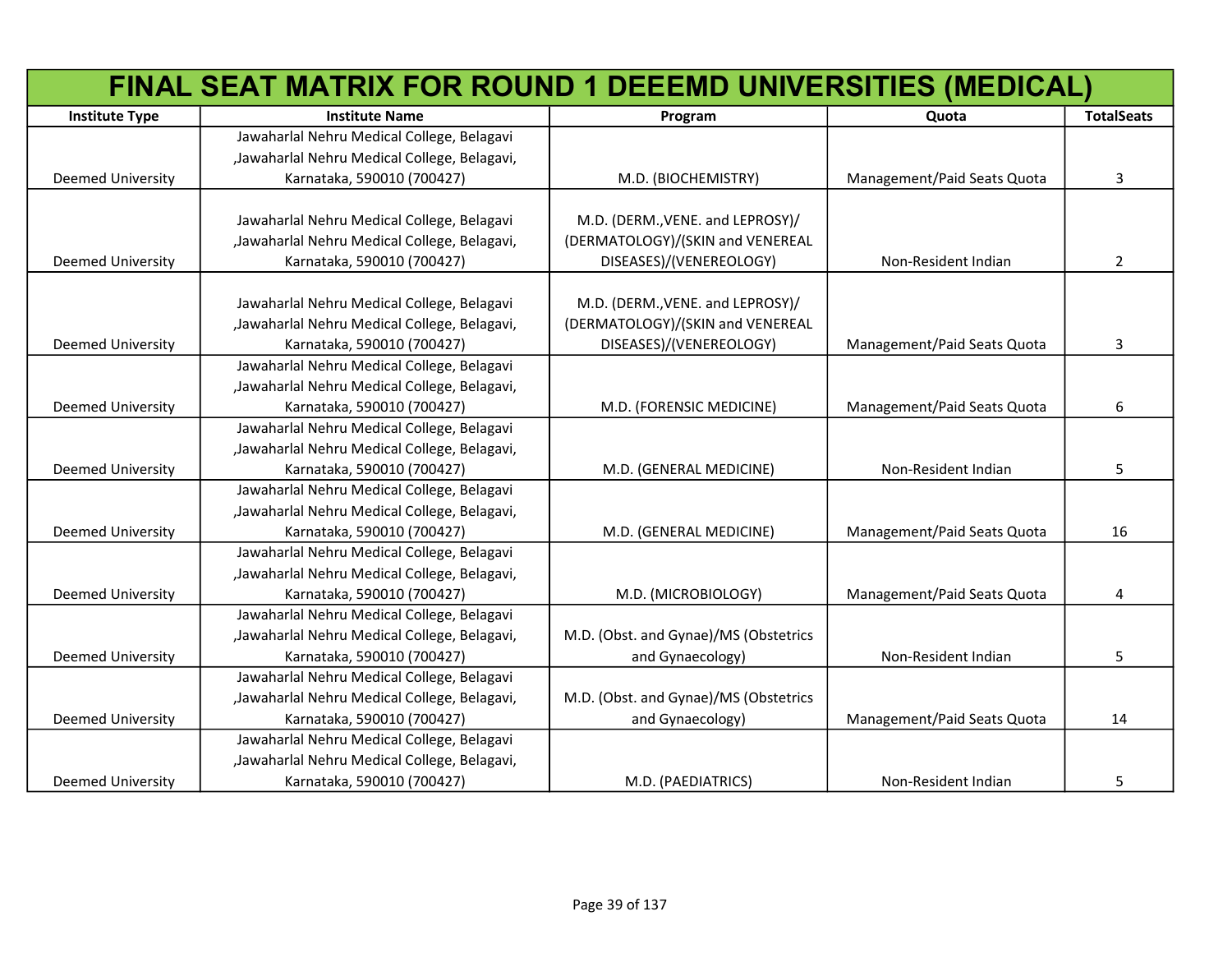# FINAL SEAT MATRIX FOR ROUND 1 DEEEMD UNIVERSITIES (MEDICAL)

| Institute Type | Institute Name | Program | Quota | TotalSeats |
|---|---|---|---|---|
| Deemed University | Jawaharlal Nehru Medical College, Belagavi ,Jawaharlal Nehru Medical College, Belagavi, Karnataka, 590010 (700427) | M.D. (BIOCHEMISTRY) | Management/Paid Seats Quota | 3 |
| Deemed University | Jawaharlal Nehru Medical College, Belagavi ,Jawaharlal Nehru Medical College, Belagavi, Karnataka, 590010 (700427) | M.D. (DERM.,VENE. and LEPROSY)/(DERMATOLOGY)/(SKIN and VENEREAL DISEASES)/(VENEREOLOGY) | Non-Resident Indian | 2 |
| Deemed University | Jawaharlal Nehru Medical College, Belagavi ,Jawaharlal Nehru Medical College, Belagavi, Karnataka, 590010 (700427) | M.D. (DERM.,VENE. and LEPROSY)/(DERMATOLOGY)/(SKIN and VENEREAL DISEASES)/(VENEREOLOGY) | Management/Paid Seats Quota | 3 |
| Deemed University | Jawaharlal Nehru Medical College, Belagavi ,Jawaharlal Nehru Medical College, Belagavi, Karnataka, 590010 (700427) | M.D. (FORENSIC MEDICINE) | Management/Paid Seats Quota | 6 |
| Deemed University | Jawaharlal Nehru Medical College, Belagavi ,Jawaharlal Nehru Medical College, Belagavi, Karnataka, 590010 (700427) | M.D. (GENERAL MEDICINE) | Non-Resident Indian | 5 |
| Deemed University | Jawaharlal Nehru Medical College, Belagavi ,Jawaharlal Nehru Medical College, Belagavi, Karnataka, 590010 (700427) | M.D. (GENERAL MEDICINE) | Management/Paid Seats Quota | 16 |
| Deemed University | Jawaharlal Nehru Medical College, Belagavi ,Jawaharlal Nehru Medical College, Belagavi, Karnataka, 590010 (700427) | M.D. (MICROBIOLOGY) | Management/Paid Seats Quota | 4 |
| Deemed University | Jawaharlal Nehru Medical College, Belagavi ,Jawaharlal Nehru Medical College, Belagavi, Karnataka, 590010 (700427) | M.D. (Obst. and Gynae)/MS (Obstetrics and Gynaecology) | Non-Resident Indian | 5 |
| Deemed University | Jawaharlal Nehru Medical College, Belagavi ,Jawaharlal Nehru Medical College, Belagavi, Karnataka, 590010 (700427) | M.D. (Obst. and Gynae)/MS (Obstetrics and Gynaecology) | Management/Paid Seats Quota | 14 |
| Deemed University | Jawaharlal Nehru Medical College, Belagavi ,Jawaharlal Nehru Medical College, Belagavi, Karnataka, 590010 (700427) | M.D. (PAEDIATRICS) | Non-Resident Indian | 5 |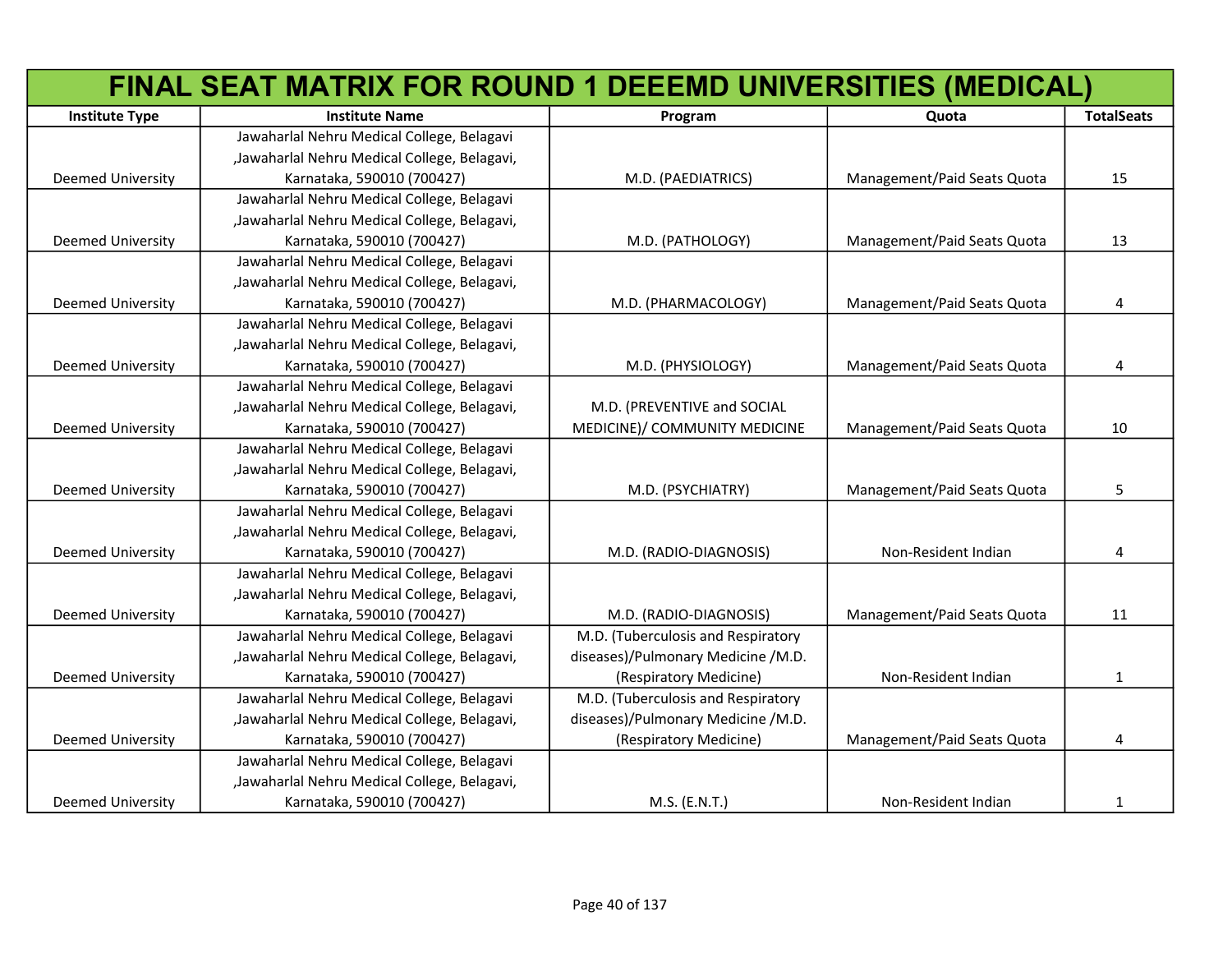# FINAL SEAT MATRIX FOR ROUND 1 DEEEMD UNIVERSITIES (MEDICAL)

| Institute Type | Institute Name | Program | Quota | TotalSeats |
|---|---|---|---|---|
| Deemed University | Jawaharlal Nehru Medical College, Belagavi ,Jawaharlal Nehru Medical College, Belagavi, Karnataka, 590010 (700427) | M.D. (PAEDIATRICS) | Management/Paid Seats Quota | 15 |
| Deemed University | Jawaharlal Nehru Medical College, Belagavi ,Jawaharlal Nehru Medical College, Belagavi, Karnataka, 590010 (700427) | M.D. (PATHOLOGY) | Management/Paid Seats Quota | 13 |
| Deemed University | Jawaharlal Nehru Medical College, Belagavi ,Jawaharlal Nehru Medical College, Belagavi, Karnataka, 590010 (700427) | M.D. (PHARMACOLOGY) | Management/Paid Seats Quota | 4 |
| Deemed University | Jawaharlal Nehru Medical College, Belagavi ,Jawaharlal Nehru Medical College, Belagavi, Karnataka, 590010 (700427) | M.D. (PHYSIOLOGY) | Management/Paid Seats Quota | 4 |
| Deemed University | Jawaharlal Nehru Medical College, Belagavi ,Jawaharlal Nehru Medical College, Belagavi, Karnataka, 590010 (700427) | M.D. (PREVENTIVE and SOCIAL MEDICINE)/ COMMUNITY MEDICINE | Management/Paid Seats Quota | 10 |
| Deemed University | Jawaharlal Nehru Medical College, Belagavi ,Jawaharlal Nehru Medical College, Belagavi, Karnataka, 590010 (700427) | M.D. (PSYCHIATRY) | Management/Paid Seats Quota | 5 |
| Deemed University | Jawaharlal Nehru Medical College, Belagavi ,Jawaharlal Nehru Medical College, Belagavi, Karnataka, 590010 (700427) | M.D. (RADIO-DIAGNOSIS) | Non-Resident Indian | 4 |
| Deemed University | Jawaharlal Nehru Medical College, Belagavi ,Jawaharlal Nehru Medical College, Belagavi, Karnataka, 590010 (700427) | M.D. (RADIO-DIAGNOSIS) | Management/Paid Seats Quota | 11 |
| Deemed University | Jawaharlal Nehru Medical College, Belagavi ,Jawaharlal Nehru Medical College, Belagavi, Karnataka, 590010 (700427) | M.D. (Tuberculosis and Respiratory diseases)/Pulmonary Medicine /M.D. (Respiratory Medicine) | Non-Resident Indian | 1 |
| Deemed University | Jawaharlal Nehru Medical College, Belagavi ,Jawaharlal Nehru Medical College, Belagavi, Karnataka, 590010 (700427) | M.D. (Tuberculosis and Respiratory diseases)/Pulmonary Medicine /M.D. (Respiratory Medicine) | Management/Paid Seats Quota | 4 |
| Deemed University | Jawaharlal Nehru Medical College, Belagavi ,Jawaharlal Nehru Medical College, Belagavi, Karnataka, 590010 (700427) | M.S. (E.N.T.) | Non-Resident Indian | 1 |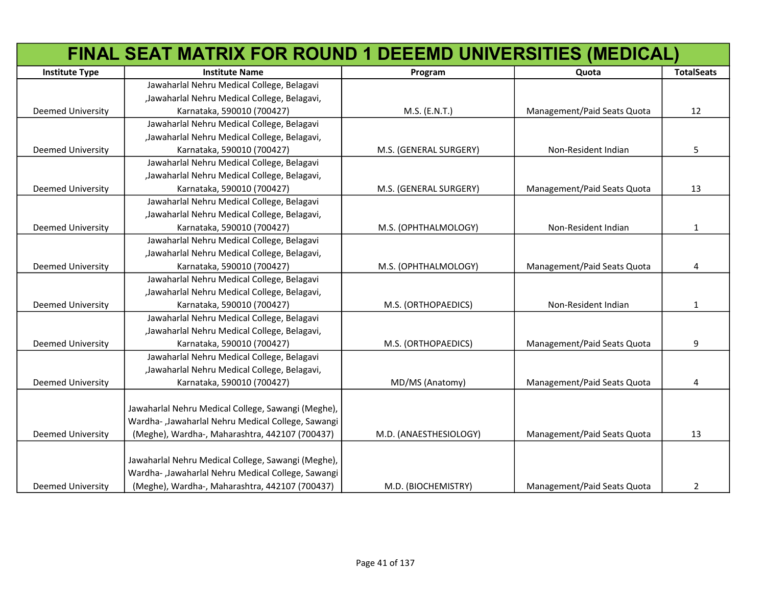# FINAL SEAT MATRIX FOR ROUND 1 DEEEMD UNIVERSITIES (MEDICAL)

| Institute Type | Institute Name | Program | Quota | TotalSeats |
|---|---|---|---|---|
| Deemed University | Jawaharlal Nehru Medical College, Belagavi ,Jawaharlal Nehru Medical College, Belagavi, Karnataka, 590010 (700427) | M.S. (E.N.T.) | Management/Paid Seats Quota | 12 |
| Deemed University | Jawaharlal Nehru Medical College, Belagavi ,Jawaharlal Nehru Medical College, Belagavi, Karnataka, 590010 (700427) | M.S. (GENERAL SURGERY) | Non-Resident Indian | 5 |
| Deemed University | Jawaharlal Nehru Medical College, Belagavi ,Jawaharlal Nehru Medical College, Belagavi, Karnataka, 590010 (700427) | M.S. (GENERAL SURGERY) | Management/Paid Seats Quota | 13 |
| Deemed University | Jawaharlal Nehru Medical College, Belagavi ,Jawaharlal Nehru Medical College, Belagavi, Karnataka, 590010 (700427) | M.S. (OPHTHALMOLOGY) | Non-Resident Indian | 1 |
| Deemed University | Jawaharlal Nehru Medical College, Belagavi ,Jawaharlal Nehru Medical College, Belagavi, Karnataka, 590010 (700427) | M.S. (OPHTHALMOLOGY) | Management/Paid Seats Quota | 4 |
| Deemed University | Jawaharlal Nehru Medical College, Belagavi ,Jawaharlal Nehru Medical College, Belagavi, Karnataka, 590010 (700427) | M.S. (ORTHOPAEDICS) | Non-Resident Indian | 1 |
| Deemed University | Jawaharlal Nehru Medical College, Belagavi ,Jawaharlal Nehru Medical College, Belagavi, Karnataka, 590010 (700427) | M.S. (ORTHOPAEDICS) | Management/Paid Seats Quota | 9 |
| Deemed University | Jawaharlal Nehru Medical College, Belagavi ,Jawaharlal Nehru Medical College, Belagavi, Karnataka, 590010 (700427) | MD/MS (Anatomy) | Management/Paid Seats Quota | 4 |
| Deemed University | Jawaharlal Nehru Medical College, Sawangi (Meghe), Wardha- ,Jawaharlal Nehru Medical College, Sawangi (Meghe), Wardha-, Maharashtra, 442107 (700437) | M.D. (ANAESTHESIOLOGY) | Management/Paid Seats Quota | 13 |
| Deemed University | Jawaharlal Nehru Medical College, Sawangi (Meghe), Wardha- ,Jawaharlal Nehru Medical College, Sawangi (Meghe), Wardha-, Maharashtra, 442107 (700437) | M.D. (BIOCHEMISTRY) | Management/Paid Seats Quota | 2 |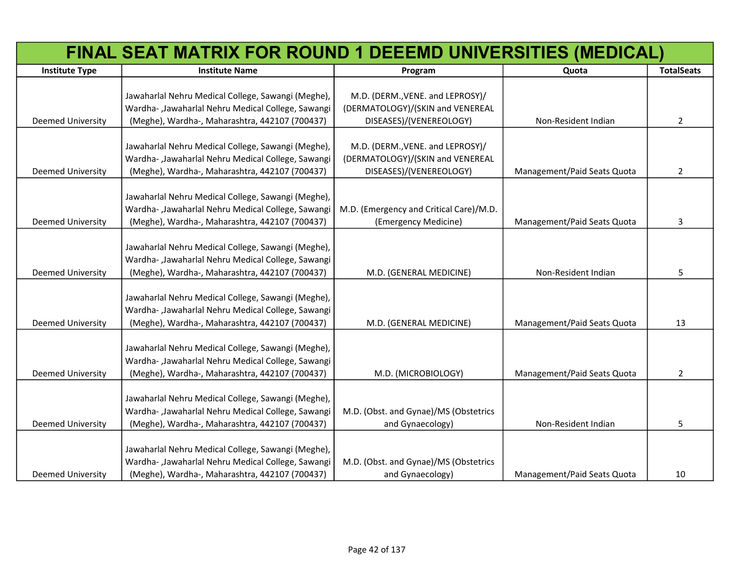# FINAL SEAT MATRIX FOR ROUND 1 DEEEMD UNIVERSITIES (MEDICAL)

| Institute Type | Institute Name | Program | Quota | TotalSeats |
|---|---|---|---|---|
| Deemed University | Jawaharlal Nehru Medical College, Sawangi (Meghe), Wardha- ,Jawaharlal Nehru Medical College, Sawangi (Meghe), Wardha-, Maharashtra, 442107 (700437) | M.D. (DERM.,VENE. and LEPROSY)/(DERMATOLOGY)/(SKIN and VENEREAL DISEASES)/(VENEREOLOGY) | Non-Resident Indian | 2 |
| Deemed University | Jawaharlal Nehru Medical College, Sawangi (Meghe), Wardha- ,Jawaharlal Nehru Medical College, Sawangi (Meghe), Wardha-, Maharashtra, 442107 (700437) | M.D. (DERM.,VENE. and LEPROSY)/(DERMATOLOGY)/(SKIN and VENEREAL DISEASES)/(VENEREOLOGY) | Management/Paid Seats Quota | 2 |
| Deemed University | Jawaharlal Nehru Medical College, Sawangi (Meghe), Wardha- ,Jawaharlal Nehru Medical College, Sawangi (Meghe), Wardha-, Maharashtra, 442107 (700437) | M.D. (Emergency and Critical Care)/M.D. (Emergency Medicine) | Management/Paid Seats Quota | 3 |
| Deemed University | Jawaharlal Nehru Medical College, Sawangi (Meghe), Wardha- ,Jawaharlal Nehru Medical College, Sawangi (Meghe), Wardha-, Maharashtra, 442107 (700437) | M.D. (GENERAL MEDICINE) | Non-Resident Indian | 5 |
| Deemed University | Jawaharlal Nehru Medical College, Sawangi (Meghe), Wardha- ,Jawaharlal Nehru Medical College, Sawangi (Meghe), Wardha-, Maharashtra, 442107 (700437) | M.D. (GENERAL MEDICINE) | Management/Paid Seats Quota | 13 |
| Deemed University | Jawaharlal Nehru Medical College, Sawangi (Meghe), Wardha- ,Jawaharlal Nehru Medical College, Sawangi (Meghe), Wardha-, Maharashtra, 442107 (700437) | M.D. (MICROBIOLOGY) | Management/Paid Seats Quota | 2 |
| Deemed University | Jawaharlal Nehru Medical College, Sawangi (Meghe), Wardha- ,Jawaharlal Nehru Medical College, Sawangi (Meghe), Wardha-, Maharashtra, 442107 (700437) | M.D. (Obst. and Gynae)/MS (Obstetrics and Gynaecology) | Non-Resident Indian | 5 |
| Deemed University | Jawaharlal Nehru Medical College, Sawangi (Meghe), Wardha- ,Jawaharlal Nehru Medical College, Sawangi (Meghe), Wardha-, Maharashtra, 442107 (700437) | M.D. (Obst. and Gynae)/MS (Obstetrics and Gynaecology) | Management/Paid Seats Quota | 10 |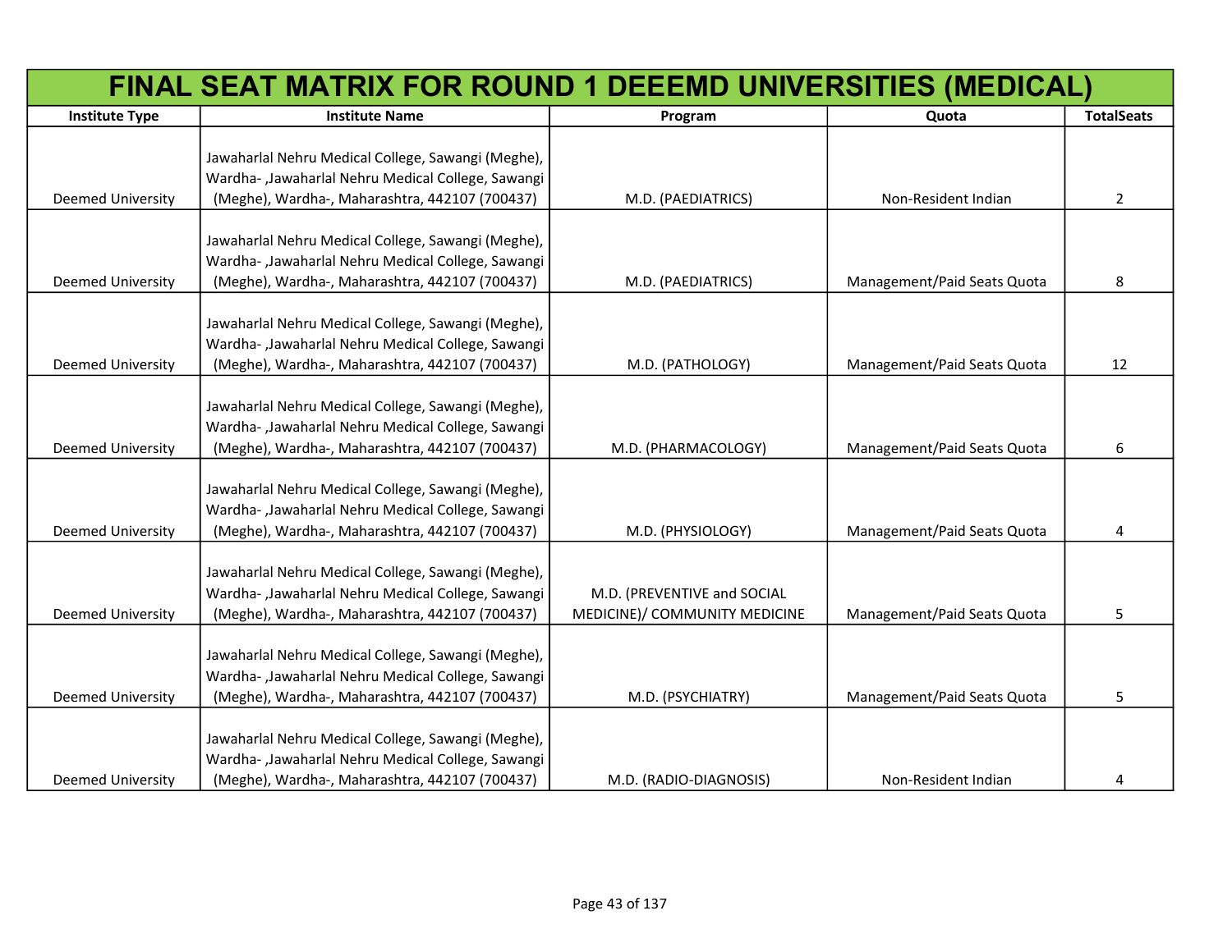# FINAL SEAT MATRIX FOR ROUND 1 DEEEMD UNIVERSITIES (MEDICAL)

| Institute Type | Institute Name | Program | Quota | TotalSeats |
|---|---|---|---|---|
| Deemed University | Jawaharlal Nehru Medical College, Sawangi (Meghe), Wardha- ,Jawaharlal Nehru Medical College, Sawangi (Meghe), Wardha-, Maharashtra, 442107 (700437) | M.D. (PAEDIATRICS) | Non-Resident Indian | 2 |
| Deemed University | Jawaharlal Nehru Medical College, Sawangi (Meghe), Wardha- ,Jawaharlal Nehru Medical College, Sawangi (Meghe), Wardha-, Maharashtra, 442107 (700437) | M.D. (PAEDIATRICS) | Management/Paid Seats Quota | 8 |
| Deemed University | Jawaharlal Nehru Medical College, Sawangi (Meghe), Wardha- ,Jawaharlal Nehru Medical College, Sawangi (Meghe), Wardha-, Maharashtra, 442107 (700437) | M.D. (PATHOLOGY) | Management/Paid Seats Quota | 12 |
| Deemed University | Jawaharlal Nehru Medical College, Sawangi (Meghe), Wardha- ,Jawaharlal Nehru Medical College, Sawangi (Meghe), Wardha-, Maharashtra, 442107 (700437) | M.D. (PHARMACOLOGY) | Management/Paid Seats Quota | 6 |
| Deemed University | Jawaharlal Nehru Medical College, Sawangi (Meghe), Wardha- ,Jawaharlal Nehru Medical College, Sawangi (Meghe), Wardha-, Maharashtra, 442107 (700437) | M.D. (PHYSIOLOGY) | Management/Paid Seats Quota | 4 |
| Deemed University | Jawaharlal Nehru Medical College, Sawangi (Meghe), Wardha- ,Jawaharlal Nehru Medical College, Sawangi (Meghe), Wardha-, Maharashtra, 442107 (700437) | M.D. (PREVENTIVE and SOCIAL MEDICINE)/ COMMUNITY MEDICINE | Management/Paid Seats Quota | 5 |
| Deemed University | Jawaharlal Nehru Medical College, Sawangi (Meghe), Wardha- ,Jawaharlal Nehru Medical College, Sawangi (Meghe), Wardha-, Maharashtra, 442107 (700437) | M.D. (PSYCHIATRY) | Management/Paid Seats Quota | 5 |
| Deemed University | Jawaharlal Nehru Medical College, Sawangi (Meghe), Wardha- ,Jawaharlal Nehru Medical College, Sawangi (Meghe), Wardha-, Maharashtra, 442107 (700437) | M.D. (RADIO-DIAGNOSIS) | Non-Resident Indian | 4 |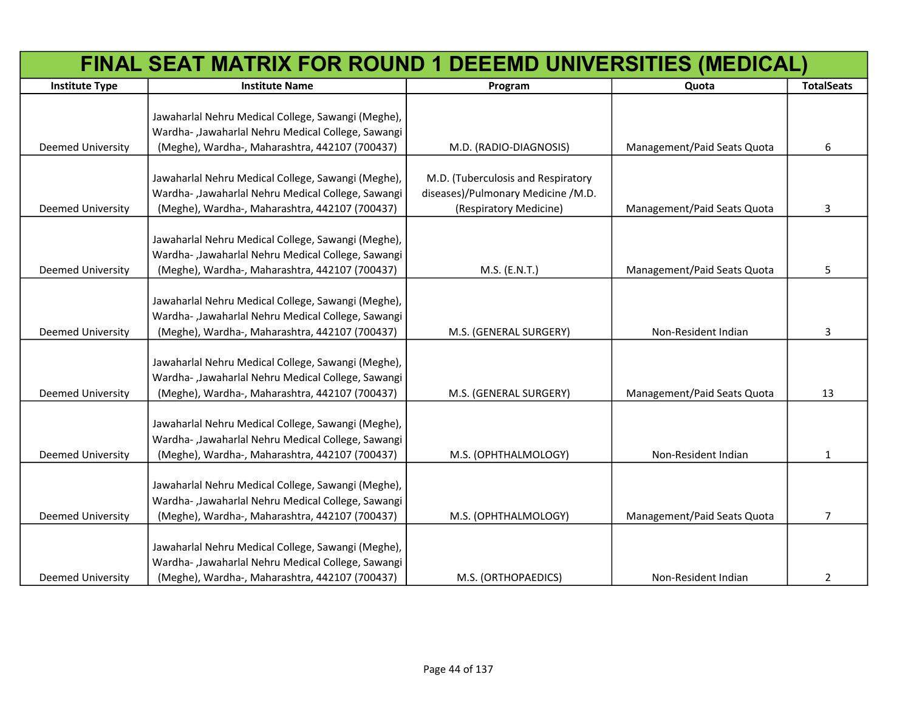# FINAL SEAT MATRIX FOR ROUND 1 DEEEMD UNIVERSITIES (MEDICAL)

| Institute Type | Institute Name | Program | Quota | TotalSeats |
|---|---|---|---|---|
| Deemed University | Jawaharlal Nehru Medical College, Sawangi (Meghe), Wardha- ,Jawaharlal Nehru Medical College, Sawangi (Meghe), Wardha-, Maharashtra, 442107 (700437) | M.D. (RADIO-DIAGNOSIS) | Management/Paid Seats Quota | 6 |
| Deemed University | Jawaharlal Nehru Medical College, Sawangi (Meghe), Wardha- ,Jawaharlal Nehru Medical College, Sawangi (Meghe), Wardha-, Maharashtra, 442107 (700437) | M.D. (Tuberculosis and Respiratory diseases)/Pulmonary Medicine /M.D. (Respiratory Medicine) | Management/Paid Seats Quota | 3 |
| Deemed University | Jawaharlal Nehru Medical College, Sawangi (Meghe), Wardha- ,Jawaharlal Nehru Medical College, Sawangi (Meghe), Wardha-, Maharashtra, 442107 (700437) | M.S. (E.N.T.) | Management/Paid Seats Quota | 5 |
| Deemed University | Jawaharlal Nehru Medical College, Sawangi (Meghe), Wardha- ,Jawaharlal Nehru Medical College, Sawangi (Meghe), Wardha-, Maharashtra, 442107 (700437) | M.S. (GENERAL SURGERY) | Non-Resident Indian | 3 |
| Deemed University | Jawaharlal Nehru Medical College, Sawangi (Meghe), Wardha- ,Jawaharlal Nehru Medical College, Sawangi (Meghe), Wardha-, Maharashtra, 442107 (700437) | M.S. (GENERAL SURGERY) | Management/Paid Seats Quota | 13 |
| Deemed University | Jawaharlal Nehru Medical College, Sawangi (Meghe), Wardha- ,Jawaharlal Nehru Medical College, Sawangi (Meghe), Wardha-, Maharashtra, 442107 (700437) | M.S. (OPHTHALMOLOGY) | Non-Resident Indian | 1 |
| Deemed University | Jawaharlal Nehru Medical College, Sawangi (Meghe), Wardha- ,Jawaharlal Nehru Medical College, Sawangi (Meghe), Wardha-, Maharashtra, 442107 (700437) | M.S. (OPHTHALMOLOGY) | Management/Paid Seats Quota | 7 |
| Deemed University | Jawaharlal Nehru Medical College, Sawangi (Meghe), Wardha- ,Jawaharlal Nehru Medical College, Sawangi (Meghe), Wardha-, Maharashtra, 442107 (700437) | M.S. (ORTHOPAEDICS) | Non-Resident Indian | 2 |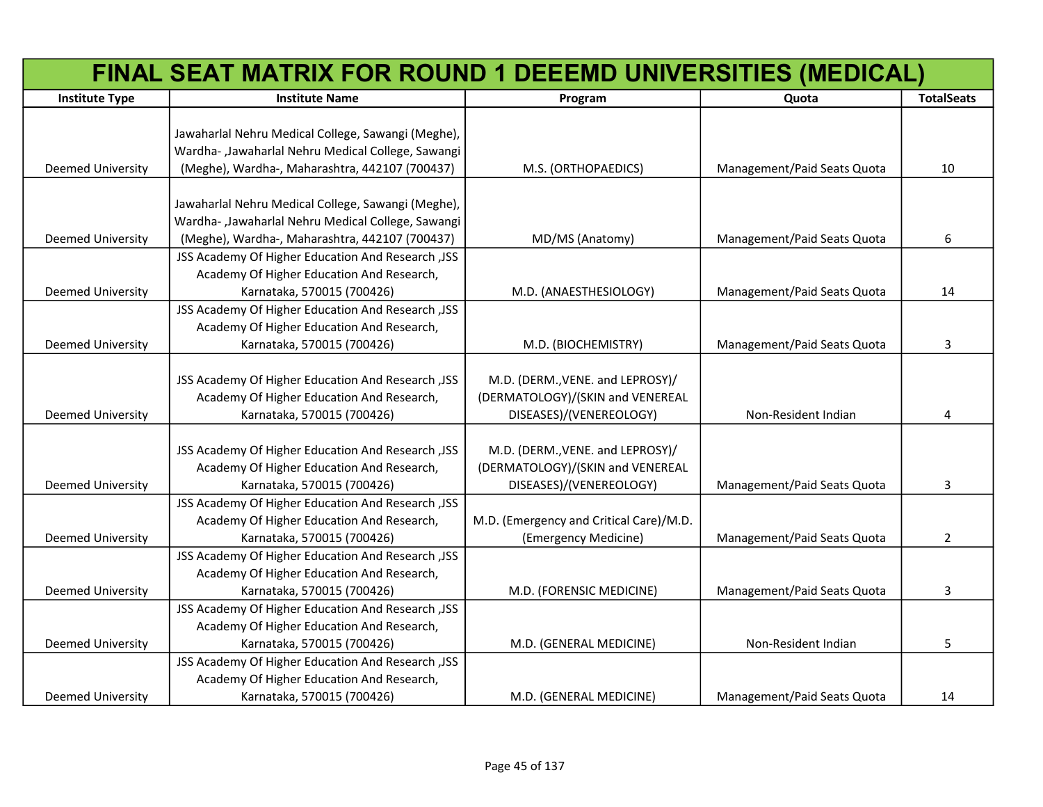# FINAL SEAT MATRIX FOR ROUND 1 DEEEMD UNIVERSITIES (MEDICAL)

| Institute Type | Institute Name | Program | Quota | TotalSeats |
|---|---|---|---|---|
| Deemed University | Jawaharlal Nehru Medical College, Sawangi (Meghe), Wardha- ,Jawaharlal Nehru Medical College, Sawangi (Meghe), Wardha-, Maharashtra, 442107 (700437) | M.S. (ORTHOPAEDICS) | Management/Paid Seats Quota | 10 |
| Deemed University | Jawaharlal Nehru Medical College, Sawangi (Meghe), Wardha- ,Jawaharlal Nehru Medical College, Sawangi (Meghe), Wardha-, Maharashtra, 442107 (700437) | MD/MS (Anatomy) | Management/Paid Seats Quota | 6 |
| Deemed University | JSS Academy Of Higher Education And Research ,JSS Academy Of Higher Education And Research, Karnataka, 570015 (700426) | M.D. (ANAESTHESIOLOGY) | Management/Paid Seats Quota | 14 |
| Deemed University | JSS Academy Of Higher Education And Research ,JSS Academy Of Higher Education And Research, Karnataka, 570015 (700426) | M.D. (BIOCHEMISTRY) | Management/Paid Seats Quota | 3 |
| Deemed University | JSS Academy Of Higher Education And Research ,JSS Academy Of Higher Education And Research, Karnataka, 570015 (700426) | M.D. (DERM.,VENE. and LEPROSY)/(DERMATOLOGY)/(SKIN and VENEREAL DISEASES)/(VENEREOLOGY) | Non-Resident Indian | 4 |
| Deemed University | JSS Academy Of Higher Education And Research ,JSS Academy Of Higher Education And Research, Karnataka, 570015 (700426) | M.D. (DERM.,VENE. and LEPROSY)/(DERMATOLOGY)/(SKIN and VENEREAL DISEASES)/(VENEREOLOGY) | Management/Paid Seats Quota | 3 |
| Deemed University | JSS Academy Of Higher Education And Research ,JSS Academy Of Higher Education And Research, Karnataka, 570015 (700426) | M.D. (Emergency and Critical Care)/M.D. (Emergency Medicine) | Management/Paid Seats Quota | 2 |
| Deemed University | JSS Academy Of Higher Education And Research ,JSS Academy Of Higher Education And Research, Karnataka, 570015 (700426) | M.D. (FORENSIC MEDICINE) | Management/Paid Seats Quota | 3 |
| Deemed University | JSS Academy Of Higher Education And Research ,JSS Academy Of Higher Education And Research, Karnataka, 570015 (700426) | M.D. (GENERAL MEDICINE) | Non-Resident Indian | 5 |
| Deemed University | JSS Academy Of Higher Education And Research ,JSS Academy Of Higher Education And Research, Karnataka, 570015 (700426) | M.D. (GENERAL MEDICINE) | Management/Paid Seats Quota | 14 |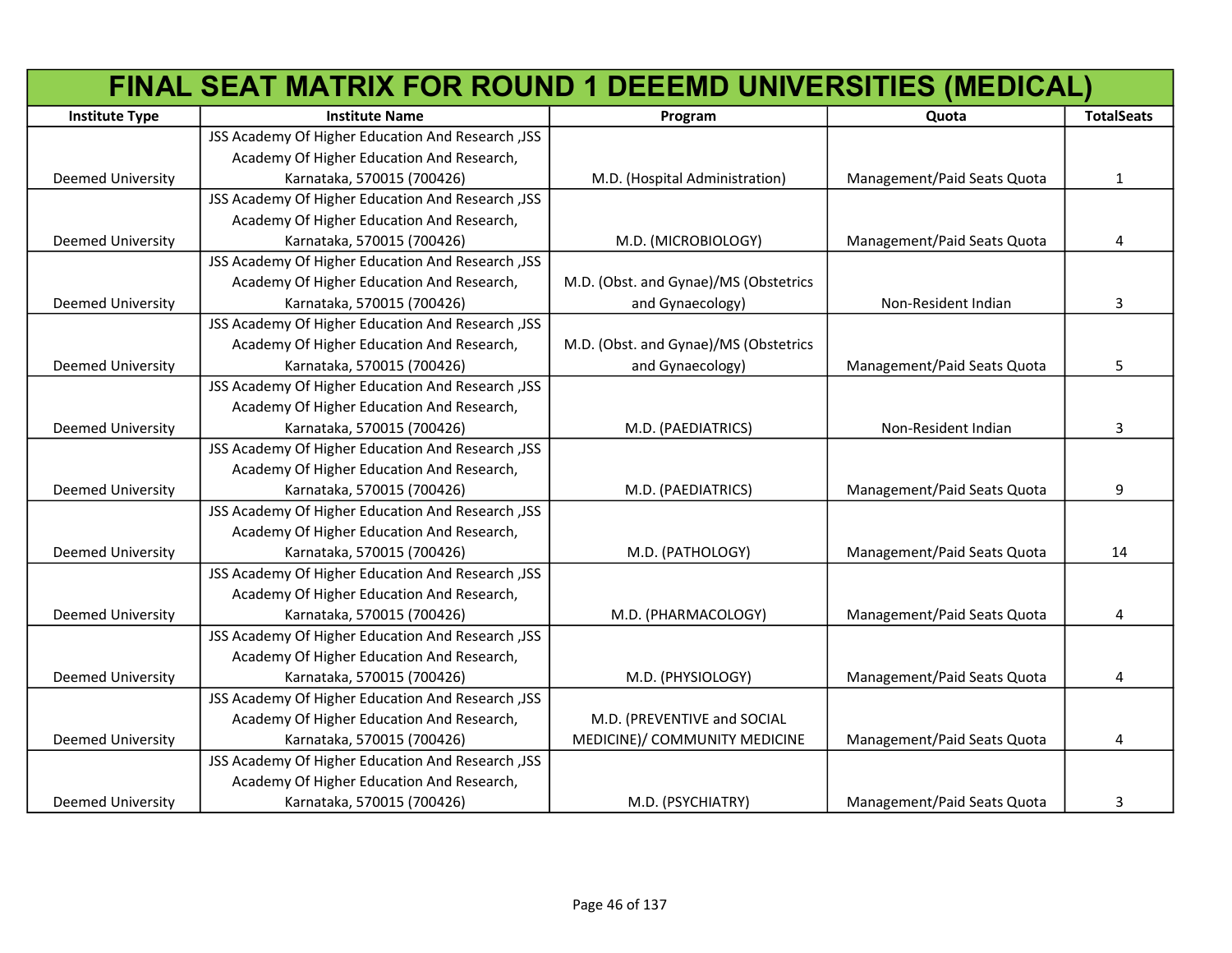# FINAL SEAT MATRIX FOR ROUND 1 DEEEMD UNIVERSITIES (MEDICAL)

| Institute Type | Institute Name | Program | Quota | TotalSeats |
|---|---|---|---|---|
| Deemed University | JSS Academy Of Higher Education And Research ,JSS Academy Of Higher Education And Research, Karnataka, 570015 (700426) | M.D. (Hospital Administration) | Management/Paid Seats Quota | 1 |
| Deemed University | JSS Academy Of Higher Education And Research ,JSS Academy Of Higher Education And Research, Karnataka, 570015 (700426) | M.D. (MICROBIOLOGY) | Management/Paid Seats Quota | 4 |
| Deemed University | JSS Academy Of Higher Education And Research ,JSS Academy Of Higher Education And Research, Karnataka, 570015 (700426) | M.D. (Obst. and Gynae)/MS (Obstetrics and Gynaecology) | Non-Resident Indian | 3 |
| Deemed University | JSS Academy Of Higher Education And Research ,JSS Academy Of Higher Education And Research, Karnataka, 570015 (700426) | M.D. (Obst. and Gynae)/MS (Obstetrics and Gynaecology) | Management/Paid Seats Quota | 5 |
| Deemed University | JSS Academy Of Higher Education And Research ,JSS Academy Of Higher Education And Research, Karnataka, 570015 (700426) | M.D. (PAEDIATRICS) | Non-Resident Indian | 3 |
| Deemed University | JSS Academy Of Higher Education And Research ,JSS Academy Of Higher Education And Research, Karnataka, 570015 (700426) | M.D. (PAEDIATRICS) | Management/Paid Seats Quota | 9 |
| Deemed University | JSS Academy Of Higher Education And Research ,JSS Academy Of Higher Education And Research, Karnataka, 570015 (700426) | M.D. (PATHOLOGY) | Management/Paid Seats Quota | 14 |
| Deemed University | JSS Academy Of Higher Education And Research ,JSS Academy Of Higher Education And Research, Karnataka, 570015 (700426) | M.D. (PHARMACOLOGY) | Management/Paid Seats Quota | 4 |
| Deemed University | JSS Academy Of Higher Education And Research ,JSS Academy Of Higher Education And Research, Karnataka, 570015 (700426) | M.D. (PHYSIOLOGY) | Management/Paid Seats Quota | 4 |
| Deemed University | JSS Academy Of Higher Education And Research ,JSS Academy Of Higher Education And Research, Karnataka, 570015 (700426) | M.D. (PREVENTIVE and SOCIAL MEDICINE)/ COMMUNITY MEDICINE | Management/Paid Seats Quota | 4 |
| Deemed University | JSS Academy Of Higher Education And Research ,JSS Academy Of Higher Education And Research, Karnataka, 570015 (700426) | M.D. (PSYCHIATRY) | Management/Paid Seats Quota | 3 |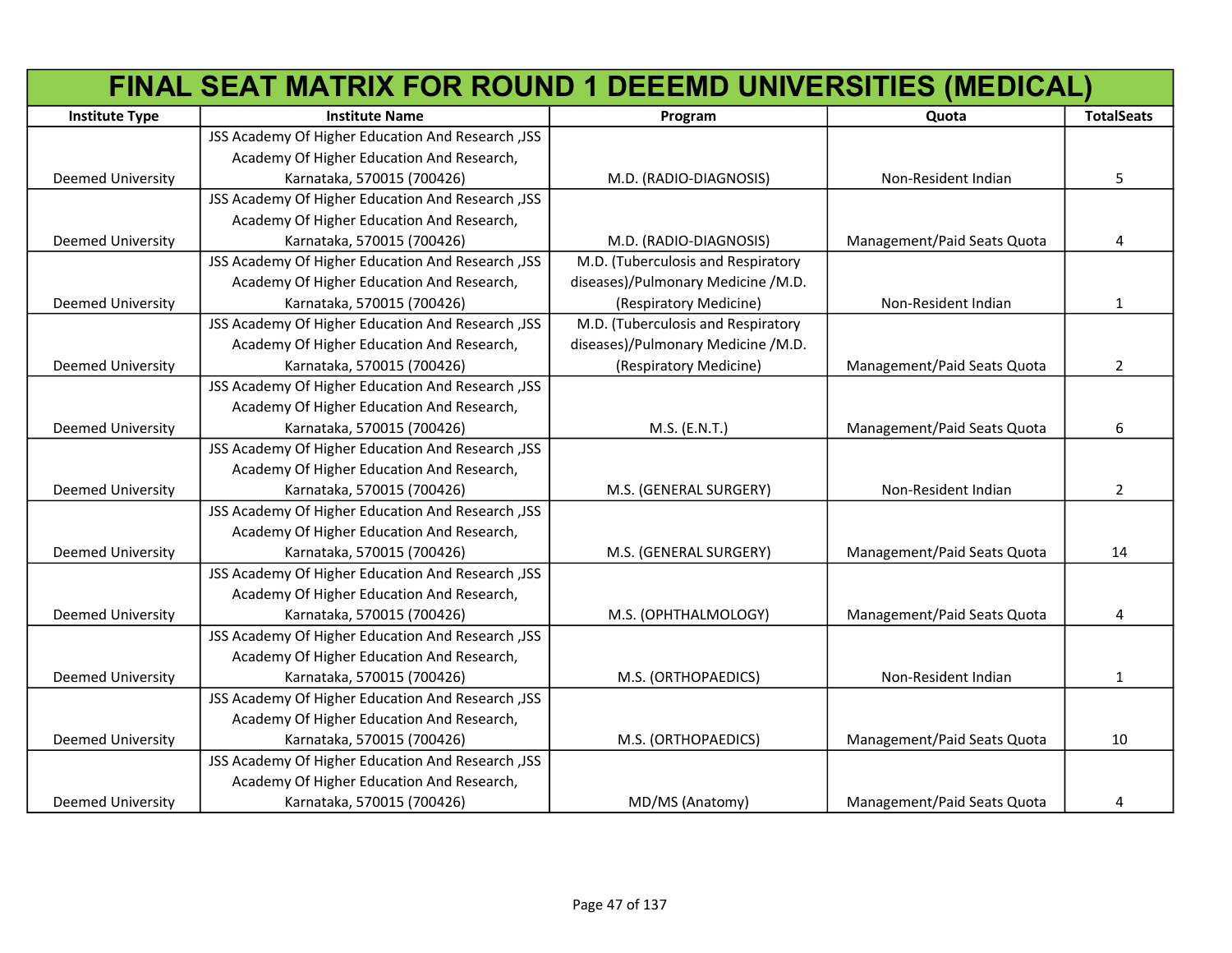# FINAL SEAT MATRIX FOR ROUND 1 DEEEMD UNIVERSITIES (MEDICAL)

| Institute Type | Institute Name | Program | Quota | TotalSeats |
|---|---|---|---|---|
| Deemed University | JSS Academy Of Higher Education And Research ,JSS Academy Of Higher Education And Research, Karnataka, 570015 (700426) | M.D. (RADIO-DIAGNOSIS) | Non-Resident Indian | 5 |
| Deemed University | JSS Academy Of Higher Education And Research ,JSS Academy Of Higher Education And Research, Karnataka, 570015 (700426) | M.D. (RADIO-DIAGNOSIS) | Management/Paid Seats Quota | 4 |
| Deemed University | JSS Academy Of Higher Education And Research ,JSS Academy Of Higher Education And Research, Karnataka, 570015 (700426) | M.D. (Tuberculosis and Respiratory diseases)/Pulmonary Medicine /M.D. (Respiratory Medicine) | Non-Resident Indian | 1 |
| Deemed University | JSS Academy Of Higher Education And Research ,JSS Academy Of Higher Education And Research, Karnataka, 570015 (700426) | M.D. (Tuberculosis and Respiratory diseases)/Pulmonary Medicine /M.D. (Respiratory Medicine) | Management/Paid Seats Quota | 2 |
| Deemed University | JSS Academy Of Higher Education And Research ,JSS Academy Of Higher Education And Research, Karnataka, 570015 (700426) | M.S. (E.N.T.) | Management/Paid Seats Quota | 6 |
| Deemed University | JSS Academy Of Higher Education And Research ,JSS Academy Of Higher Education And Research, Karnataka, 570015 (700426) | M.S. (GENERAL SURGERY) | Non-Resident Indian | 2 |
| Deemed University | JSS Academy Of Higher Education And Research ,JSS Academy Of Higher Education And Research, Karnataka, 570015 (700426) | M.S. (GENERAL SURGERY) | Management/Paid Seats Quota | 14 |
| Deemed University | JSS Academy Of Higher Education And Research ,JSS Academy Of Higher Education And Research, Karnataka, 570015 (700426) | M.S. (OPHTHALMOLOGY) | Management/Paid Seats Quota | 4 |
| Deemed University | JSS Academy Of Higher Education And Research ,JSS Academy Of Higher Education And Research, Karnataka, 570015 (700426) | M.S. (ORTHOPAEDICS) | Non-Resident Indian | 1 |
| Deemed University | JSS Academy Of Higher Education And Research ,JSS Academy Of Higher Education And Research, Karnataka, 570015 (700426) | M.S. (ORTHOPAEDICS) | Management/Paid Seats Quota | 10 |
| Deemed University | JSS Academy Of Higher Education And Research ,JSS Academy Of Higher Education And Research, Karnataka, 570015 (700426) | MD/MS (Anatomy) | Management/Paid Seats Quota | 4 |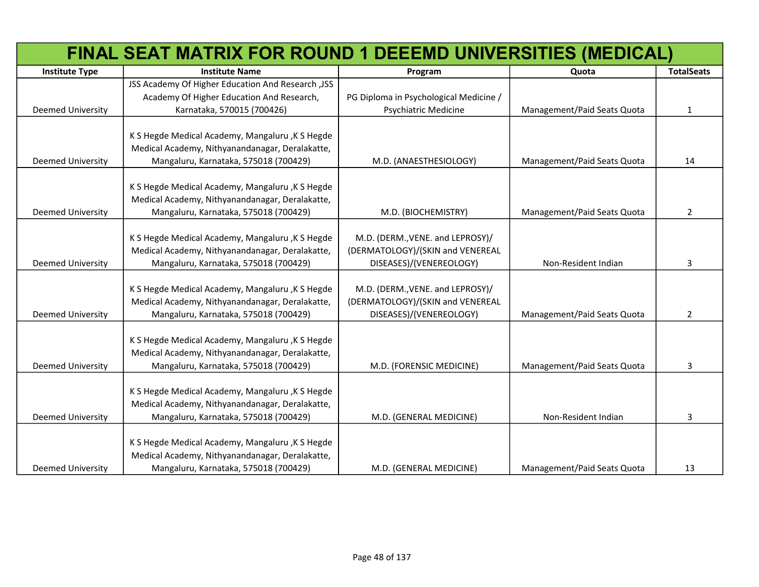# FINAL SEAT MATRIX FOR ROUND 1 DEEEMD UNIVERSITIES (MEDICAL)

| Institute Type | Institute Name | Program | Quota | TotalSeats |
|---|---|---|---|---|
| Deemed University | JSS Academy Of Higher Education And Research ,JSS Academy Of Higher Education And Research, Karnataka, 570015 (700426) | PG Diploma in Psychological Medicine / Psychiatric Medicine | Management/Paid Seats Quota | 1 |
| Deemed University | K S Hegde Medical Academy, Mangaluru ,K S Hegde Medical Academy, Nithyanandanagar, Deralakatte, Mangaluru, Karnataka, 575018 (700429) | M.D. (ANAESTHESIOLOGY) | Management/Paid Seats Quota | 14 |
| Deemed University | K S Hegde Medical Academy, Mangaluru ,K S Hegde Medical Academy, Nithyanandanagar, Deralakatte, Mangaluru, Karnataka, 575018 (700429) | M.D. (BIOCHEMISTRY) | Management/Paid Seats Quota | 2 |
| Deemed University | K S Hegde Medical Academy, Mangaluru ,K S Hegde Medical Academy, Nithyanandanagar, Deralakatte, Mangaluru, Karnataka, 575018 (700429) | M.D. (DERM.,VENE. and LEPROSY)/(DERMATOLOGY)/(SKIN and VENEREAL DISEASES)/(VENEREOLOGY) | Non-Resident Indian | 3 |
| Deemed University | K S Hegde Medical Academy, Mangaluru ,K S Hegde Medical Academy, Nithyanandanagar, Deralakatte, Mangaluru, Karnataka, 575018 (700429) | M.D. (DERM.,VENE. and LEPROSY)/(DERMATOLOGY)/(SKIN and VENEREAL DISEASES)/(VENEREOLOGY) | Management/Paid Seats Quota | 2 |
| Deemed University | K S Hegde Medical Academy, Mangaluru ,K S Hegde Medical Academy, Nithyanandanagar, Deralakatte, Mangaluru, Karnataka, 575018 (700429) | M.D. (FORENSIC MEDICINE) | Management/Paid Seats Quota | 3 |
| Deemed University | K S Hegde Medical Academy, Mangaluru ,K S Hegde Medical Academy, Nithyanandanagar, Deralakatte, Mangaluru, Karnataka, 575018 (700429) | M.D. (GENERAL MEDICINE) | Non-Resident Indian | 3 |
| Deemed University | K S Hegde Medical Academy, Mangaluru ,K S Hegde Medical Academy, Nithyanandanagar, Deralakatte, Mangaluru, Karnataka, 575018 (700429) | M.D. (GENERAL MEDICINE) | Management/Paid Seats Quota | 13 |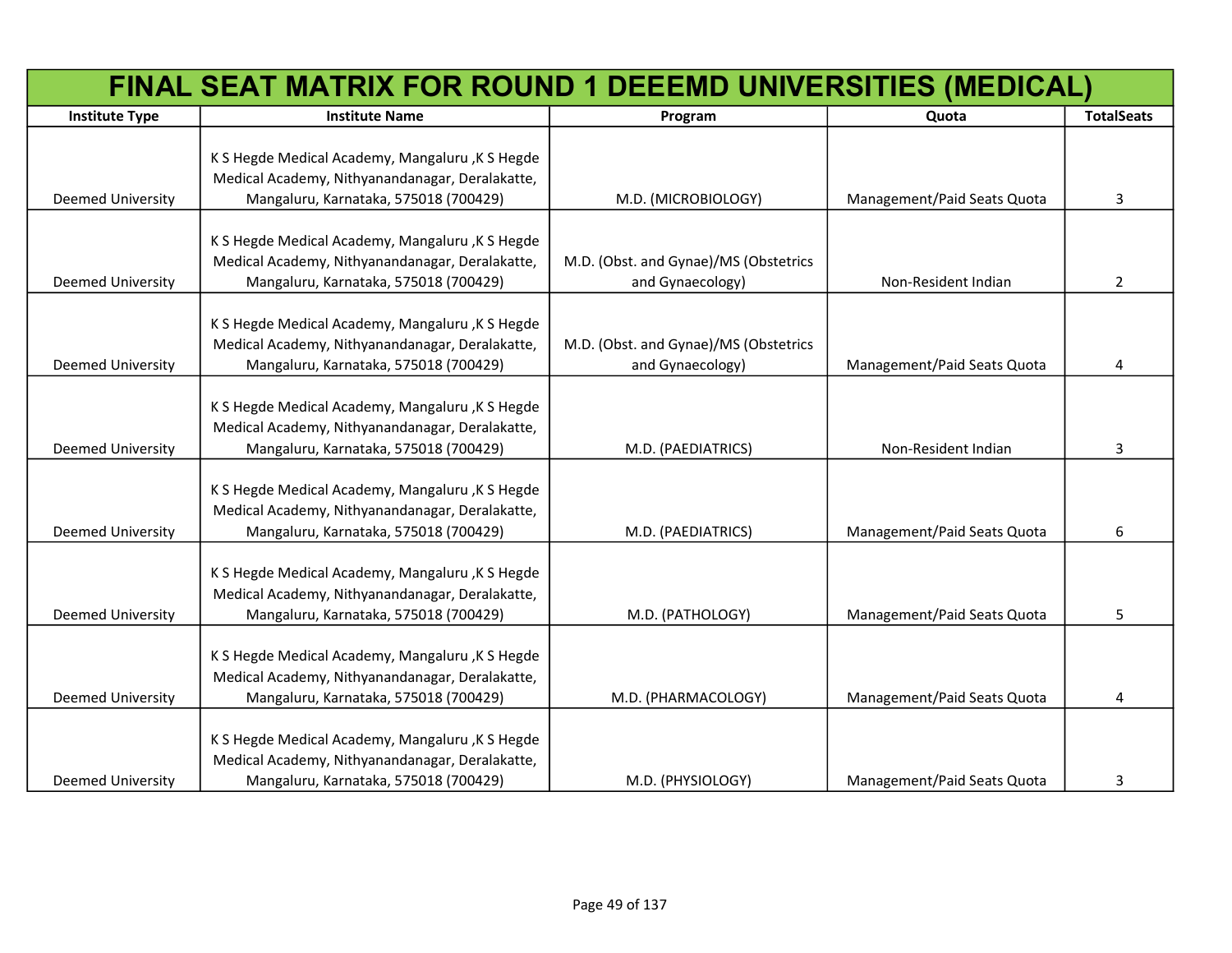# FINAL SEAT MATRIX FOR ROUND 1 DEEEMD UNIVERSITIES (MEDICAL)

| Institute Type | Institute Name | Program | Quota | TotalSeats |
|---|---|---|---|---|
| Deemed University | K S Hegde Medical Academy, Mangaluru ,K S Hegde Medical Academy, Nithyanandanagar, Deralakatte, Mangaluru, Karnataka, 575018 (700429) | M.D. (MICROBIOLOGY) | Management/Paid Seats Quota | 3 |
| Deemed University | K S Hegde Medical Academy, Mangaluru ,K S Hegde Medical Academy, Nithyanandanagar, Deralakatte, Mangaluru, Karnataka, 575018 (700429) | M.D. (Obst. and Gynae)/MS (Obstetrics and Gynaecology) | Non-Resident Indian | 2 |
| Deemed University | K S Hegde Medical Academy, Mangaluru ,K S Hegde Medical Academy, Nithyanandanagar, Deralakatte, Mangaluru, Karnataka, 575018 (700429) | M.D. (Obst. and Gynae)/MS (Obstetrics and Gynaecology) | Management/Paid Seats Quota | 4 |
| Deemed University | K S Hegde Medical Academy, Mangaluru ,K S Hegde Medical Academy, Nithyanandanagar, Deralakatte, Mangaluru, Karnataka, 575018 (700429) | M.D. (PAEDIATRICS) | Non-Resident Indian | 3 |
| Deemed University | K S Hegde Medical Academy, Mangaluru ,K S Hegde Medical Academy, Nithyanandanagar, Deralakatte, Mangaluru, Karnataka, 575018 (700429) | M.D. (PAEDIATRICS) | Management/Paid Seats Quota | 6 |
| Deemed University | K S Hegde Medical Academy, Mangaluru ,K S Hegde Medical Academy, Nithyanandanagar, Deralakatte, Mangaluru, Karnataka, 575018 (700429) | M.D. (PATHOLOGY) | Management/Paid Seats Quota | 5 |
| Deemed University | K S Hegde Medical Academy, Mangaluru ,K S Hegde Medical Academy, Nithyanandanagar, Deralakatte, Mangaluru, Karnataka, 575018 (700429) | M.D. (PHARMACOLOGY) | Management/Paid Seats Quota | 4 |
| Deemed University | K S Hegde Medical Academy, Mangaluru ,K S Hegde Medical Academy, Nithyanandanagar, Deralakatte, Mangaluru, Karnataka, 575018 (700429) | M.D. (PHYSIOLOGY) | Management/Paid Seats Quota | 3 |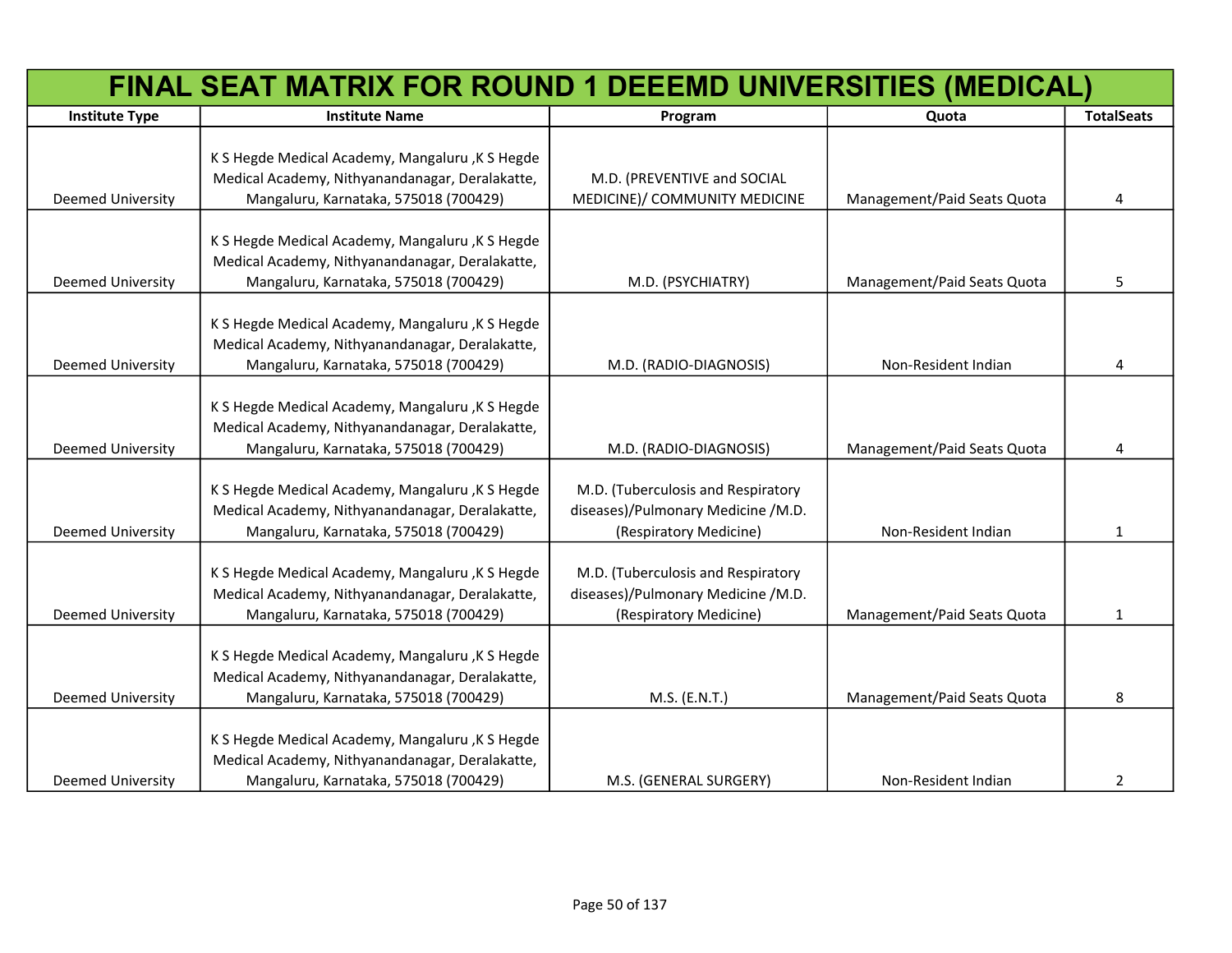# FINAL SEAT MATRIX FOR ROUND 1 DEEEMD UNIVERSITIES (MEDICAL)

| Institute Type | Institute Name | Program | Quota | TotalSeats |
|---|---|---|---|---|
| Deemed University | K S Hegde Medical Academy, Mangaluru ,K S Hegde Medical Academy, Nithyanandanagar, Deralakatte, Mangaluru, Karnataka, 575018 (700429) | M.D. (PREVENTIVE and SOCIAL MEDICINE)/ COMMUNITY MEDICINE | Management/Paid Seats Quota | 4 |
| Deemed University | K S Hegde Medical Academy, Mangaluru ,K S Hegde Medical Academy, Nithyanandanagar, Deralakatte, Mangaluru, Karnataka, 575018 (700429) | M.D. (PSYCHIATRY) | Management/Paid Seats Quota | 5 |
| Deemed University | K S Hegde Medical Academy, Mangaluru ,K S Hegde Medical Academy, Nithyanandanagar, Deralakatte, Mangaluru, Karnataka, 575018 (700429) | M.D. (RADIO-DIAGNOSIS) | Non-Resident Indian | 4 |
| Deemed University | K S Hegde Medical Academy, Mangaluru ,K S Hegde Medical Academy, Nithyanandanagar, Deralakatte, Mangaluru, Karnataka, 575018 (700429) | M.D. (RADIO-DIAGNOSIS) | Management/Paid Seats Quota | 4 |
| Deemed University | K S Hegde Medical Academy, Mangaluru ,K S Hegde Medical Academy, Nithyanandanagar, Deralakatte, Mangaluru, Karnataka, 575018 (700429) | M.D. (Tuberculosis and Respiratory diseases)/Pulmonary Medicine /M.D. (Respiratory Medicine) | Non-Resident Indian | 1 |
| Deemed University | K S Hegde Medical Academy, Mangaluru ,K S Hegde Medical Academy, Nithyanandanagar, Deralakatte, Mangaluru, Karnataka, 575018 (700429) | M.D. (Tuberculosis and Respiratory diseases)/Pulmonary Medicine /M.D. (Respiratory Medicine) | Management/Paid Seats Quota | 1 |
| Deemed University | K S Hegde Medical Academy, Mangaluru ,K S Hegde Medical Academy, Nithyanandanagar, Deralakatte, Mangaluru, Karnataka, 575018 (700429) | M.S. (E.N.T.) | Management/Paid Seats Quota | 8 |
| Deemed University | K S Hegde Medical Academy, Mangaluru ,K S Hegde Medical Academy, Nithyanandanagar, Deralakatte, Mangaluru, Karnataka, 575018 (700429) | M.S. (GENERAL SURGERY) | Non-Resident Indian | 2 |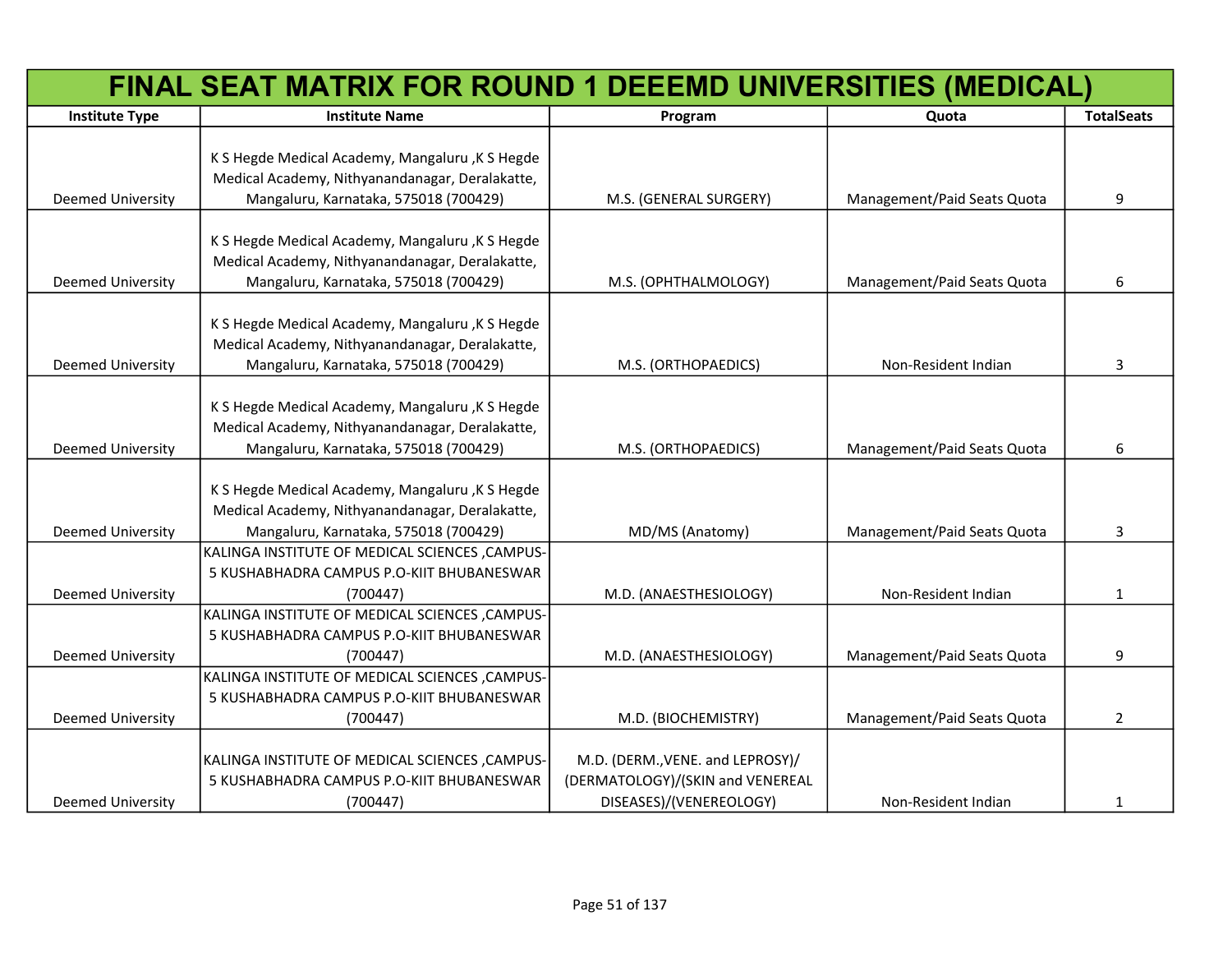# FINAL SEAT MATRIX FOR ROUND 1 DEEEMD UNIVERSITIES (MEDICAL)

| Institute Type | Institute Name | Program | Quota | TotalSeats |
|---|---|---|---|---|
| Deemed University | K S Hegde Medical Academy, Mangaluru ,K S Hegde Medical Academy, Nithyanandanagar, Deralakatte, Mangaluru, Karnataka, 575018 (700429) | M.S. (GENERAL SURGERY) | Management/Paid Seats Quota | 9 |
| Deemed University | K S Hegde Medical Academy, Mangaluru ,K S Hegde Medical Academy, Nithyanandanagar, Deralakatte, Mangaluru, Karnataka, 575018 (700429) | M.S. (OPHTHALMOLOGY) | Management/Paid Seats Quota | 6 |
| Deemed University | K S Hegde Medical Academy, Mangaluru ,K S Hegde Medical Academy, Nithyanandanagar, Deralakatte, Mangaluru, Karnataka, 575018 (700429) | M.S. (ORTHOPAEDICS) | Non-Resident Indian | 3 |
| Deemed University | K S Hegde Medical Academy, Mangaluru ,K S Hegde Medical Academy, Nithyanandanagar, Deralakatte, Mangaluru, Karnataka, 575018 (700429) | M.S. (ORTHOPAEDICS) | Management/Paid Seats Quota | 6 |
| Deemed University | K S Hegde Medical Academy, Mangaluru ,K S Hegde Medical Academy, Nithyanandanagar, Deralakatte, Mangaluru, Karnataka, 575018 (700429) | MD/MS (Anatomy) | Management/Paid Seats Quota | 3 |
| Deemed University | KALINGA INSTITUTE OF MEDICAL SCIENCES ,CAMPUS-5 KUSHABHADRA CAMPUS P.O-KIIT BHUBANESWAR (700447) | M.D. (ANAESTHESIOLOGY) | Non-Resident Indian | 1 |
| Deemed University | KALINGA INSTITUTE OF MEDICAL SCIENCES ,CAMPUS-5 KUSHABHADRA CAMPUS P.O-KIIT BHUBANESWAR (700447) | M.D. (ANAESTHESIOLOGY) | Management/Paid Seats Quota | 9 |
| Deemed University | KALINGA INSTITUTE OF MEDICAL SCIENCES ,CAMPUS-5 KUSHABHADRA CAMPUS P.O-KIIT BHUBANESWAR (700447) | M.D. (BIOCHEMISTRY) | Management/Paid Seats Quota | 2 |
| Deemed University | KALINGA INSTITUTE OF MEDICAL SCIENCES ,CAMPUS-5 KUSHABHADRA CAMPUS P.O-KIIT BHUBANESWAR (700447) | M.D. (DERM.,VENE. and LEPROSY)/(DERMATOLOGY)/(SKIN and VENEREAL DISEASES)/(VENEREOLOGY) | Non-Resident Indian | 1 |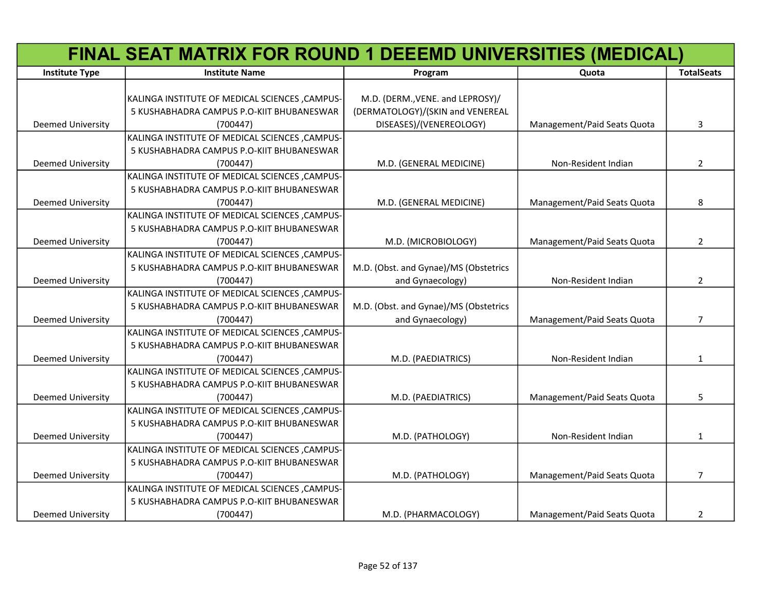# FINAL SEAT MATRIX FOR ROUND 1 DEEEMD UNIVERSITIES (MEDICAL)

| Institute Type | Institute Name | Program | Quota | TotalSeats |
|---|---|---|---|---|
| Deemed University | KALINGA INSTITUTE OF MEDICAL SCIENCES ,CAMPUS-5 KUSHABHADRA CAMPUS P.O-KIIT BHUBANESWAR (700447) | M.D. (DERM.,VENE. and LEPROSY)/(DERMATOLOGY)/(SKIN and VENEREAL DISEASES)/(VENEREOLOGY) | Management/Paid Seats Quota | 3 |
| Deemed University | KALINGA INSTITUTE OF MEDICAL SCIENCES ,CAMPUS-5 KUSHABHADRA CAMPUS P.O-KIIT BHUBANESWAR (700447) | M.D. (GENERAL MEDICINE) | Non-Resident Indian | 2 |
| Deemed University | KALINGA INSTITUTE OF MEDICAL SCIENCES ,CAMPUS-5 KUSHABHADRA CAMPUS P.O-KIIT BHUBANESWAR (700447) | M.D. (GENERAL MEDICINE) | Management/Paid Seats Quota | 8 |
| Deemed University | KALINGA INSTITUTE OF MEDICAL SCIENCES ,CAMPUS-5 KUSHABHADRA CAMPUS P.O-KIIT BHUBANESWAR (700447) | M.D. (MICROBIOLOGY) | Management/Paid Seats Quota | 2 |
| Deemed University | KALINGA INSTITUTE OF MEDICAL SCIENCES ,CAMPUS-5 KUSHABHADRA CAMPUS P.O-KIIT BHUBANESWAR (700447) | M.D. (Obst. and Gynae)/MS (Obstetrics and Gynaecology) | Non-Resident Indian | 2 |
| Deemed University | KALINGA INSTITUTE OF MEDICAL SCIENCES ,CAMPUS-5 KUSHABHADRA CAMPUS P.O-KIIT BHUBANESWAR (700447) | M.D. (Obst. and Gynae)/MS (Obstetrics and Gynaecology) | Management/Paid Seats Quota | 7 |
| Deemed University | KALINGA INSTITUTE OF MEDICAL SCIENCES ,CAMPUS-5 KUSHABHADRA CAMPUS P.O-KIIT BHUBANESWAR (700447) | M.D. (PAEDIATRICS) | Non-Resident Indian | 1 |
| Deemed University | KALINGA INSTITUTE OF MEDICAL SCIENCES ,CAMPUS-5 KUSHABHADRA CAMPUS P.O-KIIT BHUBANESWAR (700447) | M.D. (PAEDIATRICS) | Management/Paid Seats Quota | 5 |
| Deemed University | KALINGA INSTITUTE OF MEDICAL SCIENCES ,CAMPUS-5 KUSHABHADRA CAMPUS P.O-KIIT BHUBANESWAR (700447) | M.D. (PATHOLOGY) | Non-Resident Indian | 1 |
| Deemed University | KALINGA INSTITUTE OF MEDICAL SCIENCES ,CAMPUS-5 KUSHABHADRA CAMPUS P.O-KIIT BHUBANESWAR (700447) | M.D. (PATHOLOGY) | Management/Paid Seats Quota | 7 |
| Deemed University | KALINGA INSTITUTE OF MEDICAL SCIENCES ,CAMPUS-5 KUSHABHADRA CAMPUS P.O-KIIT BHUBANESWAR (700447) | M.D. (PHARMACOLOGY) | Management/Paid Seats Quota | 2 |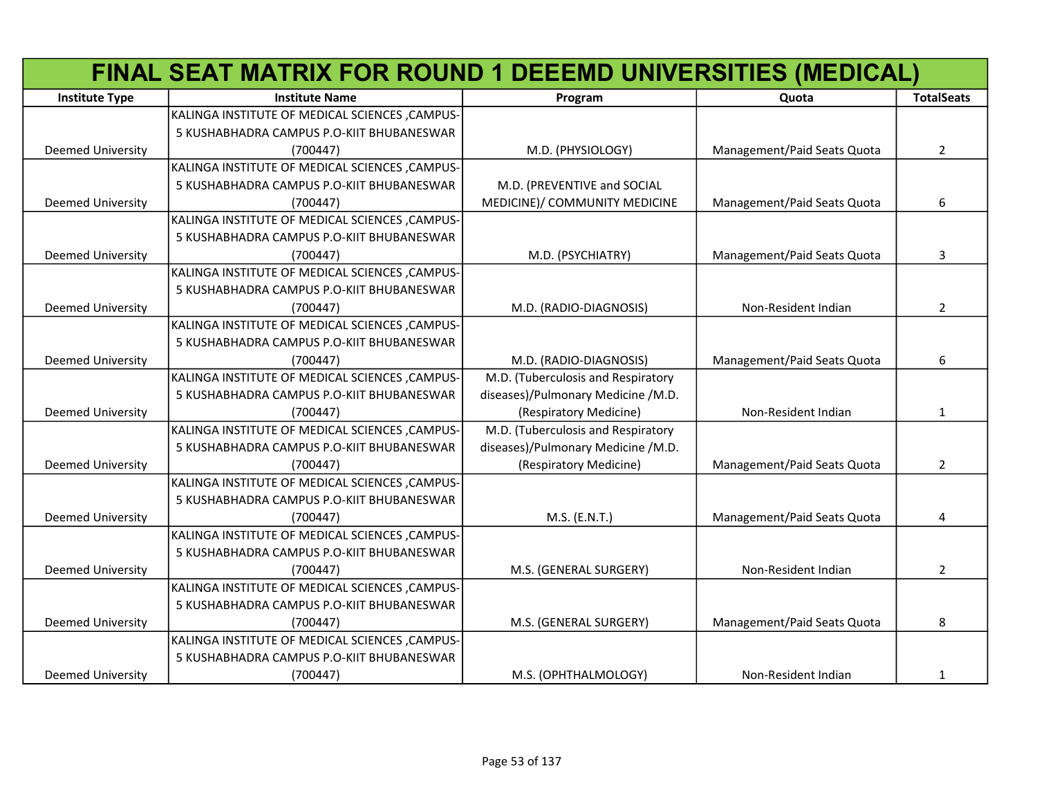# FINAL SEAT MATRIX FOR ROUND 1 DEEEMD UNIVERSITIES (MEDICAL)

| Institute Type | Institute Name | Program | Quota | TotalSeats |
|---|---|---|---|---|
| Deemed University | KALINGA INSTITUTE OF MEDICAL SCIENCES ,CAMPUS-5 KUSHABHADRA CAMPUS P.O-KIIT BHUBANESWAR (700447) | M.D. (PHYSIOLOGY) | Management/Paid Seats Quota | 2 |
| Deemed University | KALINGA INSTITUTE OF MEDICAL SCIENCES ,CAMPUS-5 KUSHABHADRA CAMPUS P.O-KIIT BHUBANESWAR (700447) | M.D. (PREVENTIVE and SOCIAL MEDICINE)/ COMMUNITY MEDICINE | Management/Paid Seats Quota | 6 |
| Deemed University | KALINGA INSTITUTE OF MEDICAL SCIENCES ,CAMPUS-5 KUSHABHADRA CAMPUS P.O-KIIT BHUBANESWAR (700447) | M.D. (PSYCHIATRY) | Management/Paid Seats Quota | 3 |
| Deemed University | KALINGA INSTITUTE OF MEDICAL SCIENCES ,CAMPUS-5 KUSHABHADRA CAMPUS P.O-KIIT BHUBANESWAR (700447) | M.D. (RADIO-DIAGNOSIS) | Non-Resident Indian | 2 |
| Deemed University | KALINGA INSTITUTE OF MEDICAL SCIENCES ,CAMPUS-5 KUSHABHADRA CAMPUS P.O-KIIT BHUBANESWAR (700447) | M.D. (RADIO-DIAGNOSIS) | Management/Paid Seats Quota | 6 |
| Deemed University | KALINGA INSTITUTE OF MEDICAL SCIENCES ,CAMPUS-5 KUSHABHADRA CAMPUS P.O-KIIT BHUBANESWAR (700447) | M.D. (Tuberculosis and Respiratory diseases)/Pulmonary Medicine /M.D. (Respiratory Medicine) | Non-Resident Indian | 1 |
| Deemed University | KALINGA INSTITUTE OF MEDICAL SCIENCES ,CAMPUS-5 KUSHABHADRA CAMPUS P.O-KIIT BHUBANESWAR (700447) | M.D. (Tuberculosis and Respiratory diseases)/Pulmonary Medicine /M.D. (Respiratory Medicine) | Management/Paid Seats Quota | 2 |
| Deemed University | KALINGA INSTITUTE OF MEDICAL SCIENCES ,CAMPUS-5 KUSHABHADRA CAMPUS P.O-KIIT BHUBANESWAR (700447) | M.S. (E.N.T.) | Management/Paid Seats Quota | 4 |
| Deemed University | KALINGA INSTITUTE OF MEDICAL SCIENCES ,CAMPUS-5 KUSHABHADRA CAMPUS P.O-KIIT BHUBANESWAR (700447) | M.S. (GENERAL SURGERY) | Non-Resident Indian | 2 |
| Deemed University | KALINGA INSTITUTE OF MEDICAL SCIENCES ,CAMPUS-5 KUSHABHADRA CAMPUS P.O-KIIT BHUBANESWAR (700447) | M.S. (GENERAL SURGERY) | Management/Paid Seats Quota | 8 |
| Deemed University | KALINGA INSTITUTE OF MEDICAL SCIENCES ,CAMPUS-5 KUSHABHADRA CAMPUS P.O-KIIT BHUBANESWAR (700447) | M.S. (OPHTHALMOLOGY) | Non-Resident Indian | 1 |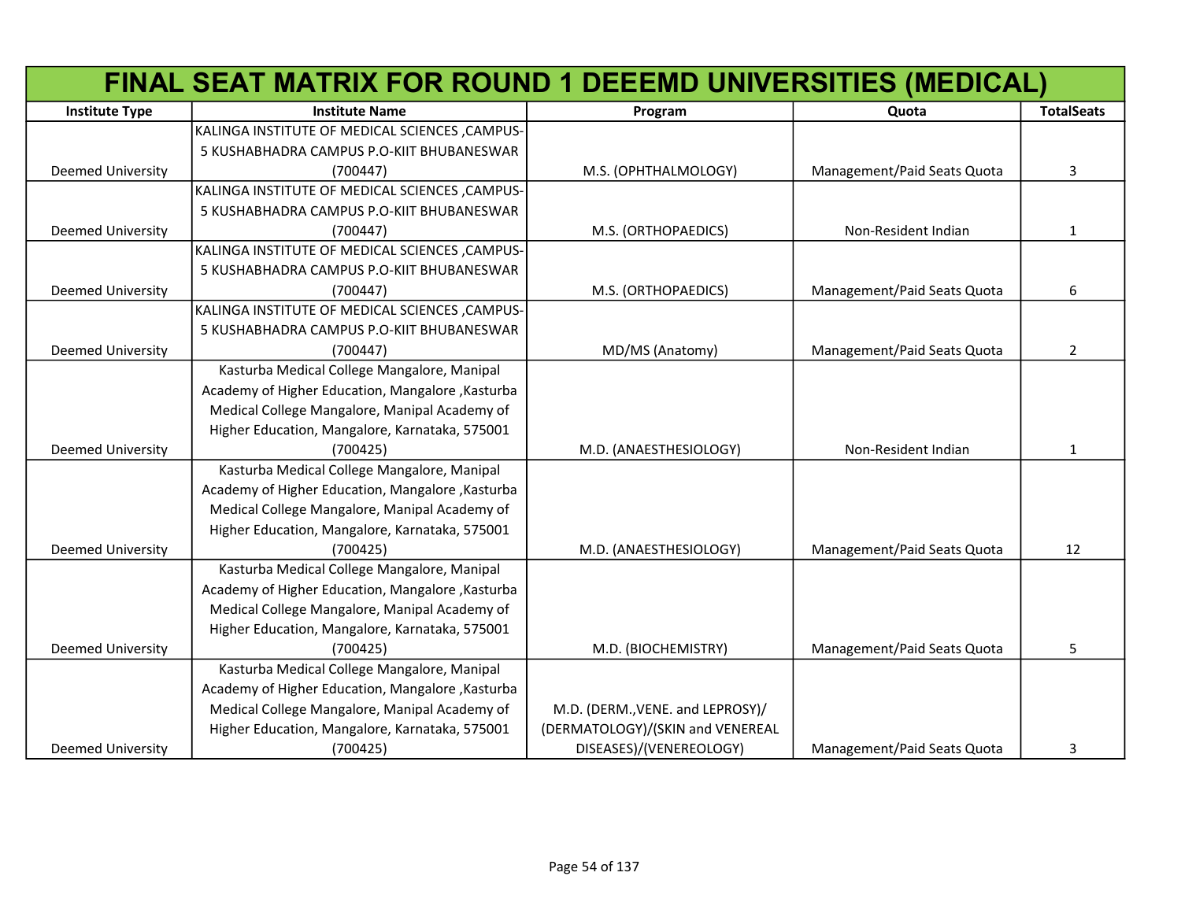# FINAL SEAT MATRIX FOR ROUND 1 DEEEMD UNIVERSITIES (MEDICAL)

| Institute Type | Institute Name | Program | Quota | TotalSeats |
|---|---|---|---|---|
| Deemed University | KALINGA INSTITUTE OF MEDICAL SCIENCES ,CAMPUS-5 KUSHABHADRA CAMPUS P.O-KIIT BHUBANESWAR (700447) | M.S. (OPHTHALMOLOGY) | Management/Paid Seats Quota | 3 |
| Deemed University | KALINGA INSTITUTE OF MEDICAL SCIENCES ,CAMPUS-5 KUSHABHADRA CAMPUS P.O-KIIT BHUBANESWAR (700447) | M.S. (ORTHOPAEDICS) | Non-Resident Indian | 1 |
| Deemed University | KALINGA INSTITUTE OF MEDICAL SCIENCES ,CAMPUS-5 KUSHABHADRA CAMPUS P.O-KIIT BHUBANESWAR (700447) | M.S. (ORTHOPAEDICS) | Management/Paid Seats Quota | 6 |
| Deemed University | KALINGA INSTITUTE OF MEDICAL SCIENCES ,CAMPUS-5 KUSHABHADRA CAMPUS P.O-KIIT BHUBANESWAR (700447) | MD/MS (Anatomy) | Management/Paid Seats Quota | 2 |
| Deemed University | Kasturba Medical College Mangalore, Manipal Academy of Higher Education, Mangalore ,Kasturba Medical College Mangalore, Manipal Academy of Higher Education, Mangalore, Karnataka, 575001 (700425) | M.D. (ANAESTHESIOLOGY) | Non-Resident Indian | 1 |
| Deemed University | Kasturba Medical College Mangalore, Manipal Academy of Higher Education, Mangalore ,Kasturba Medical College Mangalore, Manipal Academy of Higher Education, Mangalore, Karnataka, 575001 (700425) | M.D. (ANAESTHESIOLOGY) | Management/Paid Seats Quota | 12 |
| Deemed University | Kasturba Medical College Mangalore, Manipal Academy of Higher Education, Mangalore ,Kasturba Medical College Mangalore, Manipal Academy of Higher Education, Mangalore, Karnataka, 575001 (700425) | M.D. (BIOCHEMISTRY) | Management/Paid Seats Quota | 5 |
| Deemed University | Kasturba Medical College Mangalore, Manipal Academy of Higher Education, Mangalore ,Kasturba Medical College Mangalore, Manipal Academy of Higher Education, Mangalore, Karnataka, 575001 (700425) | M.D. (DERM.,VENE. and LEPROSY)/(DERMATOLOGY)/(SKIN and VENEREAL DISEASES)/(VENEREOLOGY) | Management/Paid Seats Quota | 3 |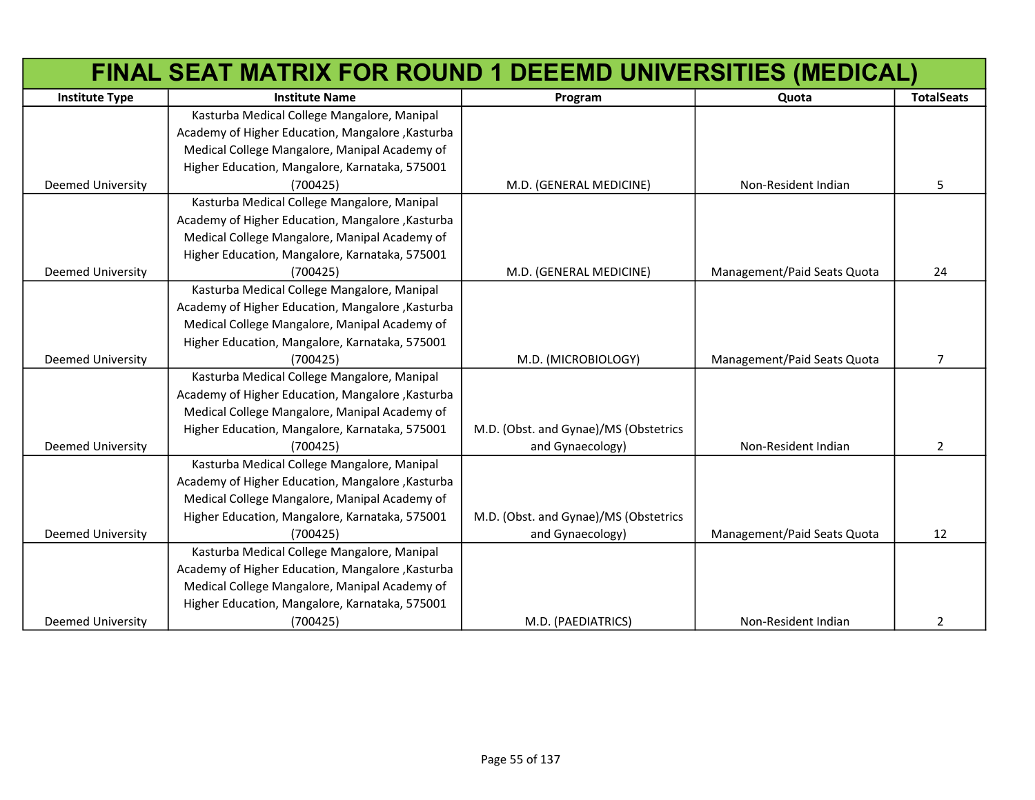# FINAL SEAT MATRIX FOR ROUND 1 DEEEMD UNIVERSITIES (MEDICAL)

| Institute Type | Institute Name | Program | Quota | TotalSeats |
|---|---|---|---|---|
| Deemed University | Kasturba Medical College Mangalore, Manipal Academy of Higher Education, Mangalore ,Kasturba Medical College Mangalore, Manipal Academy of Higher Education, Mangalore, Karnataka, 575001 (700425) | M.D. (GENERAL MEDICINE) | Non-Resident Indian | 5 |
| Deemed University | Kasturba Medical College Mangalore, Manipal Academy of Higher Education, Mangalore ,Kasturba Medical College Mangalore, Manipal Academy of Higher Education, Mangalore, Karnataka, 575001 (700425) | M.D. (GENERAL MEDICINE) | Management/Paid Seats Quota | 24 |
| Deemed University | Kasturba Medical College Mangalore, Manipal Academy of Higher Education, Mangalore ,Kasturba Medical College Mangalore, Manipal Academy of Higher Education, Mangalore, Karnataka, 575001 (700425) | M.D. (MICROBIOLOGY) | Management/Paid Seats Quota | 7 |
| Deemed University | Kasturba Medical College Mangalore, Manipal Academy of Higher Education, Mangalore ,Kasturba Medical College Mangalore, Manipal Academy of Higher Education, Mangalore, Karnataka, 575001 (700425) | M.D. (Obst. and Gynae)/MS (Obstetrics and Gynaecology) | Non-Resident Indian | 2 |
| Deemed University | Kasturba Medical College Mangalore, Manipal Academy of Higher Education, Mangalore ,Kasturba Medical College Mangalore, Manipal Academy of Higher Education, Mangalore, Karnataka, 575001 (700425) | M.D. (Obst. and Gynae)/MS (Obstetrics and Gynaecology) | Management/Paid Seats Quota | 12 |
| Deemed University | Kasturba Medical College Mangalore, Manipal Academy of Higher Education, Mangalore ,Kasturba Medical College Mangalore, Manipal Academy of Higher Education, Mangalore, Karnataka, 575001 (700425) | M.D. (PAEDIATRICS) | Non-Resident Indian | 2 |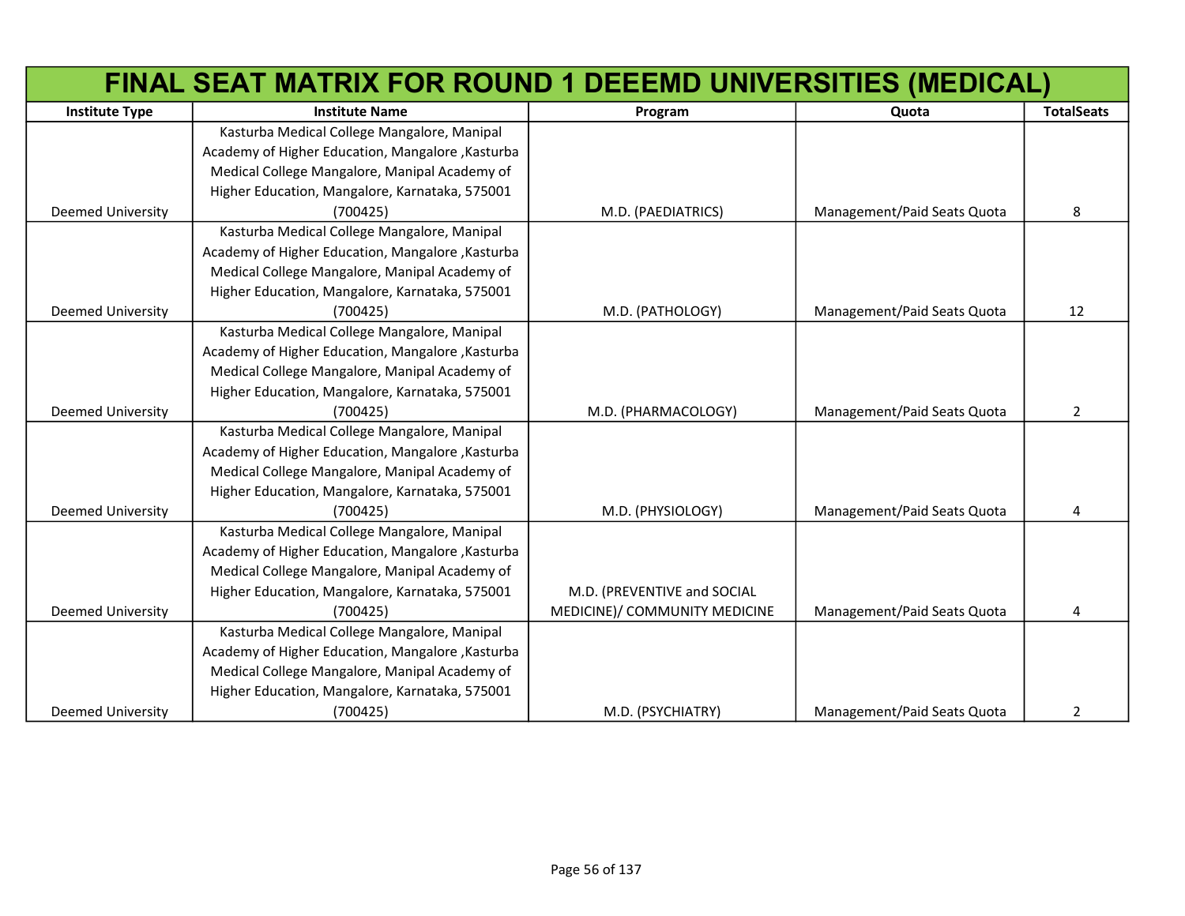# FINAL SEAT MATRIX FOR ROUND 1 DEEEMD UNIVERSITIES (MEDICAL)

| Institute Type | Institute Name | Program | Quota | TotalSeats |
|---|---|---|---|---|
| Deemed University | Kasturba Medical College Mangalore, Manipal Academy of Higher Education, Mangalore ,Kasturba Medical College Mangalore, Manipal Academy of Higher Education, Mangalore, Karnataka, 575001 (700425) | M.D. (PAEDIATRICS) | Management/Paid Seats Quota | 8 |
| Deemed University | Kasturba Medical College Mangalore, Manipal Academy of Higher Education, Mangalore ,Kasturba Medical College Mangalore, Manipal Academy of Higher Education, Mangalore, Karnataka, 575001 (700425) | M.D. (PATHOLOGY) | Management/Paid Seats Quota | 12 |
| Deemed University | Kasturba Medical College Mangalore, Manipal Academy of Higher Education, Mangalore ,Kasturba Medical College Mangalore, Manipal Academy of Higher Education, Mangalore, Karnataka, 575001 (700425) | M.D. (PHARMACOLOGY) | Management/Paid Seats Quota | 2 |
| Deemed University | Kasturba Medical College Mangalore, Manipal Academy of Higher Education, Mangalore ,Kasturba Medical College Mangalore, Manipal Academy of Higher Education, Mangalore, Karnataka, 575001 (700425) | M.D. (PHYSIOLOGY) | Management/Paid Seats Quota | 4 |
| Deemed University | Kasturba Medical College Mangalore, Manipal Academy of Higher Education, Mangalore ,Kasturba Medical College Mangalore, Manipal Academy of Higher Education, Mangalore, Karnataka, 575001 (700425) | M.D. (PREVENTIVE and SOCIAL MEDICINE)/ COMMUNITY MEDICINE | Management/Paid Seats Quota | 4 |
| Deemed University | Kasturba Medical College Mangalore, Manipal Academy of Higher Education, Mangalore ,Kasturba Medical College Mangalore, Manipal Academy of Higher Education, Mangalore, Karnataka, 575001 (700425) | M.D. (PSYCHIATRY) | Management/Paid Seats Quota | 2 |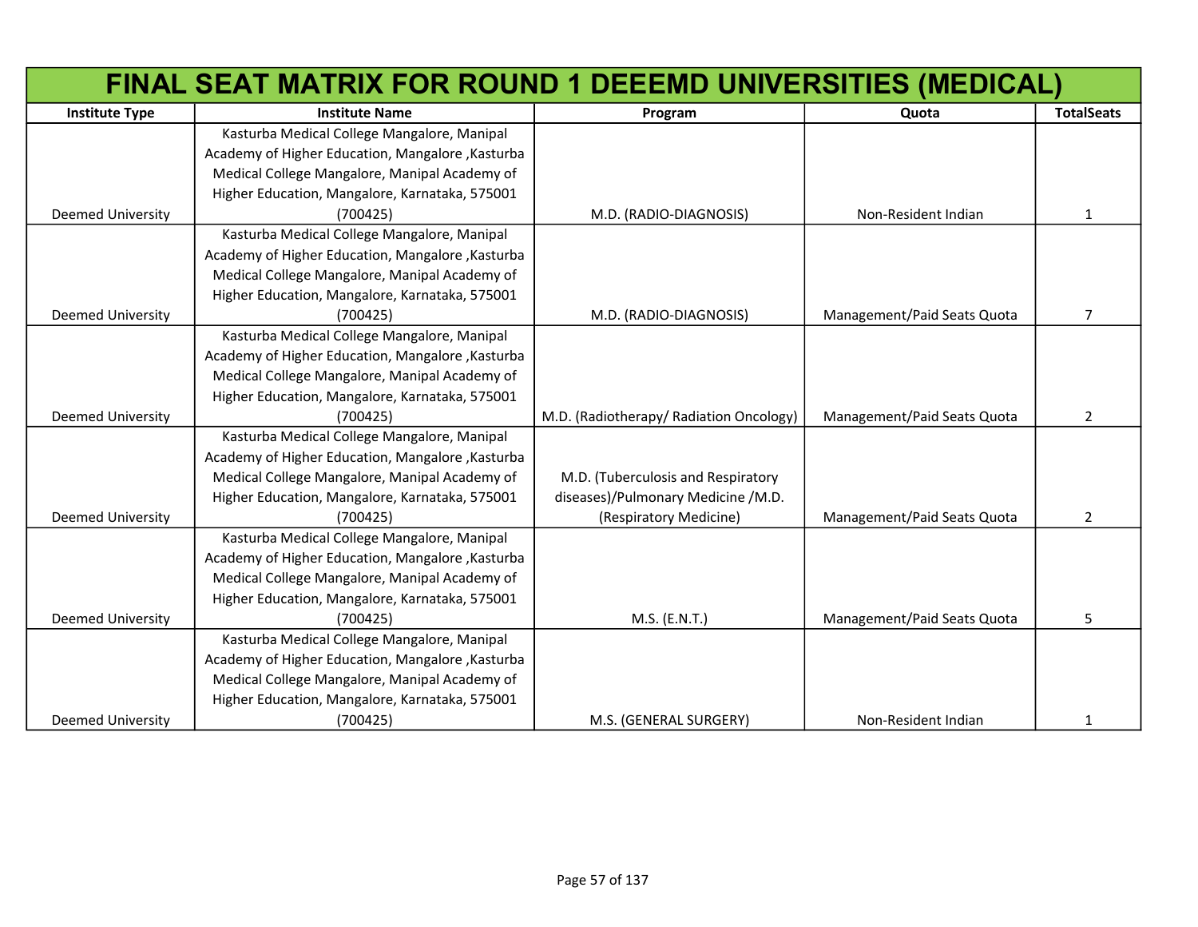# FINAL SEAT MATRIX FOR ROUND 1 DEEEMD UNIVERSITIES (MEDICAL)

| Institute Type | Institute Name | Program | Quota | TotalSeats |
|---|---|---|---|---|
| Deemed University | Kasturba Medical College Mangalore, Manipal Academy of Higher Education, Mangalore ,Kasturba Medical College Mangalore, Manipal Academy of Higher Education, Mangalore, Karnataka, 575001 (700425) | M.D. (RADIO-DIAGNOSIS) | Non-Resident Indian | 1 |
| Deemed University | Kasturba Medical College Mangalore, Manipal Academy of Higher Education, Mangalore ,Kasturba Medical College Mangalore, Manipal Academy of Higher Education, Mangalore, Karnataka, 575001 (700425) | M.D. (RADIO-DIAGNOSIS) | Management/Paid Seats Quota | 7 |
| Deemed University | Kasturba Medical College Mangalore, Manipal Academy of Higher Education, Mangalore ,Kasturba Medical College Mangalore, Manipal Academy of Higher Education, Mangalore, Karnataka, 575001 (700425) | M.D. (Radiotherapy/ Radiation Oncology) | Management/Paid Seats Quota | 2 |
| Deemed University | Kasturba Medical College Mangalore, Manipal Academy of Higher Education, Mangalore ,Kasturba Medical College Mangalore, Manipal Academy of Higher Education, Mangalore, Karnataka, 575001 (700425) | M.D. (Tuberculosis and Respiratory diseases)/Pulmonary Medicine /M.D. (Respiratory Medicine) | Management/Paid Seats Quota | 2 |
| Deemed University | Kasturba Medical College Mangalore, Manipal Academy of Higher Education, Mangalore ,Kasturba Medical College Mangalore, Manipal Academy of Higher Education, Mangalore, Karnataka, 575001 (700425) | M.S. (E.N.T.) | Management/Paid Seats Quota | 5 |
| Deemed University | Kasturba Medical College Mangalore, Manipal Academy of Higher Education, Mangalore ,Kasturba Medical College Mangalore, Manipal Academy of Higher Education, Mangalore, Karnataka, 575001 (700425) | M.S. (GENERAL SURGERY) | Non-Resident Indian | 1 |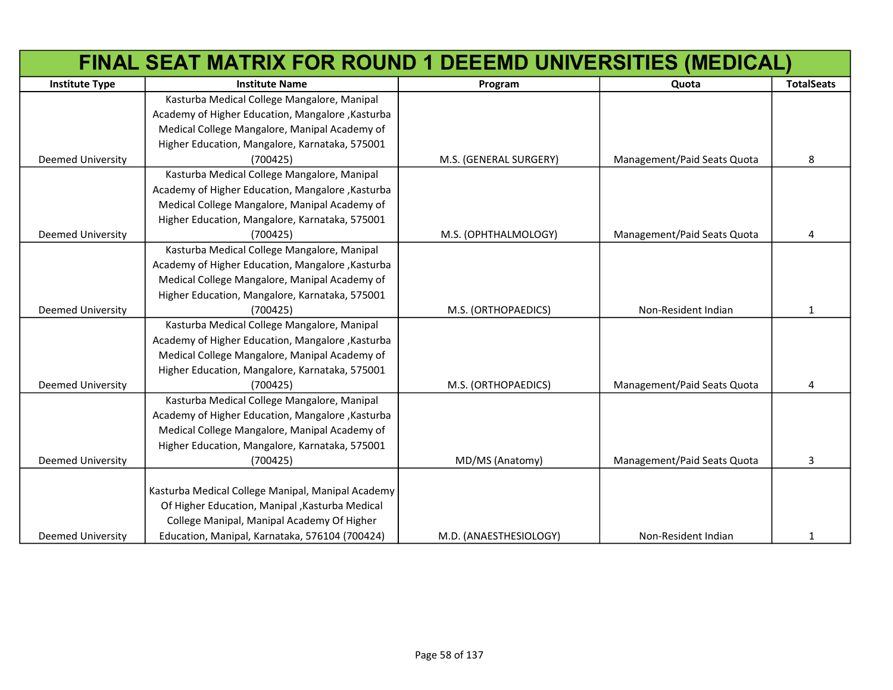# FINAL SEAT MATRIX FOR ROUND 1 DEEEMD UNIVERSITIES (MEDICAL)

| Institute Type | Institute Name | Program | Quota | TotalSeats |
|---|---|---|---|---|
| Deemed University | Kasturba Medical College Mangalore, Manipal Academy of Higher Education, Mangalore ,Kasturba Medical College Mangalore, Manipal Academy of Higher Education, Mangalore, Karnataka, 575001 (700425) | M.S. (GENERAL SURGERY) | Management/Paid Seats Quota | 8 |
| Deemed University | Kasturba Medical College Mangalore, Manipal Academy of Higher Education, Mangalore ,Kasturba Medical College Mangalore, Manipal Academy of Higher Education, Mangalore, Karnataka, 575001 (700425) | M.S. (OPHTHALMOLOGY) | Management/Paid Seats Quota | 4 |
| Deemed University | Kasturba Medical College Mangalore, Manipal Academy of Higher Education, Mangalore ,Kasturba Medical College Mangalore, Manipal Academy of Higher Education, Mangalore, Karnataka, 575001 (700425) | M.S. (ORTHOPAEDICS) | Non-Resident Indian | 1 |
| Deemed University | Kasturba Medical College Mangalore, Manipal Academy of Higher Education, Mangalore ,Kasturba Medical College Mangalore, Manipal Academy of Higher Education, Mangalore, Karnataka, 575001 (700425) | M.S. (ORTHOPAEDICS) | Management/Paid Seats Quota | 4 |
| Deemed University | Kasturba Medical College Mangalore, Manipal Academy of Higher Education, Mangalore ,Kasturba Medical College Mangalore, Manipal Academy of Higher Education, Mangalore, Karnataka, 575001 (700425) | MD/MS (Anatomy) | Management/Paid Seats Quota | 3 |
| Deemed University | Kasturba Medical College Manipal, Manipal Academy Of Higher Education, Manipal ,Kasturba Medical College Manipal, Manipal Academy Of Higher Education, Manipal, Karnataka, 576104 (700424) | M.D. (ANAESTHESIOLOGY) | Non-Resident Indian | 1 |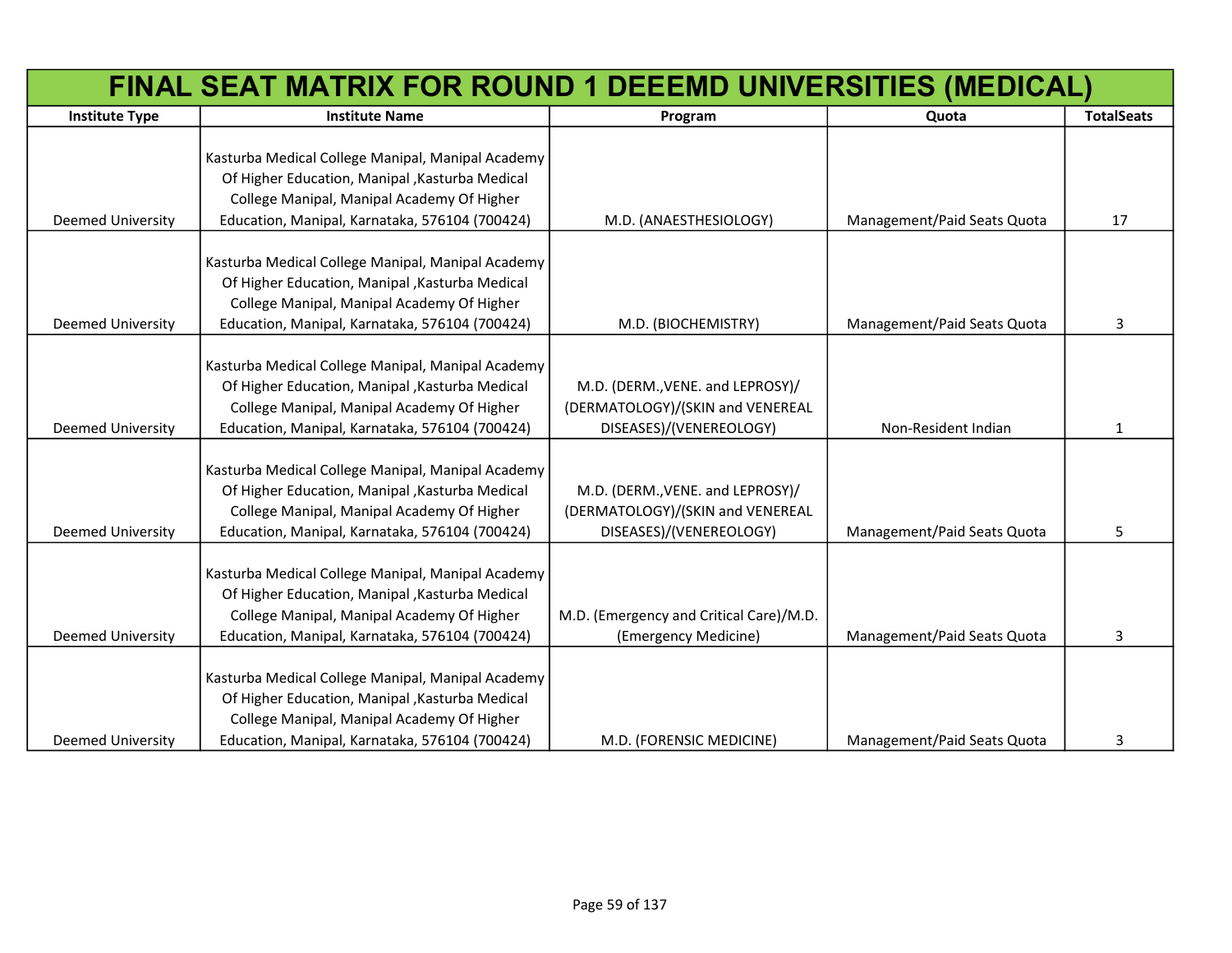# FINAL SEAT MATRIX FOR ROUND 1 DEEEMD UNIVERSITIES (MEDICAL)

| Institute Type | Institute Name | Program | Quota | TotalSeats |
|---|---|---|---|---|
| Deemed University | Kasturba Medical College Manipal, Manipal Academy Of Higher Education, Manipal ,Kasturba Medical College Manipal, Manipal Academy Of Higher Education, Manipal, Karnataka, 576104 (700424) | M.D. (ANAESTHESIOLOGY) | Management/Paid Seats Quota | 17 |
| Deemed University | Kasturba Medical College Manipal, Manipal Academy Of Higher Education, Manipal ,Kasturba Medical College Manipal, Manipal Academy Of Higher Education, Manipal, Karnataka, 576104 (700424) | M.D. (BIOCHEMISTRY) | Management/Paid Seats Quota | 3 |
| Deemed University | Kasturba Medical College Manipal, Manipal Academy Of Higher Education, Manipal ,Kasturba Medical College Manipal, Manipal Academy Of Higher Education, Manipal, Karnataka, 576104 (700424) | M.D. (DERM.,VENE. and LEPROSY)/(DERMATOLOGY)/(SKIN and VENEREAL DISEASES)/(VENEREOLOGY) | Non-Resident Indian | 1 |
| Deemed University | Kasturba Medical College Manipal, Manipal Academy Of Higher Education, Manipal ,Kasturba Medical College Manipal, Manipal Academy Of Higher Education, Manipal, Karnataka, 576104 (700424) | M.D. (DERM.,VENE. and LEPROSY)/(DERMATOLOGY)/(SKIN and VENEREAL DISEASES)/(VENEREOLOGY) | Management/Paid Seats Quota | 5 |
| Deemed University | Kasturba Medical College Manipal, Manipal Academy Of Higher Education, Manipal ,Kasturba Medical College Manipal, Manipal Academy Of Higher Education, Manipal, Karnataka, 576104 (700424) | M.D. (Emergency and Critical Care)/M.D. (Emergency Medicine) | Management/Paid Seats Quota | 3 |
| Deemed University | Kasturba Medical College Manipal, Manipal Academy Of Higher Education, Manipal ,Kasturba Medical College Manipal, Manipal Academy Of Higher Education, Manipal, Karnataka, 576104 (700424) | M.D. (FORENSIC MEDICINE) | Management/Paid Seats Quota | 3 |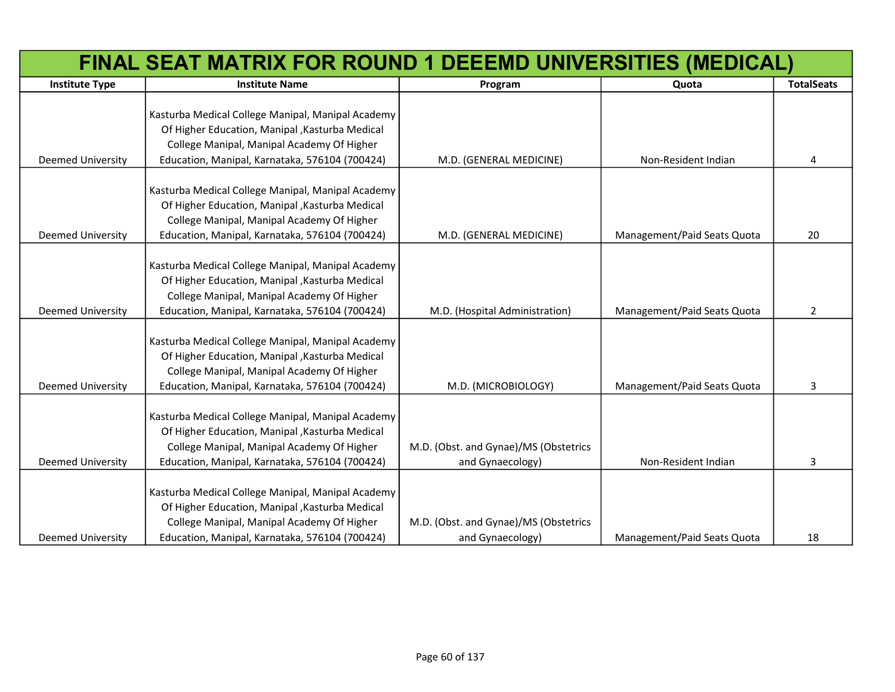# FINAL SEAT MATRIX FOR ROUND 1 DEEEMD UNIVERSITIES (MEDICAL)

| Institute Type | Institute Name | Program | Quota | TotalSeats |
|---|---|---|---|---|
| Deemed University | Kasturba Medical College Manipal, Manipal Academy Of Higher Education, Manipal ,Kasturba Medical College Manipal, Manipal Academy Of Higher Education, Manipal, Karnataka, 576104 (700424) | M.D. (GENERAL MEDICINE) | Non-Resident Indian | 4 |
| Deemed University | Kasturba Medical College Manipal, Manipal Academy Of Higher Education, Manipal ,Kasturba Medical College Manipal, Manipal Academy Of Higher Education, Manipal, Karnataka, 576104 (700424) | M.D. (GENERAL MEDICINE) | Management/Paid Seats Quota | 20 |
| Deemed University | Kasturba Medical College Manipal, Manipal Academy Of Higher Education, Manipal ,Kasturba Medical College Manipal, Manipal Academy Of Higher Education, Manipal, Karnataka, 576104 (700424) | M.D. (Hospital Administration) | Management/Paid Seats Quota | 2 |
| Deemed University | Kasturba Medical College Manipal, Manipal Academy Of Higher Education, Manipal ,Kasturba Medical College Manipal, Manipal Academy Of Higher Education, Manipal, Karnataka, 576104 (700424) | M.D. (MICROBIOLOGY) | Management/Paid Seats Quota | 3 |
| Deemed University | Kasturba Medical College Manipal, Manipal Academy Of Higher Education, Manipal ,Kasturba Medical College Manipal, Manipal Academy Of Higher Education, Manipal, Karnataka, 576104 (700424) | M.D. (Obst. and Gynae)/MS (Obstetrics and Gynaecology) | Non-Resident Indian | 3 |
| Deemed University | Kasturba Medical College Manipal, Manipal Academy Of Higher Education, Manipal ,Kasturba Medical College Manipal, Manipal Academy Of Higher Education, Manipal, Karnataka, 576104 (700424) | M.D. (Obst. and Gynae)/MS (Obstetrics and Gynaecology) | Management/Paid Seats Quota | 18 |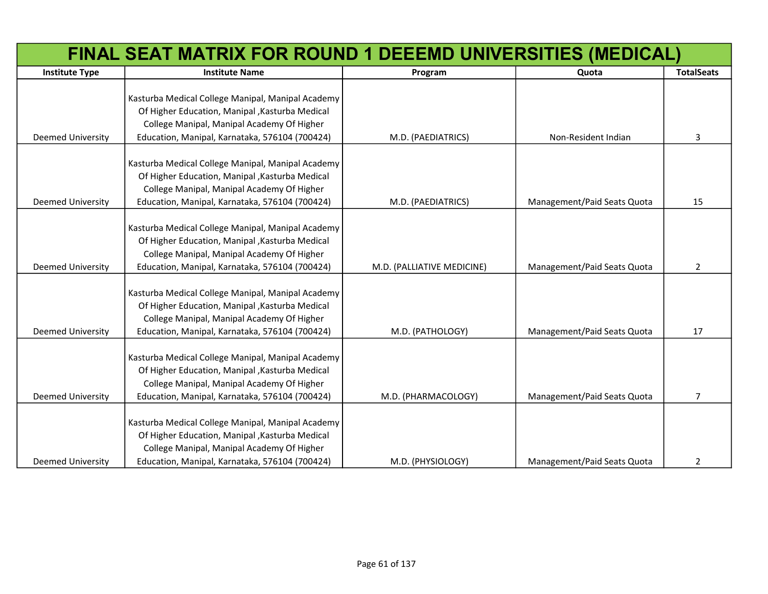# FINAL SEAT MATRIX FOR ROUND 1 DEEEMD UNIVERSITIES (MEDICAL)

| Institute Type | Institute Name | Program | Quota | TotalSeats |
|---|---|---|---|---|
| Deemed University | Kasturba Medical College Manipal, Manipal Academy Of Higher Education, Manipal ,Kasturba Medical College Manipal, Manipal Academy Of Higher Education, Manipal, Karnataka, 576104 (700424) | M.D. (PAEDIATRICS) | Non-Resident Indian | 3 |
| Deemed University | Kasturba Medical College Manipal, Manipal Academy Of Higher Education, Manipal ,Kasturba Medical College Manipal, Manipal Academy Of Higher Education, Manipal, Karnataka, 576104 (700424) | M.D. (PAEDIATRICS) | Management/Paid Seats Quota | 15 |
| Deemed University | Kasturba Medical College Manipal, Manipal Academy Of Higher Education, Manipal ,Kasturba Medical College Manipal, Manipal Academy Of Higher Education, Manipal, Karnataka, 576104 (700424) | M.D. (PALLIATIVE MEDICINE) | Management/Paid Seats Quota | 2 |
| Deemed University | Kasturba Medical College Manipal, Manipal Academy Of Higher Education, Manipal ,Kasturba Medical College Manipal, Manipal Academy Of Higher Education, Manipal, Karnataka, 576104 (700424) | M.D. (PATHOLOGY) | Management/Paid Seats Quota | 17 |
| Deemed University | Kasturba Medical College Manipal, Manipal Academy Of Higher Education, Manipal ,Kasturba Medical College Manipal, Manipal Academy Of Higher Education, Manipal, Karnataka, 576104 (700424) | M.D. (PHARMACOLOGY) | Management/Paid Seats Quota | 7 |
| Deemed University | Kasturba Medical College Manipal, Manipal Academy Of Higher Education, Manipal ,Kasturba Medical College Manipal, Manipal Academy Of Higher Education, Manipal, Karnataka, 576104 (700424) | M.D. (PHYSIOLOGY) | Management/Paid Seats Quota | 2 |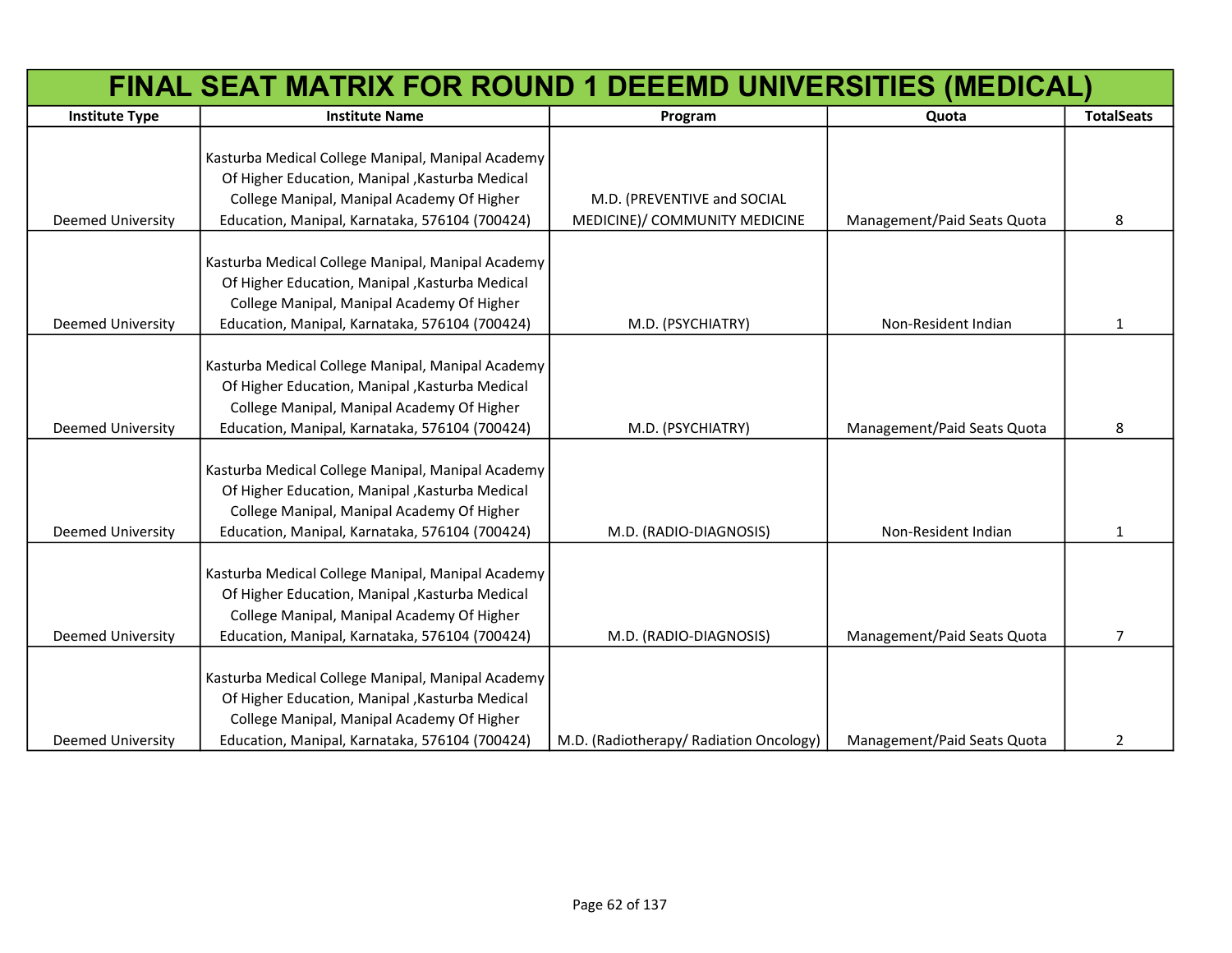# FINAL SEAT MATRIX FOR ROUND 1 DEEEMD UNIVERSITIES (MEDICAL)

| Institute Type | Institute Name | Program | Quota | TotalSeats |
|---|---|---|---|---|
| Deemed University | Kasturba Medical College Manipal, Manipal Academy Of Higher Education, Manipal ,Kasturba Medical College Manipal, Manipal Academy Of Higher Education, Manipal, Karnataka, 576104 (700424) | M.D. (PREVENTIVE and SOCIAL MEDICINE)/ COMMUNITY MEDICINE | Management/Paid Seats Quota | 8 |
| Deemed University | Kasturba Medical College Manipal, Manipal Academy Of Higher Education, Manipal ,Kasturba Medical College Manipal, Manipal Academy Of Higher Education, Manipal, Karnataka, 576104 (700424) | M.D. (PSYCHIATRY) | Non-Resident Indian | 1 |
| Deemed University | Kasturba Medical College Manipal, Manipal Academy Of Higher Education, Manipal ,Kasturba Medical College Manipal, Manipal Academy Of Higher Education, Manipal, Karnataka, 576104 (700424) | M.D. (PSYCHIATRY) | Management/Paid Seats Quota | 8 |
| Deemed University | Kasturba Medical College Manipal, Manipal Academy Of Higher Education, Manipal ,Kasturba Medical College Manipal, Manipal Academy Of Higher Education, Manipal, Karnataka, 576104 (700424) | M.D. (RADIO-DIAGNOSIS) | Non-Resident Indian | 1 |
| Deemed University | Kasturba Medical College Manipal, Manipal Academy Of Higher Education, Manipal ,Kasturba Medical College Manipal, Manipal Academy Of Higher Education, Manipal, Karnataka, 576104 (700424) | M.D. (RADIO-DIAGNOSIS) | Management/Paid Seats Quota | 7 |
| Deemed University | Kasturba Medical College Manipal, Manipal Academy Of Higher Education, Manipal ,Kasturba Medical College Manipal, Manipal Academy Of Higher Education, Manipal, Karnataka, 576104 (700424) | M.D. (Radiotherapy/ Radiation Oncology) | Management/Paid Seats Quota | 2 |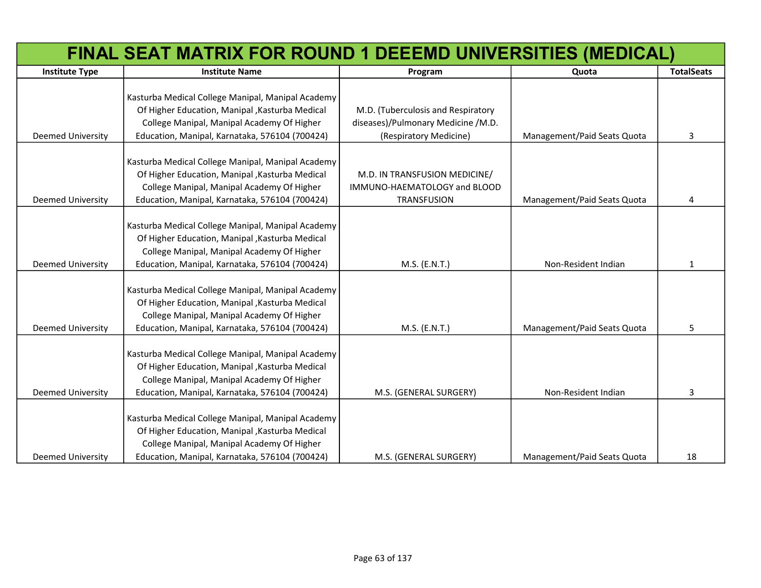# FINAL SEAT MATRIX FOR ROUND 1 DEEEMD UNIVERSITIES (MEDICAL)

| Institute Type | Institute Name | Program | Quota | TotalSeats |
|---|---|---|---|---|
| Deemed University | Kasturba Medical College Manipal, Manipal Academy Of Higher Education, Manipal ,Kasturba Medical College Manipal, Manipal Academy Of Higher Education, Manipal, Karnataka, 576104 (700424) | M.D. (Tuberculosis and Respiratory diseases)/Pulmonary Medicine /M.D. (Respiratory Medicine) | Management/Paid Seats Quota | 3 |
| Deemed University | Kasturba Medical College Manipal, Manipal Academy Of Higher Education, Manipal ,Kasturba Medical College Manipal, Manipal Academy Of Higher Education, Manipal, Karnataka, 576104 (700424) | M.D. IN TRANSFUSION MEDICINE/ IMMUNO-HAEMATOLOGY and BLOOD TRANSFUSION | Management/Paid Seats Quota | 4 |
| Deemed University | Kasturba Medical College Manipal, Manipal Academy Of Higher Education, Manipal ,Kasturba Medical College Manipal, Manipal Academy Of Higher Education, Manipal, Karnataka, 576104 (700424) | M.S. (E.N.T.) | Non-Resident Indian | 1 |
| Deemed University | Kasturba Medical College Manipal, Manipal Academy Of Higher Education, Manipal ,Kasturba Medical College Manipal, Manipal Academy Of Higher Education, Manipal, Karnataka, 576104 (700424) | M.S. (E.N.T.) | Management/Paid Seats Quota | 5 |
| Deemed University | Kasturba Medical College Manipal, Manipal Academy Of Higher Education, Manipal ,Kasturba Medical College Manipal, Manipal Academy Of Higher Education, Manipal, Karnataka, 576104 (700424) | M.S. (GENERAL SURGERY) | Non-Resident Indian | 3 |
| Deemed University | Kasturba Medical College Manipal, Manipal Academy Of Higher Education, Manipal ,Kasturba Medical College Manipal, Manipal Academy Of Higher Education, Manipal, Karnataka, 576104 (700424) | M.S. (GENERAL SURGERY) | Management/Paid Seats Quota | 18 |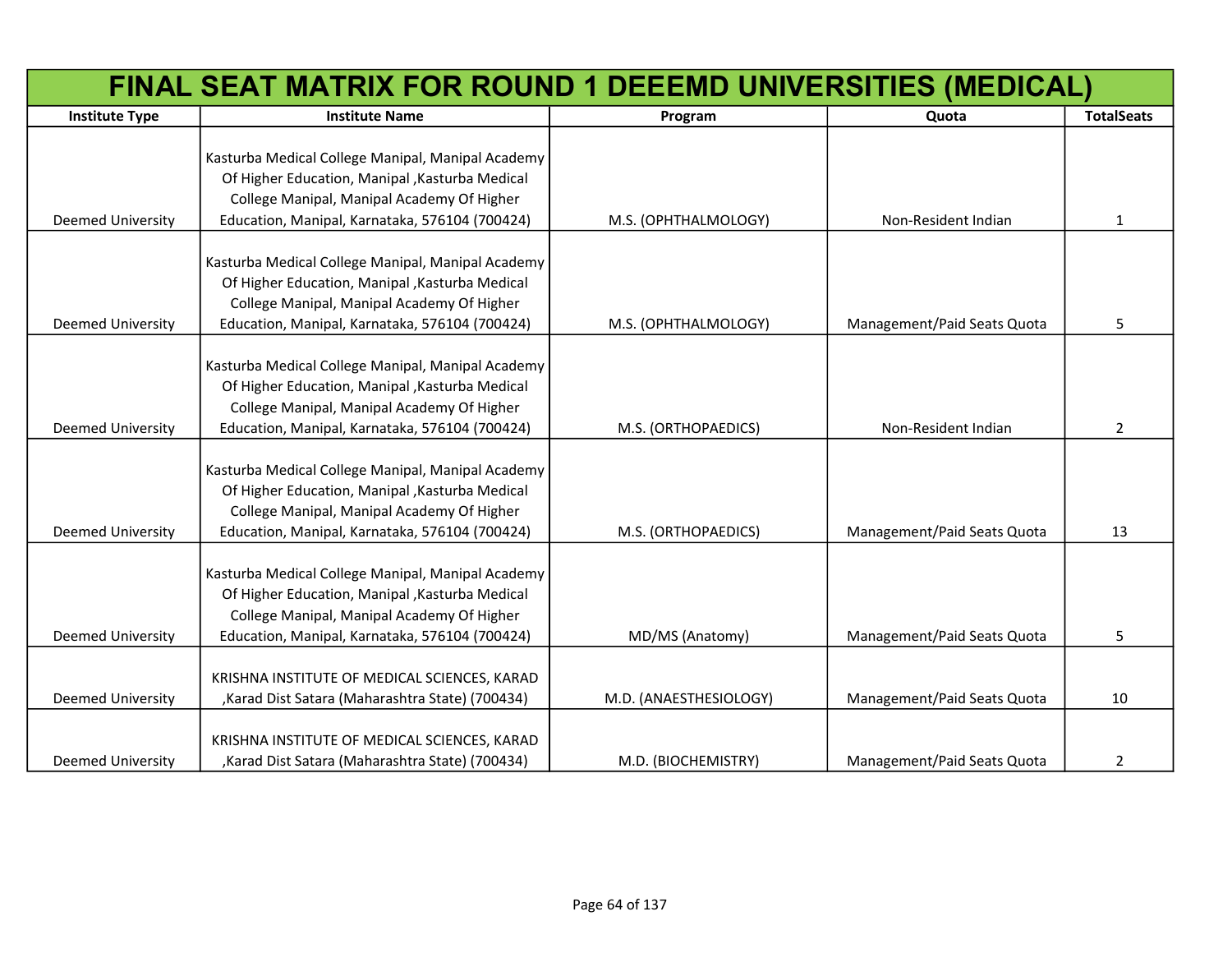| FINAL SEAT MATRIX FOR ROUND 1 DEEEMD UNIVERSITIES (MEDICAL) | | | | |
|---|---|---|---|---|
| **Institute Type** | **Institute Name** | **Program** | **Quota** | **TotalSeats** |
| Deemed University | Kasturba Medical College Manipal, Manipal Academy Of Higher Education, Manipal ,Kasturba Medical College Manipal, Manipal Academy Of Higher Education, Manipal, Karnataka, 576104 (700424) | M.S. (OPHTHALMOLOGY) | Non-Resident Indian | 1 |
| Deemed University | Kasturba Medical College Manipal, Manipal Academy Of Higher Education, Manipal ,Kasturba Medical College Manipal, Manipal Academy Of Higher Education, Manipal, Karnataka, 576104 (700424) | M.S. (OPHTHALMOLOGY) | Management/Paid Seats Quota | 5 |
| Deemed University | Kasturba Medical College Manipal, Manipal Academy Of Higher Education, Manipal ,Kasturba Medical College Manipal, Manipal Academy Of Higher Education, Manipal, Karnataka, 576104 (700424) | M.S. (ORTHOPAEDICS) | Non-Resident Indian | 2 |
| Deemed University | Kasturba Medical College Manipal, Manipal Academy Of Higher Education, Manipal ,Kasturba Medical College Manipal, Manipal Academy Of Higher Education, Manipal, Karnataka, 576104 (700424) | M.S. (ORTHOPAEDICS) | Management/Paid Seats Quota | 13 |
| Deemed University | Kasturba Medical College Manipal, Manipal Academy Of Higher Education, Manipal ,Kasturba Medical College Manipal, Manipal Academy Of Higher Education, Manipal, Karnataka, 576104 (700424) | MD/MS (Anatomy) | Management/Paid Seats Quota | 5 |
| Deemed University | KRISHNA INSTITUTE OF MEDICAL SCIENCES, KARAD ,Karad Dist Satara (Maharashtra State) (700434) | M.D. (ANAESTHESIOLOGY) | Management/Paid Seats Quota | 10 |
| Deemed University | KRISHNA INSTITUTE OF MEDICAL SCIENCES, KARAD ,Karad Dist Satara (Maharashtra State) (700434) | M.D. (BIOCHEMISTRY) | Management/Paid Seats Quota | 2 |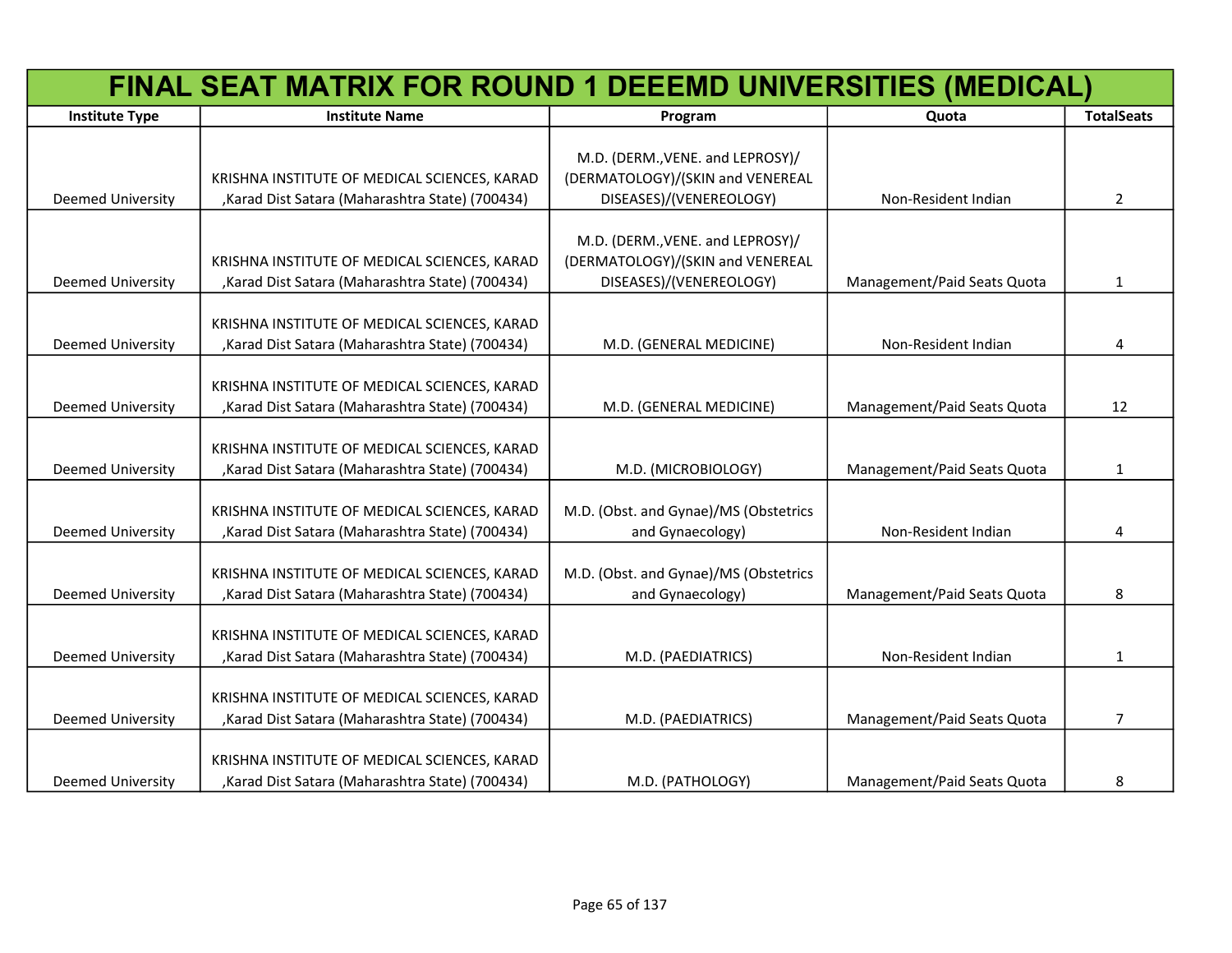# FINAL SEAT MATRIX FOR ROUND 1 DEEEMD UNIVERSITIES (MEDICAL)

| Institute Type | Institute Name | Program | Quota | TotalSeats |
|---|---|---|---|---|
| Deemed University | KRISHNA INSTITUTE OF MEDICAL SCIENCES, KARAD ,Karad Dist Satara (Maharashtra State) (700434) | M.D. (DERM.,VENE. and LEPROSY)/ (DERMATOLOGY)/(SKIN and VENEREAL DISEASES)/(VENEREOLOGY) | Non-Resident Indian | 2 |
| Deemed University | KRISHNA INSTITUTE OF MEDICAL SCIENCES, KARAD ,Karad Dist Satara (Maharashtra State) (700434) | M.D. (DERM.,VENE. and LEPROSY)/ (DERMATOLOGY)/(SKIN and VENEREAL DISEASES)/(VENEREOLOGY) | Management/Paid Seats Quota | 1 |
| Deemed University | KRISHNA INSTITUTE OF MEDICAL SCIENCES, KARAD ,Karad Dist Satara (Maharashtra State) (700434) | M.D. (GENERAL MEDICINE) | Non-Resident Indian | 4 |
| Deemed University | KRISHNA INSTITUTE OF MEDICAL SCIENCES, KARAD ,Karad Dist Satara (Maharashtra State) (700434) | M.D. (GENERAL MEDICINE) | Management/Paid Seats Quota | 12 |
| Deemed University | KRISHNA INSTITUTE OF MEDICAL SCIENCES, KARAD ,Karad Dist Satara (Maharashtra State) (700434) | M.D. (MICROBIOLOGY) | Management/Paid Seats Quota | 1 |
| Deemed University | KRISHNA INSTITUTE OF MEDICAL SCIENCES, KARAD ,Karad Dist Satara (Maharashtra State) (700434) | M.D. (Obst. and Gynae)/MS (Obstetrics and Gynaecology) | Non-Resident Indian | 4 |
| Deemed University | KRISHNA INSTITUTE OF MEDICAL SCIENCES, KARAD ,Karad Dist Satara (Maharashtra State) (700434) | M.D. (Obst. and Gynae)/MS (Obstetrics and Gynaecology) | Management/Paid Seats Quota | 8 |
| Deemed University | KRISHNA INSTITUTE OF MEDICAL SCIENCES, KARAD ,Karad Dist Satara (Maharashtra State) (700434) | M.D. (PAEDIATRICS) | Non-Resident Indian | 1 |
| Deemed University | KRISHNA INSTITUTE OF MEDICAL SCIENCES, KARAD ,Karad Dist Satara (Maharashtra State) (700434) | M.D. (PAEDIATRICS) | Management/Paid Seats Quota | 7 |
| Deemed University | KRISHNA INSTITUTE OF MEDICAL SCIENCES, KARAD ,Karad Dist Satara (Maharashtra State) (700434) | M.D. (PATHOLOGY) | Management/Paid Seats Quota | 8 |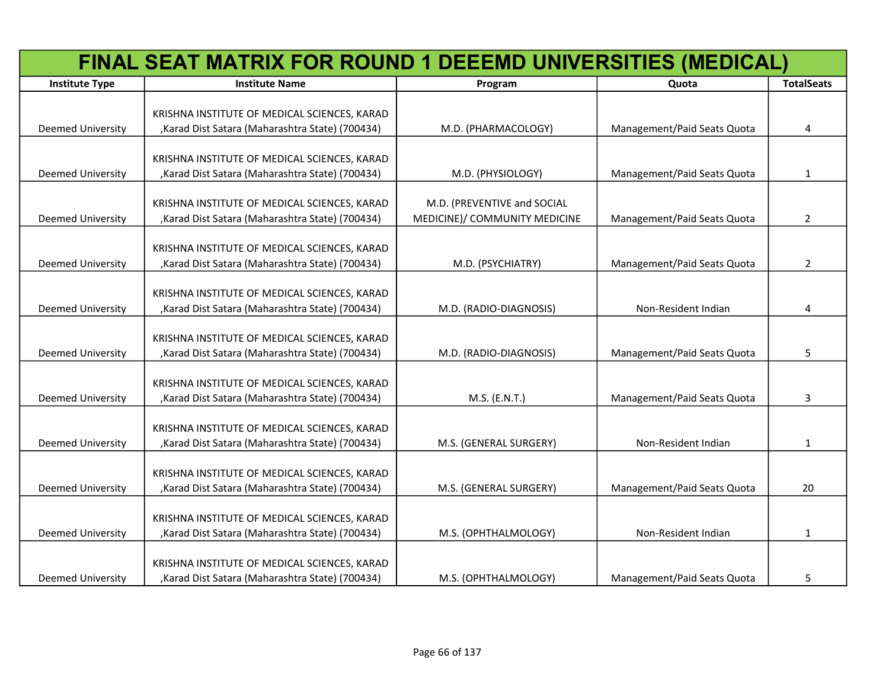# FINAL SEAT MATRIX FOR ROUND 1 DEEEMD UNIVERSITIES (MEDICAL)

| Institute Type | Institute Name | Program | Quota | TotalSeats |
|---|---|---|---|---|
| Deemed University | KRISHNA INSTITUTE OF MEDICAL SCIENCES, KARAD ,Karad Dist Satara (Maharashtra State) (700434) | M.D. (PHARMACOLOGY) | Management/Paid Seats Quota | 4 |
| Deemed University | KRISHNA INSTITUTE OF MEDICAL SCIENCES, KARAD ,Karad Dist Satara (Maharashtra State) (700434) | M.D. (PHYSIOLOGY) | Management/Paid Seats Quota | 1 |
| Deemed University | KRISHNA INSTITUTE OF MEDICAL SCIENCES, KARAD ,Karad Dist Satara (Maharashtra State) (700434) | M.D. (PREVENTIVE and SOCIAL MEDICINE)/ COMMUNITY MEDICINE | Management/Paid Seats Quota | 2 |
| Deemed University | KRISHNA INSTITUTE OF MEDICAL SCIENCES, KARAD ,Karad Dist Satara (Maharashtra State) (700434) | M.D. (PSYCHIATRY) | Management/Paid Seats Quota | 2 |
| Deemed University | KRISHNA INSTITUTE OF MEDICAL SCIENCES, KARAD ,Karad Dist Satara (Maharashtra State) (700434) | M.D. (RADIO-DIAGNOSIS) | Non-Resident Indian | 4 |
| Deemed University | KRISHNA INSTITUTE OF MEDICAL SCIENCES, KARAD ,Karad Dist Satara (Maharashtra State) (700434) | M.D. (RADIO-DIAGNOSIS) | Management/Paid Seats Quota | 5 |
| Deemed University | KRISHNA INSTITUTE OF MEDICAL SCIENCES, KARAD ,Karad Dist Satara (Maharashtra State) (700434) | M.S. (E.N.T.) | Management/Paid Seats Quota | 3 |
| Deemed University | KRISHNA INSTITUTE OF MEDICAL SCIENCES, KARAD ,Karad Dist Satara (Maharashtra State) (700434) | M.S. (GENERAL SURGERY) | Non-Resident Indian | 1 |
| Deemed University | KRISHNA INSTITUTE OF MEDICAL SCIENCES, KARAD ,Karad Dist Satara (Maharashtra State) (700434) | M.S. (GENERAL SURGERY) | Management/Paid Seats Quota | 20 |
| Deemed University | KRISHNA INSTITUTE OF MEDICAL SCIENCES, KARAD ,Karad Dist Satara (Maharashtra State) (700434) | M.S. (OPHTHALMOLOGY) | Non-Resident Indian | 1 |
| Deemed University | KRISHNA INSTITUTE OF MEDICAL SCIENCES, KARAD ,Karad Dist Satara (Maharashtra State) (700434) | M.S. (OPHTHALMOLOGY) | Management/Paid Seats Quota | 5 |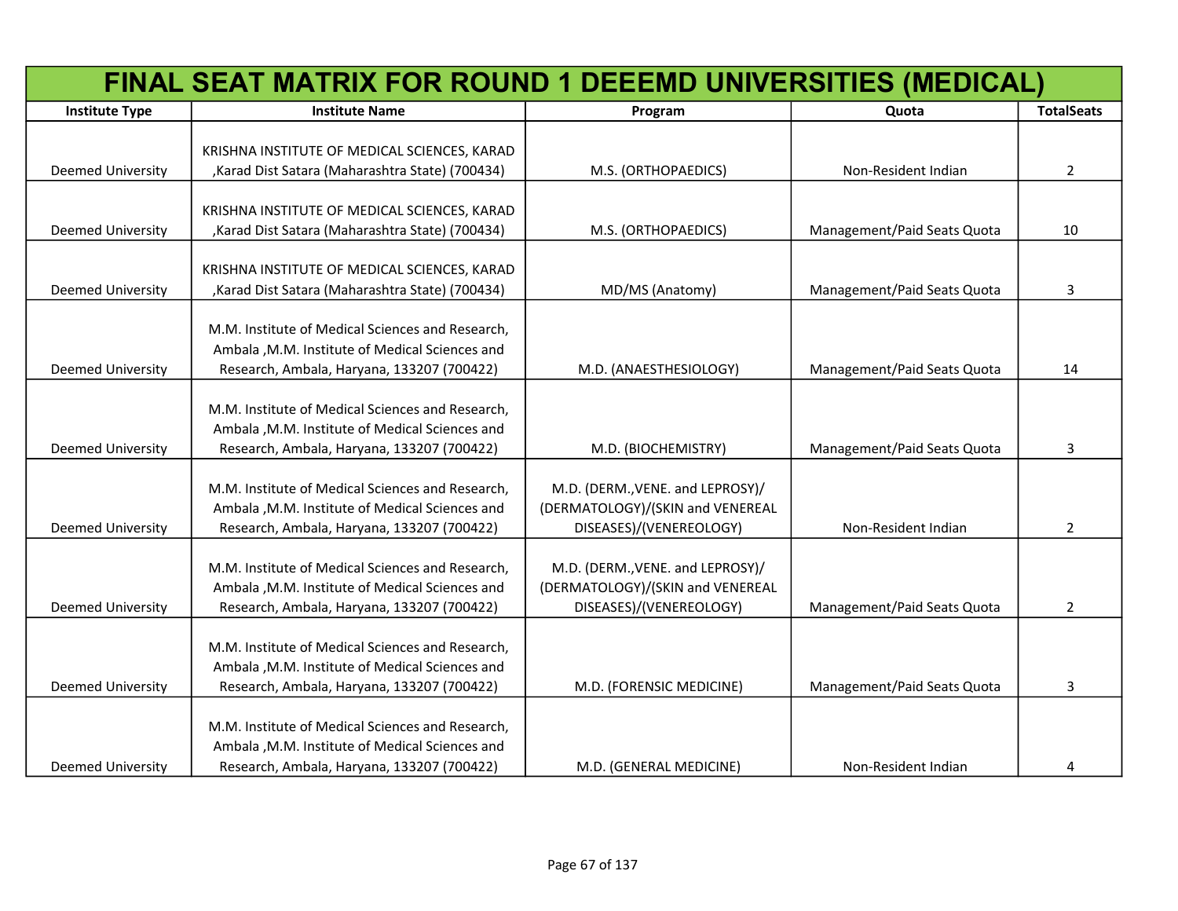# FINAL SEAT MATRIX FOR ROUND 1 DEEEMD UNIVERSITIES (MEDICAL)

| Institute Type | Institute Name | Program | Quota | TotalSeats |
|---|---|---|---|---|
| Deemed University | KRISHNA INSTITUTE OF MEDICAL SCIENCES, KARAD ,Karad Dist Satara (Maharashtra State) (700434) | M.S. (ORTHOPAEDICS) | Non-Resident Indian | 2 |
| Deemed University | KRISHNA INSTITUTE OF MEDICAL SCIENCES, KARAD ,Karad Dist Satara (Maharashtra State) (700434) | M.S. (ORTHOPAEDICS) | Management/Paid Seats Quota | 10 |
| Deemed University | KRISHNA INSTITUTE OF MEDICAL SCIENCES, KARAD ,Karad Dist Satara (Maharashtra State) (700434) | MD/MS (Anatomy) | Management/Paid Seats Quota | 3 |
| Deemed University | M.M. Institute of Medical Sciences and Research, Ambala ,M.M. Institute of Medical Sciences and Research, Ambala, Haryana, 133207 (700422) | M.D. (ANAESTHESIOLOGY) | Management/Paid Seats Quota | 14 |
| Deemed University | M.M. Institute of Medical Sciences and Research, Ambala ,M.M. Institute of Medical Sciences and Research, Ambala, Haryana, 133207 (700422) | M.D. (BIOCHEMISTRY) | Management/Paid Seats Quota | 3 |
| Deemed University | M.M. Institute of Medical Sciences and Research, Ambala ,M.M. Institute of Medical Sciences and Research, Ambala, Haryana, 133207 (700422) | M.D. (DERM.,VENE. and LEPROSY)/(DERMATOLOGY)/(SKIN and VENEREAL DISEASES)/(VENEREOLOGY) | Non-Resident Indian | 2 |
| Deemed University | M.M. Institute of Medical Sciences and Research, Ambala ,M.M. Institute of Medical Sciences and Research, Ambala, Haryana, 133207 (700422) | M.D. (DERM.,VENE. and LEPROSY)/(DERMATOLOGY)/(SKIN and VENEREAL DISEASES)/(VENEREOLOGY) | Management/Paid Seats Quota | 2 |
| Deemed University | M.M. Institute of Medical Sciences and Research, Ambala ,M.M. Institute of Medical Sciences and Research, Ambala, Haryana, 133207 (700422) | M.D. (FORENSIC MEDICINE) | Management/Paid Seats Quota | 3 |
| Deemed University | M.M. Institute of Medical Sciences and Research, Ambala ,M.M. Institute of Medical Sciences and Research, Ambala, Haryana, 133207 (700422) | M.D. (GENERAL MEDICINE) | Non-Resident Indian | 4 |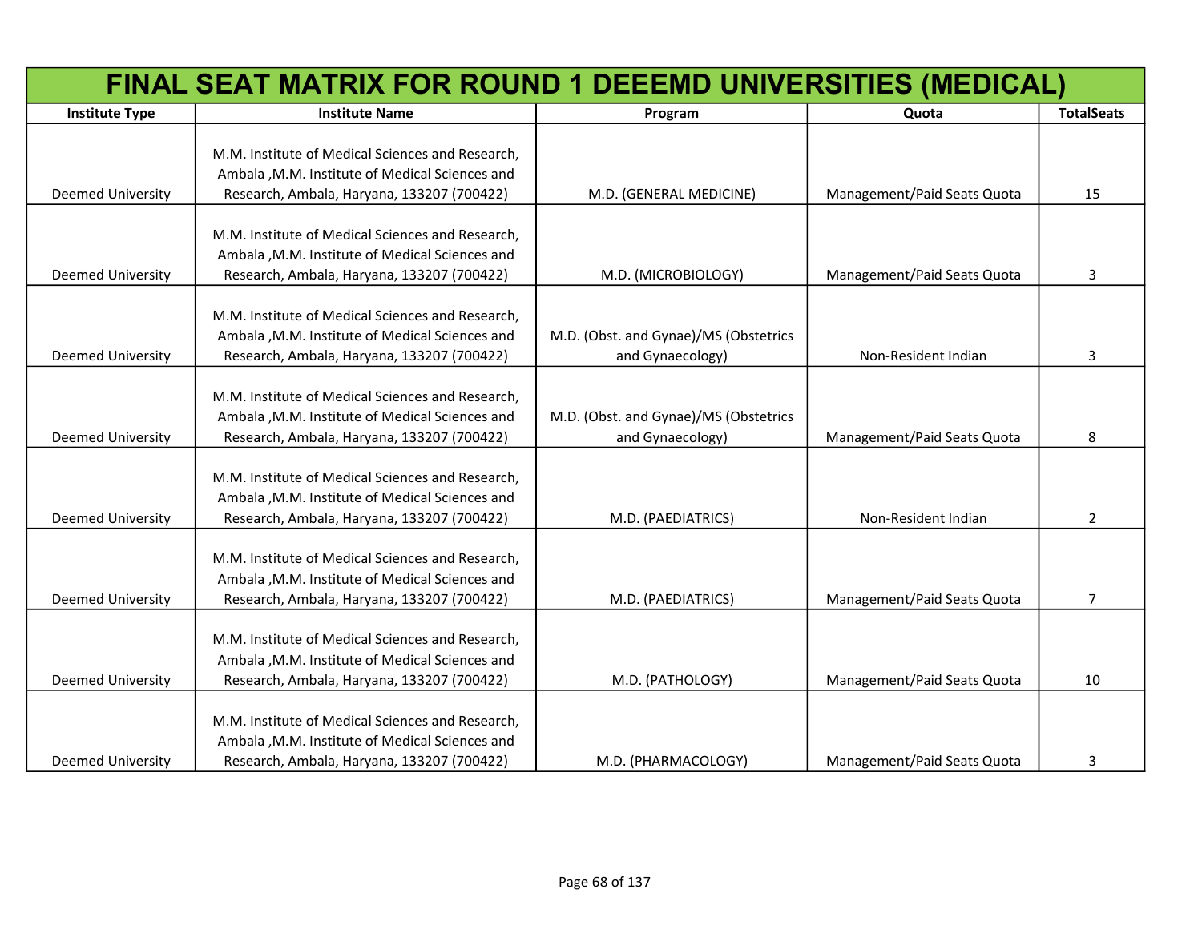# FINAL SEAT MATRIX FOR ROUND 1 DEEEMD UNIVERSITIES (MEDICAL)

| Institute Type | Institute Name | Program | Quota | TotalSeats |
|---|---|---|---|---|
| Deemed University | M.M. Institute of Medical Sciences and Research, Ambala ,M.M. Institute of Medical Sciences and Research, Ambala, Haryana, 133207 (700422) | M.D. (GENERAL MEDICINE) | Management/Paid Seats Quota | 15 |
| Deemed University | M.M. Institute of Medical Sciences and Research, Ambala ,M.M. Institute of Medical Sciences and Research, Ambala, Haryana, 133207 (700422) | M.D. (MICROBIOLOGY) | Management/Paid Seats Quota | 3 |
| Deemed University | M.M. Institute of Medical Sciences and Research, Ambala ,M.M. Institute of Medical Sciences and Research, Ambala, Haryana, 133207 (700422) | M.D. (Obst. and Gynae)/MS (Obstetrics and Gynaecology) | Non-Resident Indian | 3 |
| Deemed University | M.M. Institute of Medical Sciences and Research, Ambala ,M.M. Institute of Medical Sciences and Research, Ambala, Haryana, 133207 (700422) | M.D. (Obst. and Gynae)/MS (Obstetrics and Gynaecology) | Management/Paid Seats Quota | 8 |
| Deemed University | M.M. Institute of Medical Sciences and Research, Ambala ,M.M. Institute of Medical Sciences and Research, Ambala, Haryana, 133207 (700422) | M.D. (PAEDIATRICS) | Non-Resident Indian | 2 |
| Deemed University | M.M. Institute of Medical Sciences and Research, Ambala ,M.M. Institute of Medical Sciences and Research, Ambala, Haryana, 133207 (700422) | M.D. (PAEDIATRICS) | Management/Paid Seats Quota | 7 |
| Deemed University | M.M. Institute of Medical Sciences and Research, Ambala ,M.M. Institute of Medical Sciences and Research, Ambala, Haryana, 133207 (700422) | M.D. (PATHOLOGY) | Management/Paid Seats Quota | 10 |
| Deemed University | M.M. Institute of Medical Sciences and Research, Ambala ,M.M. Institute of Medical Sciences and Research, Ambala, Haryana, 133207 (700422) | M.D. (PHARMACOLOGY) | Management/Paid Seats Quota | 3 |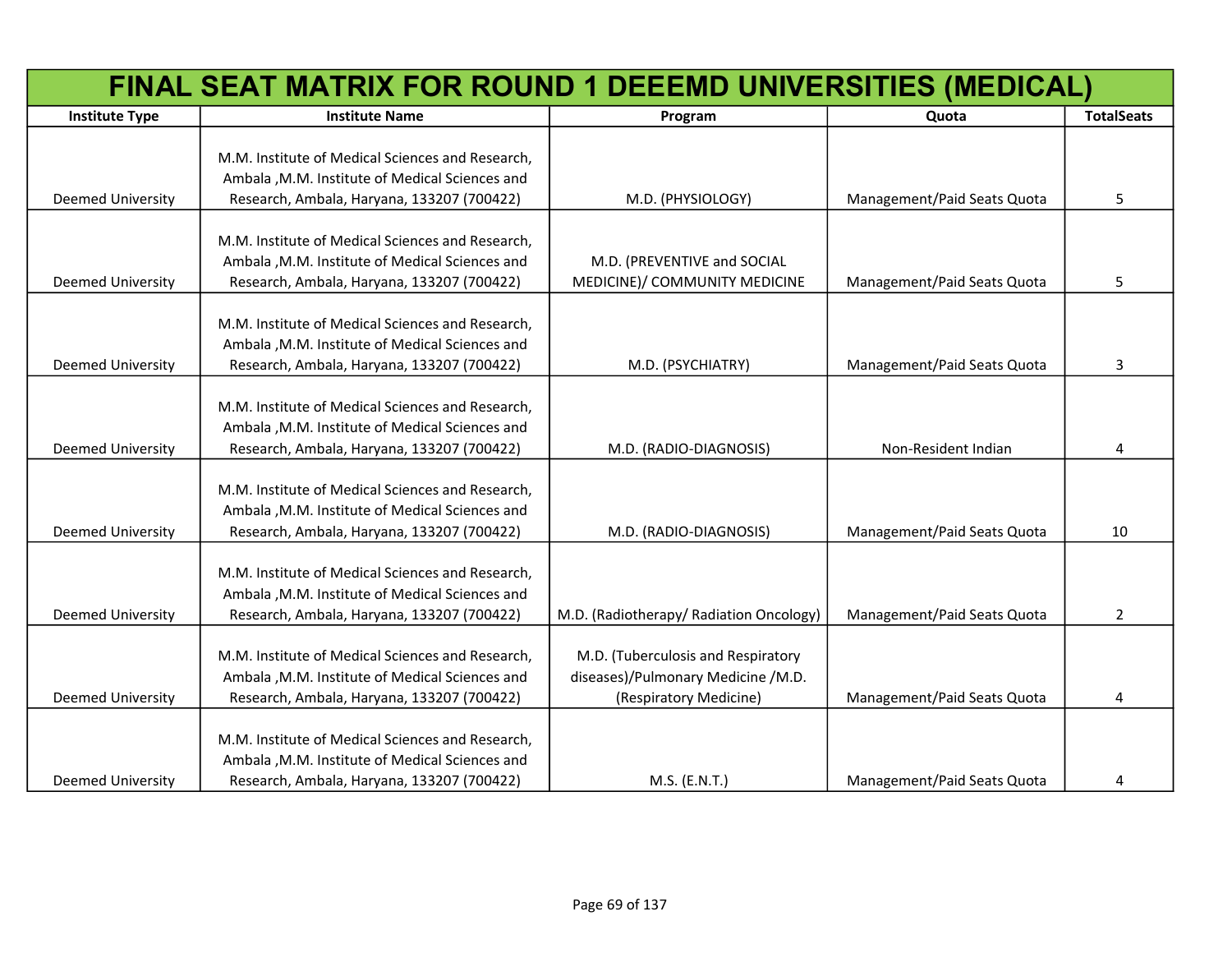# FINAL SEAT MATRIX FOR ROUND 1 DEEEMD UNIVERSITIES (MEDICAL)

| Institute Type | Institute Name | Program | Quota | TotalSeats |
|---|---|---|---|---|
| Deemed University | M.M. Institute of Medical Sciences and Research, Ambala ,M.M. Institute of Medical Sciences and Research, Ambala, Haryana, 133207 (700422) | M.D. (PHYSIOLOGY) | Management/Paid Seats Quota | 5 |
| Deemed University | M.M. Institute of Medical Sciences and Research, Ambala ,M.M. Institute of Medical Sciences and Research, Ambala, Haryana, 133207 (700422) | M.D. (PREVENTIVE and SOCIAL MEDICINE)/ COMMUNITY MEDICINE | Management/Paid Seats Quota | 5 |
| Deemed University | M.M. Institute of Medical Sciences and Research, Ambala ,M.M. Institute of Medical Sciences and Research, Ambala, Haryana, 133207 (700422) | M.D. (PSYCHIATRY) | Management/Paid Seats Quota | 3 |
| Deemed University | M.M. Institute of Medical Sciences and Research, Ambala ,M.M. Institute of Medical Sciences and Research, Ambala, Haryana, 133207 (700422) | M.D. (RADIO-DIAGNOSIS) | Non-Resident Indian | 4 |
| Deemed University | M.M. Institute of Medical Sciences and Research, Ambala ,M.M. Institute of Medical Sciences and Research, Ambala, Haryana, 133207 (700422) | M.D. (RADIO-DIAGNOSIS) | Management/Paid Seats Quota | 10 |
| Deemed University | M.M. Institute of Medical Sciences and Research, Ambala ,M.M. Institute of Medical Sciences and Research, Ambala, Haryana, 133207 (700422) | M.D. (Radiotherapy/ Radiation Oncology) | Management/Paid Seats Quota | 2 |
| Deemed University | M.M. Institute of Medical Sciences and Research, Ambala ,M.M. Institute of Medical Sciences and Research, Ambala, Haryana, 133207 (700422) | M.D. (Tuberculosis and Respiratory diseases)/Pulmonary Medicine /M.D. (Respiratory Medicine) | Management/Paid Seats Quota | 4 |
| Deemed University | M.M. Institute of Medical Sciences and Research, Ambala ,M.M. Institute of Medical Sciences and Research, Ambala, Haryana, 133207 (700422) | M.S. (E.N.T.) | Management/Paid Seats Quota | 4 |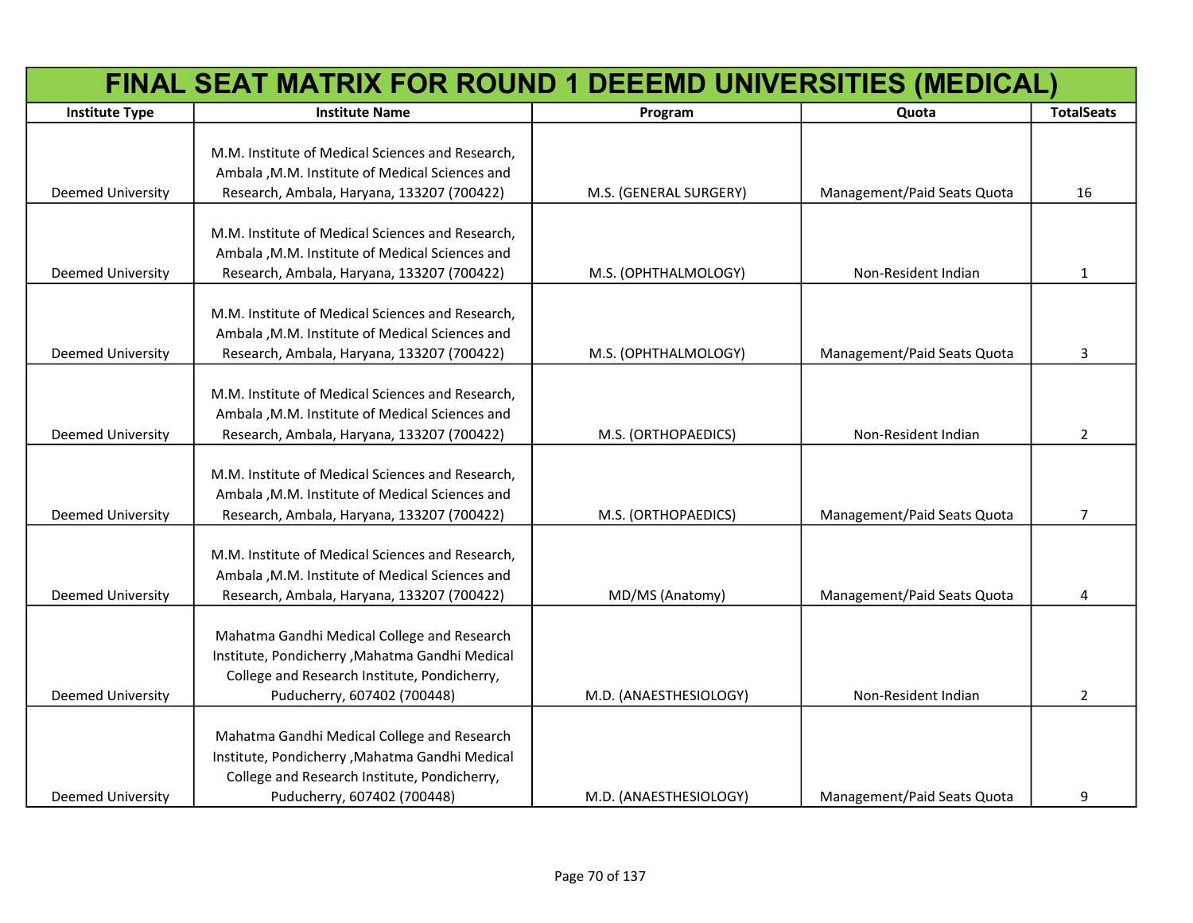# FINAL SEAT MATRIX FOR ROUND 1 DEEEMD UNIVERSITIES (MEDICAL)

| Institute Type | Institute Name | Program | Quota | TotalSeats |
|---|---|---|---|---|
| Deemed University | M.M. Institute of Medical Sciences and Research, Ambala ,M.M. Institute of Medical Sciences and Research, Ambala, Haryana, 133207 (700422) | M.S. (GENERAL SURGERY) | Management/Paid Seats Quota | 16 |
| Deemed University | M.M. Institute of Medical Sciences and Research, Ambala ,M.M. Institute of Medical Sciences and Research, Ambala, Haryana, 133207 (700422) | M.S. (OPHTHALMOLOGY) | Non-Resident Indian | 1 |
| Deemed University | M.M. Institute of Medical Sciences and Research, Ambala ,M.M. Institute of Medical Sciences and Research, Ambala, Haryana, 133207 (700422) | M.S. (OPHTHALMOLOGY) | Management/Paid Seats Quota | 3 |
| Deemed University | M.M. Institute of Medical Sciences and Research, Ambala ,M.M. Institute of Medical Sciences and Research, Ambala, Haryana, 133207 (700422) | M.S. (ORTHOPAEDICS) | Non-Resident Indian | 2 |
| Deemed University | M.M. Institute of Medical Sciences and Research, Ambala ,M.M. Institute of Medical Sciences and Research, Ambala, Haryana, 133207 (700422) | M.S. (ORTHOPAEDICS) | Management/Paid Seats Quota | 7 |
| Deemed University | M.M. Institute of Medical Sciences and Research, Ambala ,M.M. Institute of Medical Sciences and Research, Ambala, Haryana, 133207 (700422) | MD/MS (Anatomy) | Management/Paid Seats Quota | 4 |
| Deemed University | Mahatma Gandhi Medical College and Research Institute, Pondicherry ,Mahatma Gandhi Medical College and Research Institute, Pondicherry, Puducherry, 607402 (700448) | M.D. (ANAESTHESIOLOGY) | Non-Resident Indian | 2 |
| Deemed University | Mahatma Gandhi Medical College and Research Institute, Pondicherry ,Mahatma Gandhi Medical College and Research Institute, Pondicherry, Puducherry, 607402 (700448) | M.D. (ANAESTHESIOLOGY) | Management/Paid Seats Quota | 9 |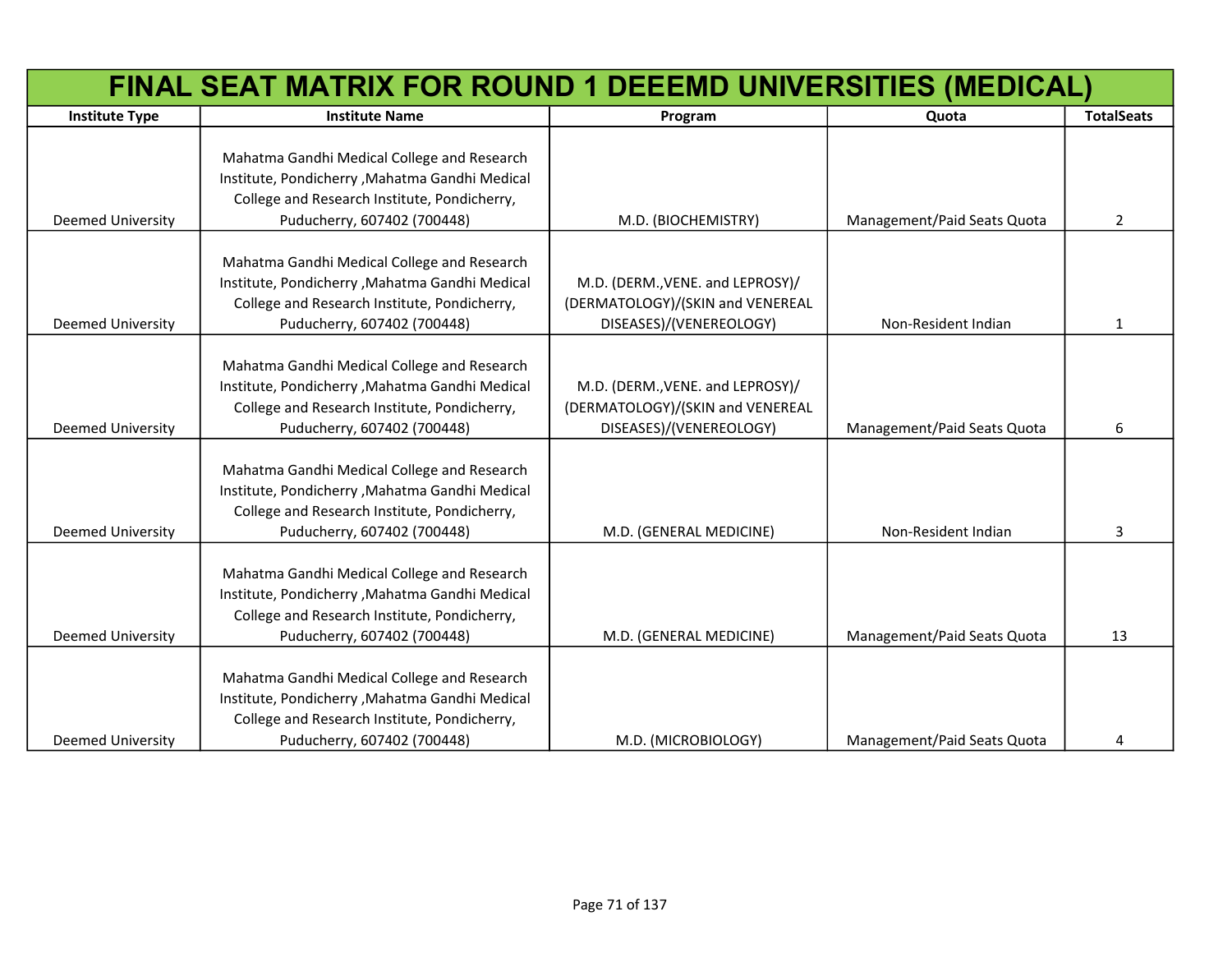# FINAL SEAT MATRIX FOR ROUND 1 DEEEMD UNIVERSITIES (MEDICAL)

| Institute Type | Institute Name | Program | Quota | TotalSeats |
|---|---|---|---|---|
| Deemed University | Mahatma Gandhi Medical College and Research Institute, Pondicherry ,Mahatma Gandhi Medical College and Research Institute, Pondicherry, Puducherry, 607402 (700448) | M.D. (BIOCHEMISTRY) | Management/Paid Seats Quota | 2 |
| Deemed University | Mahatma Gandhi Medical College and Research Institute, Pondicherry ,Mahatma Gandhi Medical College and Research Institute, Pondicherry, Puducherry, 607402 (700448) | M.D. (DERM.,VENE. and LEPROSY)/(DERMATOLOGY)/(SKIN and VENEREAL DISEASES)/(VENEREOLOGY) | Non-Resident Indian | 1 |
| Deemed University | Mahatma Gandhi Medical College and Research Institute, Pondicherry ,Mahatma Gandhi Medical College and Research Institute, Pondicherry, Puducherry, 607402 (700448) | M.D. (DERM.,VENE. and LEPROSY)/(DERMATOLOGY)/(SKIN and VENEREAL DISEASES)/(VENEREOLOGY) | Management/Paid Seats Quota | 6 |
| Deemed University | Mahatma Gandhi Medical College and Research Institute, Pondicherry ,Mahatma Gandhi Medical College and Research Institute, Pondicherry, Puducherry, 607402 (700448) | M.D. (GENERAL MEDICINE) | Non-Resident Indian | 3 |
| Deemed University | Mahatma Gandhi Medical College and Research Institute, Pondicherry ,Mahatma Gandhi Medical College and Research Institute, Pondicherry, Puducherry, 607402 (700448) | M.D. (GENERAL MEDICINE) | Management/Paid Seats Quota | 13 |
| Deemed University | Mahatma Gandhi Medical College and Research Institute, Pondicherry ,Mahatma Gandhi Medical College and Research Institute, Pondicherry, Puducherry, 607402 (700448) | M.D. (MICROBIOLOGY) | Management/Paid Seats Quota | 4 |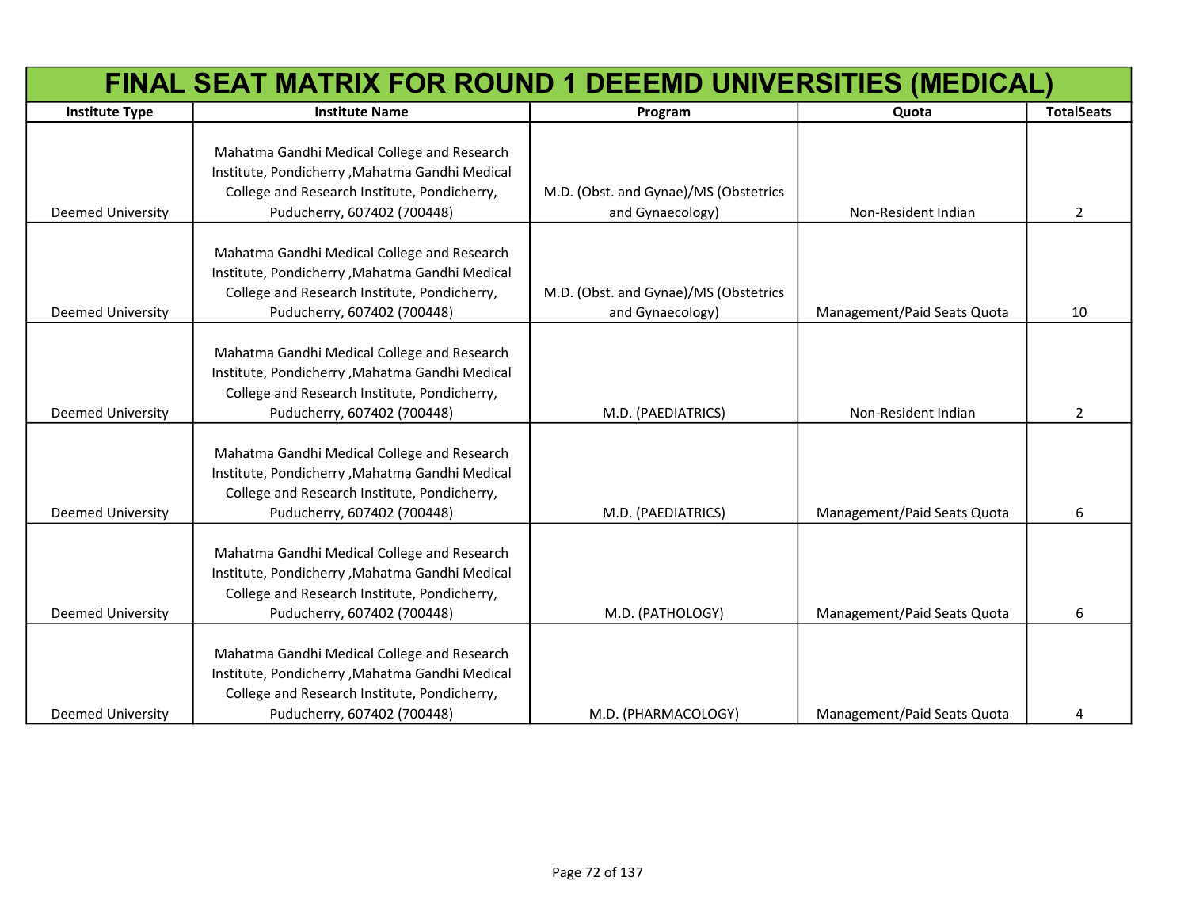| FINAL SEAT MATRIX FOR ROUND 1 DEEEMD UNIVERSITIES (MEDICAL) | | | | |
|---|---|---|---|---|
| **Institute Type** | **Institute Name** | **Program** | **Quota** | **TotalSeats** |
| Deemed University | Mahatma Gandhi Medical College and Research Institute, Pondicherry ,Mahatma Gandhi Medical College and Research Institute, Pondicherry, Puducherry, 607402 (700448) | M.D. (Obst. and Gynae)/MS (Obstetrics and Gynaecology) | Non-Resident Indian | 2 |
| Deemed University | Mahatma Gandhi Medical College and Research Institute, Pondicherry ,Mahatma Gandhi Medical College and Research Institute, Pondicherry, Puducherry, 607402 (700448) | M.D. (Obst. and Gynae)/MS (Obstetrics and Gynaecology) | Management/Paid Seats Quota | 10 |
| Deemed University | Mahatma Gandhi Medical College and Research Institute, Pondicherry ,Mahatma Gandhi Medical College and Research Institute, Pondicherry, Puducherry, 607402 (700448) | M.D. (PAEDIATRICS) | Non-Resident Indian | 2 |
| Deemed University | Mahatma Gandhi Medical College and Research Institute, Pondicherry ,Mahatma Gandhi Medical College and Research Institute, Pondicherry, Puducherry, 607402 (700448) | M.D. (PAEDIATRICS) | Management/Paid Seats Quota | 6 |
| Deemed University | Mahatma Gandhi Medical College and Research Institute, Pondicherry ,Mahatma Gandhi Medical College and Research Institute, Pondicherry, Puducherry, 607402 (700448) | M.D. (PATHOLOGY) | Management/Paid Seats Quota | 6 |
| Deemed University | Mahatma Gandhi Medical College and Research Institute, Pondicherry ,Mahatma Gandhi Medical College and Research Institute, Pondicherry, Puducherry, 607402 (700448) | M.D. (PHARMACOLOGY) | Management/Paid Seats Quota | 4 |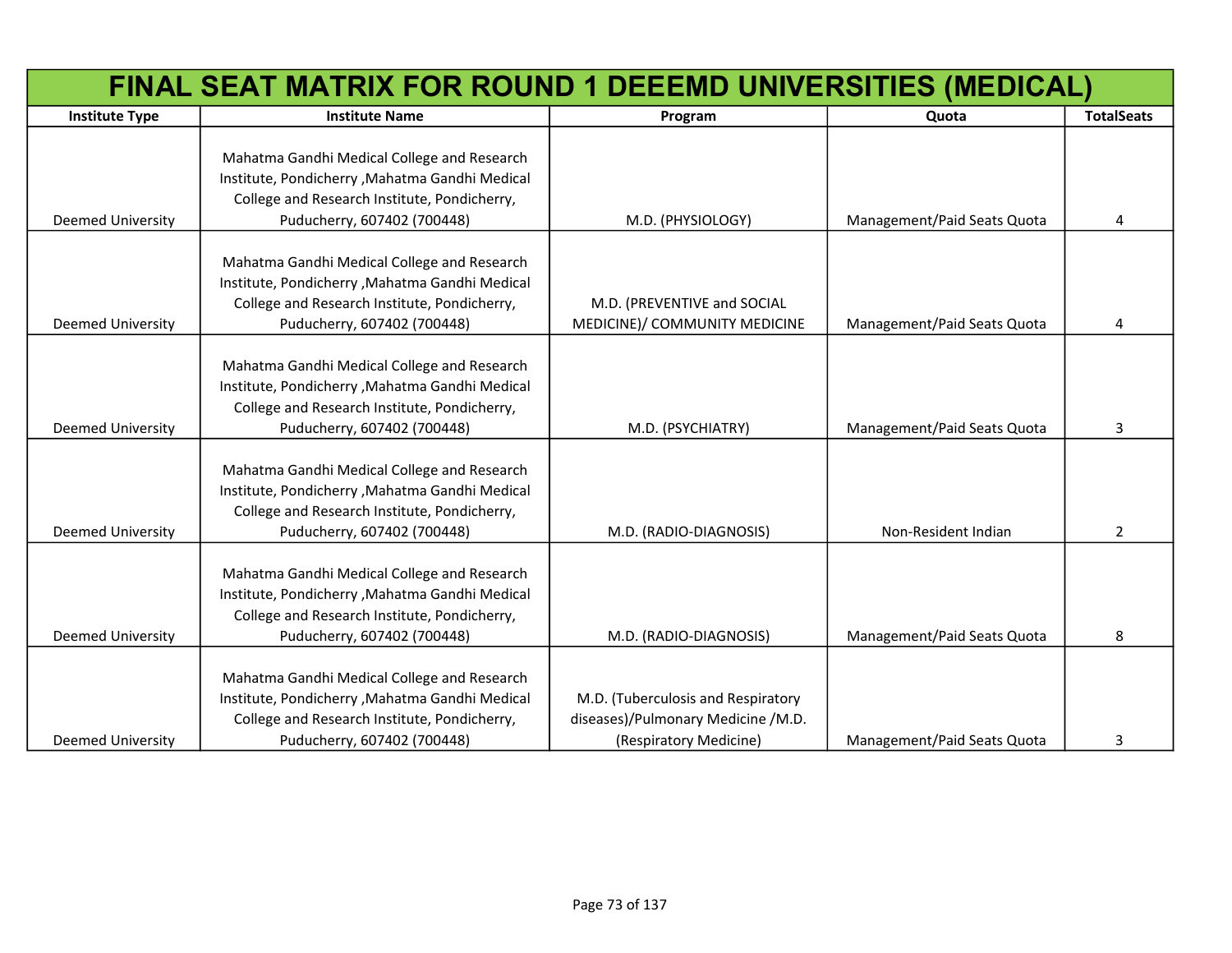# FINAL SEAT MATRIX FOR ROUND 1 DEEEMD UNIVERSITIES (MEDICAL)

| Institute Type | Institute Name | Program | Quota | TotalSeats |
|---|---|---|---|---|
| Deemed University | Mahatma Gandhi Medical College and Research Institute, Pondicherry ,Mahatma Gandhi Medical College and Research Institute, Pondicherry, Puducherry, 607402 (700448) | M.D. (PHYSIOLOGY) | Management/Paid Seats Quota | 4 |
| Deemed University | Mahatma Gandhi Medical College and Research Institute, Pondicherry ,Mahatma Gandhi Medical College and Research Institute, Pondicherry, Puducherry, 607402 (700448) | M.D. (PREVENTIVE and SOCIAL MEDICINE)/ COMMUNITY MEDICINE | Management/Paid Seats Quota | 4 |
| Deemed University | Mahatma Gandhi Medical College and Research Institute, Pondicherry ,Mahatma Gandhi Medical College and Research Institute, Pondicherry, Puducherry, 607402 (700448) | M.D. (PSYCHIATRY) | Management/Paid Seats Quota | 3 |
| Deemed University | Mahatma Gandhi Medical College and Research Institute, Pondicherry ,Mahatma Gandhi Medical College and Research Institute, Pondicherry, Puducherry, 607402 (700448) | M.D. (RADIO-DIAGNOSIS) | Non-Resident Indian | 2 |
| Deemed University | Mahatma Gandhi Medical College and Research Institute, Pondicherry ,Mahatma Gandhi Medical College and Research Institute, Pondicherry, Puducherry, 607402 (700448) | M.D. (RADIO-DIAGNOSIS) | Management/Paid Seats Quota | 8 |
| Deemed University | Mahatma Gandhi Medical College and Research Institute, Pondicherry ,Mahatma Gandhi Medical College and Research Institute, Pondicherry, Puducherry, 607402 (700448) | M.D. (Tuberculosis and Respiratory diseases)/Pulmonary Medicine /M.D. (Respiratory Medicine) | Management/Paid Seats Quota | 3 |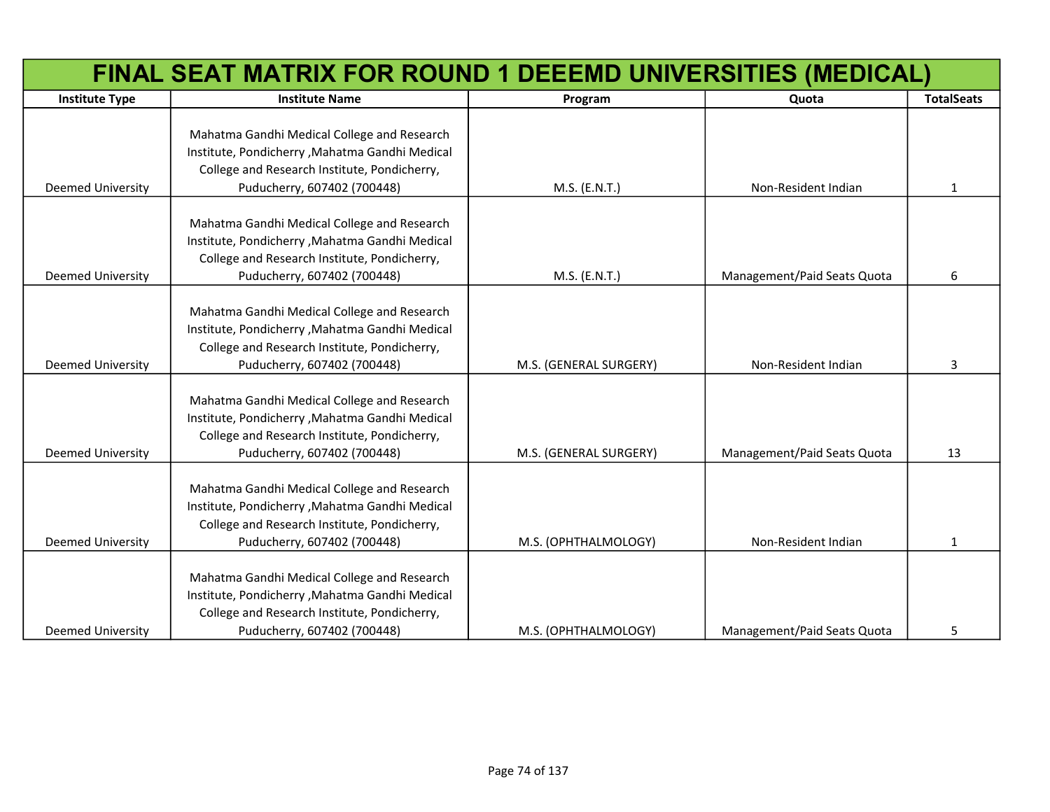# FINAL SEAT MATRIX FOR ROUND 1 DEEEMD UNIVERSITIES (MEDICAL)

| Institute Type | Institute Name | Program | Quota | TotalSeats |
|---|---|---|---|---|
| Deemed University | Mahatma Gandhi Medical College and Research Institute, Pondicherry ,Mahatma Gandhi Medical College and Research Institute, Pondicherry, Puducherry, 607402 (700448) | M.S. (E.N.T.) | Non-Resident Indian | 1 |
| Deemed University | Mahatma Gandhi Medical College and Research Institute, Pondicherry ,Mahatma Gandhi Medical College and Research Institute, Pondicherry, Puducherry, 607402 (700448) | M.S. (E.N.T.) | Management/Paid Seats Quota | 6 |
| Deemed University | Mahatma Gandhi Medical College and Research Institute, Pondicherry ,Mahatma Gandhi Medical College and Research Institute, Pondicherry, Puducherry, 607402 (700448) | M.S. (GENERAL SURGERY) | Non-Resident Indian | 3 |
| Deemed University | Mahatma Gandhi Medical College and Research Institute, Pondicherry ,Mahatma Gandhi Medical College and Research Institute, Pondicherry, Puducherry, 607402 (700448) | M.S. (GENERAL SURGERY) | Management/Paid Seats Quota | 13 |
| Deemed University | Mahatma Gandhi Medical College and Research Institute, Pondicherry ,Mahatma Gandhi Medical College and Research Institute, Pondicherry, Puducherry, 607402 (700448) | M.S. (OPHTHALMOLOGY) | Non-Resident Indian | 1 |
| Deemed University | Mahatma Gandhi Medical College and Research Institute, Pondicherry ,Mahatma Gandhi Medical College and Research Institute, Pondicherry, Puducherry, 607402 (700448) | M.S. (OPHTHALMOLOGY) | Management/Paid Seats Quota | 5 |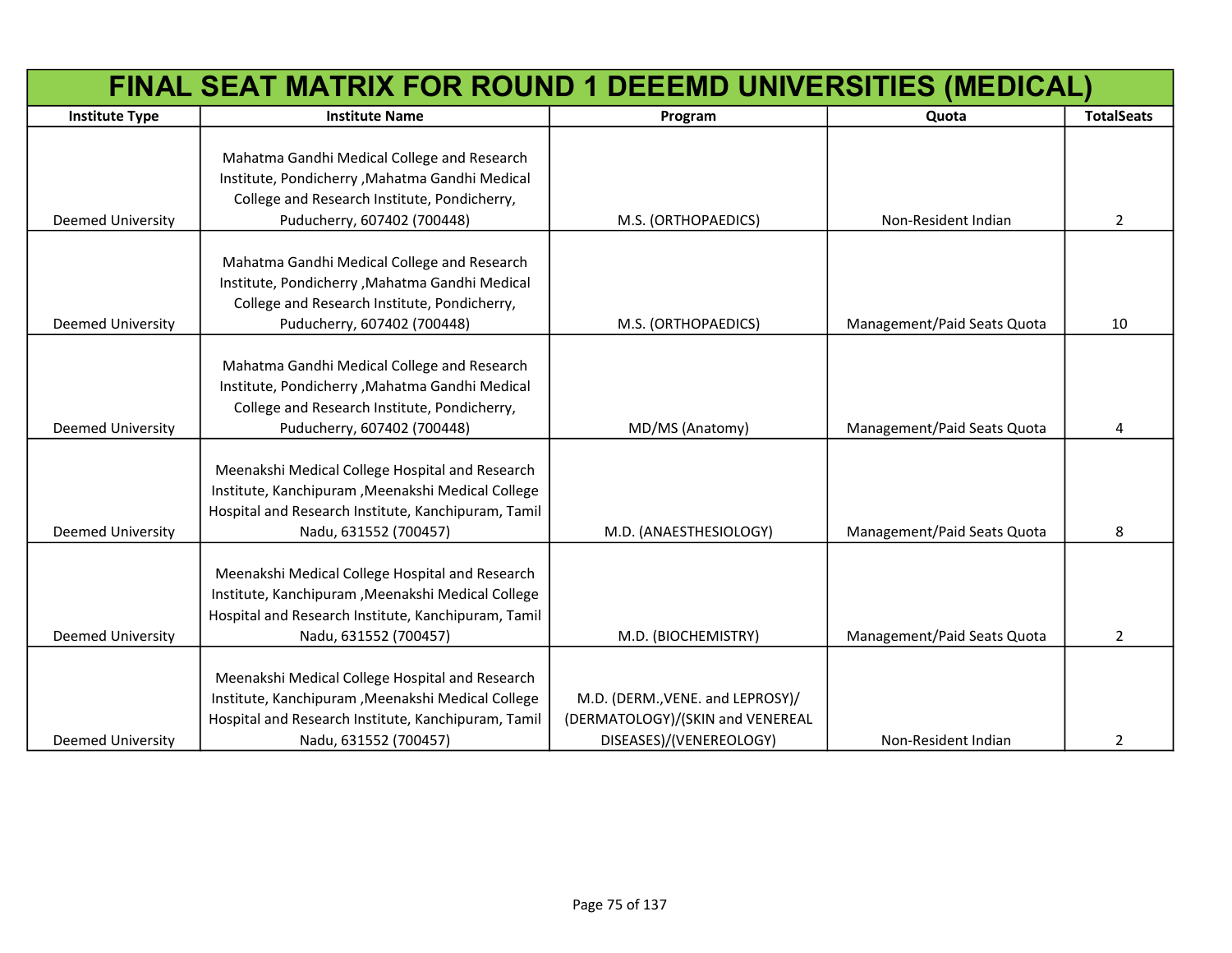# FINAL SEAT MATRIX FOR ROUND 1 DEEEMD UNIVERSITIES (MEDICAL)

| Institute Type | Institute Name | Program | Quota | TotalSeats |
|---|---|---|---|---|
| Deemed University | Mahatma Gandhi Medical College and Research Institute, Pondicherry ,Mahatma Gandhi Medical College and Research Institute, Pondicherry, Puducherry, 607402 (700448) | M.S. (ORTHOPAEDICS) | Non-Resident Indian | 2 |
| Deemed University | Mahatma Gandhi Medical College and Research Institute, Pondicherry ,Mahatma Gandhi Medical College and Research Institute, Pondicherry, Puducherry, 607402 (700448) | M.S. (ORTHOPAEDICS) | Management/Paid Seats Quota | 10 |
| Deemed University | Mahatma Gandhi Medical College and Research Institute, Pondicherry ,Mahatma Gandhi Medical College and Research Institute, Pondicherry, Puducherry, 607402 (700448) | MD/MS (Anatomy) | Management/Paid Seats Quota | 4 |
| Deemed University | Meenakshi Medical College Hospital and Research Institute, Kanchipuram ,Meenakshi Medical College Hospital and Research Institute, Kanchipuram, Tamil Nadu, 631552 (700457) | M.D. (ANAESTHESIOLOGY) | Management/Paid Seats Quota | 8 |
| Deemed University | Meenakshi Medical College Hospital and Research Institute, Kanchipuram ,Meenakshi Medical College Hospital and Research Institute, Kanchipuram, Tamil Nadu, 631552 (700457) | M.D. (BIOCHEMISTRY) | Management/Paid Seats Quota | 2 |
| Deemed University | Meenakshi Medical College Hospital and Research Institute, Kanchipuram ,Meenakshi Medical College Hospital and Research Institute, Kanchipuram, Tamil Nadu, 631552 (700457) | M.D. (DERM.,VENE. and LEPROSY)/ (DERMATOLOGY)/(SKIN and VENEREAL DISEASES)/(VENEREOLOGY) | Non-Resident Indian | 2 |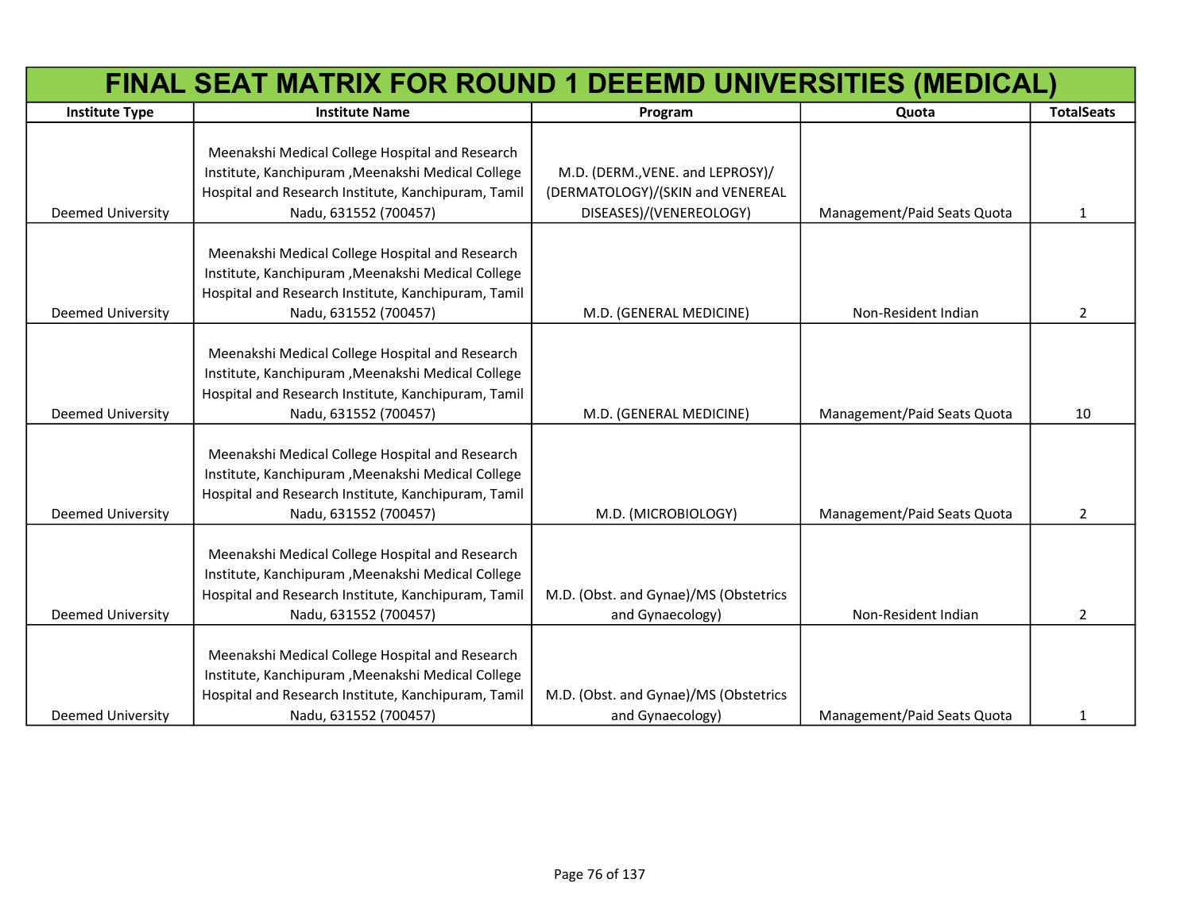| FINAL SEAT MATRIX FOR ROUND 1 DEEEMD UNIVERSITIES (MEDICAL) | | | | |
|---|---|---|---|---|
| **Institute Type** | **Institute Name** | **Program** | **Quota** | **TotalSeats** |
| Deemed University | Meenakshi Medical College Hospital and Research Institute, Kanchipuram ,Meenakshi Medical College Hospital and Research Institute, Kanchipuram, Tamil Nadu, 631552 (700457) | M.D. (DERM.,VENE. and LEPROSY)/(DERMATOLOGY)/(SKIN and VENEREAL DISEASES)/(VENEREOLOGY) | Management/Paid Seats Quota | 1 |
| Deemed University | Meenakshi Medical College Hospital and Research Institute, Kanchipuram ,Meenakshi Medical College Hospital and Research Institute, Kanchipuram, Tamil Nadu, 631552 (700457) | M.D. (GENERAL MEDICINE) | Non-Resident Indian | 2 |
| Deemed University | Meenakshi Medical College Hospital and Research Institute, Kanchipuram ,Meenakshi Medical College Hospital and Research Institute, Kanchipuram, Tamil Nadu, 631552 (700457) | M.D. (GENERAL MEDICINE) | Management/Paid Seats Quota | 10 |
| Deemed University | Meenakshi Medical College Hospital and Research Institute, Kanchipuram ,Meenakshi Medical College Hospital and Research Institute, Kanchipuram, Tamil Nadu, 631552 (700457) | M.D. (MICROBIOLOGY) | Management/Paid Seats Quota | 2 |
| Deemed University | Meenakshi Medical College Hospital and Research Institute, Kanchipuram ,Meenakshi Medical College Hospital and Research Institute, Kanchipuram, Tamil Nadu, 631552 (700457) | M.D. (Obst. and Gynae)/MS (Obstetrics and Gynaecology) | Non-Resident Indian | 2 |
| Deemed University | Meenakshi Medical College Hospital and Research Institute, Kanchipuram ,Meenakshi Medical College Hospital and Research Institute, Kanchipuram, Tamil Nadu, 631552 (700457) | M.D. (Obst. and Gynae)/MS (Obstetrics and Gynaecology) | Management/Paid Seats Quota | 1 |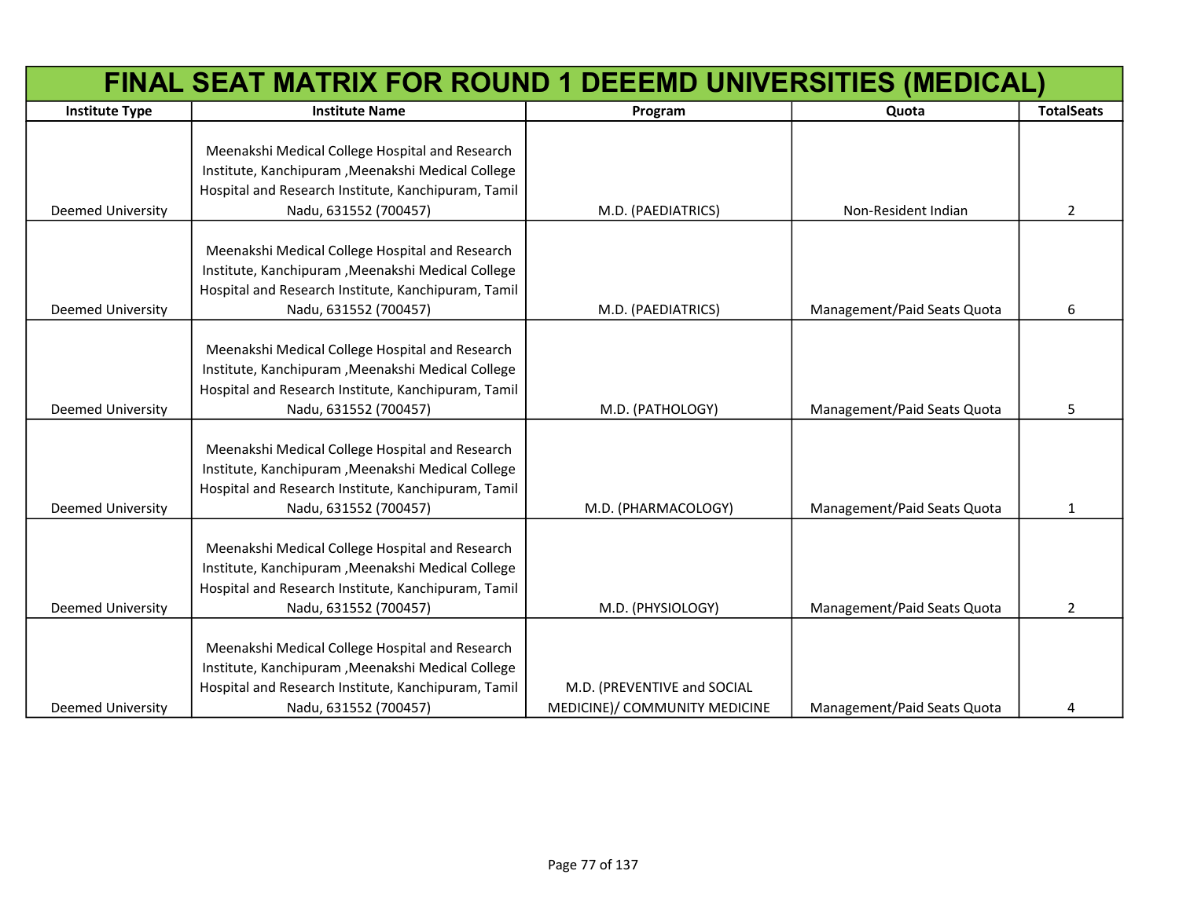# FINAL SEAT MATRIX FOR ROUND 1 DEEEMD UNIVERSITIES (MEDICAL)

| Institute Type | Institute Name | Program | Quota | TotalSeats |
|---|---|---|---|---|
| Deemed University | Meenakshi Medical College Hospital and Research Institute, Kanchipuram ,Meenakshi Medical College Hospital and Research Institute, Kanchipuram, Tamil Nadu, 631552 (700457) | M.D. (PAEDIATRICS) | Non-Resident Indian | 2 |
| Deemed University | Meenakshi Medical College Hospital and Research Institute, Kanchipuram ,Meenakshi Medical College Hospital and Research Institute, Kanchipuram, Tamil Nadu, 631552 (700457) | M.D. (PAEDIATRICS) | Management/Paid Seats Quota | 6 |
| Deemed University | Meenakshi Medical College Hospital and Research Institute, Kanchipuram ,Meenakshi Medical College Hospital and Research Institute, Kanchipuram, Tamil Nadu, 631552 (700457) | M.D. (PATHOLOGY) | Management/Paid Seats Quota | 5 |
| Deemed University | Meenakshi Medical College Hospital and Research Institute, Kanchipuram ,Meenakshi Medical College Hospital and Research Institute, Kanchipuram, Tamil Nadu, 631552 (700457) | M.D. (PHARMACOLOGY) | Management/Paid Seats Quota | 1 |
| Deemed University | Meenakshi Medical College Hospital and Research Institute, Kanchipuram ,Meenakshi Medical College Hospital and Research Institute, Kanchipuram, Tamil Nadu, 631552 (700457) | M.D. (PHYSIOLOGY) | Management/Paid Seats Quota | 2 |
| Deemed University | Meenakshi Medical College Hospital and Research Institute, Kanchipuram ,Meenakshi Medical College Hospital and Research Institute, Kanchipuram, Tamil Nadu, 631552 (700457) | M.D. (PREVENTIVE and SOCIAL MEDICINE)/ COMMUNITY MEDICINE | Management/Paid Seats Quota | 4 |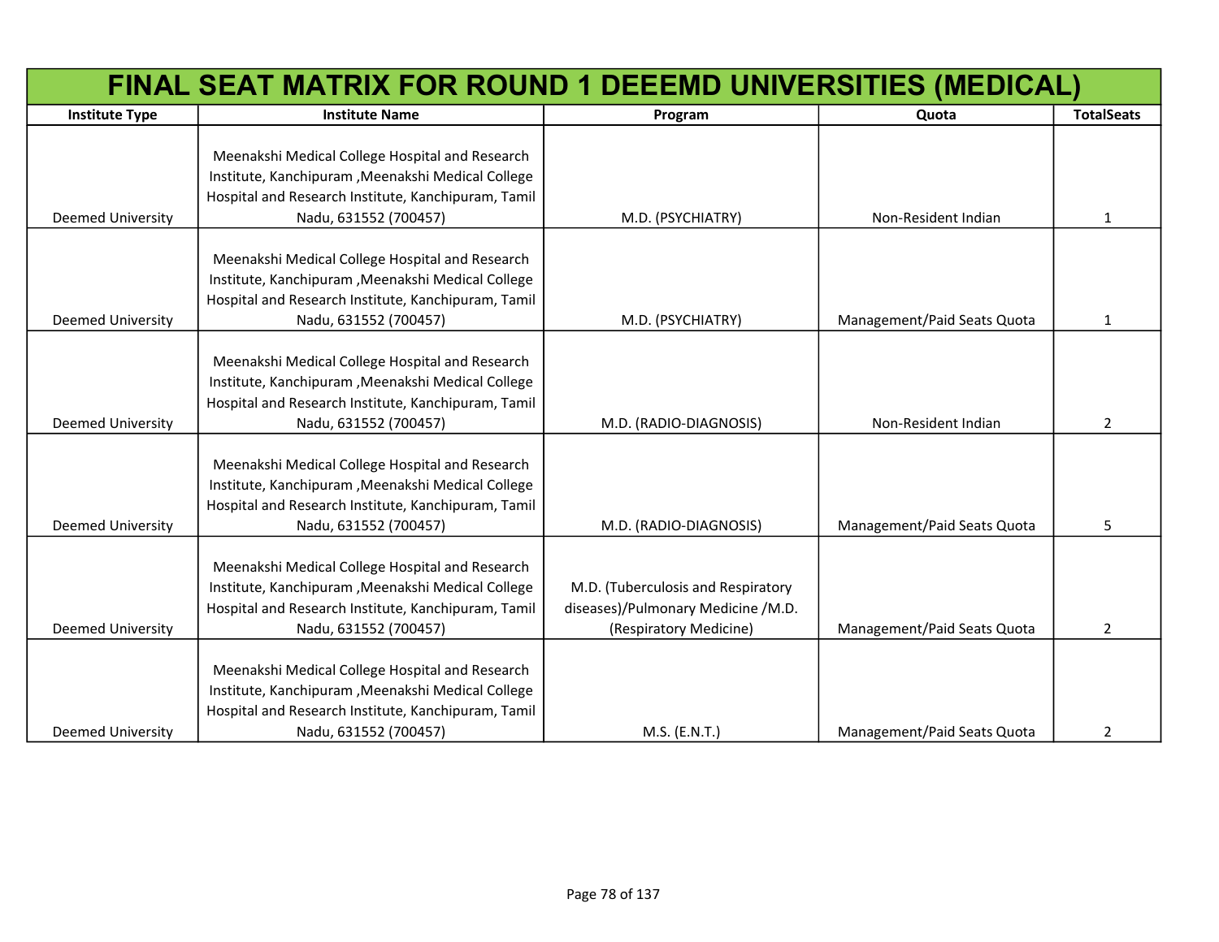# FINAL SEAT MATRIX FOR ROUND 1 DEEEMD UNIVERSITIES (MEDICAL)

| Institute Type | Institute Name | Program | Quota | TotalSeats |
|---|---|---|---|---|
| Deemed University | Meenakshi Medical College Hospital and Research Institute, Kanchipuram ,Meenakshi Medical College Hospital and Research Institute, Kanchipuram, Tamil Nadu, 631552 (700457) | M.D. (PSYCHIATRY) | Non-Resident Indian | 1 |
| Deemed University | Meenakshi Medical College Hospital and Research Institute, Kanchipuram ,Meenakshi Medical College Hospital and Research Institute, Kanchipuram, Tamil Nadu, 631552 (700457) | M.D. (PSYCHIATRY) | Management/Paid Seats Quota | 1 |
| Deemed University | Meenakshi Medical College Hospital and Research Institute, Kanchipuram ,Meenakshi Medical College Hospital and Research Institute, Kanchipuram, Tamil Nadu, 631552 (700457) | M.D. (RADIO-DIAGNOSIS) | Non-Resident Indian | 2 |
| Deemed University | Meenakshi Medical College Hospital and Research Institute, Kanchipuram ,Meenakshi Medical College Hospital and Research Institute, Kanchipuram, Tamil Nadu, 631552 (700457) | M.D. (RADIO-DIAGNOSIS) | Management/Paid Seats Quota | 5 |
| Deemed University | Meenakshi Medical College Hospital and Research Institute, Kanchipuram ,Meenakshi Medical College Hospital and Research Institute, Kanchipuram, Tamil Nadu, 631552 (700457) | M.D. (Tuberculosis and Respiratory diseases)/Pulmonary Medicine /M.D. (Respiratory Medicine) | Management/Paid Seats Quota | 2 |
| Deemed University | Meenakshi Medical College Hospital and Research Institute, Kanchipuram ,Meenakshi Medical College Hospital and Research Institute, Kanchipuram, Tamil Nadu, 631552 (700457) | M.S. (E.N.T.) | Management/Paid Seats Quota | 2 |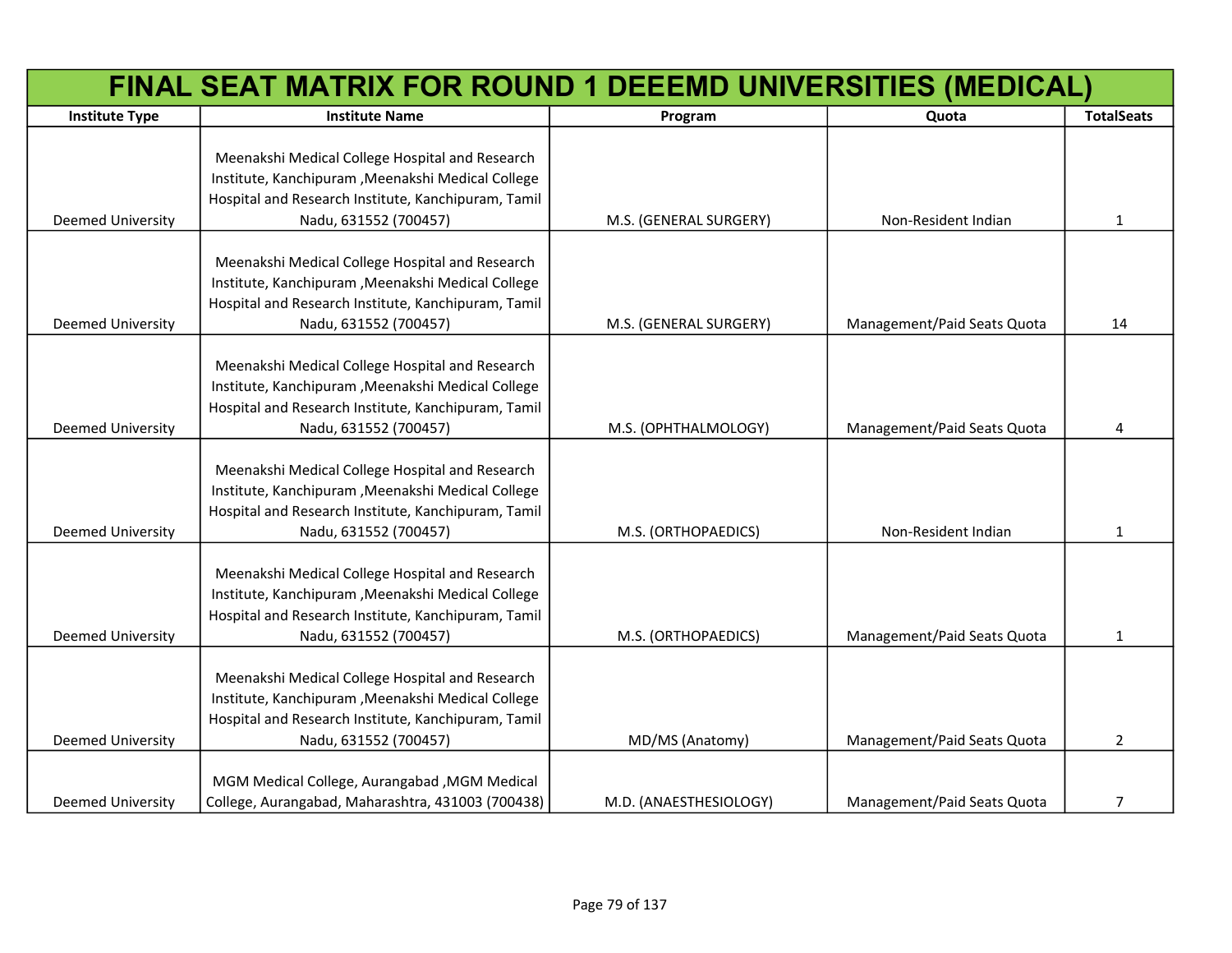# FINAL SEAT MATRIX FOR ROUND 1 DEEEMD UNIVERSITIES (MEDICAL)

| Institute Type | Institute Name | Program | Quota | TotalSeats |
|---|---|---|---|---|
| Deemed University | Meenakshi Medical College Hospital and Research Institute, Kanchipuram ,Meenakshi Medical College Hospital and Research Institute, Kanchipuram, Tamil Nadu, 631552 (700457) | M.S. (GENERAL SURGERY) | Non-Resident Indian | 1 |
| Deemed University | Meenakshi Medical College Hospital and Research Institute, Kanchipuram ,Meenakshi Medical College Hospital and Research Institute, Kanchipuram, Tamil Nadu, 631552 (700457) | M.S. (GENERAL SURGERY) | Management/Paid Seats Quota | 14 |
| Deemed University | Meenakshi Medical College Hospital and Research Institute, Kanchipuram ,Meenakshi Medical College Hospital and Research Institute, Kanchipuram, Tamil Nadu, 631552 (700457) | M.S. (OPHTHALMOLOGY) | Management/Paid Seats Quota | 4 |
| Deemed University | Meenakshi Medical College Hospital and Research Institute, Kanchipuram ,Meenakshi Medical College Hospital and Research Institute, Kanchipuram, Tamil Nadu, 631552 (700457) | M.S. (ORTHOPAEDICS) | Non-Resident Indian | 1 |
| Deemed University | Meenakshi Medical College Hospital and Research Institute, Kanchipuram ,Meenakshi Medical College Hospital and Research Institute, Kanchipuram, Tamil Nadu, 631552 (700457) | M.S. (ORTHOPAEDICS) | Management/Paid Seats Quota | 1 |
| Deemed University | Meenakshi Medical College Hospital and Research Institute, Kanchipuram ,Meenakshi Medical College Hospital and Research Institute, Kanchipuram, Tamil Nadu, 631552 (700457) | MD/MS (Anatomy) | Management/Paid Seats Quota | 2 |
| Deemed University | MGM Medical College, Aurangabad ,MGM Medical College, Aurangabad, Maharashtra, 431003 (700438) | M.D. (ANAESTHESIOLOGY) | Management/Paid Seats Quota | 7 |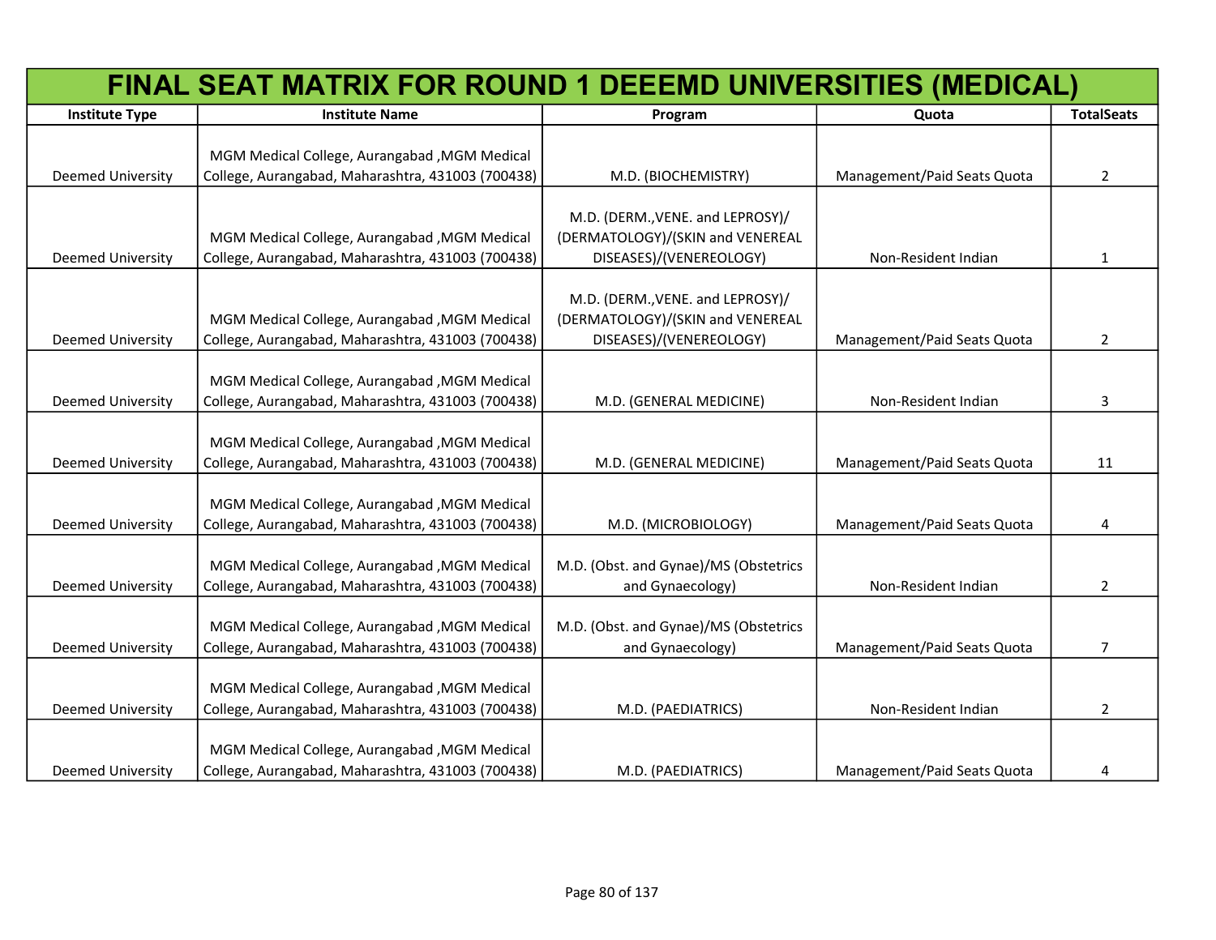# FINAL SEAT MATRIX FOR ROUND 1 DEEEMD UNIVERSITIES (MEDICAL)

| Institute Type | Institute Name | Program | Quota | TotalSeats |
|---|---|---|---|---|
| Deemed University | MGM Medical College, Aurangabad ,MGM Medical College, Aurangabad, Maharashtra, 431003 (700438) | M.D. (BIOCHEMISTRY) | Management/Paid Seats Quota | 2 |
| Deemed University | MGM Medical College, Aurangabad ,MGM Medical College, Aurangabad, Maharashtra, 431003 (700438) | M.D. (DERM.,VENE. and LEPROSY)/(DERMATOLOGY)/(SKIN and VENEREAL DISEASES)/(VENEREOLOGY) | Non-Resident Indian | 1 |
| Deemed University | MGM Medical College, Aurangabad ,MGM Medical College, Aurangabad, Maharashtra, 431003 (700438) | M.D. (DERM.,VENE. and LEPROSY)/(DERMATOLOGY)/(SKIN and VENEREAL DISEASES)/(VENEREOLOGY) | Management/Paid Seats Quota | 2 |
| Deemed University | MGM Medical College, Aurangabad ,MGM Medical College, Aurangabad, Maharashtra, 431003 (700438) | M.D. (GENERAL MEDICINE) | Non-Resident Indian | 3 |
| Deemed University | MGM Medical College, Aurangabad ,MGM Medical College, Aurangabad, Maharashtra, 431003 (700438) | M.D. (GENERAL MEDICINE) | Management/Paid Seats Quota | 11 |
| Deemed University | MGM Medical College, Aurangabad ,MGM Medical College, Aurangabad, Maharashtra, 431003 (700438) | M.D. (MICROBIOLOGY) | Management/Paid Seats Quota | 4 |
| Deemed University | MGM Medical College, Aurangabad ,MGM Medical College, Aurangabad, Maharashtra, 431003 (700438) | M.D. (Obst. and Gynae)/MS (Obstetrics and Gynaecology) | Non-Resident Indian | 2 |
| Deemed University | MGM Medical College, Aurangabad ,MGM Medical College, Aurangabad, Maharashtra, 431003 (700438) | M.D. (Obst. and Gynae)/MS (Obstetrics and Gynaecology) | Management/Paid Seats Quota | 7 |
| Deemed University | MGM Medical College, Aurangabad ,MGM Medical College, Aurangabad, Maharashtra, 431003 (700438) | M.D. (PAEDIATRICS) | Non-Resident Indian | 2 |
| Deemed University | MGM Medical College, Aurangabad ,MGM Medical College, Aurangabad, Maharashtra, 431003 (700438) | M.D. (PAEDIATRICS) | Management/Paid Seats Quota | 4 |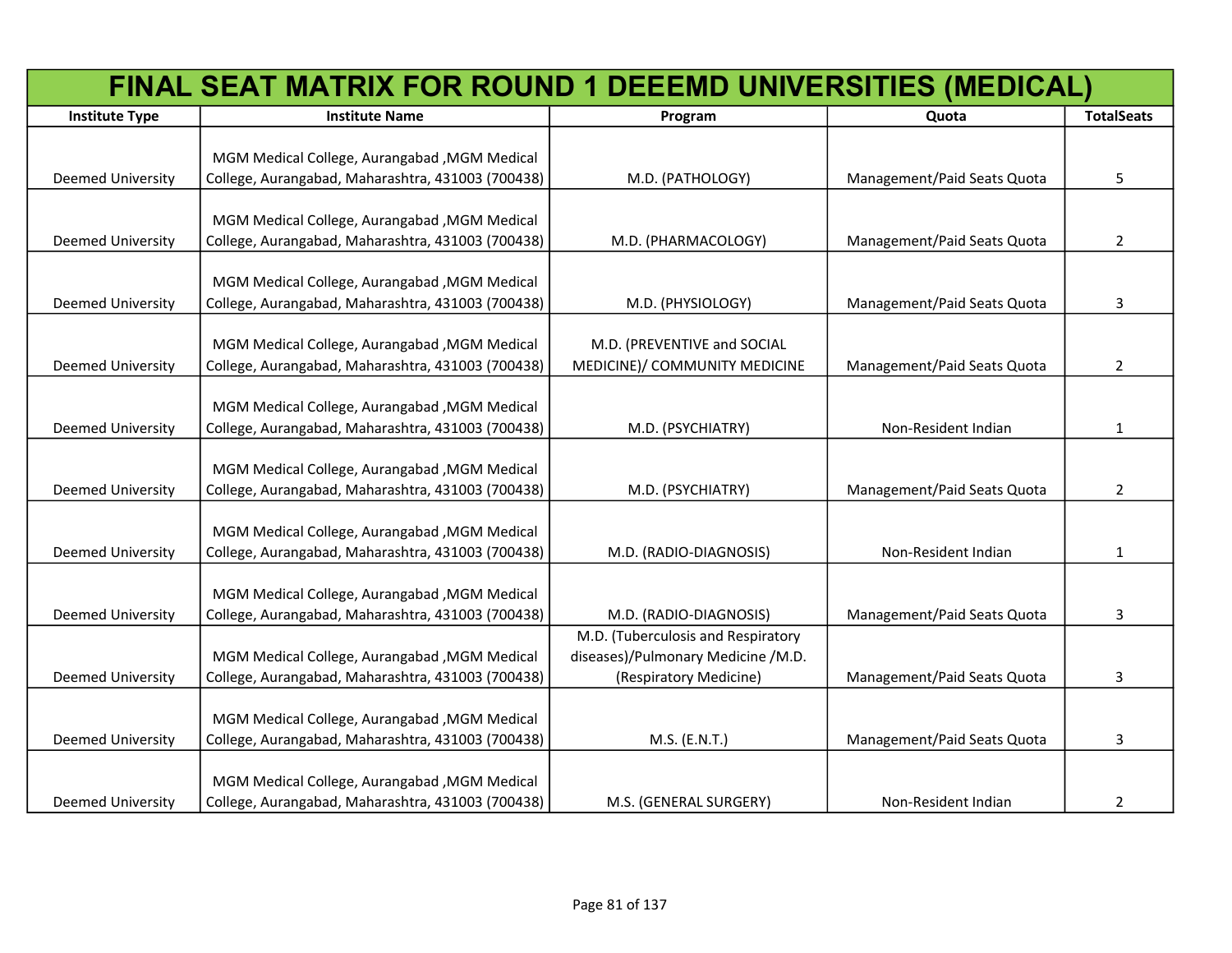# FINAL SEAT MATRIX FOR ROUND 1 DEEEMD UNIVERSITIES (MEDICAL)

| Institute Type | Institute Name | Program | Quota | TotalSeats |
|---|---|---|---|---|
| Deemed University | MGM Medical College, Aurangabad ,MGM Medical College, Aurangabad, Maharashtra, 431003 (700438) | M.D. (PATHOLOGY) | Management/Paid Seats Quota | 5 |
| Deemed University | MGM Medical College, Aurangabad ,MGM Medical College, Aurangabad, Maharashtra, 431003 (700438) | M.D. (PHARMACOLOGY) | Management/Paid Seats Quota | 2 |
| Deemed University | MGM Medical College, Aurangabad ,MGM Medical College, Aurangabad, Maharashtra, 431003 (700438) | M.D. (PHYSIOLOGY) | Management/Paid Seats Quota | 3 |
| Deemed University | MGM Medical College, Aurangabad ,MGM Medical College, Aurangabad, Maharashtra, 431003 (700438) | M.D. (PREVENTIVE and SOCIAL MEDICINE)/ COMMUNITY MEDICINE | Management/Paid Seats Quota | 2 |
| Deemed University | MGM Medical College, Aurangabad ,MGM Medical College, Aurangabad, Maharashtra, 431003 (700438) | M.D. (PSYCHIATRY) | Non-Resident Indian | 1 |
| Deemed University | MGM Medical College, Aurangabad ,MGM Medical College, Aurangabad, Maharashtra, 431003 (700438) | M.D. (PSYCHIATRY) | Management/Paid Seats Quota | 2 |
| Deemed University | MGM Medical College, Aurangabad ,MGM Medical College, Aurangabad, Maharashtra, 431003 (700438) | M.D. (RADIO-DIAGNOSIS) | Non-Resident Indian | 1 |
| Deemed University | MGM Medical College, Aurangabad ,MGM Medical College, Aurangabad, Maharashtra, 431003 (700438) | M.D. (RADIO-DIAGNOSIS) | Management/Paid Seats Quota | 3 |
| Deemed University | MGM Medical College, Aurangabad ,MGM Medical College, Aurangabad, Maharashtra, 431003 (700438) | M.D. (Tuberculosis and Respiratory diseases)/Pulmonary Medicine /M.D. (Respiratory Medicine) | Management/Paid Seats Quota | 3 |
| Deemed University | MGM Medical College, Aurangabad ,MGM Medical College, Aurangabad, Maharashtra, 431003 (700438) | M.S. (E.N.T.) | Management/Paid Seats Quota | 3 |
| Deemed University | MGM Medical College, Aurangabad ,MGM Medical College, Aurangabad, Maharashtra, 431003 (700438) | M.S. (GENERAL SURGERY) | Non-Resident Indian | 2 |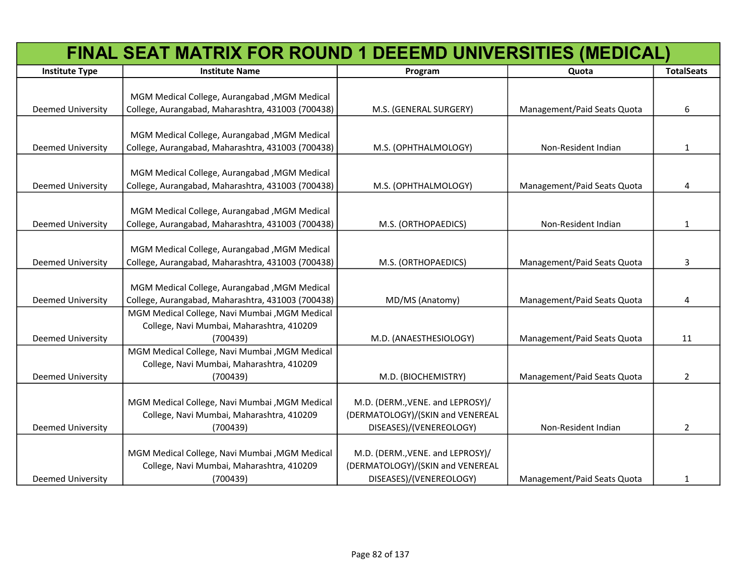| FINAL SEAT MATRIX FOR ROUND 1 DEEEMD UNIVERSITIES (MEDICAL) | | | | |
|---|---|---|---|---|
| Institute Type | Institute Name | Program | Quota | TotalSeats |
| Deemed University | MGM Medical College, Aurangabad ,MGM Medical College, Aurangabad, Maharashtra, 431003 (700438) | M.S. (GENERAL SURGERY) | Management/Paid Seats Quota | 6 |
| Deemed University | MGM Medical College, Aurangabad ,MGM Medical College, Aurangabad, Maharashtra, 431003 (700438) | M.S. (OPHTHALMOLOGY) | Non-Resident Indian | 1 |
| Deemed University | MGM Medical College, Aurangabad ,MGM Medical College, Aurangabad, Maharashtra, 431003 (700438) | M.S. (OPHTHALMOLOGY) | Management/Paid Seats Quota | 4 |
| Deemed University | MGM Medical College, Aurangabad ,MGM Medical College, Aurangabad, Maharashtra, 431003 (700438) | M.S. (ORTHOPAEDICS) | Non-Resident Indian | 1 |
| Deemed University | MGM Medical College, Aurangabad ,MGM Medical College, Aurangabad, Maharashtra, 431003 (700438) | M.S. (ORTHOPAEDICS) | Management/Paid Seats Quota | 3 |
| Deemed University | MGM Medical College, Aurangabad ,MGM Medical College, Aurangabad, Maharashtra, 431003 (700438) | MD/MS (Anatomy) | Management/Paid Seats Quota | 4 |
| Deemed University | MGM Medical College, Navi Mumbai ,MGM Medical College, Navi Mumbai, Maharashtra, 410209 (700439) | M.D. (ANAESTHESIOLOGY) | Management/Paid Seats Quota | 11 |
| Deemed University | MGM Medical College, Navi Mumbai ,MGM Medical College, Navi Mumbai, Maharashtra, 410209 (700439) | M.D. (BIOCHEMISTRY) | Management/Paid Seats Quota | 2 |
| Deemed University | MGM Medical College, Navi Mumbai ,MGM Medical College, Navi Mumbai, Maharashtra, 410209 (700439) | M.D. (DERM.,VENE. and LEPROSY)/(DERMATOLOGY)/(SKIN and VENEREAL DISEASES)/(VENEREOLOGY) | Non-Resident Indian | 2 |
| Deemed University | MGM Medical College, Navi Mumbai ,MGM Medical College, Navi Mumbai, Maharashtra, 410209 (700439) | M.D. (DERM.,VENE. and LEPROSY)/(DERMATOLOGY)/(SKIN and VENEREAL DISEASES)/(VENEREOLOGY) | Management/Paid Seats Quota | 1 |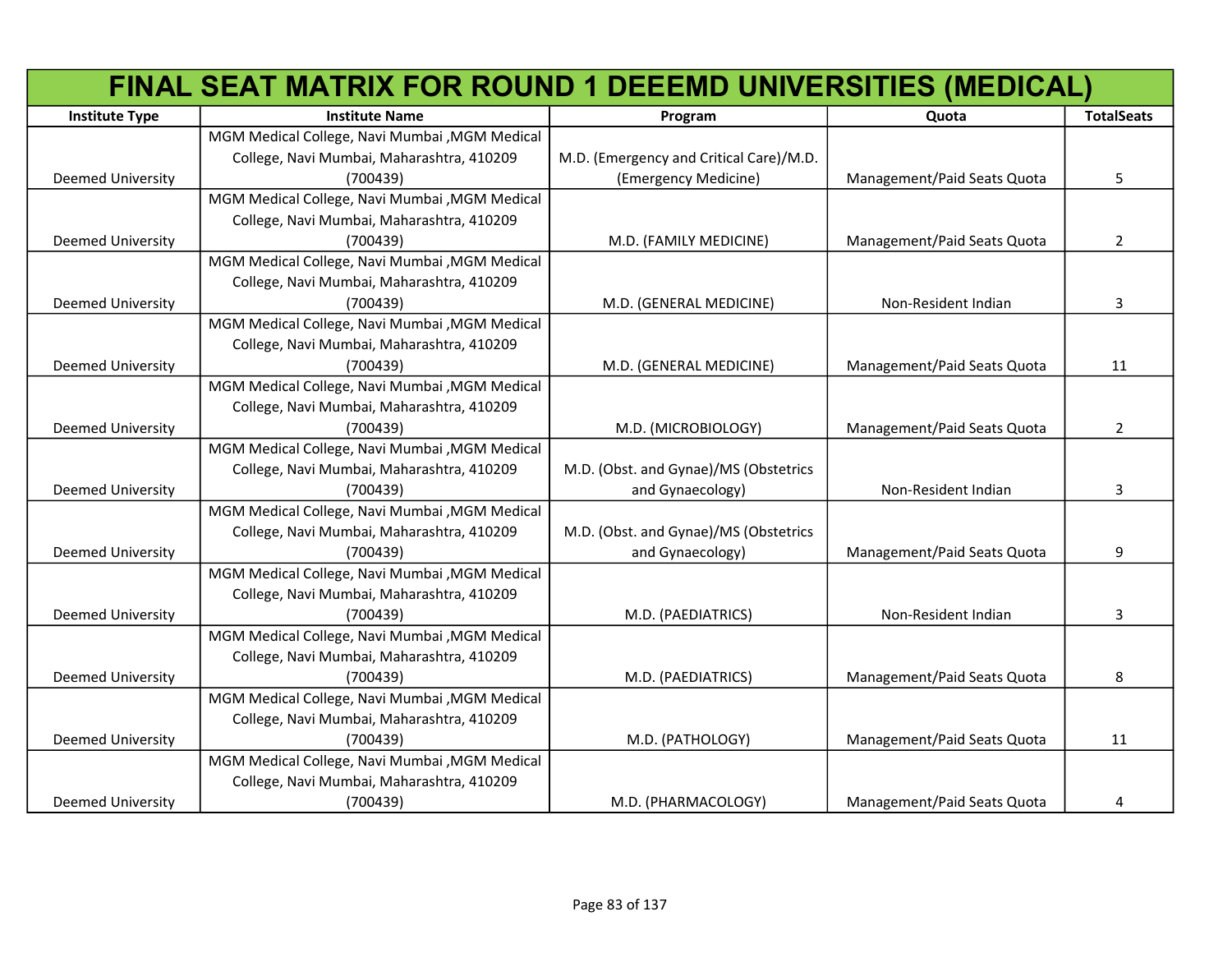# FINAL SEAT MATRIX FOR ROUND 1 DEEEMD UNIVERSITIES (MEDICAL)

| Institute Type | Institute Name | Program | Quota | TotalSeats |
|---|---|---|---|---|
| Deemed University | MGM Medical College, Navi Mumbai ,MGM Medical College, Navi Mumbai, Maharashtra, 410209 (700439) | M.D. (Emergency and Critical Care)/M.D. (Emergency Medicine) | Management/Paid Seats Quota | 5 |
| Deemed University | MGM Medical College, Navi Mumbai ,MGM Medical College, Navi Mumbai, Maharashtra, 410209 (700439) | M.D. (FAMILY MEDICINE) | Management/Paid Seats Quota | 2 |
| Deemed University | MGM Medical College, Navi Mumbai ,MGM Medical College, Navi Mumbai, Maharashtra, 410209 (700439) | M.D. (GENERAL MEDICINE) | Non-Resident Indian | 3 |
| Deemed University | MGM Medical College, Navi Mumbai ,MGM Medical College, Navi Mumbai, Maharashtra, 410209 (700439) | M.D. (GENERAL MEDICINE) | Management/Paid Seats Quota | 11 |
| Deemed University | MGM Medical College, Navi Mumbai ,MGM Medical College, Navi Mumbai, Maharashtra, 410209 (700439) | M.D. (MICROBIOLOGY) | Management/Paid Seats Quota | 2 |
| Deemed University | MGM Medical College, Navi Mumbai ,MGM Medical College, Navi Mumbai, Maharashtra, 410209 (700439) | M.D. (Obst. and Gynae)/MS (Obstetrics and Gynaecology) | Non-Resident Indian | 3 |
| Deemed University | MGM Medical College, Navi Mumbai ,MGM Medical College, Navi Mumbai, Maharashtra, 410209 (700439) | M.D. (Obst. and Gynae)/MS (Obstetrics and Gynaecology) | Management/Paid Seats Quota | 9 |
| Deemed University | MGM Medical College, Navi Mumbai ,MGM Medical College, Navi Mumbai, Maharashtra, 410209 (700439) | M.D. (PAEDIATRICS) | Non-Resident Indian | 3 |
| Deemed University | MGM Medical College, Navi Mumbai ,MGM Medical College, Navi Mumbai, Maharashtra, 410209 (700439) | M.D. (PAEDIATRICS) | Management/Paid Seats Quota | 8 |
| Deemed University | MGM Medical College, Navi Mumbai ,MGM Medical College, Navi Mumbai, Maharashtra, 410209 (700439) | M.D. (PATHOLOGY) | Management/Paid Seats Quota | 11 |
| Deemed University | MGM Medical College, Navi Mumbai ,MGM Medical College, Navi Mumbai, Maharashtra, 410209 (700439) | M.D. (PHARMACOLOGY) | Management/Paid Seats Quota | 4 |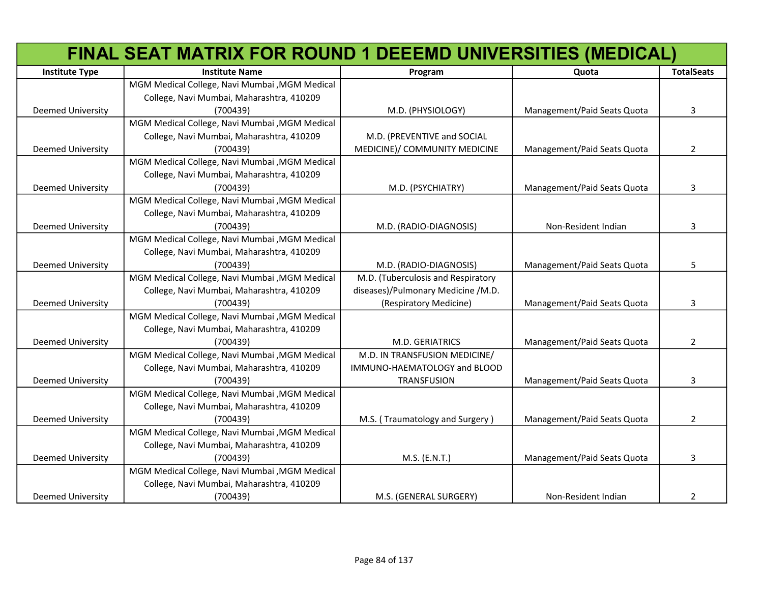# FINAL SEAT MATRIX FOR ROUND 1 DEEEMD UNIVERSITIES (MEDICAL)

| Institute Type | Institute Name | Program | Quota | TotalSeats |
|---|---|---|---|---|
| Deemed University | MGM Medical College, Navi Mumbai ,MGM Medical College, Navi Mumbai, Maharashtra, 410209 (700439) | M.D. (PHYSIOLOGY) | Management/Paid Seats Quota | 3 |
| Deemed University | MGM Medical College, Navi Mumbai ,MGM Medical College, Navi Mumbai, Maharashtra, 410209 (700439) | M.D. (PREVENTIVE and SOCIAL MEDICINE)/ COMMUNITY MEDICINE | Management/Paid Seats Quota | 2 |
| Deemed University | MGM Medical College, Navi Mumbai ,MGM Medical College, Navi Mumbai, Maharashtra, 410209 (700439) | M.D. (PSYCHIATRY) | Management/Paid Seats Quota | 3 |
| Deemed University | MGM Medical College, Navi Mumbai ,MGM Medical College, Navi Mumbai, Maharashtra, 410209 (700439) | M.D. (RADIO-DIAGNOSIS) | Non-Resident Indian | 3 |
| Deemed University | MGM Medical College, Navi Mumbai ,MGM Medical College, Navi Mumbai, Maharashtra, 410209 (700439) | M.D. (RADIO-DIAGNOSIS) | Management/Paid Seats Quota | 5 |
| Deemed University | MGM Medical College, Navi Mumbai ,MGM Medical College, Navi Mumbai, Maharashtra, 410209 (700439) | M.D. (Tuberculosis and Respiratory diseases)/Pulmonary Medicine /M.D. (Respiratory Medicine) | Management/Paid Seats Quota | 3 |
| Deemed University | MGM Medical College, Navi Mumbai ,MGM Medical College, Navi Mumbai, Maharashtra, 410209 (700439) | M.D. GERIATRICS | Management/Paid Seats Quota | 2 |
| Deemed University | MGM Medical College, Navi Mumbai ,MGM Medical College, Navi Mumbai, Maharashtra, 410209 (700439) | M.D. IN TRANSFUSION MEDICINE/ IMMUNO-HAEMATOLOGY and BLOOD TRANSFUSION | Management/Paid Seats Quota | 3 |
| Deemed University | MGM Medical College, Navi Mumbai ,MGM Medical College, Navi Mumbai, Maharashtra, 410209 (700439) | M.S. ( Traumatology and Surgery ) | Management/Paid Seats Quota | 2 |
| Deemed University | MGM Medical College, Navi Mumbai ,MGM Medical College, Navi Mumbai, Maharashtra, 410209 (700439) | M.S. (E.N.T.) | Management/Paid Seats Quota | 3 |
| Deemed University | MGM Medical College, Navi Mumbai ,MGM Medical College, Navi Mumbai, Maharashtra, 410209 (700439) | M.S. (GENERAL SURGERY) | Non-Resident Indian | 2 |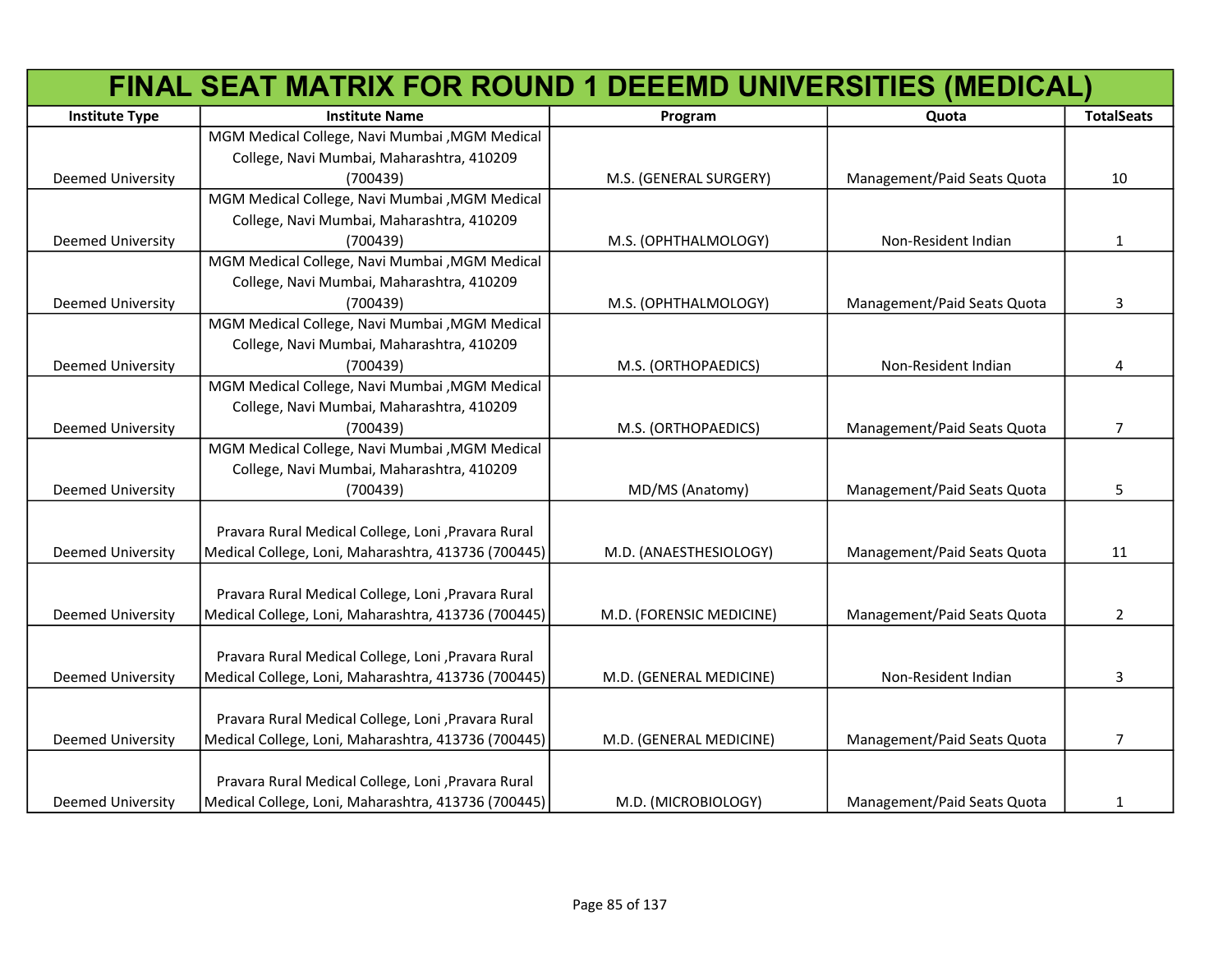# FINAL SEAT MATRIX FOR ROUND 1 DEEEMD UNIVERSITIES (MEDICAL)

| Institute Type | Institute Name | Program | Quota | TotalSeats |
|---|---|---|---|---|
| Deemed University | MGM Medical College, Navi Mumbai ,MGM Medical College, Navi Mumbai, Maharashtra, 410209 (700439) | M.S. (GENERAL SURGERY) | Management/Paid Seats Quota | 10 |
| Deemed University | MGM Medical College, Navi Mumbai ,MGM Medical College, Navi Mumbai, Maharashtra, 410209 (700439) | M.S. (OPHTHALMOLOGY) | Non-Resident Indian | 1 |
| Deemed University | MGM Medical College, Navi Mumbai ,MGM Medical College, Navi Mumbai, Maharashtra, 410209 (700439) | M.S. (OPHTHALMOLOGY) | Management/Paid Seats Quota | 3 |
| Deemed University | MGM Medical College, Navi Mumbai ,MGM Medical College, Navi Mumbai, Maharashtra, 410209 (700439) | M.S. (ORTHOPAEDICS) | Non-Resident Indian | 4 |
| Deemed University | MGM Medical College, Navi Mumbai ,MGM Medical College, Navi Mumbai, Maharashtra, 410209 (700439) | M.S. (ORTHOPAEDICS) | Management/Paid Seats Quota | 7 |
| Deemed University | MGM Medical College, Navi Mumbai ,MGM Medical College, Navi Mumbai, Maharashtra, 410209 (700439) | MD/MS (Anatomy) | Management/Paid Seats Quota | 5 |
| Deemed University | Pravara Rural Medical College, Loni ,Pravara Rural Medical College, Loni, Maharashtra, 413736 (700445) | M.D. (ANAESTHESIOLOGY) | Management/Paid Seats Quota | 11 |
| Deemed University | Pravara Rural Medical College, Loni ,Pravara Rural Medical College, Loni, Maharashtra, 413736 (700445) | M.D. (FORENSIC MEDICINE) | Management/Paid Seats Quota | 2 |
| Deemed University | Pravara Rural Medical College, Loni ,Pravara Rural Medical College, Loni, Maharashtra, 413736 (700445) | M.D. (GENERAL MEDICINE) | Non-Resident Indian | 3 |
| Deemed University | Pravara Rural Medical College, Loni ,Pravara Rural Medical College, Loni, Maharashtra, 413736 (700445) | M.D. (GENERAL MEDICINE) | Management/Paid Seats Quota | 7 |
| Deemed University | Pravara Rural Medical College, Loni ,Pravara Rural Medical College, Loni, Maharashtra, 413736 (700445) | M.D. (MICROBIOLOGY) | Management/Paid Seats Quota | 1 |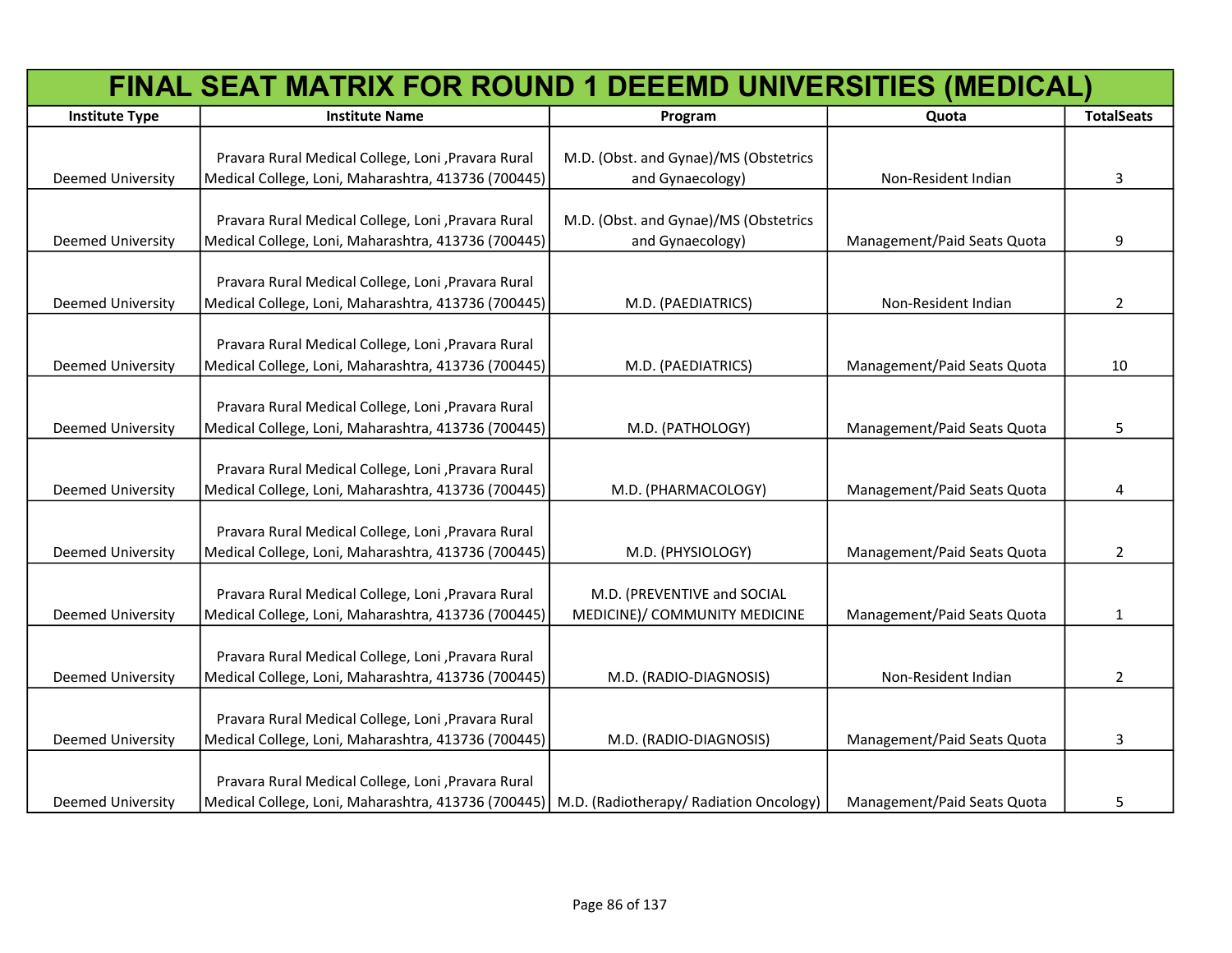# FINAL SEAT MATRIX FOR ROUND 1 DEEEMD UNIVERSITIES (MEDICAL)

| Institute Type | Institute Name | Program | Quota | TotalSeats |
|---|---|---|---|---|
| Deemed University | Pravara Rural Medical College, Loni ,Pravara Rural Medical College, Loni, Maharashtra, 413736 (700445) | M.D. (Obst. and Gynae)/MS (Obstetrics and Gynaecology) | Non-Resident Indian | 3 |
| Deemed University | Pravara Rural Medical College, Loni ,Pravara Rural Medical College, Loni, Maharashtra, 413736 (700445) | M.D. (Obst. and Gynae)/MS (Obstetrics and Gynaecology) | Management/Paid Seats Quota | 9 |
| Deemed University | Pravara Rural Medical College, Loni ,Pravara Rural Medical College, Loni, Maharashtra, 413736 (700445) | M.D. (PAEDIATRICS) | Non-Resident Indian | 2 |
| Deemed University | Pravara Rural Medical College, Loni ,Pravara Rural Medical College, Loni, Maharashtra, 413736 (700445) | M.D. (PAEDIATRICS) | Management/Paid Seats Quota | 10 |
| Deemed University | Pravara Rural Medical College, Loni ,Pravara Rural Medical College, Loni, Maharashtra, 413736 (700445) | M.D. (PATHOLOGY) | Management/Paid Seats Quota | 5 |
| Deemed University | Pravara Rural Medical College, Loni ,Pravara Rural Medical College, Loni, Maharashtra, 413736 (700445) | M.D. (PHARMACOLOGY) | Management/Paid Seats Quota | 4 |
| Deemed University | Pravara Rural Medical College, Loni ,Pravara Rural Medical College, Loni, Maharashtra, 413736 (700445) | M.D. (PHYSIOLOGY) | Management/Paid Seats Quota | 2 |
| Deemed University | Pravara Rural Medical College, Loni ,Pravara Rural Medical College, Loni, Maharashtra, 413736 (700445) | M.D. (PREVENTIVE and SOCIAL MEDICINE)/ COMMUNITY MEDICINE | Management/Paid Seats Quota | 1 |
| Deemed University | Pravara Rural Medical College, Loni ,Pravara Rural Medical College, Loni, Maharashtra, 413736 (700445) | M.D. (RADIO-DIAGNOSIS) | Non-Resident Indian | 2 |
| Deemed University | Pravara Rural Medical College, Loni ,Pravara Rural Medical College, Loni, Maharashtra, 413736 (700445) | M.D. (RADIO-DIAGNOSIS) | Management/Paid Seats Quota | 3 |
| Deemed University | Pravara Rural Medical College, Loni ,Pravara Rural Medical College, Loni, Maharashtra, 413736 (700445) | M.D. (Radiotherapy/ Radiation Oncology) | Management/Paid Seats Quota | 5 |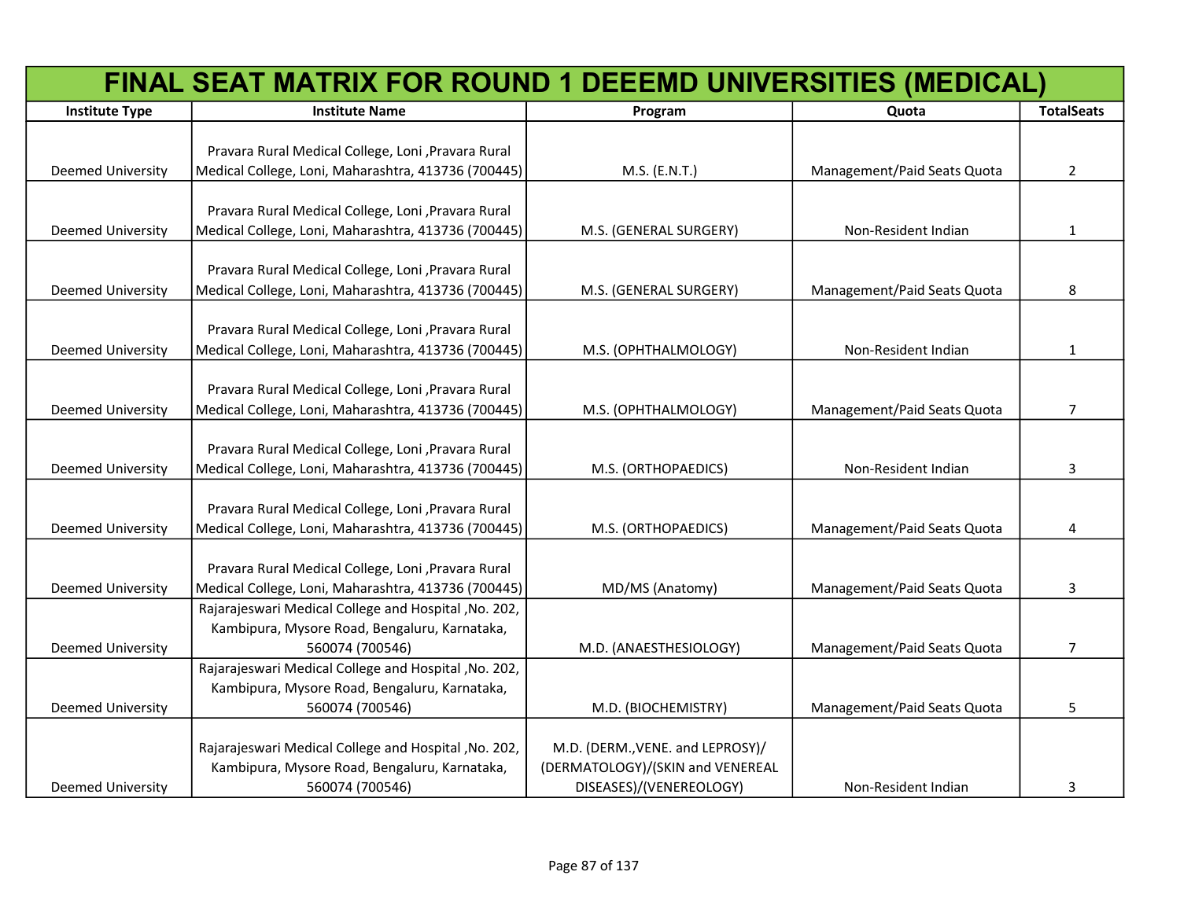# FINAL SEAT MATRIX FOR ROUND 1 DEEEMD UNIVERSITIES (MEDICAL)

| Institute Type | Institute Name | Program | Quota | TotalSeats |
|---|---|---|---|---|
| Deemed University | Pravara Rural Medical College, Loni ,Pravara Rural Medical College, Loni, Maharashtra, 413736 (700445) | M.S. (E.N.T.) | Management/Paid Seats Quota | 2 |
| Deemed University | Pravara Rural Medical College, Loni ,Pravara Rural Medical College, Loni, Maharashtra, 413736 (700445) | M.S. (GENERAL SURGERY) | Non-Resident Indian | 1 |
| Deemed University | Pravara Rural Medical College, Loni ,Pravara Rural Medical College, Loni, Maharashtra, 413736 (700445) | M.S. (GENERAL SURGERY) | Management/Paid Seats Quota | 8 |
| Deemed University | Pravara Rural Medical College, Loni ,Pravara Rural Medical College, Loni, Maharashtra, 413736 (700445) | M.S. (OPHTHALMOLOGY) | Non-Resident Indian | 1 |
| Deemed University | Pravara Rural Medical College, Loni ,Pravara Rural Medical College, Loni, Maharashtra, 413736 (700445) | M.S. (OPHTHALMOLOGY) | Management/Paid Seats Quota | 7 |
| Deemed University | Pravara Rural Medical College, Loni ,Pravara Rural Medical College, Loni, Maharashtra, 413736 (700445) | M.S. (ORTHOPAEDICS) | Non-Resident Indian | 3 |
| Deemed University | Pravara Rural Medical College, Loni ,Pravara Rural Medical College, Loni, Maharashtra, 413736 (700445) | M.S. (ORTHOPAEDICS) | Management/Paid Seats Quota | 4 |
| Deemed University | Pravara Rural Medical College, Loni ,Pravara Rural Medical College, Loni, Maharashtra, 413736 (700445) | MD/MS (Anatomy) | Management/Paid Seats Quota | 3 |
| Deemed University | Rajarajeswari Medical College and Hospital ,No. 202, Kambipura, Mysore Road, Bengaluru, Karnataka, 560074 (700546) | M.D. (ANAESTHESIOLOGY) | Management/Paid Seats Quota | 7 |
| Deemed University | Rajarajeswari Medical College and Hospital ,No. 202, Kambipura, Mysore Road, Bengaluru, Karnataka, 560074 (700546) | M.D. (BIOCHEMISTRY) | Management/Paid Seats Quota | 5 |
| Deemed University | Rajarajeswari Medical College and Hospital ,No. 202, Kambipura, Mysore Road, Bengaluru, Karnataka, 560074 (700546) | M.D. (DERM.,VENE. and LEPROSY)/(DERMATOLOGY)/(SKIN and VENEREAL DISEASES)/(VENEREOLOGY) | Non-Resident Indian | 3 |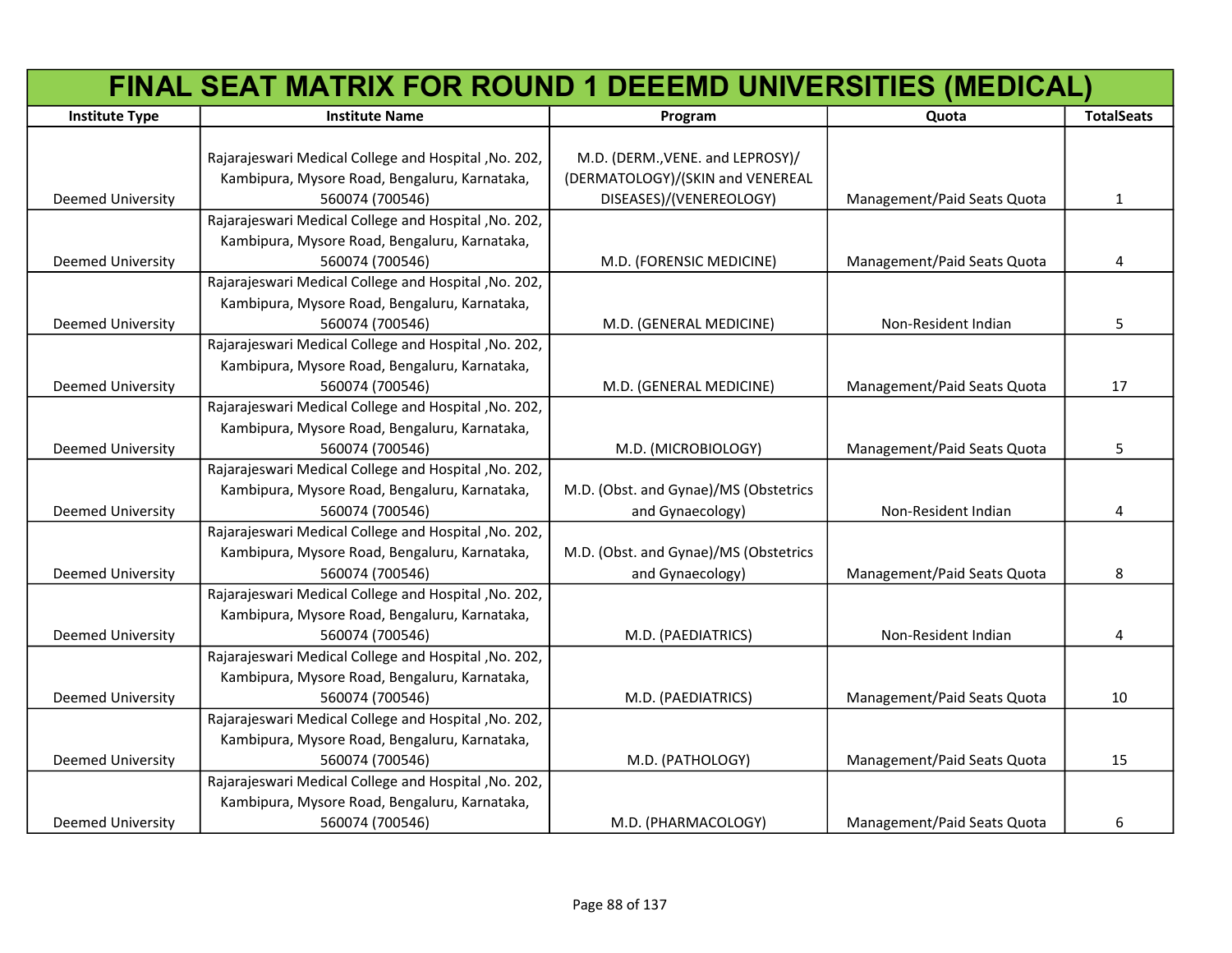# FINAL SEAT MATRIX FOR ROUND 1 DEEEMD UNIVERSITIES (MEDICAL)

| Institute Type | Institute Name | Program | Quota | TotalSeats |
|---|---|---|---|---|
| Deemed University | Rajarajeswari Medical College and Hospital ,No. 202, Kambipura, Mysore Road, Bengaluru, Karnataka, 560074 (700546) | M.D. (DERM.,VENE. and LEPROSY)/ (DERMATOLOGY)/(SKIN and VENEREAL DISEASES)/(VENEREOLOGY) | Management/Paid Seats Quota | 1 |
| Deemed University | Rajarajeswari Medical College and Hospital ,No. 202, Kambipura, Mysore Road, Bengaluru, Karnataka, 560074 (700546) | M.D. (FORENSIC MEDICINE) | Management/Paid Seats Quota | 4 |
| Deemed University | Rajarajeswari Medical College and Hospital ,No. 202, Kambipura, Mysore Road, Bengaluru, Karnataka, 560074 (700546) | M.D. (GENERAL MEDICINE) | Non-Resident Indian | 5 |
| Deemed University | Rajarajeswari Medical College and Hospital ,No. 202, Kambipura, Mysore Road, Bengaluru, Karnataka, 560074 (700546) | M.D. (GENERAL MEDICINE) | Management/Paid Seats Quota | 17 |
| Deemed University | Rajarajeswari Medical College and Hospital ,No. 202, Kambipura, Mysore Road, Bengaluru, Karnataka, 560074 (700546) | M.D. (MICROBIOLOGY) | Management/Paid Seats Quota | 5 |
| Deemed University | Rajarajeswari Medical College and Hospital ,No. 202, Kambipura, Mysore Road, Bengaluru, Karnataka, 560074 (700546) | M.D. (Obst. and Gynae)/MS (Obstetrics and Gynaecology) | Non-Resident Indian | 4 |
| Deemed University | Rajarajeswari Medical College and Hospital ,No. 202, Kambipura, Mysore Road, Bengaluru, Karnataka, 560074 (700546) | M.D. (Obst. and Gynae)/MS (Obstetrics and Gynaecology) | Management/Paid Seats Quota | 8 |
| Deemed University | Rajarajeswari Medical College and Hospital ,No. 202, Kambipura, Mysore Road, Bengaluru, Karnataka, 560074 (700546) | M.D. (PAEDIATRICS) | Non-Resident Indian | 4 |
| Deemed University | Rajarajeswari Medical College and Hospital ,No. 202, Kambipura, Mysore Road, Bengaluru, Karnataka, 560074 (700546) | M.D. (PAEDIATRICS) | Management/Paid Seats Quota | 10 |
| Deemed University | Rajarajeswari Medical College and Hospital ,No. 202, Kambipura, Mysore Road, Bengaluru, Karnataka, 560074 (700546) | M.D. (PATHOLOGY) | Management/Paid Seats Quota | 15 |
| Deemed University | Rajarajeswari Medical College and Hospital ,No. 202, Kambipura, Mysore Road, Bengaluru, Karnataka, 560074 (700546) | M.D. (PHARMACOLOGY) | Management/Paid Seats Quota | 6 |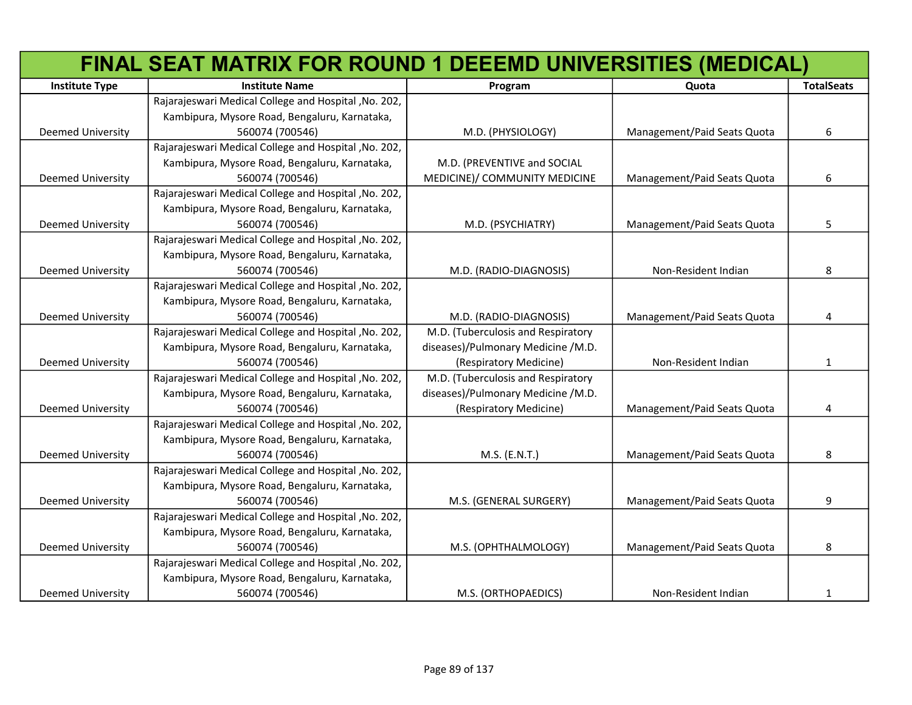# FINAL SEAT MATRIX FOR ROUND 1 DEEEMD UNIVERSITIES (MEDICAL)

| Institute Type | Institute Name | Program | Quota | TotalSeats |
|---|---|---|---|---|
| Deemed University | Rajarajeswari Medical College and Hospital ,No. 202, Kambipura, Mysore Road, Bengaluru, Karnataka, 560074 (700546) | M.D. (PHYSIOLOGY) | Management/Paid Seats Quota | 6 |
| Deemed University | Rajarajeswari Medical College and Hospital ,No. 202, Kambipura, Mysore Road, Bengaluru, Karnataka, 560074 (700546) | M.D. (PREVENTIVE and SOCIAL MEDICINE)/ COMMUNITY MEDICINE | Management/Paid Seats Quota | 6 |
| Deemed University | Rajarajeswari Medical College and Hospital ,No. 202, Kambipura, Mysore Road, Bengaluru, Karnataka, 560074 (700546) | M.D. (PSYCHIATRY) | Management/Paid Seats Quota | 5 |
| Deemed University | Rajarajeswari Medical College and Hospital ,No. 202, Kambipura, Mysore Road, Bengaluru, Karnataka, 560074 (700546) | M.D. (RADIO-DIAGNOSIS) | Non-Resident Indian | 8 |
| Deemed University | Rajarajeswari Medical College and Hospital ,No. 202, Kambipura, Mysore Road, Bengaluru, Karnataka, 560074 (700546) | M.D. (RADIO-DIAGNOSIS) | Management/Paid Seats Quota | 4 |
| Deemed University | Rajarajeswari Medical College and Hospital ,No. 202, Kambipura, Mysore Road, Bengaluru, Karnataka, 560074 (700546) | M.D. (Tuberculosis and Respiratory diseases)/Pulmonary Medicine /M.D. (Respiratory Medicine) | Non-Resident Indian | 1 |
| Deemed University | Rajarajeswari Medical College and Hospital ,No. 202, Kambipura, Mysore Road, Bengaluru, Karnataka, 560074 (700546) | M.D. (Tuberculosis and Respiratory diseases)/Pulmonary Medicine /M.D. (Respiratory Medicine) | Management/Paid Seats Quota | 4 |
| Deemed University | Rajarajeswari Medical College and Hospital ,No. 202, Kambipura, Mysore Road, Bengaluru, Karnataka, 560074 (700546) | M.S. (E.N.T.) | Management/Paid Seats Quota | 8 |
| Deemed University | Rajarajeswari Medical College and Hospital ,No. 202, Kambipura, Mysore Road, Bengaluru, Karnataka, 560074 (700546) | M.S. (GENERAL SURGERY) | Management/Paid Seats Quota | 9 |
| Deemed University | Rajarajeswari Medical College and Hospital ,No. 202, Kambipura, Mysore Road, Bengaluru, Karnataka, 560074 (700546) | M.S. (OPHTHALMOLOGY) | Management/Paid Seats Quota | 8 |
| Deemed University | Rajarajeswari Medical College and Hospital ,No. 202, Kambipura, Mysore Road, Bengaluru, Karnataka, 560074 (700546) | M.S. (ORTHOPAEDICS) | Non-Resident Indian | 1 |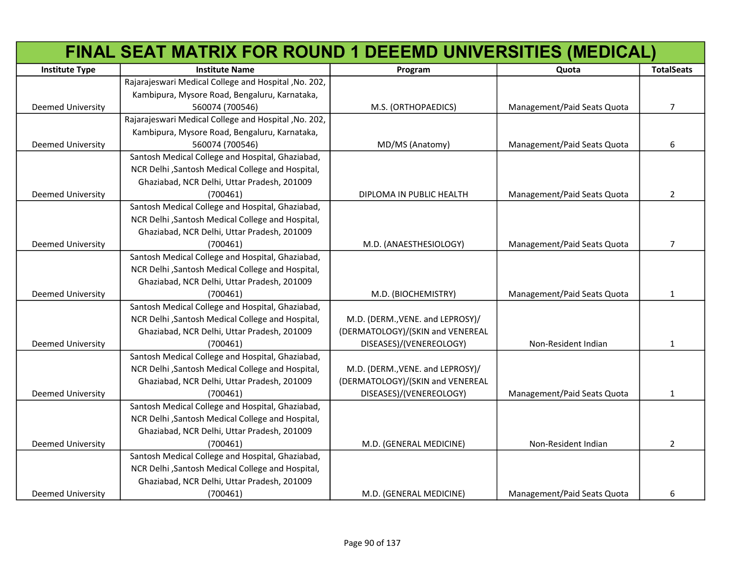| FINAL SEAT MATRIX FOR ROUND 1 DEEEMD UNIVERSITIES (MEDICAL) | | | | |
|---|---|---|---|---|
| Institute Type | Institute Name | Program | Quota | TotalSeats |
| Deemed University | Rajarajeswari Medical College and Hospital ,No. 202, Kambipura, Mysore Road, Bengaluru, Karnataka, 560074 (700546) | M.S. (ORTHOPAEDICS) | Management/Paid Seats Quota | 7 |
| Deemed University | Rajarajeswari Medical College and Hospital ,No. 202, Kambipura, Mysore Road, Bengaluru, Karnataka, 560074 (700546) | MD/MS (Anatomy) | Management/Paid Seats Quota | 6 |
| Deemed University | Santosh Medical College and Hospital, Ghaziabad, NCR Delhi ,Santosh Medical College and Hospital, Ghaziabad, NCR Delhi, Uttar Pradesh, 201009 (700461) | DIPLOMA IN PUBLIC HEALTH | Management/Paid Seats Quota | 2 |
| Deemed University | Santosh Medical College and Hospital, Ghaziabad, NCR Delhi ,Santosh Medical College and Hospital, Ghaziabad, NCR Delhi, Uttar Pradesh, 201009 (700461) | M.D. (ANAESTHESIOLOGY) | Management/Paid Seats Quota | 7 |
| Deemed University | Santosh Medical College and Hospital, Ghaziabad, NCR Delhi ,Santosh Medical College and Hospital, Ghaziabad, NCR Delhi, Uttar Pradesh, 201009 (700461) | M.D. (BIOCHEMISTRY) | Management/Paid Seats Quota | 1 |
| Deemed University | Santosh Medical College and Hospital, Ghaziabad, NCR Delhi ,Santosh Medical College and Hospital, Ghaziabad, NCR Delhi, Uttar Pradesh, 201009 (700461) | M.D. (DERM.,VENE. and LEPROSY)/(DERMATOLOGY)/(SKIN and VENEREAL DISEASES)/(VENEREOLOGY) | Non-Resident Indian | 1 |
| Deemed University | Santosh Medical College and Hospital, Ghaziabad, NCR Delhi ,Santosh Medical College and Hospital, Ghaziabad, NCR Delhi, Uttar Pradesh, 201009 (700461) | M.D. (DERM.,VENE. and LEPROSY)/(DERMATOLOGY)/(SKIN and VENEREAL DISEASES)/(VENEREOLOGY) | Management/Paid Seats Quota | 1 |
| Deemed University | Santosh Medical College and Hospital, Ghaziabad, NCR Delhi ,Santosh Medical College and Hospital, Ghaziabad, NCR Delhi, Uttar Pradesh, 201009 (700461) | M.D. (GENERAL MEDICINE) | Non-Resident Indian | 2 |
| Deemed University | Santosh Medical College and Hospital, Ghaziabad, NCR Delhi ,Santosh Medical College and Hospital, Ghaziabad, NCR Delhi, Uttar Pradesh, 201009 (700461) | M.D. (GENERAL MEDICINE) | Management/Paid Seats Quota | 6 |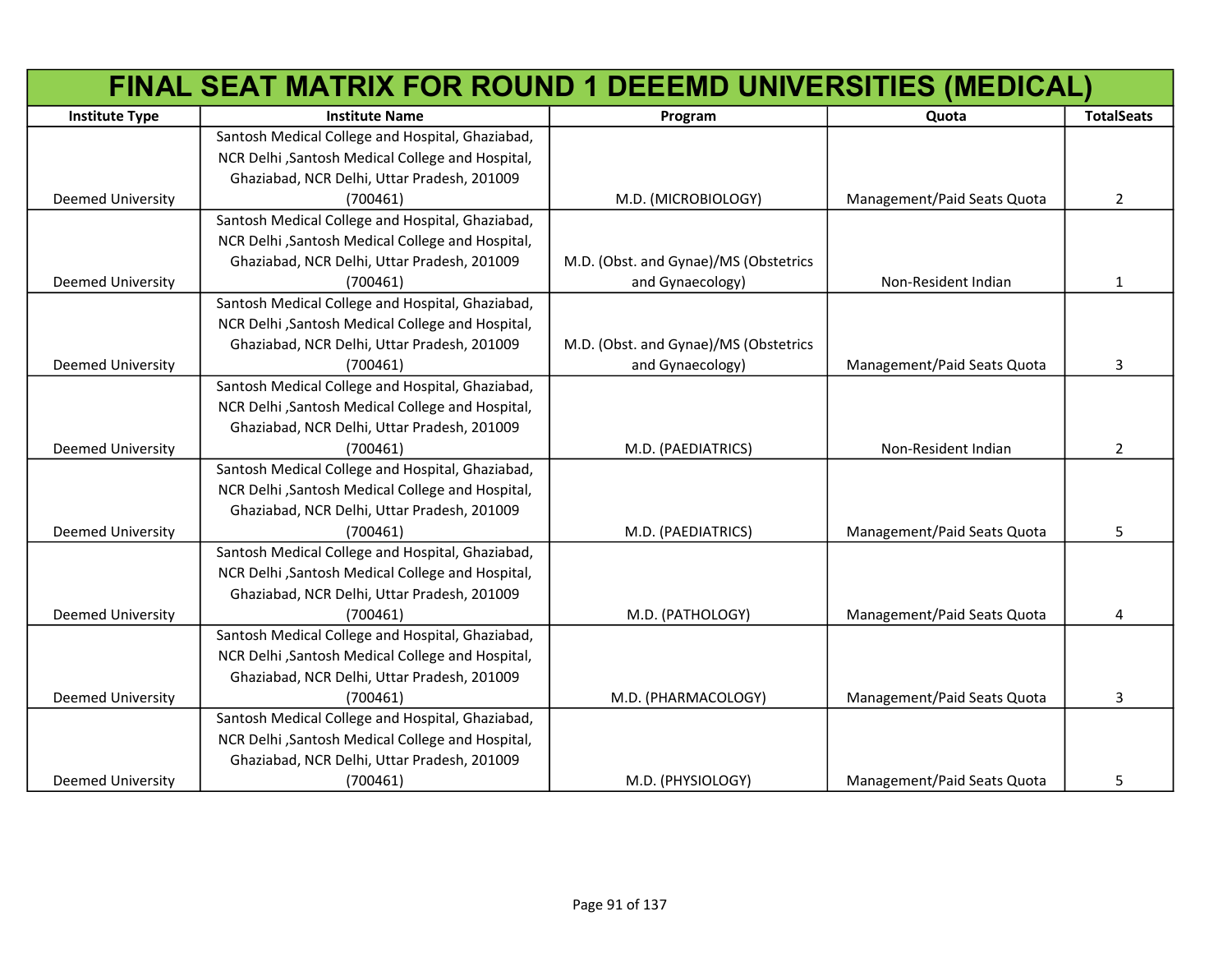# FINAL SEAT MATRIX FOR ROUND 1 DEEEMD UNIVERSITIES (MEDICAL)

| Institute Type | Institute Name | Program | Quota | TotalSeats |
|---|---|---|---|---|
| Deemed University | Santosh Medical College and Hospital, Ghaziabad, NCR Delhi ,Santosh Medical College and Hospital, Ghaziabad, NCR Delhi, Uttar Pradesh, 201009 (700461) | M.D. (MICROBIOLOGY) | Management/Paid Seats Quota | 2 |
| Deemed University | Santosh Medical College and Hospital, Ghaziabad, NCR Delhi ,Santosh Medical College and Hospital, Ghaziabad, NCR Delhi, Uttar Pradesh, 201009 (700461) | M.D. (Obst. and Gynae)/MS (Obstetrics and Gynaecology) | Non-Resident Indian | 1 |
| Deemed University | Santosh Medical College and Hospital, Ghaziabad, NCR Delhi ,Santosh Medical College and Hospital, Ghaziabad, NCR Delhi, Uttar Pradesh, 201009 (700461) | M.D. (Obst. and Gynae)/MS (Obstetrics and Gynaecology) | Management/Paid Seats Quota | 3 |
| Deemed University | Santosh Medical College and Hospital, Ghaziabad, NCR Delhi ,Santosh Medical College and Hospital, Ghaziabad, NCR Delhi, Uttar Pradesh, 201009 (700461) | M.D. (PAEDIATRICS) | Non-Resident Indian | 2 |
| Deemed University | Santosh Medical College and Hospital, Ghaziabad, NCR Delhi ,Santosh Medical College and Hospital, Ghaziabad, NCR Delhi, Uttar Pradesh, 201009 (700461) | M.D. (PAEDIATRICS) | Management/Paid Seats Quota | 5 |
| Deemed University | Santosh Medical College and Hospital, Ghaziabad, NCR Delhi ,Santosh Medical College and Hospital, Ghaziabad, NCR Delhi, Uttar Pradesh, 201009 (700461) | M.D. (PATHOLOGY) | Management/Paid Seats Quota | 4 |
| Deemed University | Santosh Medical College and Hospital, Ghaziabad, NCR Delhi ,Santosh Medical College and Hospital, Ghaziabad, NCR Delhi, Uttar Pradesh, 201009 (700461) | M.D. (PHARMACOLOGY) | Management/Paid Seats Quota | 3 |
| Deemed University | Santosh Medical College and Hospital, Ghaziabad, NCR Delhi ,Santosh Medical College and Hospital, Ghaziabad, NCR Delhi, Uttar Pradesh, 201009 (700461) | M.D. (PHYSIOLOGY) | Management/Paid Seats Quota | 5 |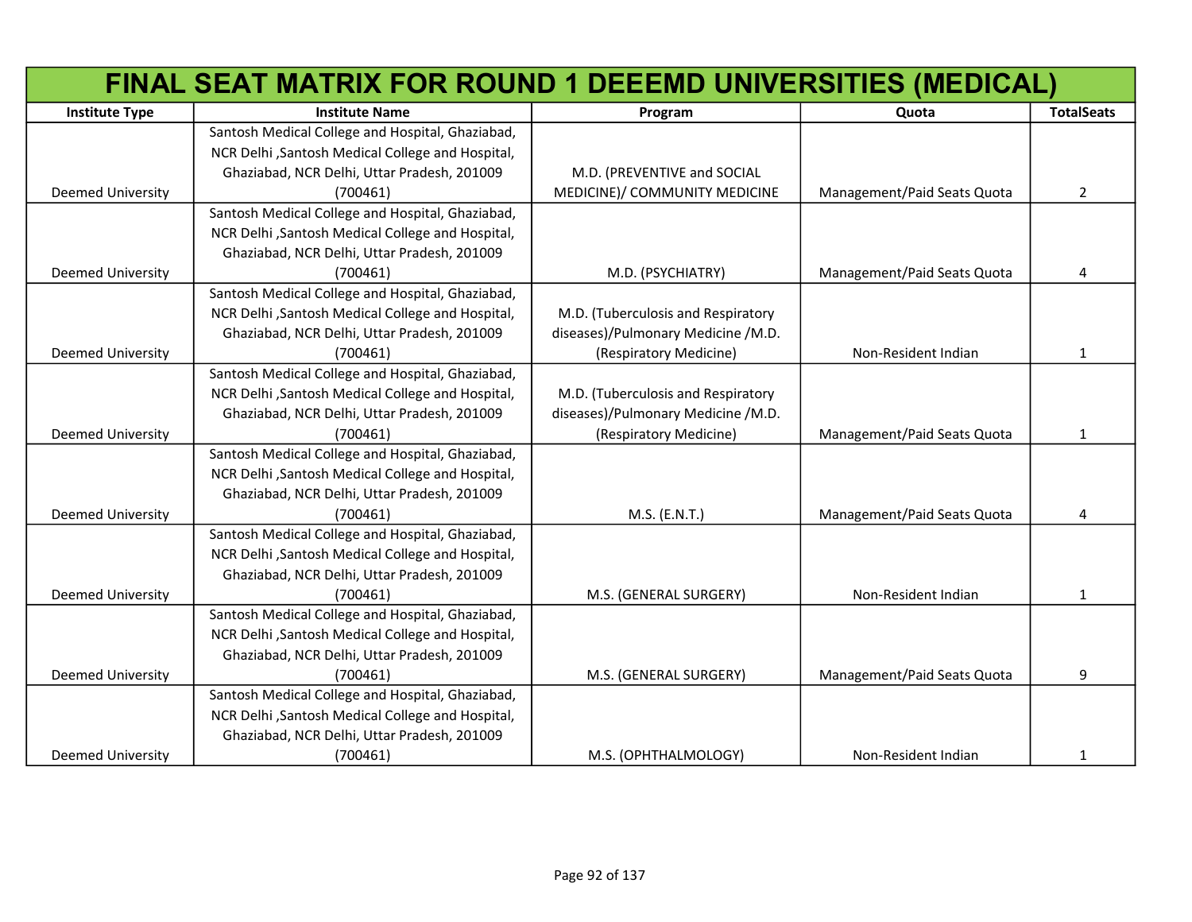# FINAL SEAT MATRIX FOR ROUND 1 DEEEMD UNIVERSITIES (MEDICAL)

| Institute Type | Institute Name | Program | Quota | TotalSeats |
|---|---|---|---|---|
| Deemed University | Santosh Medical College and Hospital, Ghaziabad, NCR Delhi ,Santosh Medical College and Hospital, Ghaziabad, NCR Delhi, Uttar Pradesh, 201009 (700461) | M.D. (PREVENTIVE and SOCIAL MEDICINE)/ COMMUNITY MEDICINE | Management/Paid Seats Quota | 2 |
| Deemed University | Santosh Medical College and Hospital, Ghaziabad, NCR Delhi ,Santosh Medical College and Hospital, Ghaziabad, NCR Delhi, Uttar Pradesh, 201009 (700461) | M.D. (PSYCHIATRY) | Management/Paid Seats Quota | 4 |
| Deemed University | Santosh Medical College and Hospital, Ghaziabad, NCR Delhi ,Santosh Medical College and Hospital, Ghaziabad, NCR Delhi, Uttar Pradesh, 201009 (700461) | M.D. (Tuberculosis and Respiratory diseases)/Pulmonary Medicine /M.D. (Respiratory Medicine) | Non-Resident Indian | 1 |
| Deemed University | Santosh Medical College and Hospital, Ghaziabad, NCR Delhi ,Santosh Medical College and Hospital, Ghaziabad, NCR Delhi, Uttar Pradesh, 201009 (700461) | M.D. (Tuberculosis and Respiratory diseases)/Pulmonary Medicine /M.D. (Respiratory Medicine) | Management/Paid Seats Quota | 1 |
| Deemed University | Santosh Medical College and Hospital, Ghaziabad, NCR Delhi ,Santosh Medical College and Hospital, Ghaziabad, NCR Delhi, Uttar Pradesh, 201009 (700461) | M.S. (E.N.T.) | Management/Paid Seats Quota | 4 |
| Deemed University | Santosh Medical College and Hospital, Ghaziabad, NCR Delhi ,Santosh Medical College and Hospital, Ghaziabad, NCR Delhi, Uttar Pradesh, 201009 (700461) | M.S. (GENERAL SURGERY) | Non-Resident Indian | 1 |
| Deemed University | Santosh Medical College and Hospital, Ghaziabad, NCR Delhi ,Santosh Medical College and Hospital, Ghaziabad, NCR Delhi, Uttar Pradesh, 201009 (700461) | M.S. (GENERAL SURGERY) | Management/Paid Seats Quota | 9 |
| Deemed University | Santosh Medical College and Hospital, Ghaziabad, NCR Delhi ,Santosh Medical College and Hospital, Ghaziabad, NCR Delhi, Uttar Pradesh, 201009 (700461) | M.S. (OPHTHALMOLOGY) | Non-Resident Indian | 1 |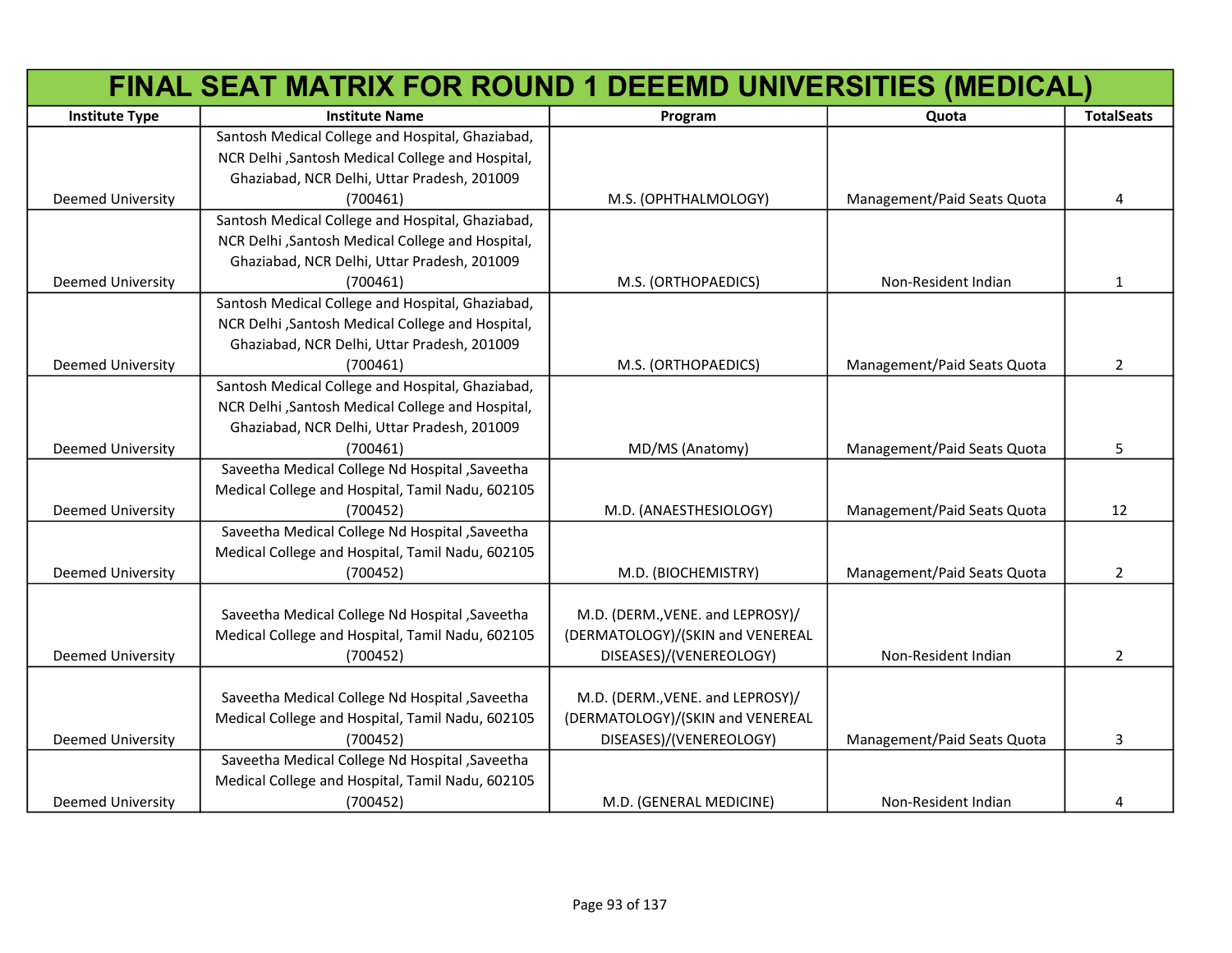# FINAL SEAT MATRIX FOR ROUND 1 DEEEMD UNIVERSITIES (MEDICAL)

| Institute Type | Institute Name | Program | Quota | TotalSeats |
|---|---|---|---|---|
| Deemed University | Santosh Medical College and Hospital, Ghaziabad, NCR Delhi ,Santosh Medical College and Hospital, Ghaziabad, NCR Delhi, Uttar Pradesh, 201009 (700461) | M.S. (OPHTHALMOLOGY) | Management/Paid Seats Quota | 4 |
| Deemed University | Santosh Medical College and Hospital, Ghaziabad, NCR Delhi ,Santosh Medical College and Hospital, Ghaziabad, NCR Delhi, Uttar Pradesh, 201009 (700461) | M.S. (ORTHOPAEDICS) | Non-Resident Indian | 1 |
| Deemed University | Santosh Medical College and Hospital, Ghaziabad, NCR Delhi ,Santosh Medical College and Hospital, Ghaziabad, NCR Delhi, Uttar Pradesh, 201009 (700461) | M.S. (ORTHOPAEDICS) | Management/Paid Seats Quota | 2 |
| Deemed University | Santosh Medical College and Hospital, Ghaziabad, NCR Delhi ,Santosh Medical College and Hospital, Ghaziabad, NCR Delhi, Uttar Pradesh, 201009 (700461) | MD/MS (Anatomy) | Management/Paid Seats Quota | 5 |
| Deemed University | Saveetha Medical College Nd Hospital ,Saveetha Medical College and Hospital, Tamil Nadu, 602105 (700452) | M.D. (ANAESTHESIOLOGY) | Management/Paid Seats Quota | 12 |
| Deemed University | Saveetha Medical College Nd Hospital ,Saveetha Medical College and Hospital, Tamil Nadu, 602105 (700452) | M.D. (BIOCHEMISTRY) | Management/Paid Seats Quota | 2 |
| Deemed University | Saveetha Medical College Nd Hospital ,Saveetha Medical College and Hospital, Tamil Nadu, 602105 (700452) | M.D. (DERM.,VENE. and LEPROSY)/(DERMATOLOGY)/(SKIN and VENEREAL DISEASES)/(VENEREOLOGY) | Non-Resident Indian | 2 |
| Deemed University | Saveetha Medical College Nd Hospital ,Saveetha Medical College and Hospital, Tamil Nadu, 602105 (700452) | M.D. (DERM.,VENE. and LEPROSY)/(DERMATOLOGY)/(SKIN and VENEREAL DISEASES)/(VENEREOLOGY) | Management/Paid Seats Quota | 3 |
| Deemed University | Saveetha Medical College Nd Hospital ,Saveetha Medical College and Hospital, Tamil Nadu, 602105 (700452) | M.D. (GENERAL MEDICINE) | Non-Resident Indian | 4 |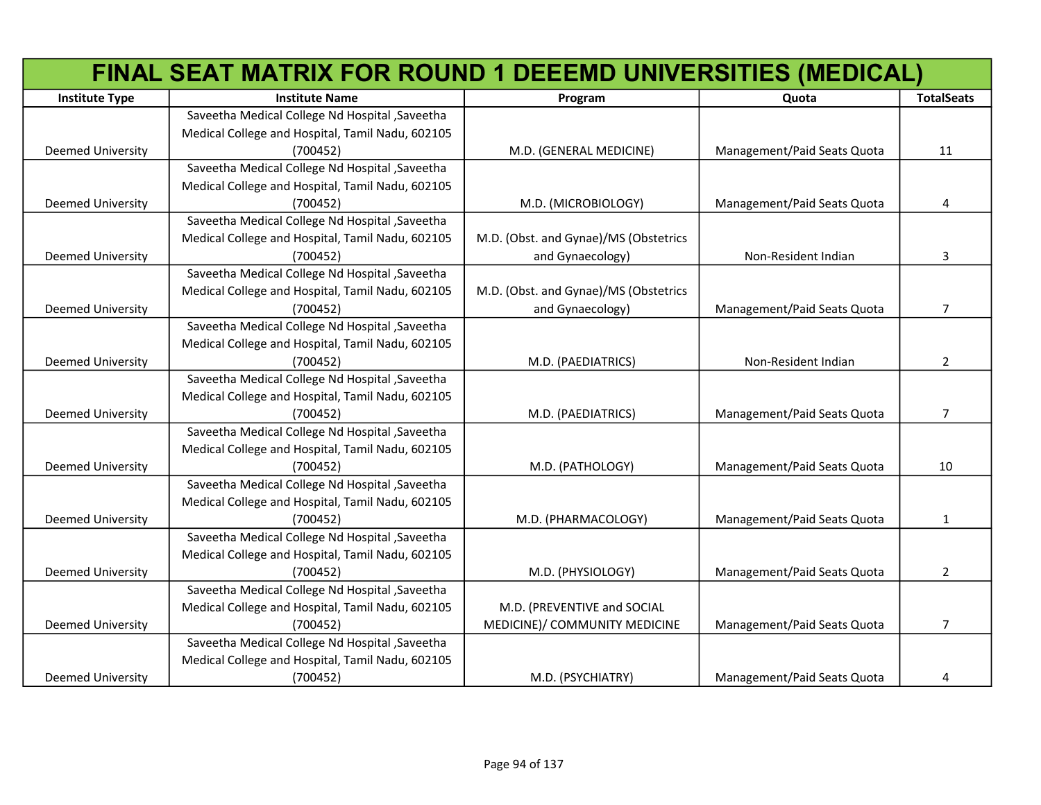# FINAL SEAT MATRIX FOR ROUND 1 DEEEMD UNIVERSITIES (MEDICAL)

| Institute Type | Institute Name | Program | Quota | TotalSeats |
|---|---|---|---|---|
| Deemed University | Saveetha Medical College Nd Hospital ,Saveetha Medical College and Hospital, Tamil Nadu, 602105 (700452) | M.D. (GENERAL MEDICINE) | Management/Paid Seats Quota | 11 |
| Deemed University | Saveetha Medical College Nd Hospital ,Saveetha Medical College and Hospital, Tamil Nadu, 602105 (700452) | M.D. (MICROBIOLOGY) | Management/Paid Seats Quota | 4 |
| Deemed University | Saveetha Medical College Nd Hospital ,Saveetha Medical College and Hospital, Tamil Nadu, 602105 (700452) | M.D. (Obst. and Gynae)/MS (Obstetrics and Gynaecology) | Non-Resident Indian | 3 |
| Deemed University | Saveetha Medical College Nd Hospital ,Saveetha Medical College and Hospital, Tamil Nadu, 602105 (700452) | M.D. (Obst. and Gynae)/MS (Obstetrics and Gynaecology) | Management/Paid Seats Quota | 7 |
| Deemed University | Saveetha Medical College Nd Hospital ,Saveetha Medical College and Hospital, Tamil Nadu, 602105 (700452) | M.D. (PAEDIATRICS) | Non-Resident Indian | 2 |
| Deemed University | Saveetha Medical College Nd Hospital ,Saveetha Medical College and Hospital, Tamil Nadu, 602105 (700452) | M.D. (PAEDIATRICS) | Management/Paid Seats Quota | 7 |
| Deemed University | Saveetha Medical College Nd Hospital ,Saveetha Medical College and Hospital, Tamil Nadu, 602105 (700452) | M.D. (PATHOLOGY) | Management/Paid Seats Quota | 10 |
| Deemed University | Saveetha Medical College Nd Hospital ,Saveetha Medical College and Hospital, Tamil Nadu, 602105 (700452) | M.D. (PHARMACOLOGY) | Management/Paid Seats Quota | 1 |
| Deemed University | Saveetha Medical College Nd Hospital ,Saveetha Medical College and Hospital, Tamil Nadu, 602105 (700452) | M.D. (PHYSIOLOGY) | Management/Paid Seats Quota | 2 |
| Deemed University | Saveetha Medical College Nd Hospital ,Saveetha Medical College and Hospital, Tamil Nadu, 602105 (700452) | M.D. (PREVENTIVE and SOCIAL MEDICINE)/ COMMUNITY MEDICINE | Management/Paid Seats Quota | 7 |
| Deemed University | Saveetha Medical College Nd Hospital ,Saveetha Medical College and Hospital, Tamil Nadu, 602105 (700452) | M.D. (PSYCHIATRY) | Management/Paid Seats Quota | 4 |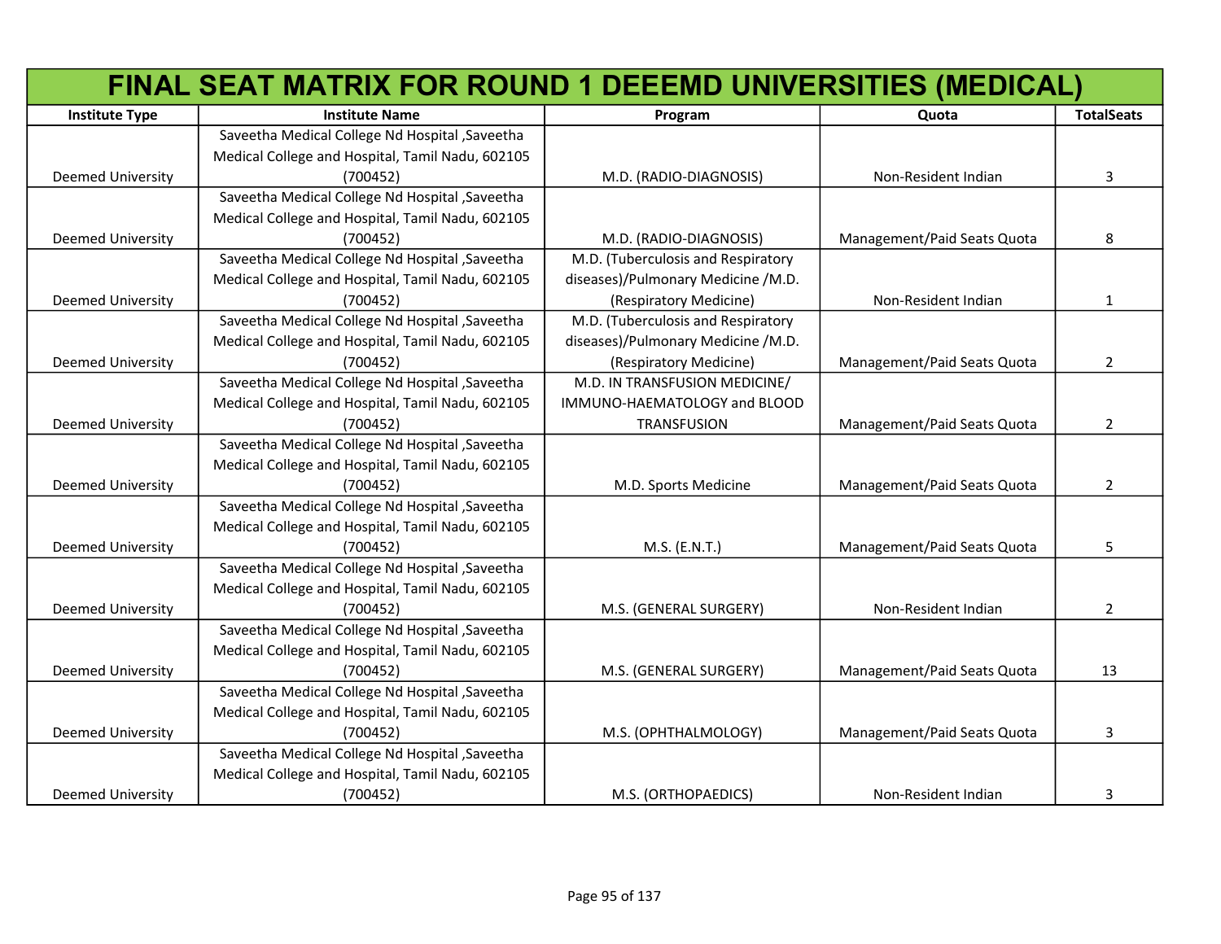# FINAL SEAT MATRIX FOR ROUND 1 DEEEMD UNIVERSITIES (MEDICAL)

| Institute Type | Institute Name | Program | Quota | TotalSeats |
|---|---|---|---|---|
| Deemed University | Saveetha Medical College Nd Hospital ,Saveetha Medical College and Hospital, Tamil Nadu, 602105 (700452) | M.D. (RADIO-DIAGNOSIS) | Non-Resident Indian | 3 |
| Deemed University | Saveetha Medical College Nd Hospital ,Saveetha Medical College and Hospital, Tamil Nadu, 602105 (700452) | M.D. (RADIO-DIAGNOSIS) | Management/Paid Seats Quota | 8 |
| Deemed University | Saveetha Medical College Nd Hospital ,Saveetha Medical College and Hospital, Tamil Nadu, 602105 (700452) | M.D. (Tuberculosis and Respiratory diseases)/Pulmonary Medicine /M.D. (Respiratory Medicine) | Non-Resident Indian | 1 |
| Deemed University | Saveetha Medical College Nd Hospital ,Saveetha Medical College and Hospital, Tamil Nadu, 602105 (700452) | M.D. (Tuberculosis and Respiratory diseases)/Pulmonary Medicine /M.D. (Respiratory Medicine) | Management/Paid Seats Quota | 2 |
| Deemed University | Saveetha Medical College Nd Hospital ,Saveetha Medical College and Hospital, Tamil Nadu, 602105 (700452) | M.D. IN TRANSFUSION MEDICINE/ IMMUNO-HAEMATOLOGY and BLOOD TRANSFUSION | Management/Paid Seats Quota | 2 |
| Deemed University | Saveetha Medical College Nd Hospital ,Saveetha Medical College and Hospital, Tamil Nadu, 602105 (700452) | M.D. Sports Medicine | Management/Paid Seats Quota | 2 |
| Deemed University | Saveetha Medical College Nd Hospital ,Saveetha Medical College and Hospital, Tamil Nadu, 602105 (700452) | M.S. (E.N.T.) | Management/Paid Seats Quota | 5 |
| Deemed University | Saveetha Medical College Nd Hospital ,Saveetha Medical College and Hospital, Tamil Nadu, 602105 (700452) | M.S. (GENERAL SURGERY) | Non-Resident Indian | 2 |
| Deemed University | Saveetha Medical College Nd Hospital ,Saveetha Medical College and Hospital, Tamil Nadu, 602105 (700452) | M.S. (GENERAL SURGERY) | Management/Paid Seats Quota | 13 |
| Deemed University | Saveetha Medical College Nd Hospital ,Saveetha Medical College and Hospital, Tamil Nadu, 602105 (700452) | M.S. (OPHTHALMOLOGY) | Management/Paid Seats Quota | 3 |
| Deemed University | Saveetha Medical College Nd Hospital ,Saveetha Medical College and Hospital, Tamil Nadu, 602105 (700452) | M.S. (ORTHOPAEDICS) | Non-Resident Indian | 3 |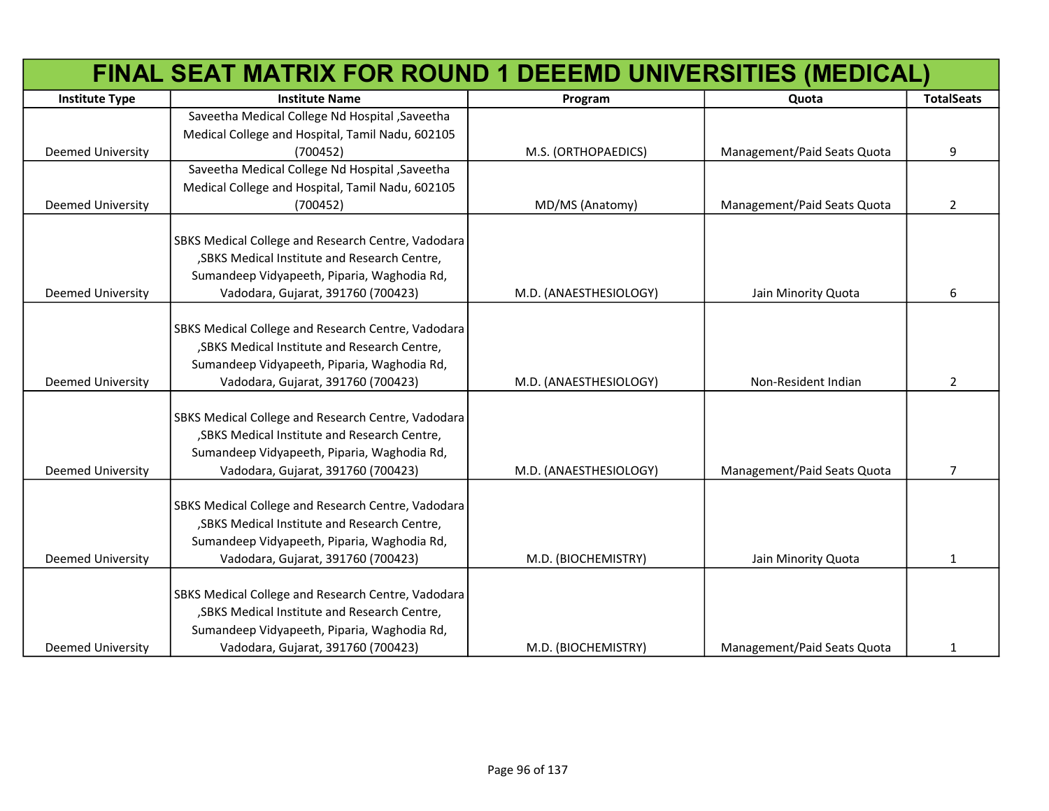| FINAL SEAT MATRIX FOR ROUND 1 DEEEMD UNIVERSITIES (MEDICAL) | | | | |
|---|---|---|---|---|
| Institute Type | Institute Name | Program | Quota | TotalSeats |
| Deemed University | Saveetha Medical College Nd Hospital ,Saveetha Medical College and Hospital, Tamil Nadu, 602105 (700452) | M.S. (ORTHOPAEDICS) | Management/Paid Seats Quota | 9 |
| Deemed University | Saveetha Medical College Nd Hospital ,Saveetha Medical College and Hospital, Tamil Nadu, 602105 (700452) | MD/MS (Anatomy) | Management/Paid Seats Quota | 2 |
| Deemed University | SBKS Medical College and Research Centre, Vadodara ,SBKS Medical Institute and Research Centre, Sumandeep Vidyapeeth, Piparia, Waghodia Rd, Vadodara, Gujarat, 391760 (700423) | M.D. (ANAESTHESIOLOGY) | Jain Minority Quota | 6 |
| Deemed University | SBKS Medical College and Research Centre, Vadodara ,SBKS Medical Institute and Research Centre, Sumandeep Vidyapeeth, Piparia, Waghodia Rd, Vadodara, Gujarat, 391760 (700423) | M.D. (ANAESTHESIOLOGY) | Non-Resident Indian | 2 |
| Deemed University | SBKS Medical College and Research Centre, Vadodara ,SBKS Medical Institute and Research Centre, Sumandeep Vidyapeeth, Piparia, Waghodia Rd, Vadodara, Gujarat, 391760 (700423) | M.D. (ANAESTHESIOLOGY) | Management/Paid Seats Quota | 7 |
| Deemed University | SBKS Medical College and Research Centre, Vadodara ,SBKS Medical Institute and Research Centre, Sumandeep Vidyapeeth, Piparia, Waghodia Rd, Vadodara, Gujarat, 391760 (700423) | M.D. (BIOCHEMISTRY) | Jain Minority Quota | 1 |
| Deemed University | SBKS Medical College and Research Centre, Vadodara ,SBKS Medical Institute and Research Centre, Sumandeep Vidyapeeth, Piparia, Waghodia Rd, Vadodara, Gujarat, 391760 (700423) | M.D. (BIOCHEMISTRY) | Management/Paid Seats Quota | 1 |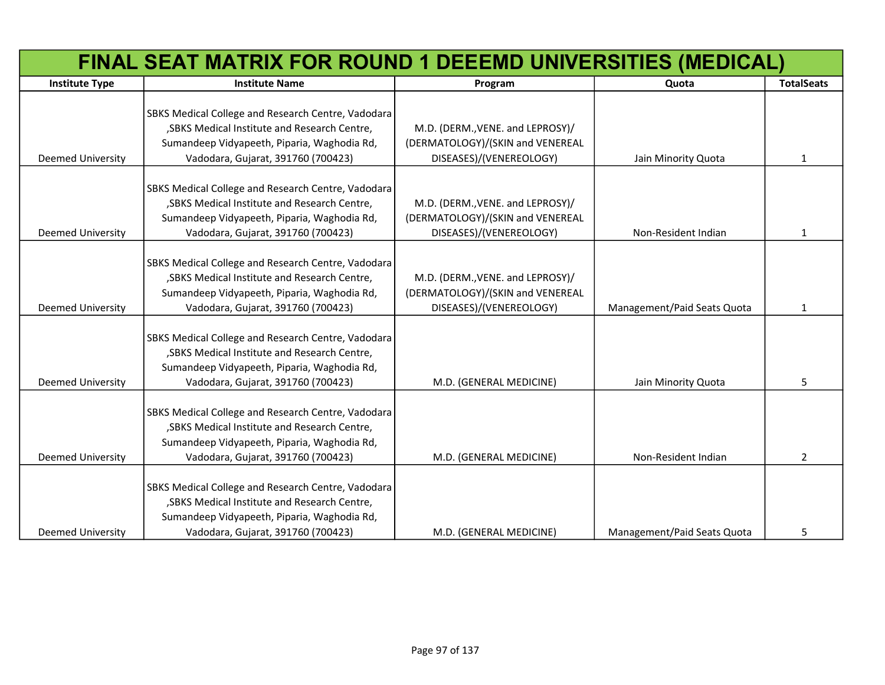# FINAL SEAT MATRIX FOR ROUND 1 DEEEMD UNIVERSITIES (MEDICAL)

| Institute Type | Institute Name | Program | Quota | TotalSeats |
|---|---|---|---|---|
| Deemed University | SBKS Medical College and Research Centre, Vadodara ,SBKS Medical Institute and Research Centre, Sumandeep Vidyapeeth, Piparia, Waghodia Rd, Vadodara, Gujarat, 391760 (700423) | M.D. (DERM.,VENE. and LEPROSY)/ (DERMATOLOGY)/(SKIN and VENEREAL DISEASES)/(VENEREOLOGY) | Jain Minority Quota | 1 |
| Deemed University | SBKS Medical College and Research Centre, Vadodara ,SBKS Medical Institute and Research Centre, Sumandeep Vidyapeeth, Piparia, Waghodia Rd, Vadodara, Gujarat, 391760 (700423) | M.D. (DERM.,VENE. and LEPROSY)/ (DERMATOLOGY)/(SKIN and VENEREAL DISEASES)/(VENEREOLOGY) | Non-Resident Indian | 1 |
| Deemed University | SBKS Medical College and Research Centre, Vadodara ,SBKS Medical Institute and Research Centre, Sumandeep Vidyapeeth, Piparia, Waghodia Rd, Vadodara, Gujarat, 391760 (700423) | M.D. (DERM.,VENE. and LEPROSY)/ (DERMATOLOGY)/(SKIN and VENEREAL DISEASES)/(VENEREOLOGY) | Management/Paid Seats Quota | 1 |
| Deemed University | SBKS Medical College and Research Centre, Vadodara ,SBKS Medical Institute and Research Centre, Sumandeep Vidyapeeth, Piparia, Waghodia Rd, Vadodara, Gujarat, 391760 (700423) | M.D. (GENERAL MEDICINE) | Jain Minority Quota | 5 |
| Deemed University | SBKS Medical College and Research Centre, Vadodara ,SBKS Medical Institute and Research Centre, Sumandeep Vidyapeeth, Piparia, Waghodia Rd, Vadodara, Gujarat, 391760 (700423) | M.D. (GENERAL MEDICINE) | Non-Resident Indian | 2 |
| Deemed University | SBKS Medical College and Research Centre, Vadodara ,SBKS Medical Institute and Research Centre, Sumandeep Vidyapeeth, Piparia, Waghodia Rd, Vadodara, Gujarat, 391760 (700423) | M.D. (GENERAL MEDICINE) | Management/Paid Seats Quota | 5 |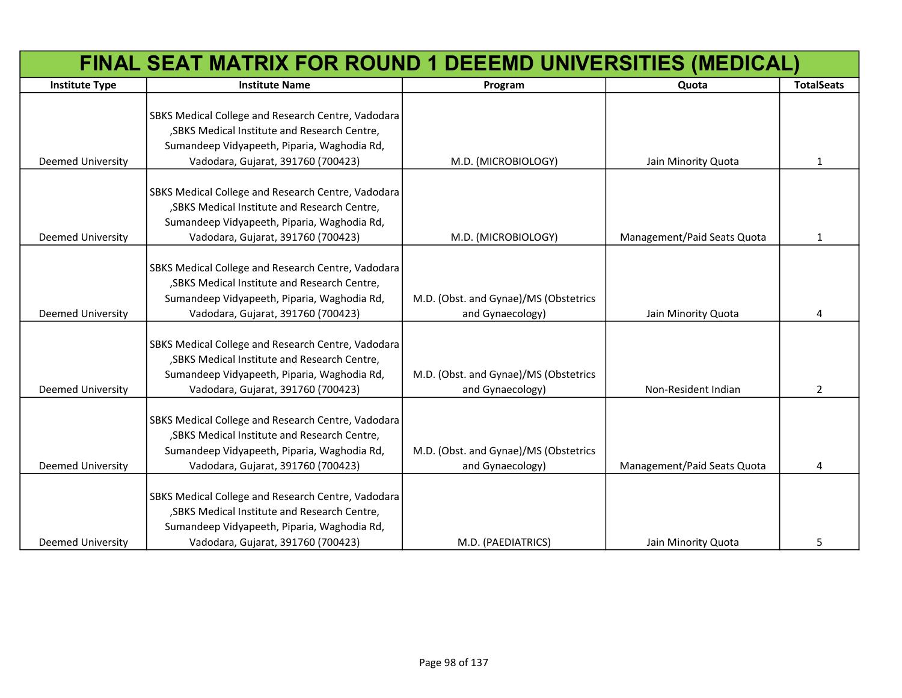# FINAL SEAT MATRIX FOR ROUND 1 DEEEMD UNIVERSITIES (MEDICAL)

| Institute Type | Institute Name | Program | Quota | TotalSeats |
| --- | --- | --- | --- | --- |
| Deemed University | SBKS Medical College and Research Centre, Vadodara ,SBKS Medical Institute and Research Centre, Sumandeep Vidyapeeth, Piparia, Waghodia Rd, Vadodara, Gujarat, 391760 (700423) | M.D. (MICROBIOLOGY) | Jain Minority Quota | 1 |
| Deemed University | SBKS Medical College and Research Centre, Vadodara ,SBKS Medical Institute and Research Centre, Sumandeep Vidyapeeth, Piparia, Waghodia Rd, Vadodara, Gujarat, 391760 (700423) | M.D. (MICROBIOLOGY) | Management/Paid Seats Quota | 1 |
| Deemed University | SBKS Medical College and Research Centre, Vadodara ,SBKS Medical Institute and Research Centre, Sumandeep Vidyapeeth, Piparia, Waghodia Rd, Vadodara, Gujarat, 391760 (700423) | M.D. (Obst. and Gynae)/MS (Obstetrics and Gynaecology) | Jain Minority Quota | 4 |
| Deemed University | SBKS Medical College and Research Centre, Vadodara ,SBKS Medical Institute and Research Centre, Sumandeep Vidyapeeth, Piparia, Waghodia Rd, Vadodara, Gujarat, 391760 (700423) | M.D. (Obst. and Gynae)/MS (Obstetrics and Gynaecology) | Non-Resident Indian | 2 |
| Deemed University | SBKS Medical College and Research Centre, Vadodara ,SBKS Medical Institute and Research Centre, Sumandeep Vidyapeeth, Piparia, Waghodia Rd, Vadodara, Gujarat, 391760 (700423) | M.D. (Obst. and Gynae)/MS (Obstetrics and Gynaecology) | Management/Paid Seats Quota | 4 |
| Deemed University | SBKS Medical College and Research Centre, Vadodara ,SBKS Medical Institute and Research Centre, Sumandeep Vidyapeeth, Piparia, Waghodia Rd, Vadodara, Gujarat, 391760 (700423) | M.D. (PAEDIATRICS) | Jain Minority Quota | 5 |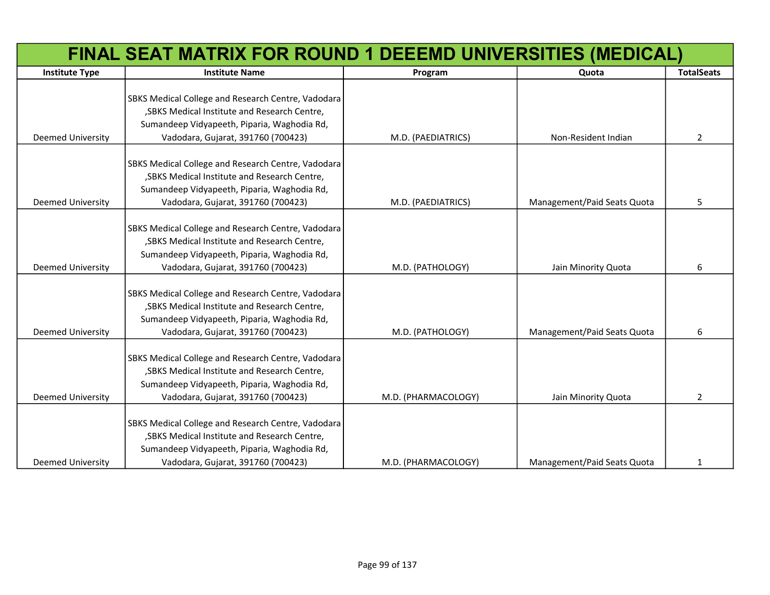# FINAL SEAT MATRIX FOR ROUND 1 DEEEMD UNIVERSITIES (MEDICAL)

| Institute Type | Institute Name | Program | Quota | TotalSeats |
|---|---|---|---|---|
| Deemed University | SBKS Medical College and Research Centre, Vadodara ,SBKS Medical Institute and Research Centre, Sumandeep Vidyapeeth, Piparia, Waghodia Rd, Vadodara, Gujarat, 391760 (700423) | M.D. (PAEDIATRICS) | Non-Resident Indian | 2 |
| Deemed University | SBKS Medical College and Research Centre, Vadodara ,SBKS Medical Institute and Research Centre, Sumandeep Vidyapeeth, Piparia, Waghodia Rd, Vadodara, Gujarat, 391760 (700423) | M.D. (PAEDIATRICS) | Management/Paid Seats Quota | 5 |
| Deemed University | SBKS Medical College and Research Centre, Vadodara ,SBKS Medical Institute and Research Centre, Sumandeep Vidyapeeth, Piparia, Waghodia Rd, Vadodara, Gujarat, 391760 (700423) | M.D. (PATHOLOGY) | Jain Minority Quota | 6 |
| Deemed University | SBKS Medical College and Research Centre, Vadodara ,SBKS Medical Institute and Research Centre, Sumandeep Vidyapeeth, Piparia, Waghodia Rd, Vadodara, Gujarat, 391760 (700423) | M.D. (PATHOLOGY) | Management/Paid Seats Quota | 6 |
| Deemed University | SBKS Medical College and Research Centre, Vadodara ,SBKS Medical Institute and Research Centre, Sumandeep Vidyapeeth, Piparia, Waghodia Rd, Vadodara, Gujarat, 391760 (700423) | M.D. (PHARMACOLOGY) | Jain Minority Quota | 2 |
| Deemed University | SBKS Medical College and Research Centre, Vadodara ,SBKS Medical Institute and Research Centre, Sumandeep Vidyapeeth, Piparia, Waghodia Rd, Vadodara, Gujarat, 391760 (700423) | M.D. (PHARMACOLOGY) | Management/Paid Seats Quota | 1 |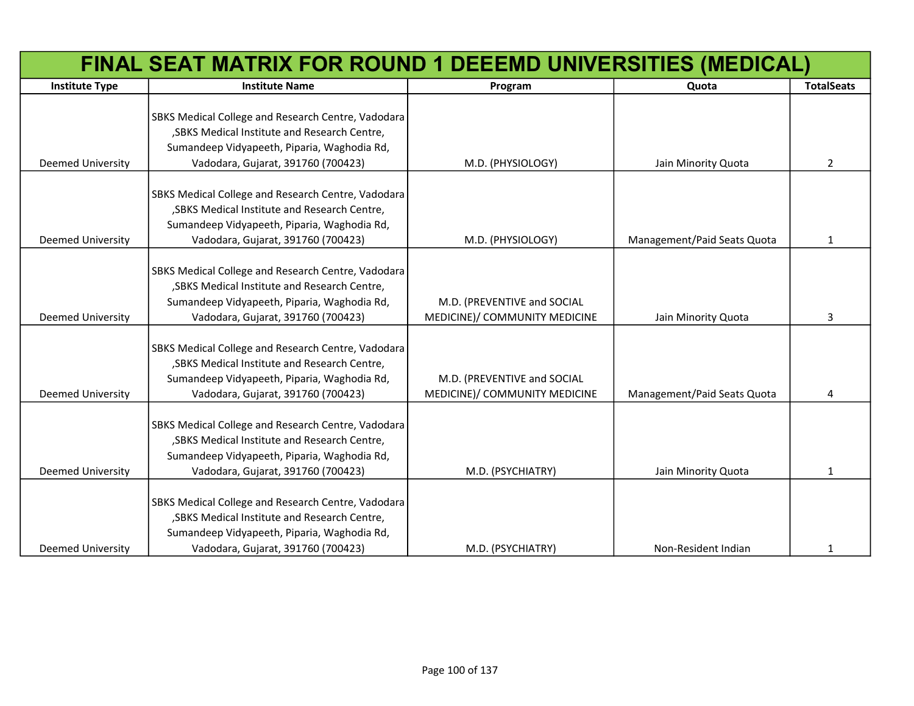# FINAL SEAT MATRIX FOR ROUND 1 DEEEMD UNIVERSITIES (MEDICAL)

| Institute Type | Institute Name | Program | Quota | TotalSeats |
|---|---|---|---|---|
| Deemed University | SBKS Medical College and Research Centre, Vadodara ,SBKS Medical Institute and Research Centre, Sumandeep Vidyapeeth, Piparia, Waghodia Rd, Vadodara, Gujarat, 391760 (700423) | M.D. (PHYSIOLOGY) | Jain Minority Quota | 2 |
| Deemed University | SBKS Medical College and Research Centre, Vadodara ,SBKS Medical Institute and Research Centre, Sumandeep Vidyapeeth, Piparia, Waghodia Rd, Vadodara, Gujarat, 391760 (700423) | M.D. (PHYSIOLOGY) | Management/Paid Seats Quota | 1 |
| Deemed University | SBKS Medical College and Research Centre, Vadodara ,SBKS Medical Institute and Research Centre, Sumandeep Vidyapeeth, Piparia, Waghodia Rd, Vadodara, Gujarat, 391760 (700423) | M.D. (PREVENTIVE and SOCIAL MEDICINE)/ COMMUNITY MEDICINE | Jain Minority Quota | 3 |
| Deemed University | SBKS Medical College and Research Centre, Vadodara ,SBKS Medical Institute and Research Centre, Sumandeep Vidyapeeth, Piparia, Waghodia Rd, Vadodara, Gujarat, 391760 (700423) | M.D. (PREVENTIVE and SOCIAL MEDICINE)/ COMMUNITY MEDICINE | Management/Paid Seats Quota | 4 |
| Deemed University | SBKS Medical College and Research Centre, Vadodara ,SBKS Medical Institute and Research Centre, Sumandeep Vidyapeeth, Piparia, Waghodia Rd, Vadodara, Gujarat, 391760 (700423) | M.D. (PSYCHIATRY) | Jain Minority Quota | 1 |
| Deemed University | SBKS Medical College and Research Centre, Vadodara ,SBKS Medical Institute and Research Centre, Sumandeep Vidyapeeth, Piparia, Waghodia Rd, Vadodara, Gujarat, 391760 (700423) | M.D. (PSYCHIATRY) | Non-Resident Indian | 1 |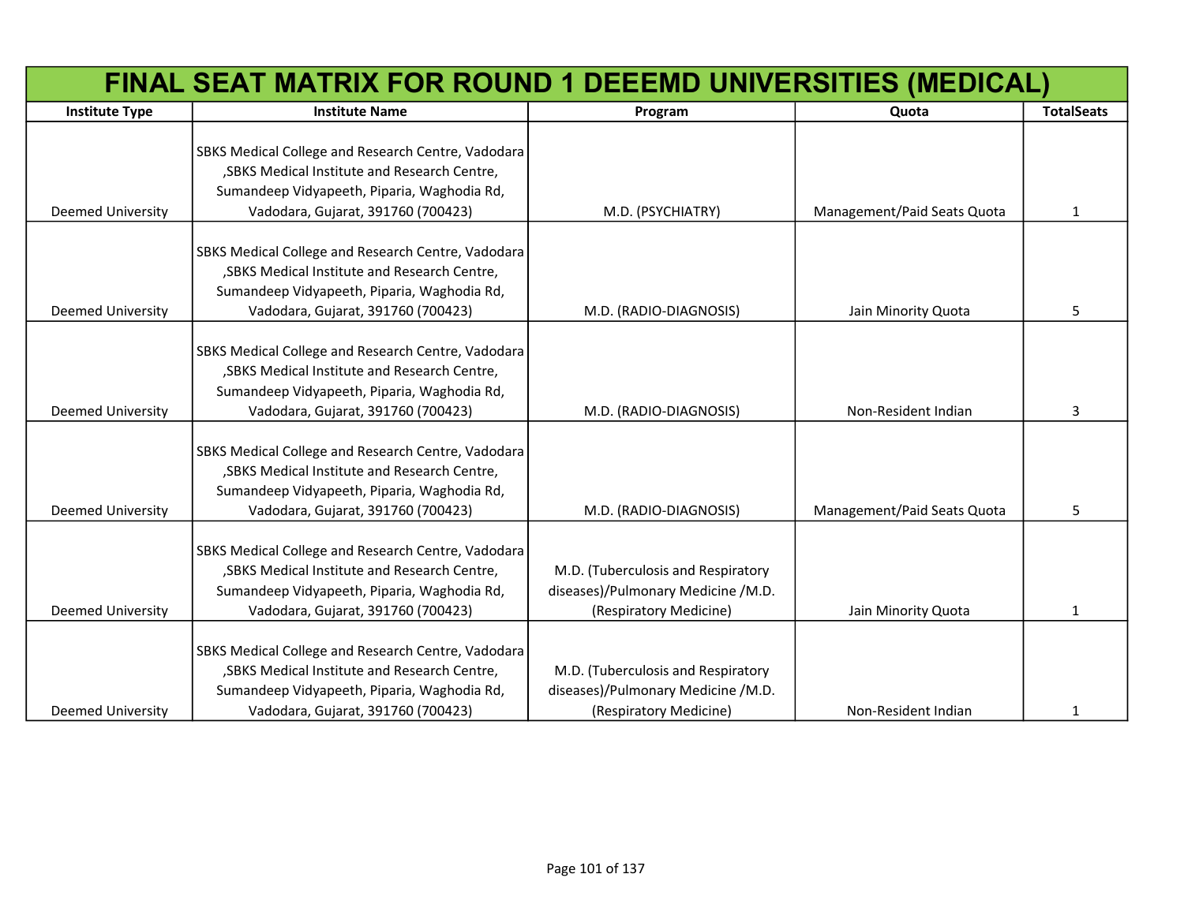# FINAL SEAT MATRIX FOR ROUND 1 DEEEMD UNIVERSITIES (MEDICAL)

| Institute Type | Institute Name | Program | Quota | TotalSeats |
|---|---|---|---|---|
| Deemed University | SBKS Medical College and Research Centre, Vadodara ,SBKS Medical Institute and Research Centre, Sumandeep Vidyapeeth, Piparia, Waghodia Rd, Vadodara, Gujarat, 391760 (700423) | M.D. (PSYCHIATRY) | Management/Paid Seats Quota | 1 |
| Deemed University | SBKS Medical College and Research Centre, Vadodara ,SBKS Medical Institute and Research Centre, Sumandeep Vidyapeeth, Piparia, Waghodia Rd, Vadodara, Gujarat, 391760 (700423) | M.D. (RADIO-DIAGNOSIS) | Jain Minority Quota | 5 |
| Deemed University | SBKS Medical College and Research Centre, Vadodara ,SBKS Medical Institute and Research Centre, Sumandeep Vidyapeeth, Piparia, Waghodia Rd, Vadodara, Gujarat, 391760 (700423) | M.D. (RADIO-DIAGNOSIS) | Non-Resident Indian | 3 |
| Deemed University | SBKS Medical College and Research Centre, Vadodara ,SBKS Medical Institute and Research Centre, Sumandeep Vidyapeeth, Piparia, Waghodia Rd, Vadodara, Gujarat, 391760 (700423) | M.D. (RADIO-DIAGNOSIS) | Management/Paid Seats Quota | 5 |
| Deemed University | SBKS Medical College and Research Centre, Vadodara ,SBKS Medical Institute and Research Centre, Sumandeep Vidyapeeth, Piparia, Waghodia Rd, Vadodara, Gujarat, 391760 (700423) | M.D. (Tuberculosis and Respiratory diseases)/Pulmonary Medicine /M.D. (Respiratory Medicine) | Jain Minority Quota | 1 |
| Deemed University | SBKS Medical College and Research Centre, Vadodara ,SBKS Medical Institute and Research Centre, Sumandeep Vidyapeeth, Piparia, Waghodia Rd, Vadodara, Gujarat, 391760 (700423) | M.D. (Tuberculosis and Respiratory diseases)/Pulmonary Medicine /M.D. (Respiratory Medicine) | Non-Resident Indian | 1 |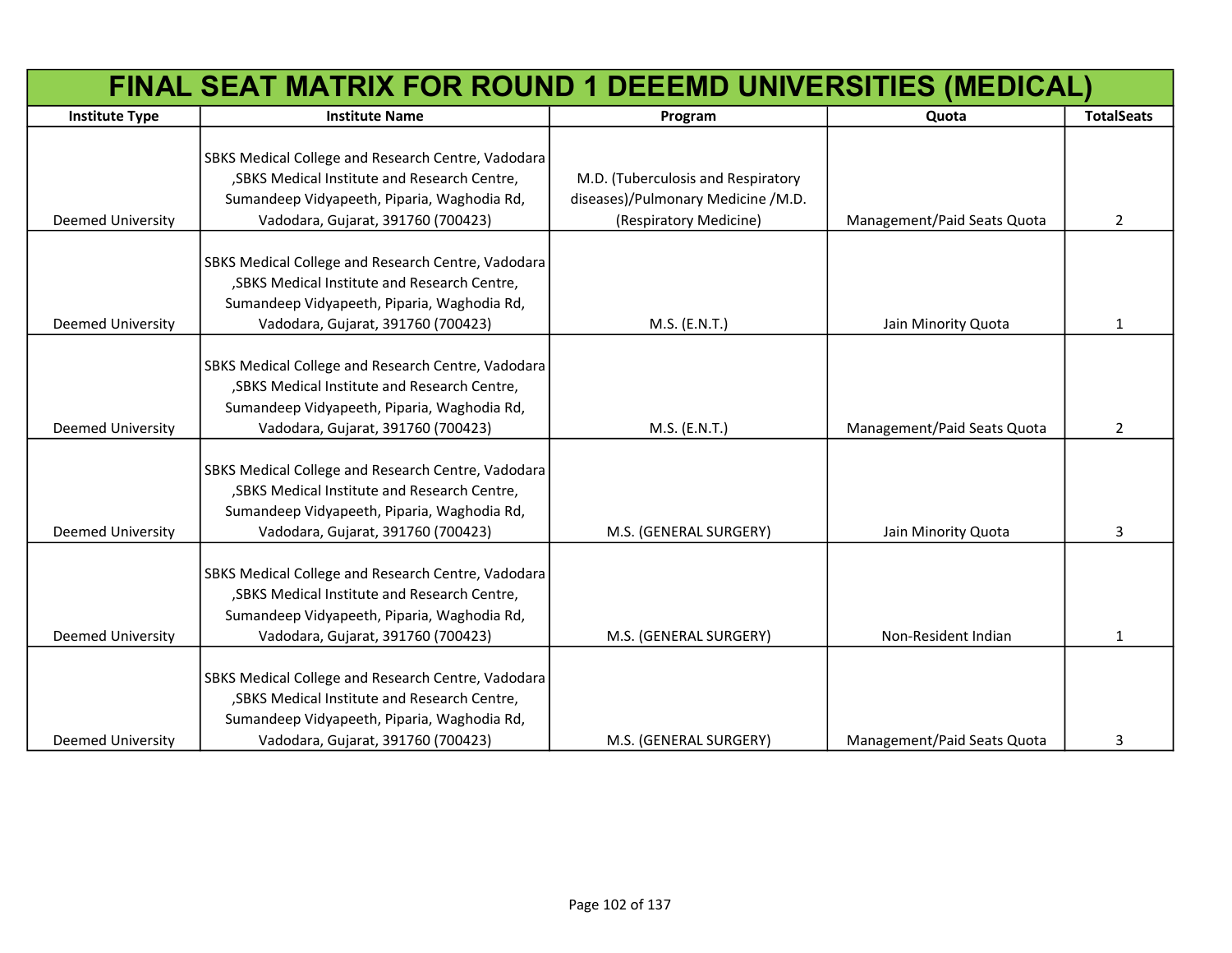# FINAL SEAT MATRIX FOR ROUND 1 DEEEMD UNIVERSITIES (MEDICAL)

| Institute Type | Institute Name | Program | Quota | TotalSeats |
|---|---|---|---|---|
| Deemed University | SBKS Medical College and Research Centre, Vadodara ,SBKS Medical Institute and Research Centre, Sumandeep Vidyapeeth, Piparia, Waghodia Rd, Vadodara, Gujarat, 391760 (700423) | M.D. (Tuberculosis and Respiratory diseases)/Pulmonary Medicine /M.D. (Respiratory Medicine) | Management/Paid Seats Quota | 2 |
| Deemed University | SBKS Medical College and Research Centre, Vadodara ,SBKS Medical Institute and Research Centre, Sumandeep Vidyapeeth, Piparia, Waghodia Rd, Vadodara, Gujarat, 391760 (700423) | M.S. (E.N.T.) | Jain Minority Quota | 1 |
| Deemed University | SBKS Medical College and Research Centre, Vadodara ,SBKS Medical Institute and Research Centre, Sumandeep Vidyapeeth, Piparia, Waghodia Rd, Vadodara, Gujarat, 391760 (700423) | M.S. (E.N.T.) | Management/Paid Seats Quota | 2 |
| Deemed University | SBKS Medical College and Research Centre, Vadodara ,SBKS Medical Institute and Research Centre, Sumandeep Vidyapeeth, Piparia, Waghodia Rd, Vadodara, Gujarat, 391760 (700423) | M.S. (GENERAL SURGERY) | Jain Minority Quota | 3 |
| Deemed University | SBKS Medical College and Research Centre, Vadodara ,SBKS Medical Institute and Research Centre, Sumandeep Vidyapeeth, Piparia, Waghodia Rd, Vadodara, Gujarat, 391760 (700423) | M.S. (GENERAL SURGERY) | Non-Resident Indian | 1 |
| Deemed University | SBKS Medical College and Research Centre, Vadodara ,SBKS Medical Institute and Research Centre, Sumandeep Vidyapeeth, Piparia, Waghodia Rd, Vadodara, Gujarat, 391760 (700423) | M.S. (GENERAL SURGERY) | Management/Paid Seats Quota | 3 |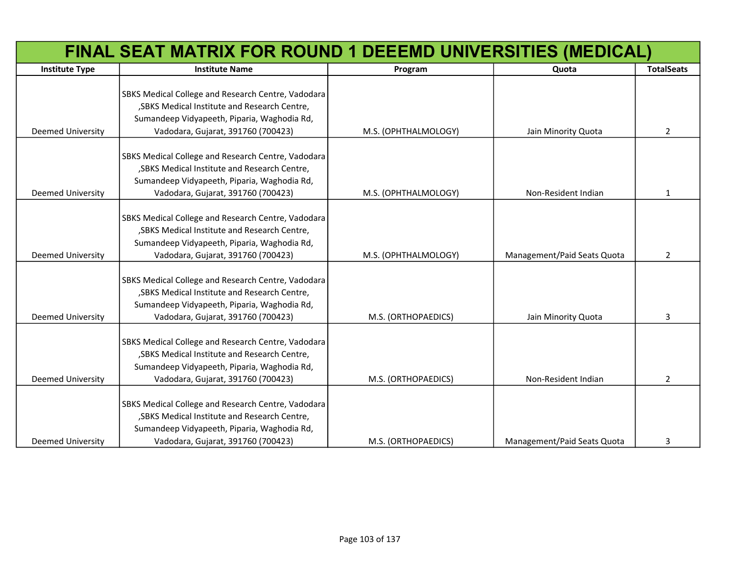# FINAL SEAT MATRIX FOR ROUND 1 DEEEMD UNIVERSITIES (MEDICAL)

| Institute Type | Institute Name | Program | Quota | TotalSeats |
|---|---|---|---|---|
| Deemed University | SBKS Medical College and Research Centre, Vadodara ,SBKS Medical Institute and Research Centre, Sumandeep Vidyapeeth, Piparia, Waghodia Rd, Vadodara, Gujarat, 391760 (700423) | M.S. (OPHTHALMOLOGY) | Jain Minority Quota | 2 |
| Deemed University | SBKS Medical College and Research Centre, Vadodara ,SBKS Medical Institute and Research Centre, Sumandeep Vidyapeeth, Piparia, Waghodia Rd, Vadodara, Gujarat, 391760 (700423) | M.S. (OPHTHALMOLOGY) | Non-Resident Indian | 1 |
| Deemed University | SBKS Medical College and Research Centre, Vadodara ,SBKS Medical Institute and Research Centre, Sumandeep Vidyapeeth, Piparia, Waghodia Rd, Vadodara, Gujarat, 391760 (700423) | M.S. (OPHTHALMOLOGY) | Management/Paid Seats Quota | 2 |
| Deemed University | SBKS Medical College and Research Centre, Vadodara ,SBKS Medical Institute and Research Centre, Sumandeep Vidyapeeth, Piparia, Waghodia Rd, Vadodara, Gujarat, 391760 (700423) | M.S. (ORTHOPAEDICS) | Jain Minority Quota | 3 |
| Deemed University | SBKS Medical College and Research Centre, Vadodara ,SBKS Medical Institute and Research Centre, Sumandeep Vidyapeeth, Piparia, Waghodia Rd, Vadodara, Gujarat, 391760 (700423) | M.S. (ORTHOPAEDICS) | Non-Resident Indian | 2 |
| Deemed University | SBKS Medical College and Research Centre, Vadodara ,SBKS Medical Institute and Research Centre, Sumandeep Vidyapeeth, Piparia, Waghodia Rd, Vadodara, Gujarat, 391760 (700423) | M.S. (ORTHOPAEDICS) | Management/Paid Seats Quota | 3 |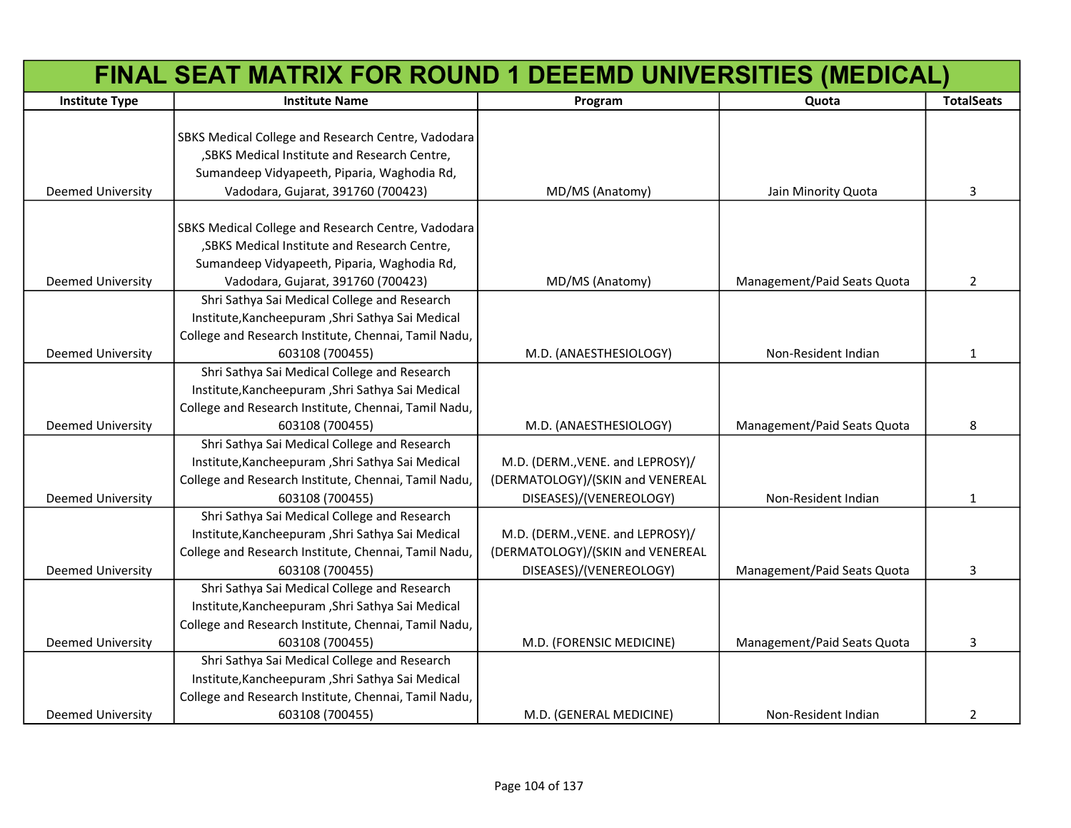# FINAL SEAT MATRIX FOR ROUND 1 DEEEMD UNIVERSITIES (MEDICAL)

| Institute Type | Institute Name | Program | Quota | TotalSeats |
|---|---|---|---|---|
| Deemed University | SBKS Medical College and Research Centre, Vadodara ,SBKS Medical Institute and Research Centre, Sumandeep Vidyapeeth, Piparia, Waghodia Rd, Vadodara, Gujarat, 391760 (700423) | MD/MS (Anatomy) | Jain Minority Quota | 3 |
| Deemed University | SBKS Medical College and Research Centre, Vadodara ,SBKS Medical Institute and Research Centre, Sumandeep Vidyapeeth, Piparia, Waghodia Rd, Vadodara, Gujarat, 391760 (700423) | MD/MS (Anatomy) | Management/Paid Seats Quota | 2 |
| Deemed University | Shri Sathya Sai Medical College and Research Institute,Kancheepuram ,Shri Sathya Sai Medical College and Research Institute, Chennai, Tamil Nadu, 603108 (700455) | M.D. (ANAESTHESIOLOGY) | Non-Resident Indian | 1 |
| Deemed University | Shri Sathya Sai Medical College and Research Institute,Kancheepuram ,Shri Sathya Sai Medical College and Research Institute, Chennai, Tamil Nadu, 603108 (700455) | M.D. (ANAESTHESIOLOGY) | Management/Paid Seats Quota | 8 |
| Deemed University | Shri Sathya Sai Medical College and Research Institute,Kancheepuram ,Shri Sathya Sai Medical College and Research Institute, Chennai, Tamil Nadu, 603108 (700455) | M.D. (DERM.,VENE. and LEPROSY)/ (DERMATOLOGY)/(SKIN and VENEREAL DISEASES)/(VENEREOLOGY) | Non-Resident Indian | 1 |
| Deemed University | Shri Sathya Sai Medical College and Research Institute,Kancheepuram ,Shri Sathya Sai Medical College and Research Institute, Chennai, Tamil Nadu, 603108 (700455) | M.D. (DERM.,VENE. and LEPROSY)/ (DERMATOLOGY)/(SKIN and VENEREAL DISEASES)/(VENEREOLOGY) | Management/Paid Seats Quota | 3 |
| Deemed University | Shri Sathya Sai Medical College and Research Institute,Kancheepuram ,Shri Sathya Sai Medical College and Research Institute, Chennai, Tamil Nadu, 603108 (700455) | M.D. (FORENSIC MEDICINE) | Management/Paid Seats Quota | 3 |
| Deemed University | Shri Sathya Sai Medical College and Research Institute,Kancheepuram ,Shri Sathya Sai Medical College and Research Institute, Chennai, Tamil Nadu, 603108 (700455) | M.D. (GENERAL MEDICINE) | Non-Resident Indian | 2 |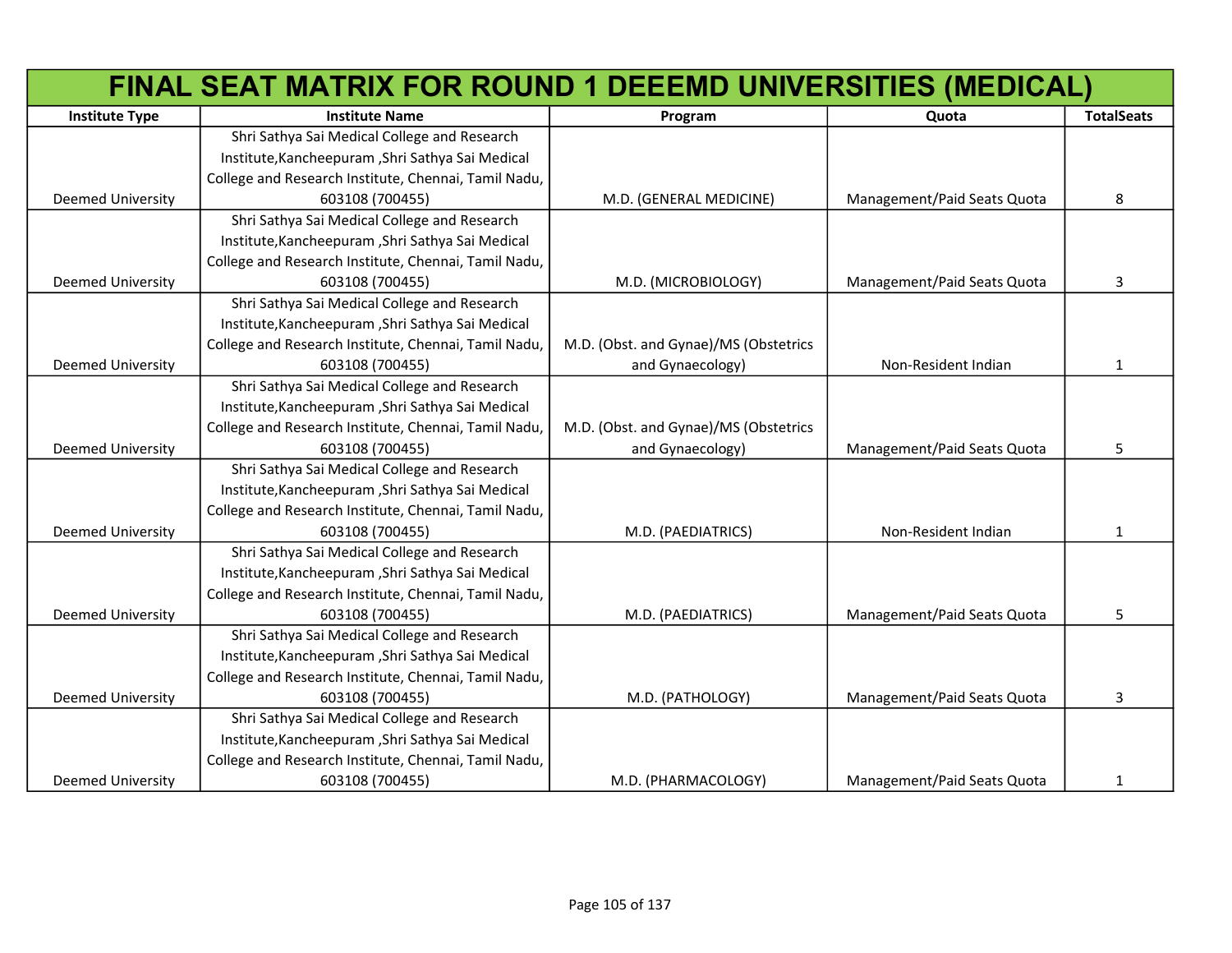# FINAL SEAT MATRIX FOR ROUND 1 DEEEMD UNIVERSITIES (MEDICAL)

| Institute Type | Institute Name | Program | Quota | TotalSeats |
|---|---|---|---|---|
| Deemed University | Shri Sathya Sai Medical College and Research Institute,Kancheepuram ,Shri Sathya Sai Medical College and Research Institute, Chennai, Tamil Nadu, 603108 (700455) | M.D. (GENERAL MEDICINE) | Management/Paid Seats Quota | 8 |
| Deemed University | Shri Sathya Sai Medical College and Research Institute,Kancheepuram ,Shri Sathya Sai Medical College and Research Institute, Chennai, Tamil Nadu, 603108 (700455) | M.D. (MICROBIOLOGY) | Management/Paid Seats Quota | 3 |
| Deemed University | Shri Sathya Sai Medical College and Research Institute,Kancheepuram ,Shri Sathya Sai Medical College and Research Institute, Chennai, Tamil Nadu, 603108 (700455) | M.D. (Obst. and Gynae)/MS (Obstetrics and Gynaecology) | Non-Resident Indian | 1 |
| Deemed University | Shri Sathya Sai Medical College and Research Institute,Kancheepuram ,Shri Sathya Sai Medical College and Research Institute, Chennai, Tamil Nadu, 603108 (700455) | M.D. (Obst. and Gynae)/MS (Obstetrics and Gynaecology) | Management/Paid Seats Quota | 5 |
| Deemed University | Shri Sathya Sai Medical College and Research Institute,Kancheepuram ,Shri Sathya Sai Medical College and Research Institute, Chennai, Tamil Nadu, 603108 (700455) | M.D. (PAEDIATRICS) | Non-Resident Indian | 1 |
| Deemed University | Shri Sathya Sai Medical College and Research Institute,Kancheepuram ,Shri Sathya Sai Medical College and Research Institute, Chennai, Tamil Nadu, 603108 (700455) | M.D. (PAEDIATRICS) | Management/Paid Seats Quota | 5 |
| Deemed University | Shri Sathya Sai Medical College and Research Institute,Kancheepuram ,Shri Sathya Sai Medical College and Research Institute, Chennai, Tamil Nadu, 603108 (700455) | M.D. (PATHOLOGY) | Management/Paid Seats Quota | 3 |
| Deemed University | Shri Sathya Sai Medical College and Research Institute,Kancheepuram ,Shri Sathya Sai Medical College and Research Institute, Chennai, Tamil Nadu, 603108 (700455) | M.D. (PHARMACOLOGY) | Management/Paid Seats Quota | 1 |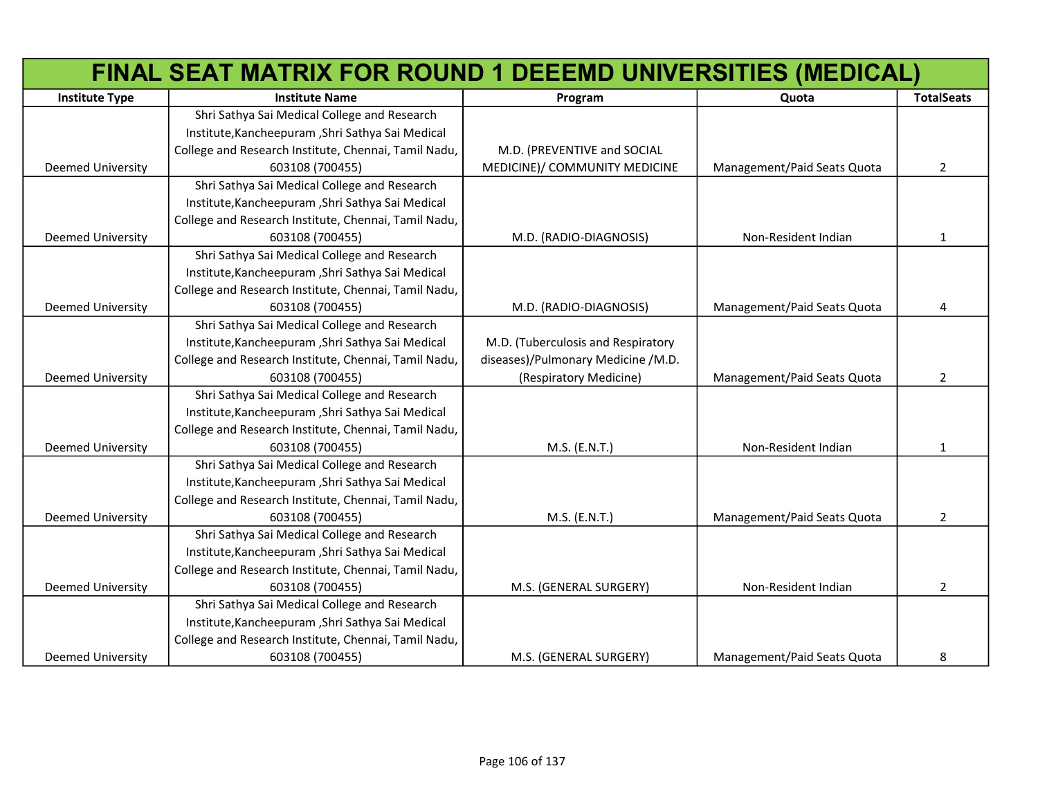# FINAL SEAT MATRIX FOR ROUND 1 DEEEMD UNIVERSITIES (MEDICAL)

| Institute Type | Institute Name | Program | Quota | TotalSeats |
|---|---|---|---|---|
| Deemed University | Shri Sathya Sai Medical College and Research Institute,Kancheepuram ,Shri Sathya Sai Medical College and Research Institute, Chennai, Tamil Nadu, 603108 (700455) | M.D. (PREVENTIVE and SOCIAL MEDICINE)/ COMMUNITY MEDICINE | Management/Paid Seats Quota | 2 |
| Deemed University | Shri Sathya Sai Medical College and Research Institute,Kancheepuram ,Shri Sathya Sai Medical College and Research Institute, Chennai, Tamil Nadu, 603108 (700455) | M.D. (RADIO-DIAGNOSIS) | Non-Resident Indian | 1 |
| Deemed University | Shri Sathya Sai Medical College and Research Institute,Kancheepuram ,Shri Sathya Sai Medical College and Research Institute, Chennai, Tamil Nadu, 603108 (700455) | M.D. (RADIO-DIAGNOSIS) | Management/Paid Seats Quota | 4 |
| Deemed University | Shri Sathya Sai Medical College and Research Institute,Kancheepuram ,Shri Sathya Sai Medical College and Research Institute, Chennai, Tamil Nadu, 603108 (700455) | M.D. (Tuberculosis and Respiratory diseases)/Pulmonary Medicine /M.D. (Respiratory Medicine) | Management/Paid Seats Quota | 2 |
| Deemed University | Shri Sathya Sai Medical College and Research Institute,Kancheepuram ,Shri Sathya Sai Medical College and Research Institute, Chennai, Tamil Nadu, 603108 (700455) | M.S. (E.N.T.) | Non-Resident Indian | 1 |
| Deemed University | Shri Sathya Sai Medical College and Research Institute,Kancheepuram ,Shri Sathya Sai Medical College and Research Institute, Chennai, Tamil Nadu, 603108 (700455) | M.S. (E.N.T.) | Management/Paid Seats Quota | 2 |
| Deemed University | Shri Sathya Sai Medical College and Research Institute,Kancheepuram ,Shri Sathya Sai Medical College and Research Institute, Chennai, Tamil Nadu, 603108 (700455) | M.S. (GENERAL SURGERY) | Non-Resident Indian | 2 |
| Deemed University | Shri Sathya Sai Medical College and Research Institute,Kancheepuram ,Shri Sathya Sai Medical College and Research Institute, Chennai, Tamil Nadu, 603108 (700455) | M.S. (GENERAL SURGERY) | Management/Paid Seats Quota | 8 |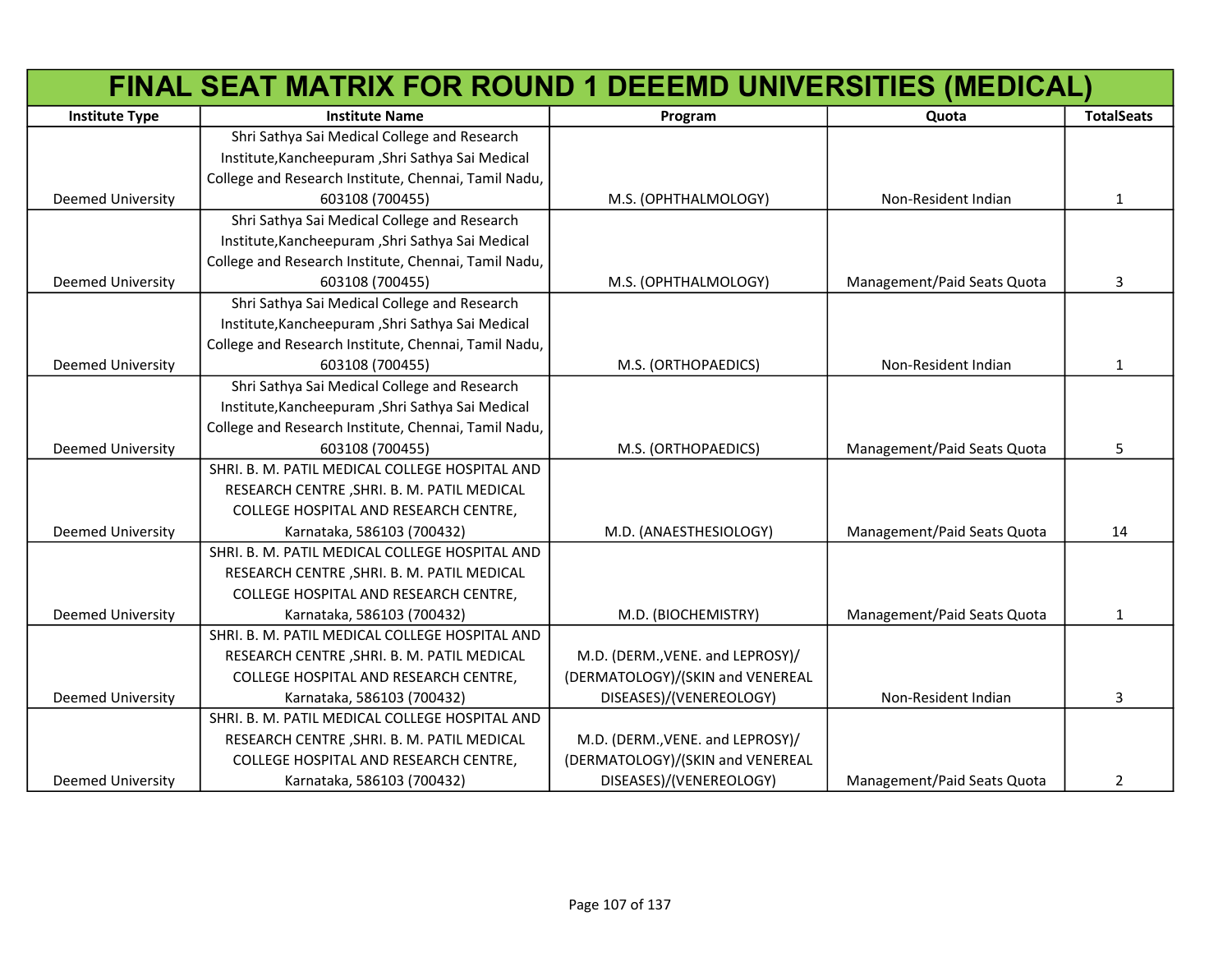# FINAL SEAT MATRIX FOR ROUND 1 DEEEMD UNIVERSITIES (MEDICAL)

| Institute Type | Institute Name | Program | Quota | TotalSeats |
|---|---|---|---|---|
| Deemed University | Shri Sathya Sai Medical College and Research Institute,Kancheepuram ,Shri Sathya Sai Medical College and Research Institute, Chennai, Tamil Nadu, 603108 (700455) | M.S. (OPHTHALMOLOGY) | Non-Resident Indian | 1 |
| Deemed University | Shri Sathya Sai Medical College and Research Institute,Kancheepuram ,Shri Sathya Sai Medical College and Research Institute, Chennai, Tamil Nadu, 603108 (700455) | M.S. (OPHTHALMOLOGY) | Management/Paid Seats Quota | 3 |
| Deemed University | Shri Sathya Sai Medical College and Research Institute,Kancheepuram ,Shri Sathya Sai Medical College and Research Institute, Chennai, Tamil Nadu, 603108 (700455) | M.S. (ORTHOPAEDICS) | Non-Resident Indian | 1 |
| Deemed University | Shri Sathya Sai Medical College and Research Institute,Kancheepuram ,Shri Sathya Sai Medical College and Research Institute, Chennai, Tamil Nadu, 603108 (700455) | M.S. (ORTHOPAEDICS) | Management/Paid Seats Quota | 5 |
| Deemed University | SHRI. B. M. PATIL MEDICAL COLLEGE HOSPITAL AND RESEARCH CENTRE ,SHRI. B. M. PATIL MEDICAL COLLEGE HOSPITAL AND RESEARCH CENTRE, Karnataka, 586103 (700432) | M.D. (ANAESTHESIOLOGY) | Management/Paid Seats Quota | 14 |
| Deemed University | SHRI. B. M. PATIL MEDICAL COLLEGE HOSPITAL AND RESEARCH CENTRE ,SHRI. B. M. PATIL MEDICAL COLLEGE HOSPITAL AND RESEARCH CENTRE, Karnataka, 586103 (700432) | M.D. (BIOCHEMISTRY) | Management/Paid Seats Quota | 1 |
| Deemed University | SHRI. B. M. PATIL MEDICAL COLLEGE HOSPITAL AND RESEARCH CENTRE ,SHRI. B. M. PATIL MEDICAL COLLEGE HOSPITAL AND RESEARCH CENTRE, Karnataka, 586103 (700432) | M.D. (DERM.,VENE. and LEPROSY)/(DERMATOLOGY)/(SKIN and VENEREAL DISEASES)/(VENEREOLOGY) | Non-Resident Indian | 3 |
| Deemed University | SHRI. B. M. PATIL MEDICAL COLLEGE HOSPITAL AND RESEARCH CENTRE ,SHRI. B. M. PATIL MEDICAL COLLEGE HOSPITAL AND RESEARCH CENTRE, Karnataka, 586103 (700432) | M.D. (DERM.,VENE. and LEPROSY)/(DERMATOLOGY)/(SKIN and VENEREAL DISEASES)/(VENEREOLOGY) | Management/Paid Seats Quota | 2 |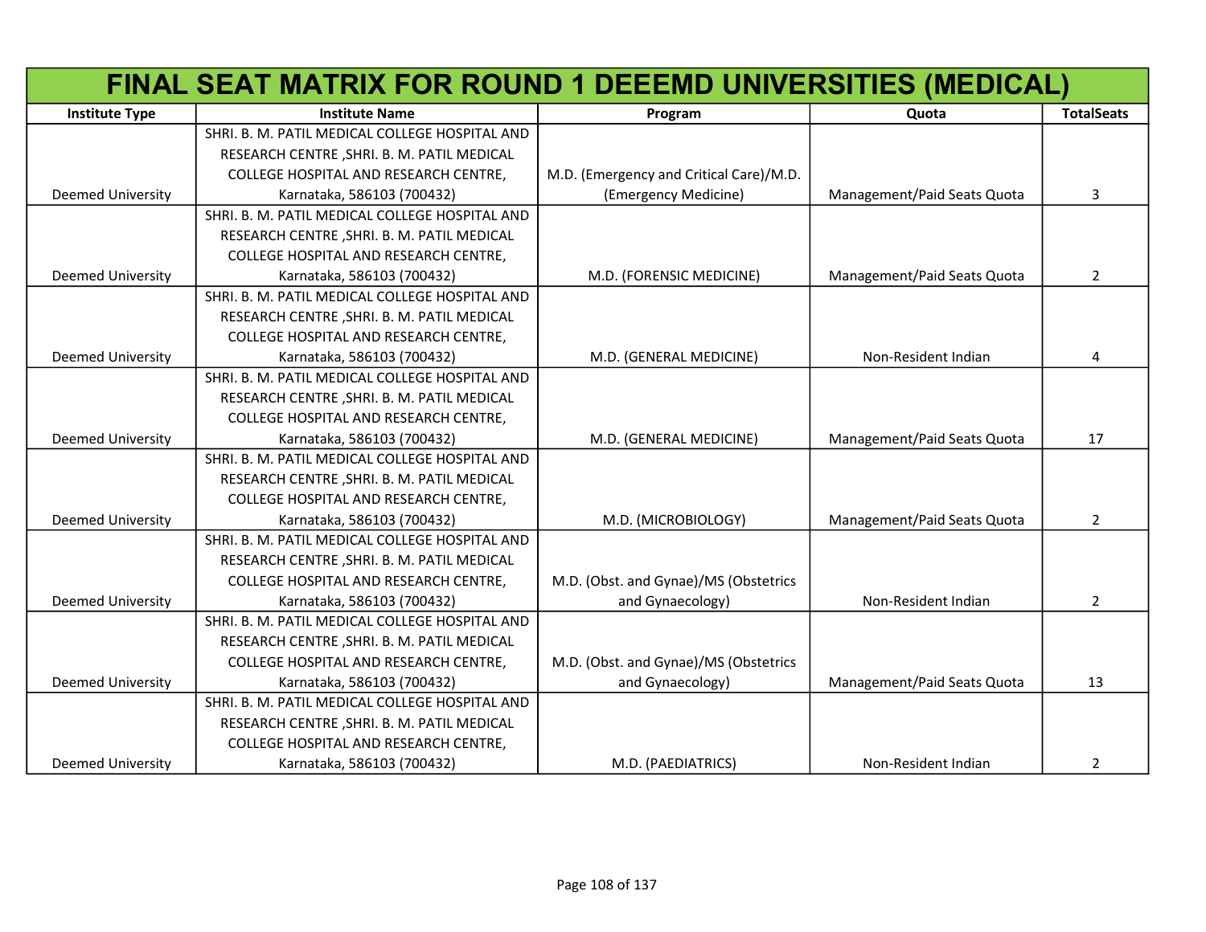# FINAL SEAT MATRIX FOR ROUND 1 DEEEMD UNIVERSITIES (MEDICAL)

| Institute Type | Institute Name | Program | Quota | TotalSeats |
|---|---|---|---|---|
| Deemed University | SHRI. B. M. PATIL MEDICAL COLLEGE HOSPITAL AND RESEARCH CENTRE ,SHRI. B. M. PATIL MEDICAL COLLEGE HOSPITAL AND RESEARCH CENTRE, Karnataka, 586103 (700432) | M.D. (Emergency and Critical Care)/M.D. (Emergency Medicine) | Management/Paid Seats Quota | 3 |
| Deemed University | SHRI. B. M. PATIL MEDICAL COLLEGE HOSPITAL AND RESEARCH CENTRE ,SHRI. B. M. PATIL MEDICAL COLLEGE HOSPITAL AND RESEARCH CENTRE, Karnataka, 586103 (700432) | M.D. (FORENSIC MEDICINE) | Management/Paid Seats Quota | 2 |
| Deemed University | SHRI. B. M. PATIL MEDICAL COLLEGE HOSPITAL AND RESEARCH CENTRE ,SHRI. B. M. PATIL MEDICAL COLLEGE HOSPITAL AND RESEARCH CENTRE, Karnataka, 586103 (700432) | M.D. (GENERAL MEDICINE) | Non-Resident Indian | 4 |
| Deemed University | SHRI. B. M. PATIL MEDICAL COLLEGE HOSPITAL AND RESEARCH CENTRE ,SHRI. B. M. PATIL MEDICAL COLLEGE HOSPITAL AND RESEARCH CENTRE, Karnataka, 586103 (700432) | M.D. (GENERAL MEDICINE) | Management/Paid Seats Quota | 17 |
| Deemed University | SHRI. B. M. PATIL MEDICAL COLLEGE HOSPITAL AND RESEARCH CENTRE ,SHRI. B. M. PATIL MEDICAL COLLEGE HOSPITAL AND RESEARCH CENTRE, Karnataka, 586103 (700432) | M.D. (MICROBIOLOGY) | Management/Paid Seats Quota | 2 |
| Deemed University | SHRI. B. M. PATIL MEDICAL COLLEGE HOSPITAL AND RESEARCH CENTRE ,SHRI. B. M. PATIL MEDICAL COLLEGE HOSPITAL AND RESEARCH CENTRE, Karnataka, 586103 (700432) | M.D. (Obst. and Gynae)/MS (Obstetrics and Gynaecology) | Non-Resident Indian | 2 |
| Deemed University | SHRI. B. M. PATIL MEDICAL COLLEGE HOSPITAL AND RESEARCH CENTRE ,SHRI. B. M. PATIL MEDICAL COLLEGE HOSPITAL AND RESEARCH CENTRE, Karnataka, 586103 (700432) | M.D. (Obst. and Gynae)/MS (Obstetrics and Gynaecology) | Management/Paid Seats Quota | 13 |
| Deemed University | SHRI. B. M. PATIL MEDICAL COLLEGE HOSPITAL AND RESEARCH CENTRE ,SHRI. B. M. PATIL MEDICAL COLLEGE HOSPITAL AND RESEARCH CENTRE, Karnataka, 586103 (700432) | M.D. (PAEDIATRICS) | Non-Resident Indian | 2 |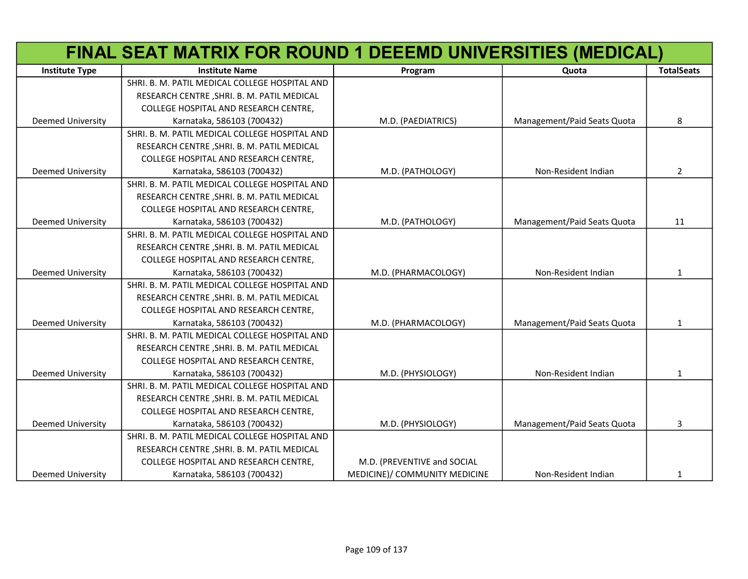# FINAL SEAT MATRIX FOR ROUND 1 DEEEMD UNIVERSITIES (MEDICAL)

| Institute Type | Institute Name | Program | Quota | TotalSeats |
|---|---|---|---|---|
| Deemed University | SHRI. B. M. PATIL MEDICAL COLLEGE HOSPITAL AND RESEARCH CENTRE ,SHRI. B. M. PATIL MEDICAL COLLEGE HOSPITAL AND RESEARCH CENTRE, Karnataka, 586103 (700432) | M.D. (PAEDIATRICS) | Management/Paid Seats Quota | 8 |
| Deemed University | SHRI. B. M. PATIL MEDICAL COLLEGE HOSPITAL AND RESEARCH CENTRE ,SHRI. B. M. PATIL MEDICAL COLLEGE HOSPITAL AND RESEARCH CENTRE, Karnataka, 586103 (700432) | M.D. (PATHOLOGY) | Non-Resident Indian | 2 |
| Deemed University | SHRI. B. M. PATIL MEDICAL COLLEGE HOSPITAL AND RESEARCH CENTRE ,SHRI. B. M. PATIL MEDICAL COLLEGE HOSPITAL AND RESEARCH CENTRE, Karnataka, 586103 (700432) | M.D. (PATHOLOGY) | Management/Paid Seats Quota | 11 |
| Deemed University | SHRI. B. M. PATIL MEDICAL COLLEGE HOSPITAL AND RESEARCH CENTRE ,SHRI. B. M. PATIL MEDICAL COLLEGE HOSPITAL AND RESEARCH CENTRE, Karnataka, 586103 (700432) | M.D. (PHARMACOLOGY) | Non-Resident Indian | 1 |
| Deemed University | SHRI. B. M. PATIL MEDICAL COLLEGE HOSPITAL AND RESEARCH CENTRE ,SHRI. B. M. PATIL MEDICAL COLLEGE HOSPITAL AND RESEARCH CENTRE, Karnataka, 586103 (700432) | M.D. (PHARMACOLOGY) | Management/Paid Seats Quota | 1 |
| Deemed University | SHRI. B. M. PATIL MEDICAL COLLEGE HOSPITAL AND RESEARCH CENTRE ,SHRI. B. M. PATIL MEDICAL COLLEGE HOSPITAL AND RESEARCH CENTRE, Karnataka, 586103 (700432) | M.D. (PHYSIOLOGY) | Non-Resident Indian | 1 |
| Deemed University | SHRI. B. M. PATIL MEDICAL COLLEGE HOSPITAL AND RESEARCH CENTRE ,SHRI. B. M. PATIL MEDICAL COLLEGE HOSPITAL AND RESEARCH CENTRE, Karnataka, 586103 (700432) | M.D. (PHYSIOLOGY) | Management/Paid Seats Quota | 3 |
| Deemed University | SHRI. B. M. PATIL MEDICAL COLLEGE HOSPITAL AND RESEARCH CENTRE ,SHRI. B. M. PATIL MEDICAL COLLEGE HOSPITAL AND RESEARCH CENTRE, Karnataka, 586103 (700432) | M.D. (PREVENTIVE and SOCIAL MEDICINE)/ COMMUNITY MEDICINE | Non-Resident Indian | 1 |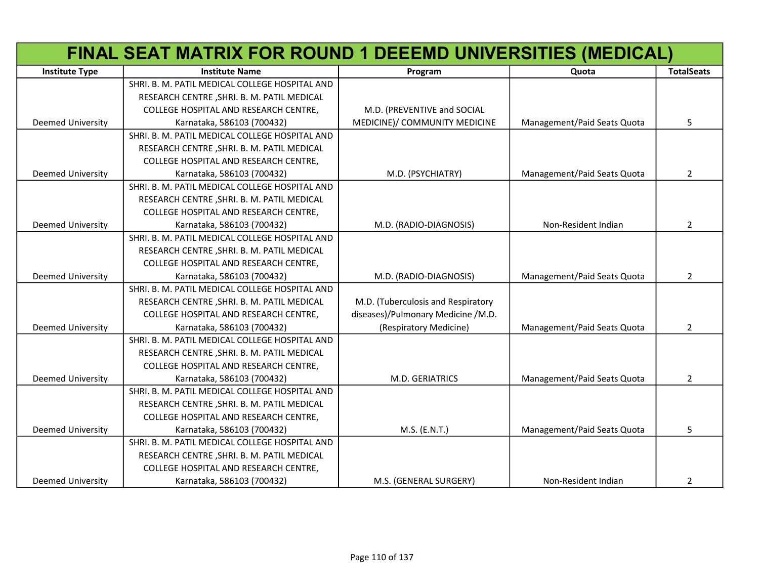# FINAL SEAT MATRIX FOR ROUND 1 DEEEMD UNIVERSITIES (MEDICAL)

| Institute Type | Institute Name | Program | Quota | TotalSeats |
|---|---|---|---|---|
| Deemed University | SHRI. B. M. PATIL MEDICAL COLLEGE HOSPITAL AND RESEARCH CENTRE ,SHRI. B. M. PATIL MEDICAL COLLEGE HOSPITAL AND RESEARCH CENTRE, Karnataka, 586103 (700432) | M.D. (PREVENTIVE and SOCIAL MEDICINE)/ COMMUNITY MEDICINE | Management/Paid Seats Quota | 5 |
| Deemed University | SHRI. B. M. PATIL MEDICAL COLLEGE HOSPITAL AND RESEARCH CENTRE ,SHRI. B. M. PATIL MEDICAL COLLEGE HOSPITAL AND RESEARCH CENTRE, Karnataka, 586103 (700432) | M.D. (PSYCHIATRY) | Management/Paid Seats Quota | 2 |
| Deemed University | SHRI. B. M. PATIL MEDICAL COLLEGE HOSPITAL AND RESEARCH CENTRE ,SHRI. B. M. PATIL MEDICAL COLLEGE HOSPITAL AND RESEARCH CENTRE, Karnataka, 586103 (700432) | M.D. (RADIO-DIAGNOSIS) | Non-Resident Indian | 2 |
| Deemed University | SHRI. B. M. PATIL MEDICAL COLLEGE HOSPITAL AND RESEARCH CENTRE ,SHRI. B. M. PATIL MEDICAL COLLEGE HOSPITAL AND RESEARCH CENTRE, Karnataka, 586103 (700432) | M.D. (RADIO-DIAGNOSIS) | Management/Paid Seats Quota | 2 |
| Deemed University | SHRI. B. M. PATIL MEDICAL COLLEGE HOSPITAL AND RESEARCH CENTRE ,SHRI. B. M. PATIL MEDICAL COLLEGE HOSPITAL AND RESEARCH CENTRE, Karnataka, 586103 (700432) | M.D. (Tuberculosis and Respiratory diseases)/Pulmonary Medicine /M.D. (Respiratory Medicine) | Management/Paid Seats Quota | 2 |
| Deemed University | SHRI. B. M. PATIL MEDICAL COLLEGE HOSPITAL AND RESEARCH CENTRE ,SHRI. B. M. PATIL MEDICAL COLLEGE HOSPITAL AND RESEARCH CENTRE, Karnataka, 586103 (700432) | M.D. GERIATRICS | Management/Paid Seats Quota | 2 |
| Deemed University | SHRI. B. M. PATIL MEDICAL COLLEGE HOSPITAL AND RESEARCH CENTRE ,SHRI. B. M. PATIL MEDICAL COLLEGE HOSPITAL AND RESEARCH CENTRE, Karnataka, 586103 (700432) | M.S. (E.N.T.) | Management/Paid Seats Quota | 5 |
| Deemed University | SHRI. B. M. PATIL MEDICAL COLLEGE HOSPITAL AND RESEARCH CENTRE ,SHRI. B. M. PATIL MEDICAL COLLEGE HOSPITAL AND RESEARCH CENTRE, Karnataka, 586103 (700432) | M.S. (GENERAL SURGERY) | Non-Resident Indian | 2 |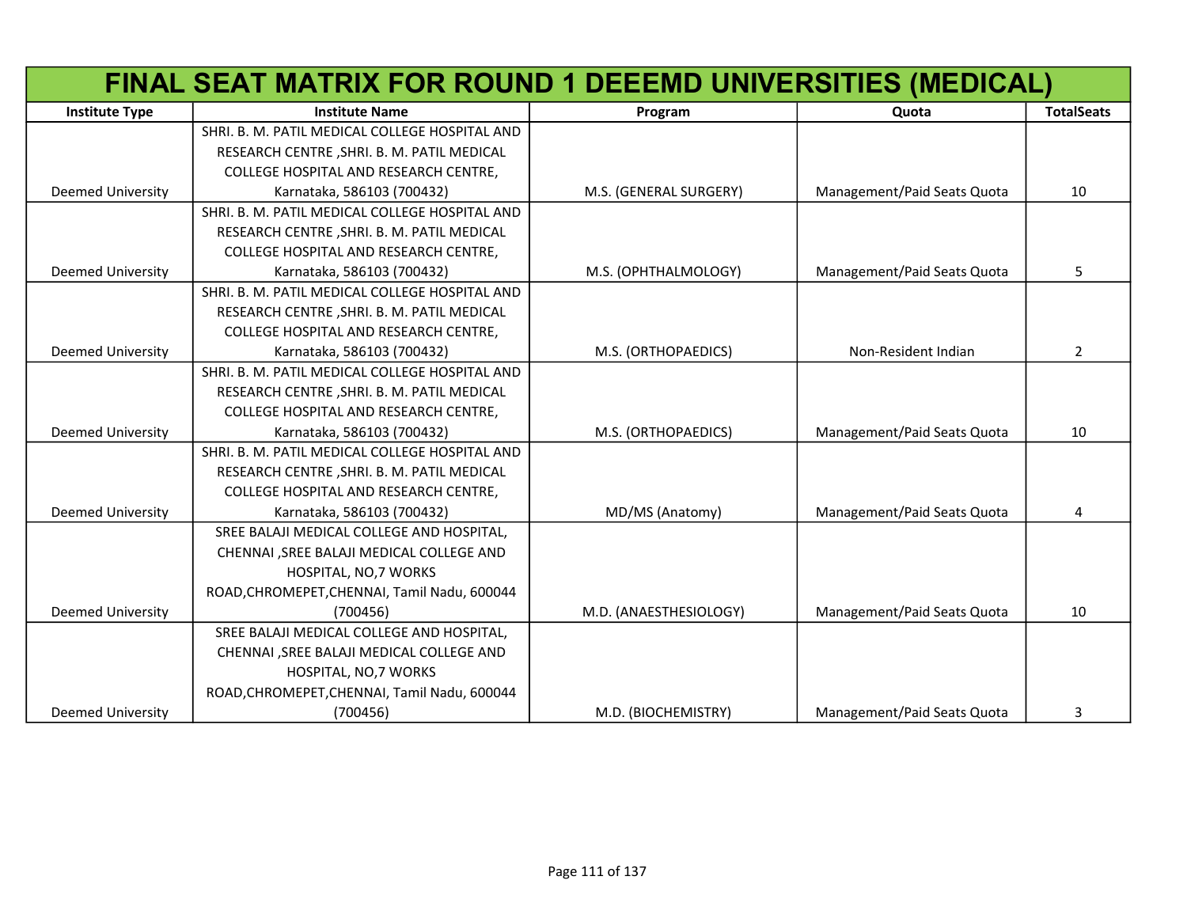| FINAL SEAT MATRIX FOR ROUND 1 DEEEMD UNIVERSITIES (MEDICAL) | | | | |
|---|---|---|---|---|
| Institute Type | Institute Name | Program | Quota | TotalSeats |
| Deemed University | SHRI. B. M. PATIL MEDICAL COLLEGE HOSPITAL AND RESEARCH CENTRE ,SHRI. B. M. PATIL MEDICAL COLLEGE HOSPITAL AND RESEARCH CENTRE, Karnataka, 586103 (700432) | M.S. (GENERAL SURGERY) | Management/Paid Seats Quota | 10 |
| Deemed University | SHRI. B. M. PATIL MEDICAL COLLEGE HOSPITAL AND RESEARCH CENTRE ,SHRI. B. M. PATIL MEDICAL COLLEGE HOSPITAL AND RESEARCH CENTRE, Karnataka, 586103 (700432) | M.S. (OPHTHALMOLOGY) | Management/Paid Seats Quota | 5 |
| Deemed University | SHRI. B. M. PATIL MEDICAL COLLEGE HOSPITAL AND RESEARCH CENTRE ,SHRI. B. M. PATIL MEDICAL COLLEGE HOSPITAL AND RESEARCH CENTRE, Karnataka, 586103 (700432) | M.S. (ORTHOPAEDICS) | Non-Resident Indian | 2 |
| Deemed University | SHRI. B. M. PATIL MEDICAL COLLEGE HOSPITAL AND RESEARCH CENTRE ,SHRI. B. M. PATIL MEDICAL COLLEGE HOSPITAL AND RESEARCH CENTRE, Karnataka, 586103 (700432) | M.S. (ORTHOPAEDICS) | Management/Paid Seats Quota | 10 |
| Deemed University | SHRI. B. M. PATIL MEDICAL COLLEGE HOSPITAL AND RESEARCH CENTRE ,SHRI. B. M. PATIL MEDICAL COLLEGE HOSPITAL AND RESEARCH CENTRE, Karnataka, 586103 (700432) | MD/MS (Anatomy) | Management/Paid Seats Quota | 4 |
| Deemed University | SREE BALAJI MEDICAL COLLEGE AND HOSPITAL, CHENNAI ,SREE BALAJI MEDICAL COLLEGE AND HOSPITAL, NO,7 WORKS ROAD,CHROMEPET,CHENNAI, Tamil Nadu, 600044 (700456) | M.D. (ANAESTHESIOLOGY) | Management/Paid Seats Quota | 10 |
| Deemed University | SREE BALAJI MEDICAL COLLEGE AND HOSPITAL, CHENNAI ,SREE BALAJI MEDICAL COLLEGE AND HOSPITAL, NO,7 WORKS ROAD,CHROMEPET,CHENNAI, Tamil Nadu, 600044 (700456) | M.D. (BIOCHEMISTRY) | Management/Paid Seats Quota | 3 |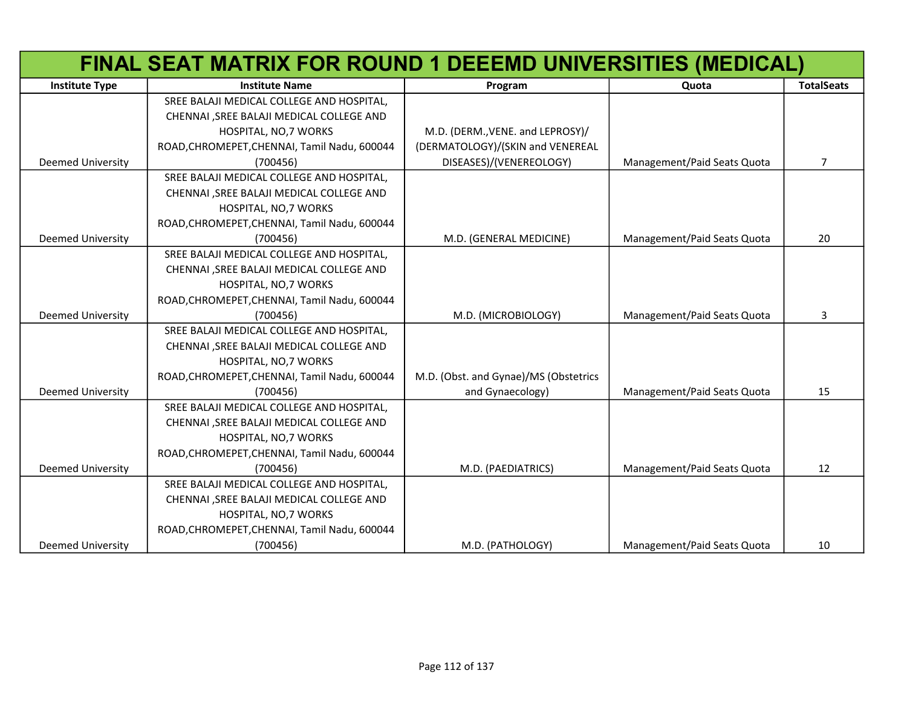# FINAL SEAT MATRIX FOR ROUND 1 DEEEMD UNIVERSITIES (MEDICAL)

| Institute Type | Institute Name | Program | Quota | TotalSeats |
|---|---|---|---|---|
| Deemed University | SREE BALAJI MEDICAL COLLEGE AND HOSPITAL, CHENNAI ,SREE BALAJI MEDICAL COLLEGE AND HOSPITAL, NO,7 WORKS ROAD,CHROMEPET,CHENNAI, Tamil Nadu, 600044 (700456) | M.D. (DERM.,VENE. and LEPROSY)/ (DERMATOLOGY)/(SKIN and VENEREAL DISEASES)/(VENEREOLOGY) | Management/Paid Seats Quota | 7 |
| Deemed University | SREE BALAJI MEDICAL COLLEGE AND HOSPITAL, CHENNAI ,SREE BALAJI MEDICAL COLLEGE AND HOSPITAL, NO,7 WORKS ROAD,CHROMEPET,CHENNAI, Tamil Nadu, 600044 (700456) | M.D. (GENERAL MEDICINE) | Management/Paid Seats Quota | 20 |
| Deemed University | SREE BALAJI MEDICAL COLLEGE AND HOSPITAL, CHENNAI ,SREE BALAJI MEDICAL COLLEGE AND HOSPITAL, NO,7 WORKS ROAD,CHROMEPET,CHENNAI, Tamil Nadu, 600044 (700456) | M.D. (MICROBIOLOGY) | Management/Paid Seats Quota | 3 |
| Deemed University | SREE BALAJI MEDICAL COLLEGE AND HOSPITAL, CHENNAI ,SREE BALAJI MEDICAL COLLEGE AND HOSPITAL, NO,7 WORKS ROAD,CHROMEPET,CHENNAI, Tamil Nadu, 600044 (700456) | M.D. (Obst. and Gynae)/MS (Obstetrics and Gynaecology) | Management/Paid Seats Quota | 15 |
| Deemed University | SREE BALAJI MEDICAL COLLEGE AND HOSPITAL, CHENNAI ,SREE BALAJI MEDICAL COLLEGE AND HOSPITAL, NO,7 WORKS ROAD,CHROMEPET,CHENNAI, Tamil Nadu, 600044 (700456) | M.D. (PAEDIATRICS) | Management/Paid Seats Quota | 12 |
| Deemed University | SREE BALAJI MEDICAL COLLEGE AND HOSPITAL, CHENNAI ,SREE BALAJI MEDICAL COLLEGE AND HOSPITAL, NO,7 WORKS ROAD,CHROMEPET,CHENNAI, Tamil Nadu, 600044 (700456) | M.D. (PATHOLOGY) | Management/Paid Seats Quota | 10 |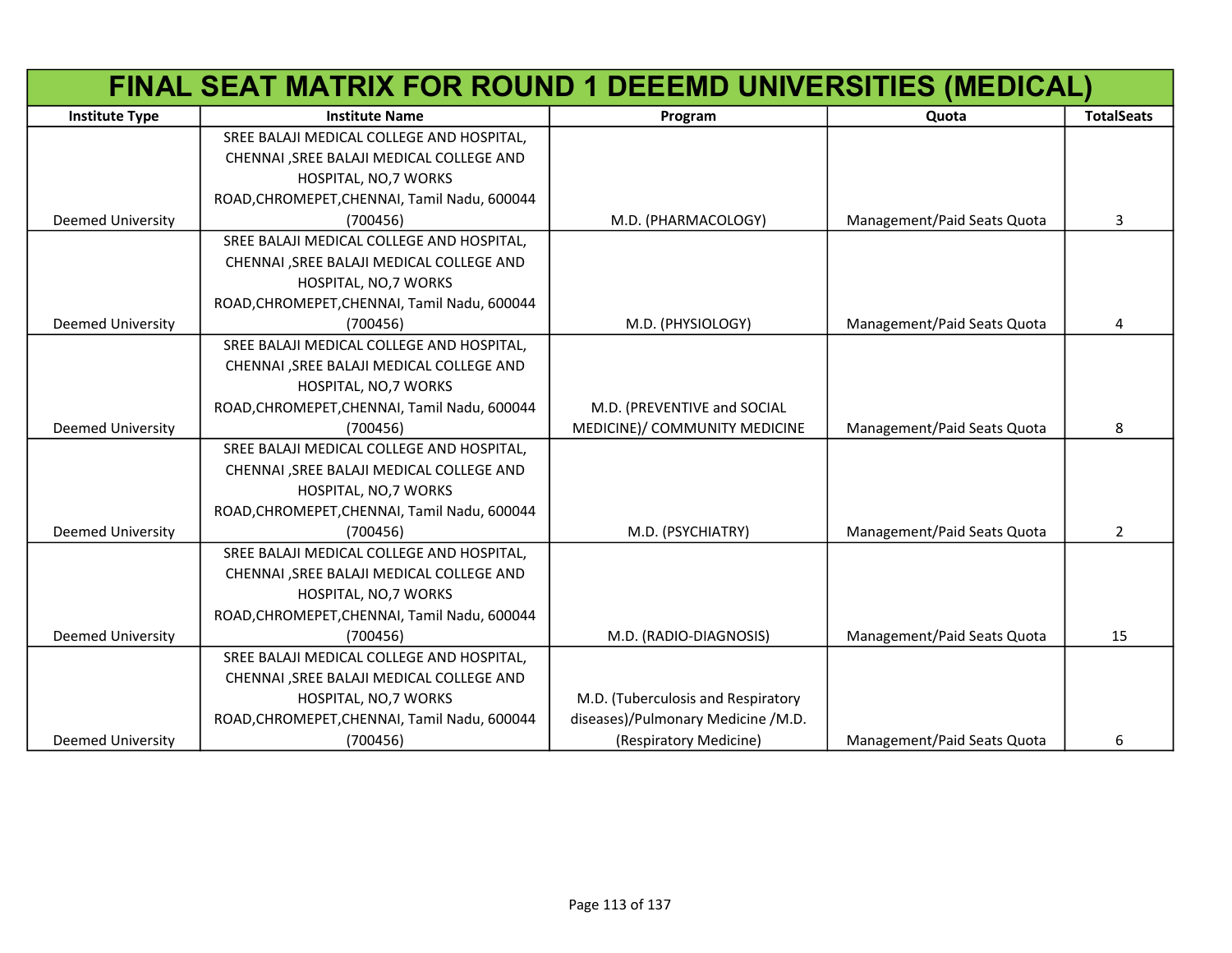# FINAL SEAT MATRIX FOR ROUND 1 DEEEMD UNIVERSITIES (MEDICAL)

| Institute Type | Institute Name | Program | Quota | TotalSeats |
|---|---|---|---|---|
| Deemed University | SREE BALAJI MEDICAL COLLEGE AND HOSPITAL, CHENNAI ,SREE BALAJI MEDICAL COLLEGE AND HOSPITAL, NO,7 WORKS ROAD,CHROMEPET,CHENNAI, Tamil Nadu, 600044 (700456) | M.D. (PHARMACOLOGY) | Management/Paid Seats Quota | 3 |
| Deemed University | SREE BALAJI MEDICAL COLLEGE AND HOSPITAL, CHENNAI ,SREE BALAJI MEDICAL COLLEGE AND HOSPITAL, NO,7 WORKS ROAD,CHROMEPET,CHENNAI, Tamil Nadu, 600044 (700456) | M.D. (PHYSIOLOGY) | Management/Paid Seats Quota | 4 |
| Deemed University | SREE BALAJI MEDICAL COLLEGE AND HOSPITAL, CHENNAI ,SREE BALAJI MEDICAL COLLEGE AND HOSPITAL, NO,7 WORKS ROAD,CHROMEPET,CHENNAI, Tamil Nadu, 600044 (700456) | M.D. (PREVENTIVE and SOCIAL MEDICINE)/ COMMUNITY MEDICINE | Management/Paid Seats Quota | 8 |
| Deemed University | SREE BALAJI MEDICAL COLLEGE AND HOSPITAL, CHENNAI ,SREE BALAJI MEDICAL COLLEGE AND HOSPITAL, NO,7 WORKS ROAD,CHROMEPET,CHENNAI, Tamil Nadu, 600044 (700456) | M.D. (PSYCHIATRY) | Management/Paid Seats Quota | 2 |
| Deemed University | SREE BALAJI MEDICAL COLLEGE AND HOSPITAL, CHENNAI ,SREE BALAJI MEDICAL COLLEGE AND HOSPITAL, NO,7 WORKS ROAD,CHROMEPET,CHENNAI, Tamil Nadu, 600044 (700456) | M.D. (RADIO-DIAGNOSIS) | Management/Paid Seats Quota | 15 |
| Deemed University | SREE BALAJI MEDICAL COLLEGE AND HOSPITAL, CHENNAI ,SREE BALAJI MEDICAL COLLEGE AND HOSPITAL, NO,7 WORKS ROAD,CHROMEPET,CHENNAI, Tamil Nadu, 600044 (700456) | M.D. (Tuberculosis and Respiratory diseases)/Pulmonary Medicine /M.D. (Respiratory Medicine) | Management/Paid Seats Quota | 6 |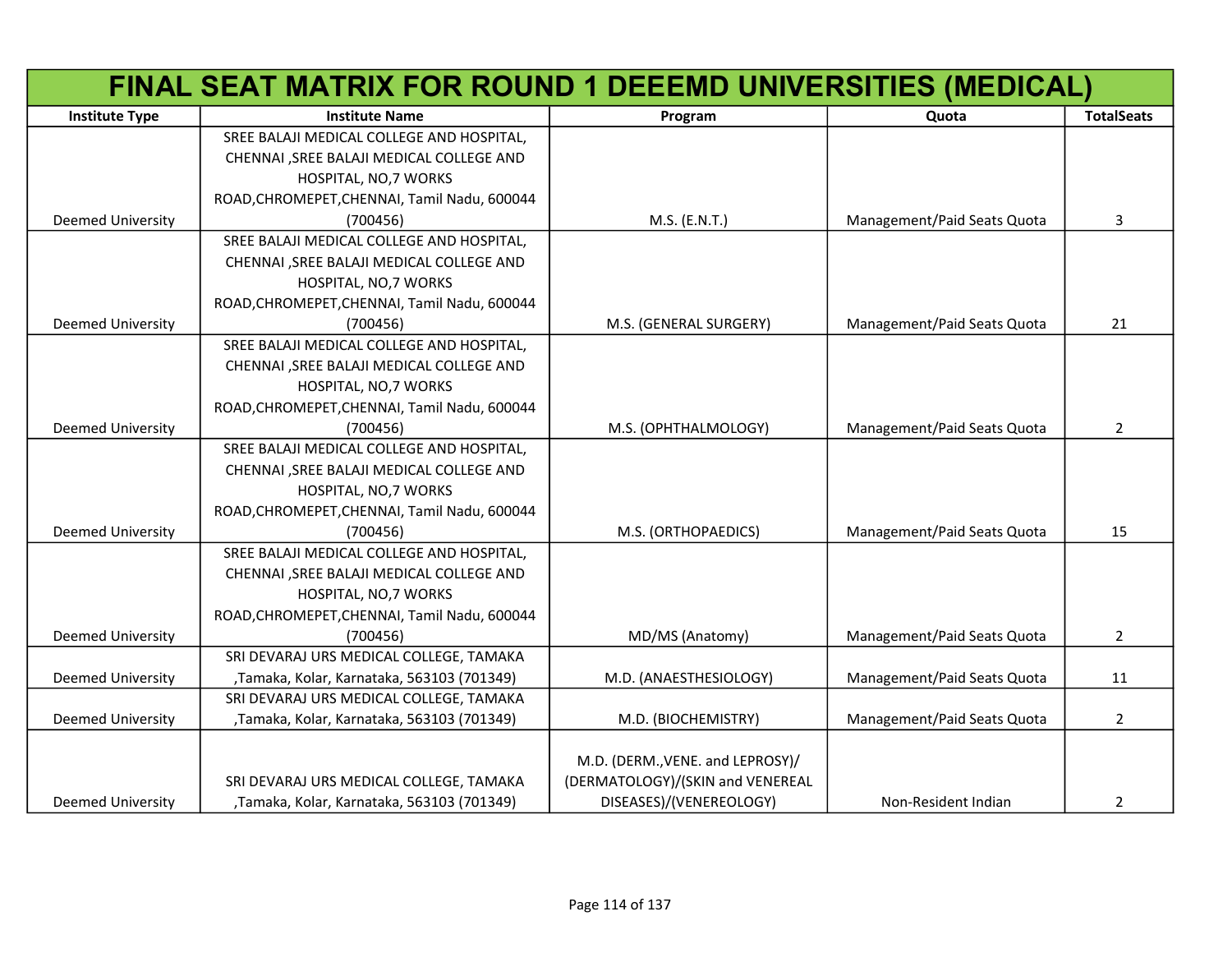# FINAL SEAT MATRIX FOR ROUND 1 DEEEMD UNIVERSITIES (MEDICAL)

| Institute Type | Institute Name | Program | Quota | TotalSeats |
|---|---|---|---|---|
| Deemed University | SREE BALAJI MEDICAL COLLEGE AND HOSPITAL, CHENNAI ,SREE BALAJI MEDICAL COLLEGE AND HOSPITAL, NO,7 WORKS ROAD,CHROMEPET,CHENNAI, Tamil Nadu, 600044 (700456) | M.S. (E.N.T.) | Management/Paid Seats Quota | 3 |
| Deemed University | SREE BALAJI MEDICAL COLLEGE AND HOSPITAL, CHENNAI ,SREE BALAJI MEDICAL COLLEGE AND HOSPITAL, NO,7 WORKS ROAD,CHROMEPET,CHENNAI, Tamil Nadu, 600044 (700456) | M.S. (GENERAL SURGERY) | Management/Paid Seats Quota | 21 |
| Deemed University | SREE BALAJI MEDICAL COLLEGE AND HOSPITAL, CHENNAI ,SREE BALAJI MEDICAL COLLEGE AND HOSPITAL, NO,7 WORKS ROAD,CHROMEPET,CHENNAI, Tamil Nadu, 600044 (700456) | M.S. (OPHTHALMOLOGY) | Management/Paid Seats Quota | 2 |
| Deemed University | SREE BALAJI MEDICAL COLLEGE AND HOSPITAL, CHENNAI ,SREE BALAJI MEDICAL COLLEGE AND HOSPITAL, NO,7 WORKS ROAD,CHROMEPET,CHENNAI, Tamil Nadu, 600044 (700456) | M.S. (ORTHOPAEDICS) | Management/Paid Seats Quota | 15 |
| Deemed University | SREE BALAJI MEDICAL COLLEGE AND HOSPITAL, CHENNAI ,SREE BALAJI MEDICAL COLLEGE AND HOSPITAL, NO,7 WORKS ROAD,CHROMEPET,CHENNAI, Tamil Nadu, 600044 (700456) | MD/MS (Anatomy) | Management/Paid Seats Quota | 2 |
| Deemed University | SRI DEVARAJ URS MEDICAL COLLEGE, TAMAKA ,Tamaka, Kolar, Karnataka, 563103 (701349) | M.D. (ANAESTHESIOLOGY) | Management/Paid Seats Quota | 11 |
| Deemed University | SRI DEVARAJ URS MEDICAL COLLEGE, TAMAKA ,Tamaka, Kolar, Karnataka, 563103 (701349) | M.D. (BIOCHEMISTRY) | Management/Paid Seats Quota | 2 |
| Deemed University | SRI DEVARAJ URS MEDICAL COLLEGE, TAMAKA ,Tamaka, Kolar, Karnataka, 563103 (701349) | M.D. (DERM.,VENE. and LEPROSY)/ (DERMATOLOGY)/(SKIN and VENEREAL DISEASES)/(VENEREOLOGY) | Non-Resident Indian | 2 |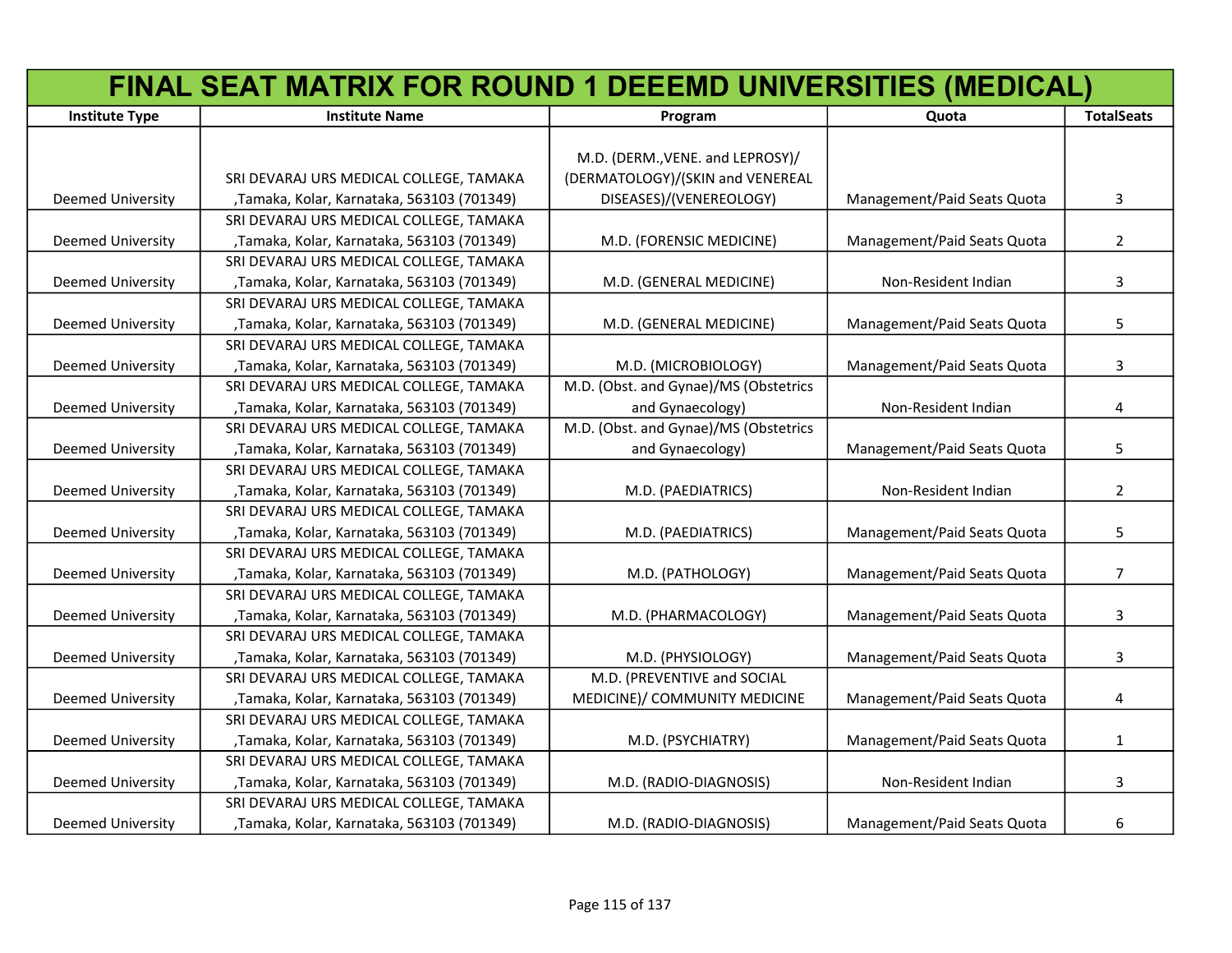# FINAL SEAT MATRIX FOR ROUND 1 DEEEMD UNIVERSITIES (MEDICAL)

| Institute Type | Institute Name | Program | Quota | TotalSeats |
|---|---|---|---|---|
| Deemed University | SRI DEVARAJ URS MEDICAL COLLEGE, TAMAKA ,Tamaka, Kolar, Karnataka, 563103 (701349) | M.D. (DERM.,VENE. and LEPROSY)/ (DERMATOLOGY)/(SKIN and VENEREAL DISEASES)/(VENEREOLOGY) | Management/Paid Seats Quota | 3 |
| Deemed University | SRI DEVARAJ URS MEDICAL COLLEGE, TAMAKA ,Tamaka, Kolar, Karnataka, 563103 (701349) | M.D. (FORENSIC MEDICINE) | Management/Paid Seats Quota | 2 |
| Deemed University | SRI DEVARAJ URS MEDICAL COLLEGE, TAMAKA ,Tamaka, Kolar, Karnataka, 563103 (701349) | M.D. (GENERAL MEDICINE) | Non-Resident Indian | 3 |
| Deemed University | SRI DEVARAJ URS MEDICAL COLLEGE, TAMAKA ,Tamaka, Kolar, Karnataka, 563103 (701349) | M.D. (GENERAL MEDICINE) | Management/Paid Seats Quota | 5 |
| Deemed University | SRI DEVARAJ URS MEDICAL COLLEGE, TAMAKA ,Tamaka, Kolar, Karnataka, 563103 (701349) | M.D. (MICROBIOLOGY) | Management/Paid Seats Quota | 3 |
| Deemed University | SRI DEVARAJ URS MEDICAL COLLEGE, TAMAKA ,Tamaka, Kolar, Karnataka, 563103 (701349) | M.D. (Obst. and Gynae)/MS (Obstetrics and Gynaecology) | Non-Resident Indian | 4 |
| Deemed University | SRI DEVARAJ URS MEDICAL COLLEGE, TAMAKA ,Tamaka, Kolar, Karnataka, 563103 (701349) | M.D. (Obst. and Gynae)/MS (Obstetrics and Gynaecology) | Management/Paid Seats Quota | 5 |
| Deemed University | SRI DEVARAJ URS MEDICAL COLLEGE, TAMAKA ,Tamaka, Kolar, Karnataka, 563103 (701349) | M.D. (PAEDIATRICS) | Non-Resident Indian | 2 |
| Deemed University | SRI DEVARAJ URS MEDICAL COLLEGE, TAMAKA ,Tamaka, Kolar, Karnataka, 563103 (701349) | M.D. (PAEDIATRICS) | Management/Paid Seats Quota | 5 |
| Deemed University | SRI DEVARAJ URS MEDICAL COLLEGE, TAMAKA ,Tamaka, Kolar, Karnataka, 563103 (701349) | M.D. (PATHOLOGY) | Management/Paid Seats Quota | 7 |
| Deemed University | SRI DEVARAJ URS MEDICAL COLLEGE, TAMAKA ,Tamaka, Kolar, Karnataka, 563103 (701349) | M.D. (PHARMACOLOGY) | Management/Paid Seats Quota | 3 |
| Deemed University | SRI DEVARAJ URS MEDICAL COLLEGE, TAMAKA ,Tamaka, Kolar, Karnataka, 563103 (701349) | M.D. (PHYSIOLOGY) | Management/Paid Seats Quota | 3 |
| Deemed University | SRI DEVARAJ URS MEDICAL COLLEGE, TAMAKA ,Tamaka, Kolar, Karnataka, 563103 (701349) | M.D. (PREVENTIVE and SOCIAL MEDICINE)/ COMMUNITY MEDICINE | Management/Paid Seats Quota | 4 |
| Deemed University | SRI DEVARAJ URS MEDICAL COLLEGE, TAMAKA ,Tamaka, Kolar, Karnataka, 563103 (701349) | M.D. (PSYCHIATRY) | Management/Paid Seats Quota | 1 |
| Deemed University | SRI DEVARAJ URS MEDICAL COLLEGE, TAMAKA ,Tamaka, Kolar, Karnataka, 563103 (701349) | M.D. (RADIO-DIAGNOSIS) | Non-Resident Indian | 3 |
| Deemed University | SRI DEVARAJ URS MEDICAL COLLEGE, TAMAKA ,Tamaka, Kolar, Karnataka, 563103 (701349) | M.D. (RADIO-DIAGNOSIS) | Management/Paid Seats Quota | 6 |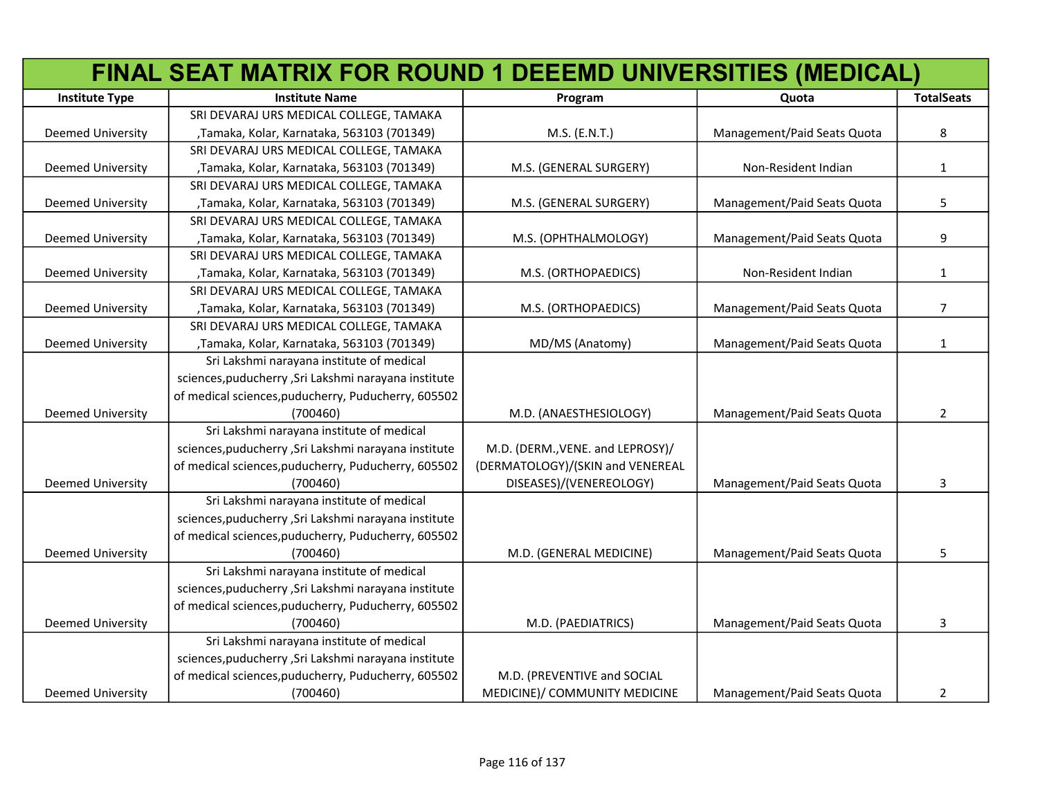# FINAL SEAT MATRIX FOR ROUND 1 DEEEMD UNIVERSITIES (MEDICAL)

| Institute Type | Institute Name | Program | Quota | TotalSeats |
|---|---|---|---|---|
| Deemed University | SRI DEVARAJ URS MEDICAL COLLEGE, TAMAKA ,Tamaka, Kolar, Karnataka, 563103 (701349) | M.S. (E.N.T.) | Management/Paid Seats Quota | 8 |
| Deemed University | SRI DEVARAJ URS MEDICAL COLLEGE, TAMAKA ,Tamaka, Kolar, Karnataka, 563103 (701349) | M.S. (GENERAL SURGERY) | Non-Resident Indian | 1 |
| Deemed University | SRI DEVARAJ URS MEDICAL COLLEGE, TAMAKA ,Tamaka, Kolar, Karnataka, 563103 (701349) | M.S. (GENERAL SURGERY) | Management/Paid Seats Quota | 5 |
| Deemed University | SRI DEVARAJ URS MEDICAL COLLEGE, TAMAKA ,Tamaka, Kolar, Karnataka, 563103 (701349) | M.S. (OPHTHALMOLOGY) | Management/Paid Seats Quota | 9 |
| Deemed University | SRI DEVARAJ URS MEDICAL COLLEGE, TAMAKA ,Tamaka, Kolar, Karnataka, 563103 (701349) | M.S. (ORTHOPAEDICS) | Non-Resident Indian | 1 |
| Deemed University | SRI DEVARAJ URS MEDICAL COLLEGE, TAMAKA ,Tamaka, Kolar, Karnataka, 563103 (701349) | M.S. (ORTHOPAEDICS) | Management/Paid Seats Quota | 7 |
| Deemed University | SRI DEVARAJ URS MEDICAL COLLEGE, TAMAKA ,Tamaka, Kolar, Karnataka, 563103 (701349) | MD/MS (Anatomy) | Management/Paid Seats Quota | 1 |
| Deemed University | Sri Lakshmi narayana institute of medical sciences,puducherry ,Sri Lakshmi narayana institute of medical sciences,puducherry, Puducherry, 605502 (700460) | M.D. (ANAESTHESIOLOGY) | Management/Paid Seats Quota | 2 |
| Deemed University | Sri Lakshmi narayana institute of medical sciences,puducherry ,Sri Lakshmi narayana institute of medical sciences,puducherry, Puducherry, 605502 (700460) | M.D. (DERM.,VENE. and LEPROSY)/ (DERMATOLOGY)/(SKIN and VENEREAL DISEASES)/(VENEREOLOGY) | Management/Paid Seats Quota | 3 |
| Deemed University | Sri Lakshmi narayana institute of medical sciences,puducherry ,Sri Lakshmi narayana institute of medical sciences,puducherry, Puducherry, 605502 (700460) | M.D. (GENERAL MEDICINE) | Management/Paid Seats Quota | 5 |
| Deemed University | Sri Lakshmi narayana institute of medical sciences,puducherry ,Sri Lakshmi narayana institute of medical sciences,puducherry, Puducherry, 605502 (700460) | M.D. (PAEDIATRICS) | Management/Paid Seats Quota | 3 |
| Deemed University | Sri Lakshmi narayana institute of medical sciences,puducherry ,Sri Lakshmi narayana institute of medical sciences,puducherry, Puducherry, 605502 (700460) | M.D. (PREVENTIVE and SOCIAL MEDICINE)/ COMMUNITY MEDICINE | Management/Paid Seats Quota | 2 |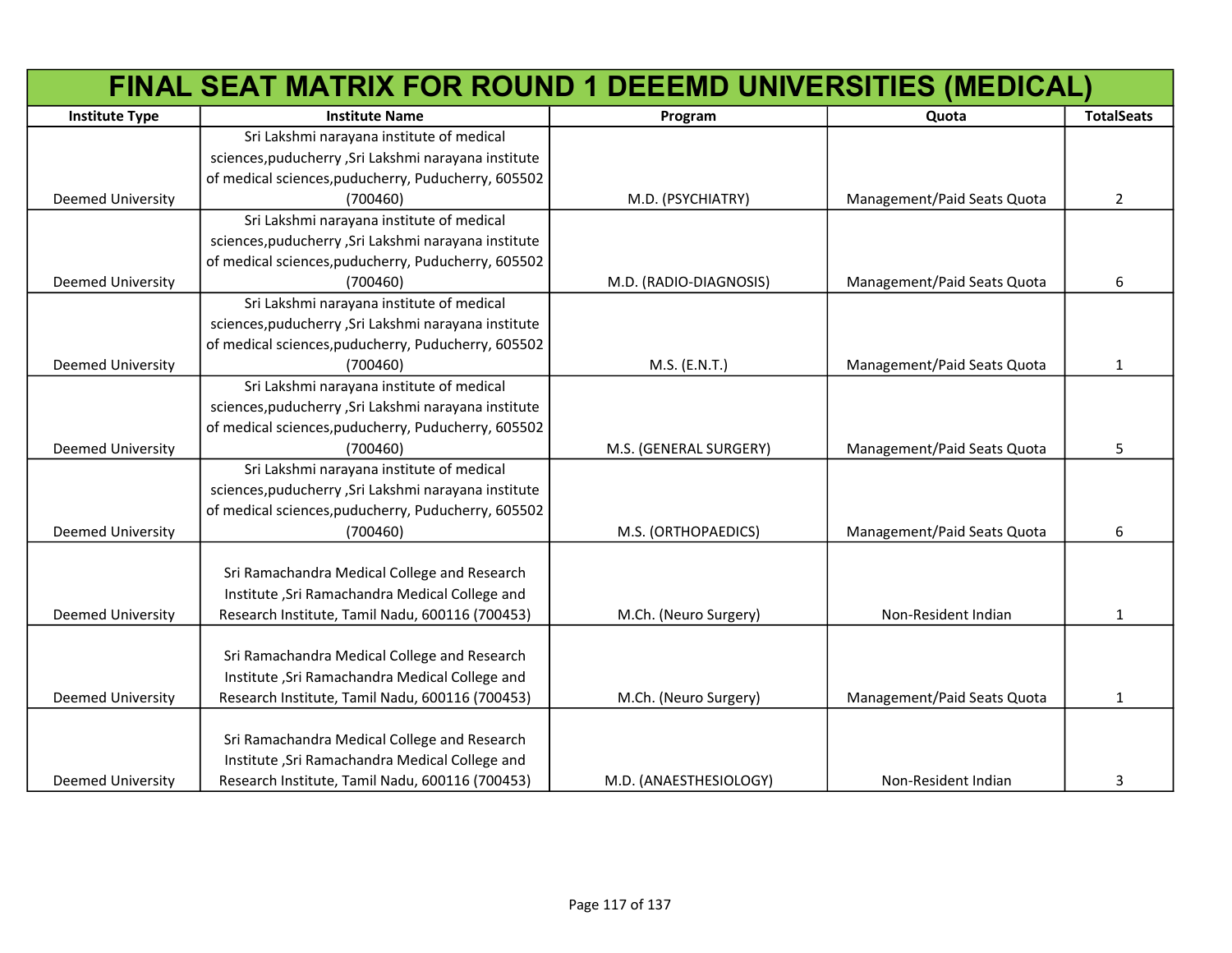# FINAL SEAT MATRIX FOR ROUND 1 DEEEMD UNIVERSITIES (MEDICAL)

| Institute Type | Institute Name | Program | Quota | TotalSeats |
|---|---|---|---|---|
| Deemed University | Sri Lakshmi narayana institute of medical sciences,puducherry ,Sri Lakshmi narayana institute of medical sciences,puducherry, Puducherry, 605502 (700460) | M.D. (PSYCHIATRY) | Management/Paid Seats Quota | 2 |
| Deemed University | Sri Lakshmi narayana institute of medical sciences,puducherry ,Sri Lakshmi narayana institute of medical sciences,puducherry, Puducherry, 605502 (700460) | M.D. (RADIO-DIAGNOSIS) | Management/Paid Seats Quota | 6 |
| Deemed University | Sri Lakshmi narayana institute of medical sciences,puducherry ,Sri Lakshmi narayana institute of medical sciences,puducherry, Puducherry, 605502 (700460) | M.S. (E.N.T.) | Management/Paid Seats Quota | 1 |
| Deemed University | Sri Lakshmi narayana institute of medical sciences,puducherry ,Sri Lakshmi narayana institute of medical sciences,puducherry, Puducherry, 605502 (700460) | M.S. (GENERAL SURGERY) | Management/Paid Seats Quota | 5 |
| Deemed University | Sri Lakshmi narayana institute of medical sciences,puducherry ,Sri Lakshmi narayana institute of medical sciences,puducherry, Puducherry, 605502 (700460) | M.S. (ORTHOPAEDICS) | Management/Paid Seats Quota | 6 |
| Deemed University | Sri Ramachandra Medical College and Research Institute ,Sri Ramachandra Medical College and Research Institute, Tamil Nadu, 600116 (700453) | M.Ch. (Neuro Surgery) | Non-Resident Indian | 1 |
| Deemed University | Sri Ramachandra Medical College and Research Institute ,Sri Ramachandra Medical College and Research Institute, Tamil Nadu, 600116 (700453) | M.Ch. (Neuro Surgery) | Management/Paid Seats Quota | 1 |
| Deemed University | Sri Ramachandra Medical College and Research Institute ,Sri Ramachandra Medical College and Research Institute, Tamil Nadu, 600116 (700453) | M.D. (ANAESTHESIOLOGY) | Non-Resident Indian | 3 |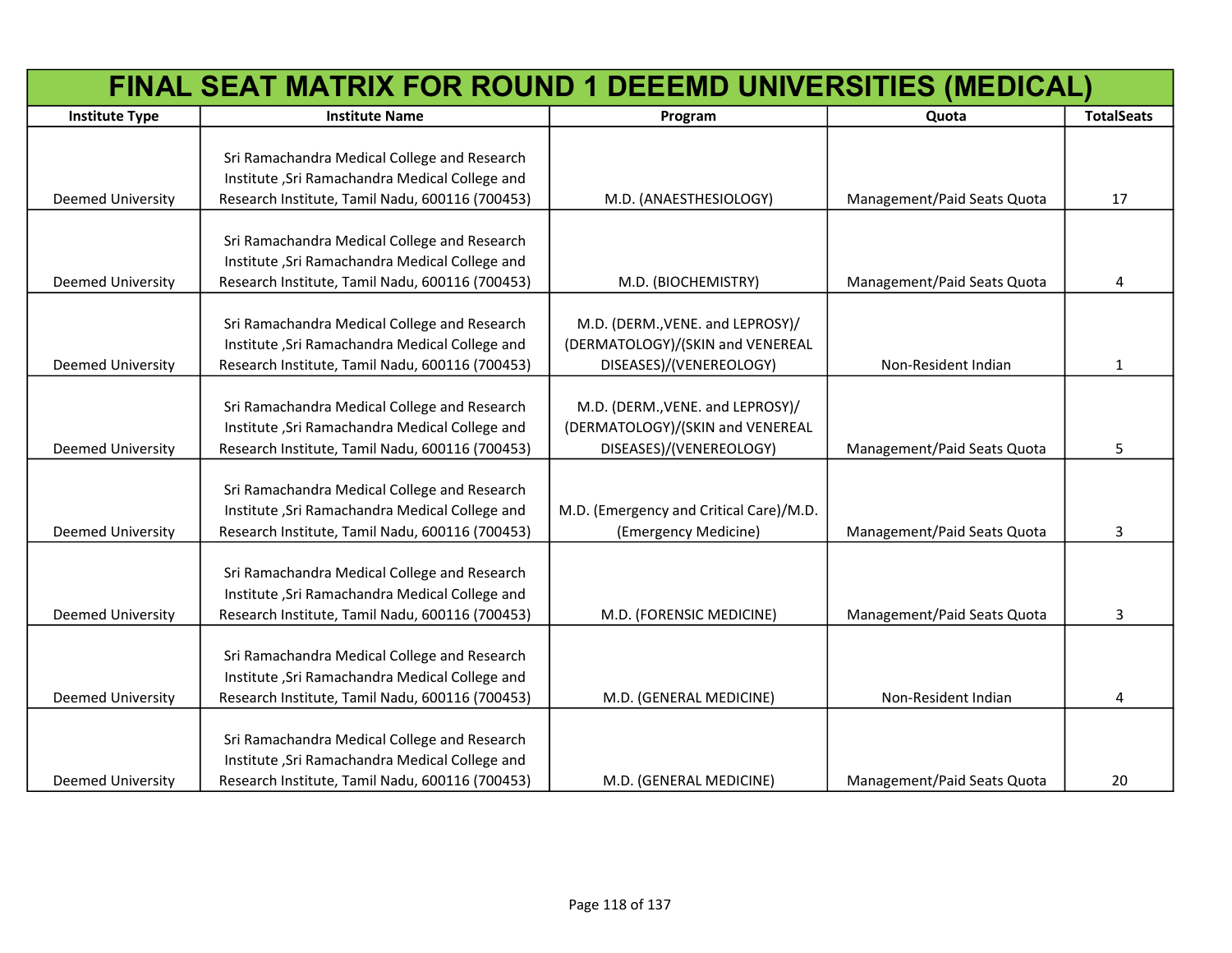# FINAL SEAT MATRIX FOR ROUND 1 DEEEMD UNIVERSITIES (MEDICAL)

| Institute Type | Institute Name | Program | Quota | TotalSeats |
|---|---|---|---|---|
| Deemed University | Sri Ramachandra Medical College and Research Institute ,Sri Ramachandra Medical College and Research Institute, Tamil Nadu, 600116 (700453) | M.D. (ANAESTHESIOLOGY) | Management/Paid Seats Quota | 17 |
| Deemed University | Sri Ramachandra Medical College and Research Institute ,Sri Ramachandra Medical College and Research Institute, Tamil Nadu, 600116 (700453) | M.D. (BIOCHEMISTRY) | Management/Paid Seats Quota | 4 |
| Deemed University | Sri Ramachandra Medical College and Research Institute ,Sri Ramachandra Medical College and Research Institute, Tamil Nadu, 600116 (700453) | M.D. (DERM.,VENE. and LEPROSY)/(DERMATOLOGY)/(SKIN and VENEREAL DISEASES)/(VENEREOLOGY) | Non-Resident Indian | 1 |
| Deemed University | Sri Ramachandra Medical College and Research Institute ,Sri Ramachandra Medical College and Research Institute, Tamil Nadu, 600116 (700453) | M.D. (DERM.,VENE. and LEPROSY)/(DERMATOLOGY)/(SKIN and VENEREAL DISEASES)/(VENEREOLOGY) | Management/Paid Seats Quota | 5 |
| Deemed University | Sri Ramachandra Medical College and Research Institute ,Sri Ramachandra Medical College and Research Institute, Tamil Nadu, 600116 (700453) | M.D. (Emergency and Critical Care)/M.D. (Emergency Medicine) | Management/Paid Seats Quota | 3 |
| Deemed University | Sri Ramachandra Medical College and Research Institute ,Sri Ramachandra Medical College and Research Institute, Tamil Nadu, 600116 (700453) | M.D. (FORENSIC MEDICINE) | Management/Paid Seats Quota | 3 |
| Deemed University | Sri Ramachandra Medical College and Research Institute ,Sri Ramachandra Medical College and Research Institute, Tamil Nadu, 600116 (700453) | M.D. (GENERAL MEDICINE) | Non-Resident Indian | 4 |
| Deemed University | Sri Ramachandra Medical College and Research Institute ,Sri Ramachandra Medical College and Research Institute, Tamil Nadu, 600116 (700453) | M.D. (GENERAL MEDICINE) | Management/Paid Seats Quota | 20 |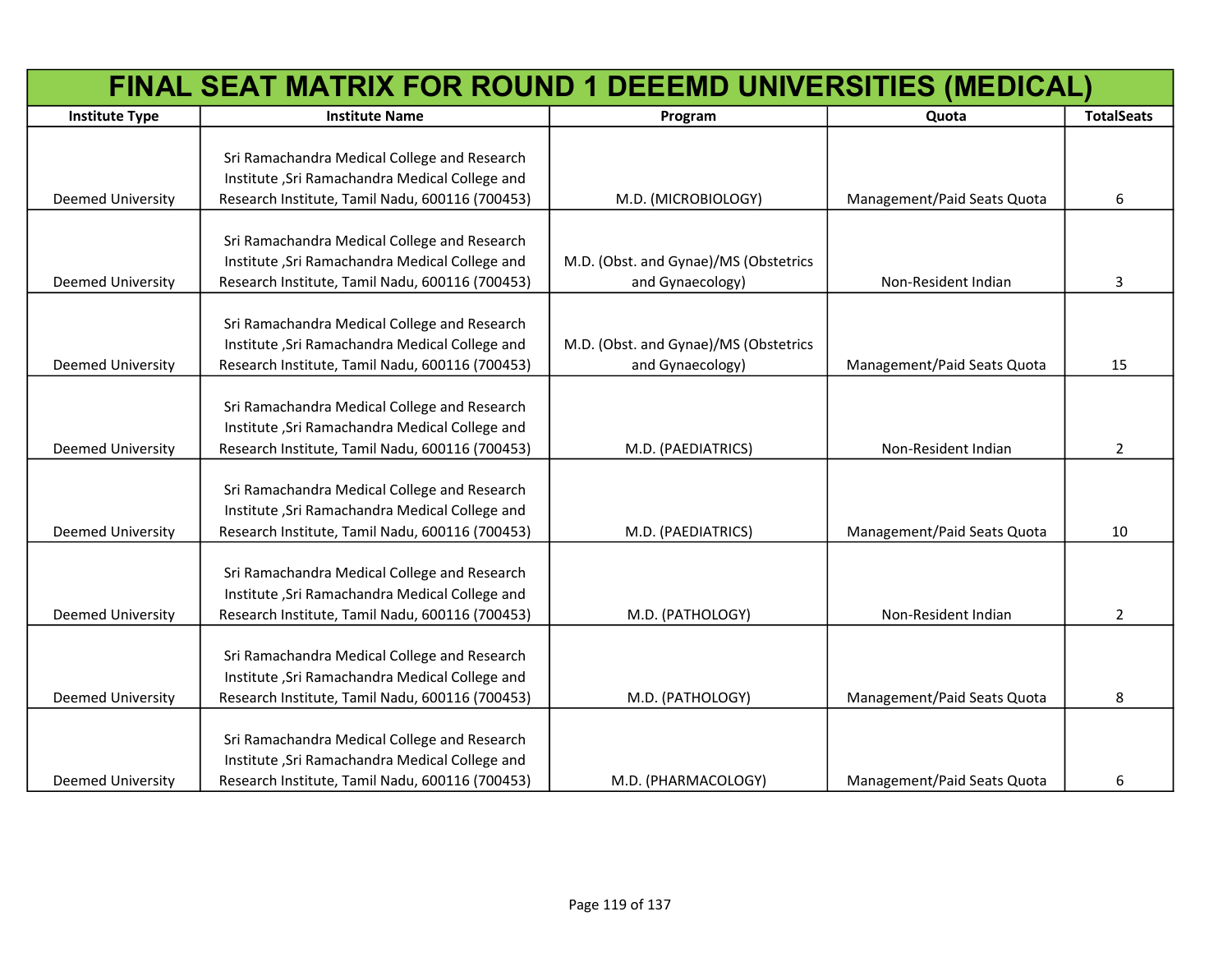| FINAL SEAT MATRIX FOR ROUND 1 DEEEMD UNIVERSITIES (MEDICAL) | | | | |
|---|---|---|---|---|
| Institute Type | Institute Name | Program | Quota | TotalSeats |
| Deemed University | Sri Ramachandra Medical College and Research Institute ,Sri Ramachandra Medical College and Research Institute, Tamil Nadu, 600116 (700453) | M.D. (MICROBIOLOGY) | Management/Paid Seats Quota | 6 |
| Deemed University | Sri Ramachandra Medical College and Research Institute ,Sri Ramachandra Medical College and Research Institute, Tamil Nadu, 600116 (700453) | M.D. (Obst. and Gynae)/MS (Obstetrics and Gynaecology) | Non-Resident Indian | 3 |
| Deemed University | Sri Ramachandra Medical College and Research Institute ,Sri Ramachandra Medical College and Research Institute, Tamil Nadu, 600116 (700453) | M.D. (Obst. and Gynae)/MS (Obstetrics and Gynaecology) | Management/Paid Seats Quota | 15 |
| Deemed University | Sri Ramachandra Medical College and Research Institute ,Sri Ramachandra Medical College and Research Institute, Tamil Nadu, 600116 (700453) | M.D. (PAEDIATRICS) | Non-Resident Indian | 2 |
| Deemed University | Sri Ramachandra Medical College and Research Institute ,Sri Ramachandra Medical College and Research Institute, Tamil Nadu, 600116 (700453) | M.D. (PAEDIATRICS) | Management/Paid Seats Quota | 10 |
| Deemed University | Sri Ramachandra Medical College and Research Institute ,Sri Ramachandra Medical College and Research Institute, Tamil Nadu, 600116 (700453) | M.D. (PATHOLOGY) | Non-Resident Indian | 2 |
| Deemed University | Sri Ramachandra Medical College and Research Institute ,Sri Ramachandra Medical College and Research Institute, Tamil Nadu, 600116 (700453) | M.D. (PATHOLOGY) | Management/Paid Seats Quota | 8 |
| Deemed University | Sri Ramachandra Medical College and Research Institute ,Sri Ramachandra Medical College and Research Institute, Tamil Nadu, 600116 (700453) | M.D. (PHARMACOLOGY) | Management/Paid Seats Quota | 6 |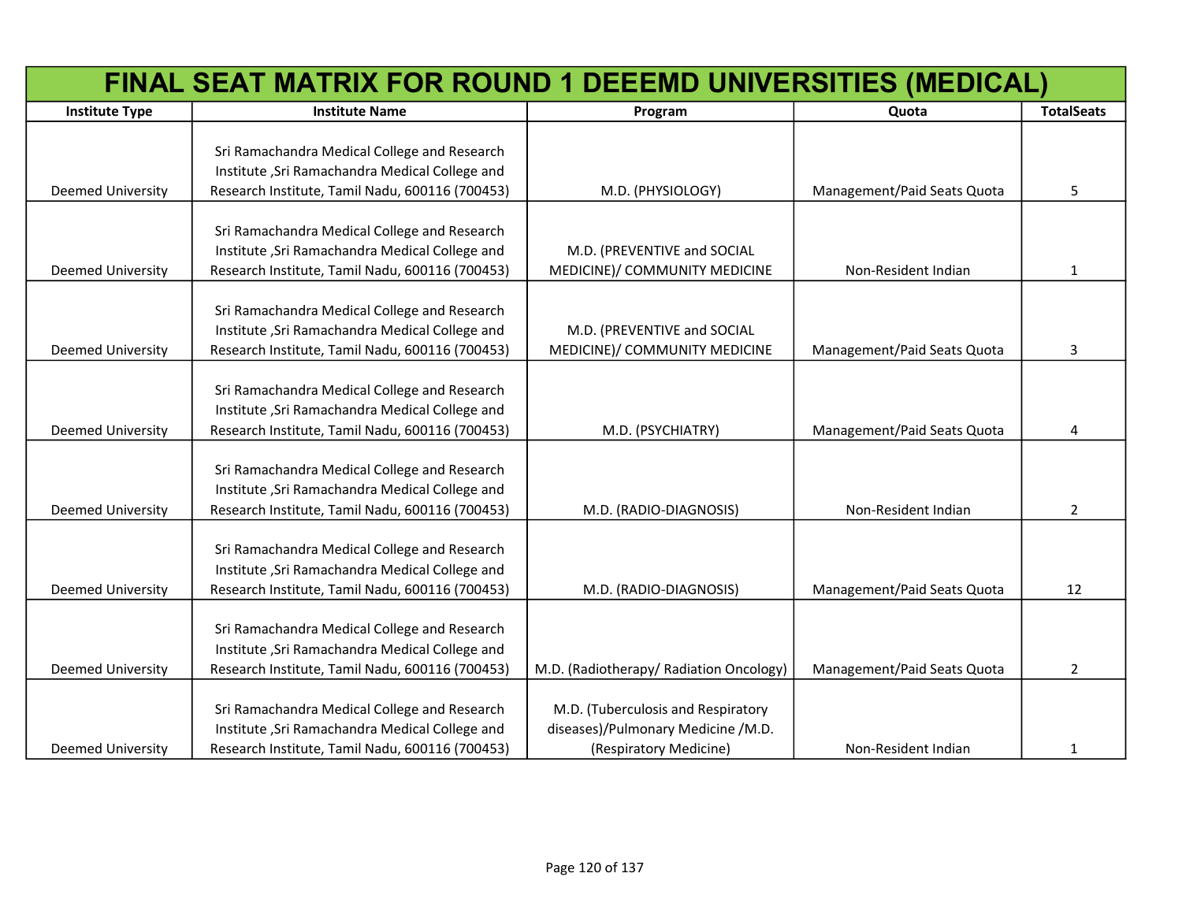# FINAL SEAT MATRIX FOR ROUND 1 DEEEMD UNIVERSITIES (MEDICAL)

| Institute Type | Institute Name | Program | Quota | TotalSeats |
|---|---|---|---|---|
| Deemed University | Sri Ramachandra Medical College and Research Institute ,Sri Ramachandra Medical College and Research Institute, Tamil Nadu, 600116 (700453) | M.D. (PHYSIOLOGY) | Management/Paid Seats Quota | 5 |
| Deemed University | Sri Ramachandra Medical College and Research Institute ,Sri Ramachandra Medical College and Research Institute, Tamil Nadu, 600116 (700453) | M.D. (PREVENTIVE and SOCIAL MEDICINE)/ COMMUNITY MEDICINE | Non-Resident Indian | 1 |
| Deemed University | Sri Ramachandra Medical College and Research Institute ,Sri Ramachandra Medical College and Research Institute, Tamil Nadu, 600116 (700453) | M.D. (PREVENTIVE and SOCIAL MEDICINE)/ COMMUNITY MEDICINE | Management/Paid Seats Quota | 3 |
| Deemed University | Sri Ramachandra Medical College and Research Institute ,Sri Ramachandra Medical College and Research Institute, Tamil Nadu, 600116 (700453) | M.D. (PSYCHIATRY) | Management/Paid Seats Quota | 4 |
| Deemed University | Sri Ramachandra Medical College and Research Institute ,Sri Ramachandra Medical College and Research Institute, Tamil Nadu, 600116 (700453) | M.D. (RADIO-DIAGNOSIS) | Non-Resident Indian | 2 |
| Deemed University | Sri Ramachandra Medical College and Research Institute ,Sri Ramachandra Medical College and Research Institute, Tamil Nadu, 600116 (700453) | M.D. (RADIO-DIAGNOSIS) | Management/Paid Seats Quota | 12 |
| Deemed University | Sri Ramachandra Medical College and Research Institute ,Sri Ramachandra Medical College and Research Institute, Tamil Nadu, 600116 (700453) | M.D. (Radiotherapy/ Radiation Oncology) | Management/Paid Seats Quota | 2 |
| Deemed University | Sri Ramachandra Medical College and Research Institute ,Sri Ramachandra Medical College and Research Institute, Tamil Nadu, 600116 (700453) | M.D. (Tuberculosis and Respiratory diseases)/Pulmonary Medicine /M.D. (Respiratory Medicine) | Non-Resident Indian | 1 |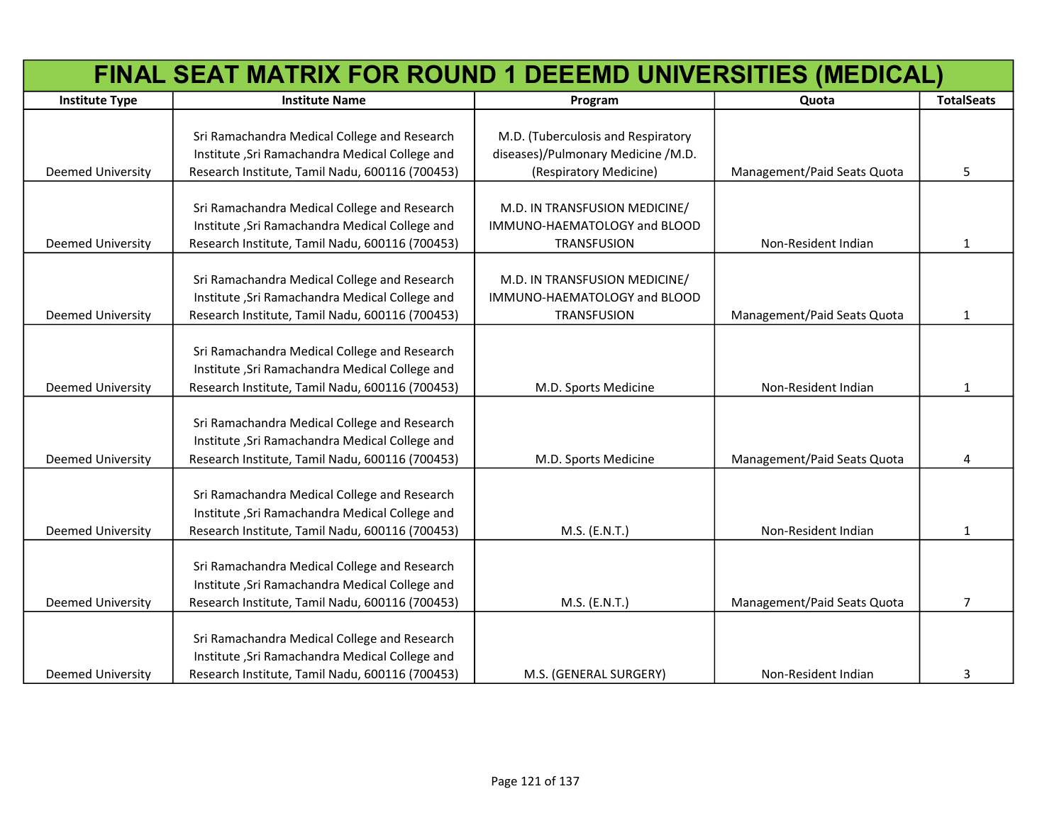# FINAL SEAT MATRIX FOR ROUND 1 DEEEMD UNIVERSITIES (MEDICAL)

| Institute Type | Institute Name | Program | Quota | TotalSeats |
|---|---|---|---|---|
| Deemed University | Sri Ramachandra Medical College and Research Institute ,Sri Ramachandra Medical College and Research Institute, Tamil Nadu, 600116 (700453) | M.D. (Tuberculosis and Respiratory diseases)/Pulmonary Medicine /M.D. (Respiratory Medicine) | Management/Paid Seats Quota | 5 |
| Deemed University | Sri Ramachandra Medical College and Research Institute ,Sri Ramachandra Medical College and Research Institute, Tamil Nadu, 600116 (700453) | M.D. IN TRANSFUSION MEDICINE/ IMMUNO-HAEMATOLOGY and BLOOD TRANSFUSION | Non-Resident Indian | 1 |
| Deemed University | Sri Ramachandra Medical College and Research Institute ,Sri Ramachandra Medical College and Research Institute, Tamil Nadu, 600116 (700453) | M.D. IN TRANSFUSION MEDICINE/ IMMUNO-HAEMATOLOGY and BLOOD TRANSFUSION | Management/Paid Seats Quota | 1 |
| Deemed University | Sri Ramachandra Medical College and Research Institute ,Sri Ramachandra Medical College and Research Institute, Tamil Nadu, 600116 (700453) | M.D. Sports Medicine | Non-Resident Indian | 1 |
| Deemed University | Sri Ramachandra Medical College and Research Institute ,Sri Ramachandra Medical College and Research Institute, Tamil Nadu, 600116 (700453) | M.D. Sports Medicine | Management/Paid Seats Quota | 4 |
| Deemed University | Sri Ramachandra Medical College and Research Institute ,Sri Ramachandra Medical College and Research Institute, Tamil Nadu, 600116 (700453) | M.S. (E.N.T.) | Non-Resident Indian | 1 |
| Deemed University | Sri Ramachandra Medical College and Research Institute ,Sri Ramachandra Medical College and Research Institute, Tamil Nadu, 600116 (700453) | M.S. (E.N.T.) | Management/Paid Seats Quota | 7 |
| Deemed University | Sri Ramachandra Medical College and Research Institute ,Sri Ramachandra Medical College and Research Institute, Tamil Nadu, 600116 (700453) | M.S. (GENERAL SURGERY) | Non-Resident Indian | 3 |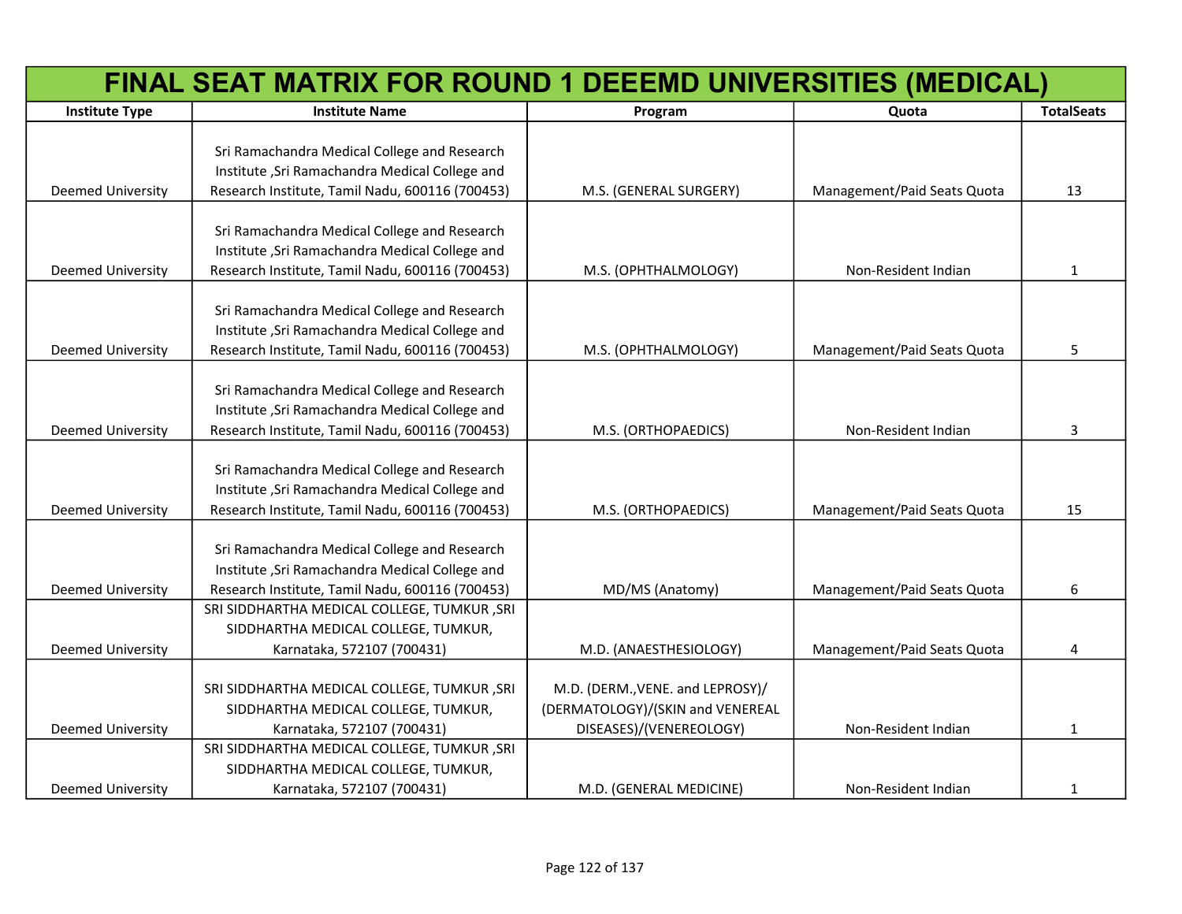# FINAL SEAT MATRIX FOR ROUND 1 DEEEMD UNIVERSITIES (MEDICAL)

| Institute Type | Institute Name | Program | Quota | TotalSeats |
|---|---|---|---|---|
| Deemed University | Sri Ramachandra Medical College and Research Institute ,Sri Ramachandra Medical College and Research Institute, Tamil Nadu, 600116 (700453) | M.S. (GENERAL SURGERY) | Management/Paid Seats Quota | 13 |
| Deemed University | Sri Ramachandra Medical College and Research Institute ,Sri Ramachandra Medical College and Research Institute, Tamil Nadu, 600116 (700453) | M.S. (OPHTHALMOLOGY) | Non-Resident Indian | 1 |
| Deemed University | Sri Ramachandra Medical College and Research Institute ,Sri Ramachandra Medical College and Research Institute, Tamil Nadu, 600116 (700453) | M.S. (OPHTHALMOLOGY) | Management/Paid Seats Quota | 5 |
| Deemed University | Sri Ramachandra Medical College and Research Institute ,Sri Ramachandra Medical College and Research Institute, Tamil Nadu, 600116 (700453) | M.S. (ORTHOPAEDICS) | Non-Resident Indian | 3 |
| Deemed University | Sri Ramachandra Medical College and Research Institute ,Sri Ramachandra Medical College and Research Institute, Tamil Nadu, 600116 (700453) | M.S. (ORTHOPAEDICS) | Management/Paid Seats Quota | 15 |
| Deemed University | Sri Ramachandra Medical College and Research Institute ,Sri Ramachandra Medical College and Research Institute, Tamil Nadu, 600116 (700453) | MD/MS (Anatomy) | Management/Paid Seats Quota | 6 |
| Deemed University | SRI SIDDHARTHA MEDICAL COLLEGE, TUMKUR ,SRI SIDDHARTHA MEDICAL COLLEGE, TUMKUR, Karnataka, 572107 (700431) | M.D. (ANAESTHESIOLOGY) | Management/Paid Seats Quota | 4 |
| Deemed University | SRI SIDDHARTHA MEDICAL COLLEGE, TUMKUR ,SRI SIDDHARTHA MEDICAL COLLEGE, TUMKUR, Karnataka, 572107 (700431) | M.D. (DERM.,VENE. and LEPROSY)/(DERMATOLOGY)/(SKIN and VENEREAL DISEASES)/(VENEREOLOGY) | Non-Resident Indian | 1 |
| Deemed University | SRI SIDDHARTHA MEDICAL COLLEGE, TUMKUR ,SRI SIDDHARTHA MEDICAL COLLEGE, TUMKUR, Karnataka, 572107 (700431) | M.D. (GENERAL MEDICINE) | Non-Resident Indian | 1 |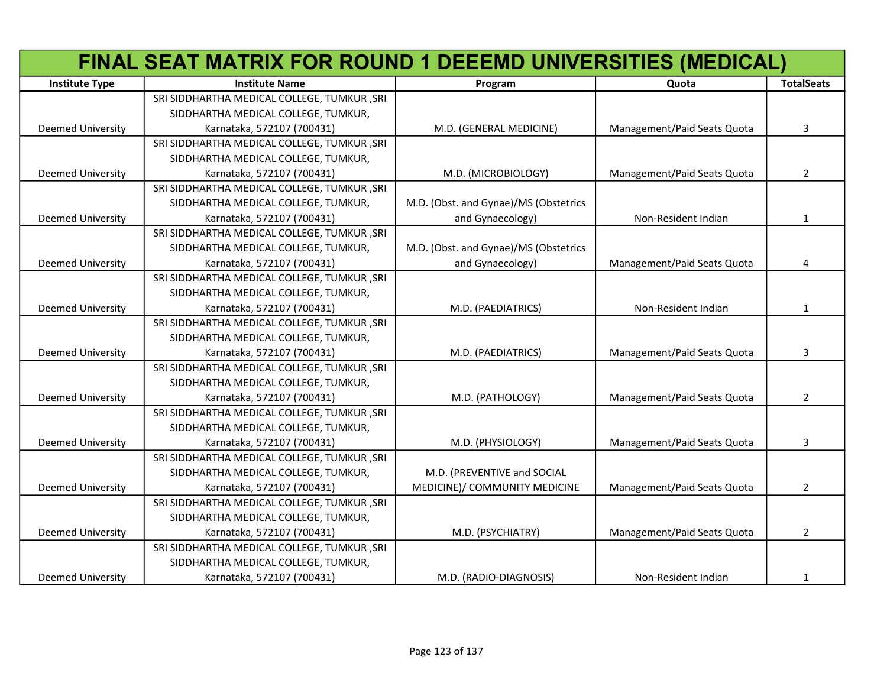# FINAL SEAT MATRIX FOR ROUND 1 DEEEMD UNIVERSITIES (MEDICAL)

| Institute Type | Institute Name | Program | Quota | TotalSeats |
|---|---|---|---|---|
| Deemed University | SRI SIDDHARTHA MEDICAL COLLEGE, TUMKUR ,SRI SIDDHARTHA MEDICAL COLLEGE, TUMKUR, Karnataka, 572107 (700431) | M.D. (GENERAL MEDICINE) | Management/Paid Seats Quota | 3 |
| Deemed University | SRI SIDDHARTHA MEDICAL COLLEGE, TUMKUR ,SRI SIDDHARTHA MEDICAL COLLEGE, TUMKUR, Karnataka, 572107 (700431) | M.D. (MICROBIOLOGY) | Management/Paid Seats Quota | 2 |
| Deemed University | SRI SIDDHARTHA MEDICAL COLLEGE, TUMKUR ,SRI SIDDHARTHA MEDICAL COLLEGE, TUMKUR, Karnataka, 572107 (700431) | M.D. (Obst. and Gynae)/MS (Obstetrics and Gynaecology) | Non-Resident Indian | 1 |
| Deemed University | SRI SIDDHARTHA MEDICAL COLLEGE, TUMKUR ,SRI SIDDHARTHA MEDICAL COLLEGE, TUMKUR, Karnataka, 572107 (700431) | M.D. (Obst. and Gynae)/MS (Obstetrics and Gynaecology) | Management/Paid Seats Quota | 4 |
| Deemed University | SRI SIDDHARTHA MEDICAL COLLEGE, TUMKUR ,SRI SIDDHARTHA MEDICAL COLLEGE, TUMKUR, Karnataka, 572107 (700431) | M.D. (PAEDIATRICS) | Non-Resident Indian | 1 |
| Deemed University | SRI SIDDHARTHA MEDICAL COLLEGE, TUMKUR ,SRI SIDDHARTHA MEDICAL COLLEGE, TUMKUR, Karnataka, 572107 (700431) | M.D. (PAEDIATRICS) | Management/Paid Seats Quota | 3 |
| Deemed University | SRI SIDDHARTHA MEDICAL COLLEGE, TUMKUR ,SRI SIDDHARTHA MEDICAL COLLEGE, TUMKUR, Karnataka, 572107 (700431) | M.D. (PATHOLOGY) | Management/Paid Seats Quota | 2 |
| Deemed University | SRI SIDDHARTHA MEDICAL COLLEGE, TUMKUR ,SRI SIDDHARTHA MEDICAL COLLEGE, TUMKUR, Karnataka, 572107 (700431) | M.D. (PHYSIOLOGY) | Management/Paid Seats Quota | 3 |
| Deemed University | SRI SIDDHARTHA MEDICAL COLLEGE, TUMKUR ,SRI SIDDHARTHA MEDICAL COLLEGE, TUMKUR, Karnataka, 572107 (700431) | M.D. (PREVENTIVE and SOCIAL MEDICINE)/ COMMUNITY MEDICINE | Management/Paid Seats Quota | 2 |
| Deemed University | SRI SIDDHARTHA MEDICAL COLLEGE, TUMKUR ,SRI SIDDHARTHA MEDICAL COLLEGE, TUMKUR, Karnataka, 572107 (700431) | M.D. (PSYCHIATRY) | Management/Paid Seats Quota | 2 |
| Deemed University | SRI SIDDHARTHA MEDICAL COLLEGE, TUMKUR ,SRI SIDDHARTHA MEDICAL COLLEGE, TUMKUR, Karnataka, 572107 (700431) | M.D. (RADIO-DIAGNOSIS) | Non-Resident Indian | 1 |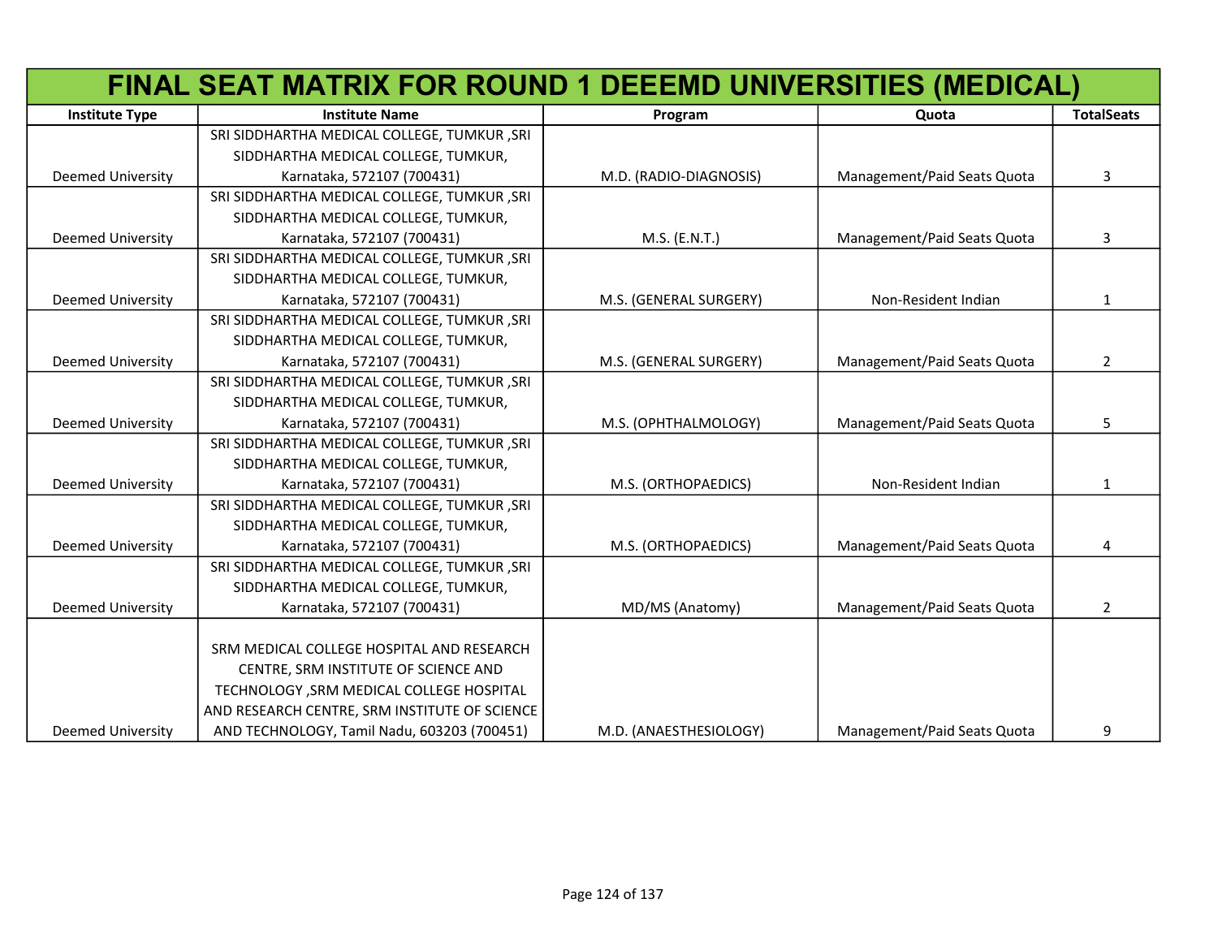# FINAL SEAT MATRIX FOR ROUND 1 DEEEMD UNIVERSITIES (MEDICAL)

| Institute Type | Institute Name | Program | Quota | TotalSeats |
|---|---|---|---|---|
| Deemed University | SRI SIDDHARTHA MEDICAL COLLEGE, TUMKUR ,SRI SIDDHARTHA MEDICAL COLLEGE, TUMKUR, Karnataka, 572107 (700431) | M.D. (RADIO-DIAGNOSIS) | Management/Paid Seats Quota | 3 |
| Deemed University | SRI SIDDHARTHA MEDICAL COLLEGE, TUMKUR ,SRI SIDDHARTHA MEDICAL COLLEGE, TUMKUR, Karnataka, 572107 (700431) | M.S. (E.N.T.) | Management/Paid Seats Quota | 3 |
| Deemed University | SRI SIDDHARTHA MEDICAL COLLEGE, TUMKUR ,SRI SIDDHARTHA MEDICAL COLLEGE, TUMKUR, Karnataka, 572107 (700431) | M.S. (GENERAL SURGERY) | Non-Resident Indian | 1 |
| Deemed University | SRI SIDDHARTHA MEDICAL COLLEGE, TUMKUR ,SRI SIDDHARTHA MEDICAL COLLEGE, TUMKUR, Karnataka, 572107 (700431) | M.S. (GENERAL SURGERY) | Management/Paid Seats Quota | 2 |
| Deemed University | SRI SIDDHARTHA MEDICAL COLLEGE, TUMKUR ,SRI SIDDHARTHA MEDICAL COLLEGE, TUMKUR, Karnataka, 572107 (700431) | M.S. (OPHTHALMOLOGY) | Management/Paid Seats Quota | 5 |
| Deemed University | SRI SIDDHARTHA MEDICAL COLLEGE, TUMKUR ,SRI SIDDHARTHA MEDICAL COLLEGE, TUMKUR, Karnataka, 572107 (700431) | M.S. (ORTHOPAEDICS) | Non-Resident Indian | 1 |
| Deemed University | SRI SIDDHARTHA MEDICAL COLLEGE, TUMKUR ,SRI SIDDHARTHA MEDICAL COLLEGE, TUMKUR, Karnataka, 572107 (700431) | M.S. (ORTHOPAEDICS) | Management/Paid Seats Quota | 4 |
| Deemed University | SRI SIDDHARTHA MEDICAL COLLEGE, TUMKUR ,SRI SIDDHARTHA MEDICAL COLLEGE, TUMKUR, Karnataka, 572107 (700431) | MD/MS (Anatomy) | Management/Paid Seats Quota | 2 |
| Deemed University | SRM MEDICAL COLLEGE HOSPITAL AND RESEARCH CENTRE, SRM INSTITUTE OF SCIENCE AND TECHNOLOGY ,SRM MEDICAL COLLEGE HOSPITAL AND RESEARCH CENTRE, SRM INSTITUTE OF SCIENCE AND TECHNOLOGY, Tamil Nadu, 603203 (700451) | M.D. (ANAESTHESIOLOGY) | Management/Paid Seats Quota | 9 |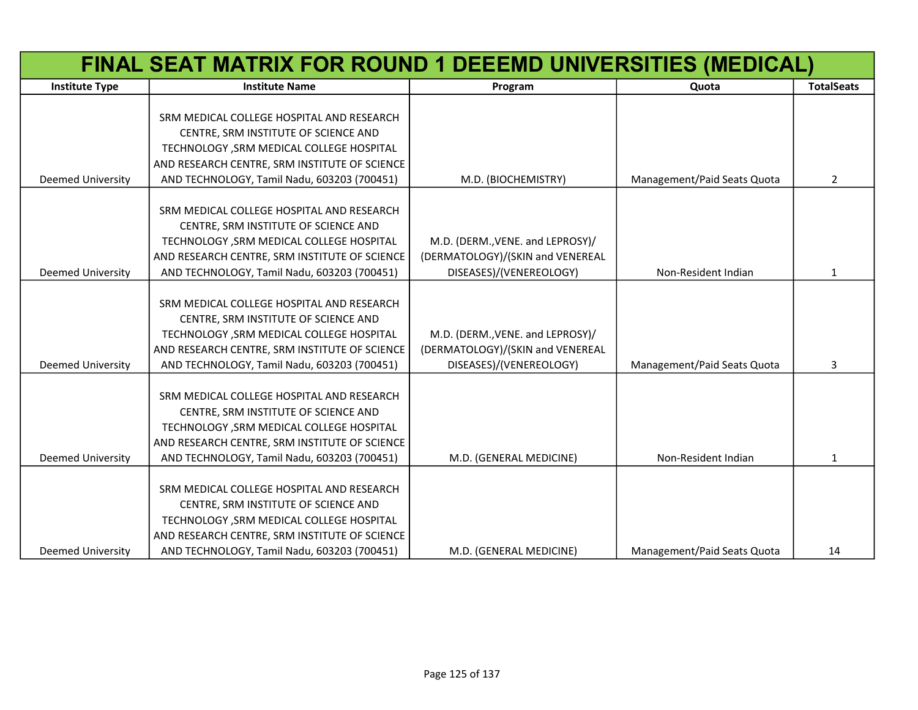| FINAL SEAT MATRIX FOR ROUND 1 DEEEMD UNIVERSITIES (MEDICAL) | | | | |
|---|---|---|---|---|
| Institute Type | Institute Name | Program | Quota | TotalSeats |
| Deemed University | SRM MEDICAL COLLEGE HOSPITAL AND RESEARCH CENTRE, SRM INSTITUTE OF SCIENCE AND TECHNOLOGY ,SRM MEDICAL COLLEGE HOSPITAL AND RESEARCH CENTRE, SRM INSTITUTE OF SCIENCE AND TECHNOLOGY, Tamil Nadu, 603203 (700451) | M.D. (BIOCHEMISTRY) | Management/Paid Seats Quota | 2 |
| Deemed University | SRM MEDICAL COLLEGE HOSPITAL AND RESEARCH CENTRE, SRM INSTITUTE OF SCIENCE AND TECHNOLOGY ,SRM MEDICAL COLLEGE HOSPITAL AND RESEARCH CENTRE, SRM INSTITUTE OF SCIENCE AND TECHNOLOGY, Tamil Nadu, 603203 (700451) | M.D. (DERM.,VENE. and LEPROSY)/(DERMATOLOGY)/(SKIN and VENEREAL DISEASES)/(VENEREOLOGY) | Non-Resident Indian | 1 |
| Deemed University | SRM MEDICAL COLLEGE HOSPITAL AND RESEARCH CENTRE, SRM INSTITUTE OF SCIENCE AND TECHNOLOGY ,SRM MEDICAL COLLEGE HOSPITAL AND RESEARCH CENTRE, SRM INSTITUTE OF SCIENCE AND TECHNOLOGY, Tamil Nadu, 603203 (700451) | M.D. (DERM.,VENE. and LEPROSY)/(DERMATOLOGY)/(SKIN and VENEREAL DISEASES)/(VENEREOLOGY) | Management/Paid Seats Quota | 3 |
| Deemed University | SRM MEDICAL COLLEGE HOSPITAL AND RESEARCH CENTRE, SRM INSTITUTE OF SCIENCE AND TECHNOLOGY ,SRM MEDICAL COLLEGE HOSPITAL AND RESEARCH CENTRE, SRM INSTITUTE OF SCIENCE AND TECHNOLOGY, Tamil Nadu, 603203 (700451) | M.D. (GENERAL MEDICINE) | Non-Resident Indian | 1 |
| Deemed University | SRM MEDICAL COLLEGE HOSPITAL AND RESEARCH CENTRE, SRM INSTITUTE OF SCIENCE AND TECHNOLOGY ,SRM MEDICAL COLLEGE HOSPITAL AND RESEARCH CENTRE, SRM INSTITUTE OF SCIENCE AND TECHNOLOGY, Tamil Nadu, 603203 (700451) | M.D. (GENERAL MEDICINE) | Management/Paid Seats Quota | 14 |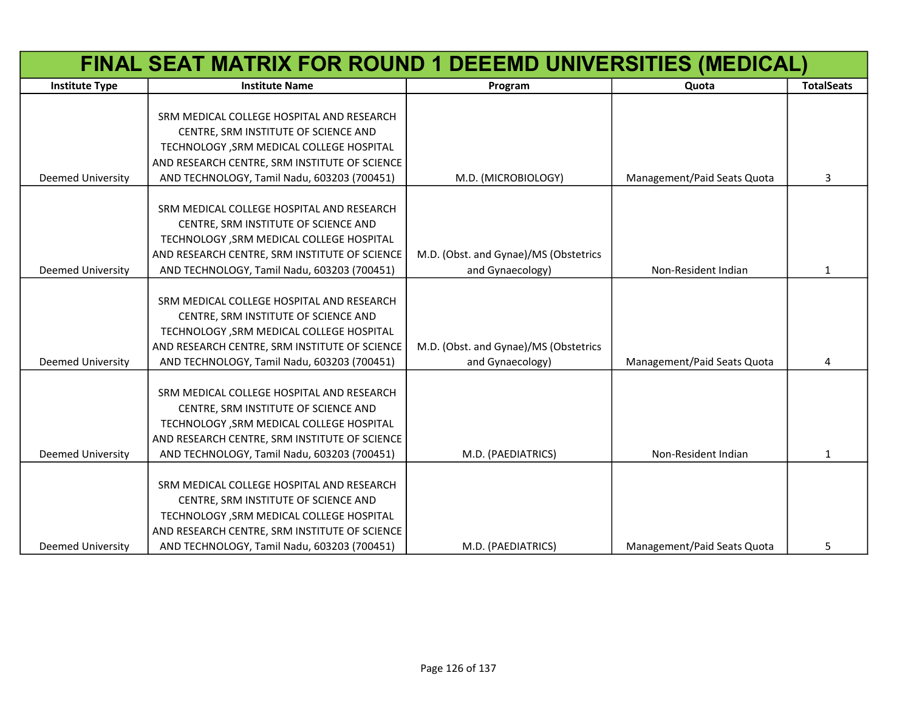| FINAL SEAT MATRIX FOR ROUND 1 DEEEMD UNIVERSITIES (MEDICAL) | | | | |
|---|---|---|---|---|
| **Institute Type** | **Institute Name** | **Program** | **Quota** | **TotalSeats** |
| Deemed University | SRM MEDICAL COLLEGE HOSPITAL AND RESEARCH CENTRE, SRM INSTITUTE OF SCIENCE AND TECHNOLOGY ,SRM MEDICAL COLLEGE HOSPITAL AND RESEARCH CENTRE, SRM INSTITUTE OF SCIENCE AND TECHNOLOGY, Tamil Nadu, 603203 (700451) | M.D. (MICROBIOLOGY) | Management/Paid Seats Quota | 3 |
| Deemed University | SRM MEDICAL COLLEGE HOSPITAL AND RESEARCH CENTRE, SRM INSTITUTE OF SCIENCE AND TECHNOLOGY ,SRM MEDICAL COLLEGE HOSPITAL AND RESEARCH CENTRE, SRM INSTITUTE OF SCIENCE AND TECHNOLOGY, Tamil Nadu, 603203 (700451) | M.D. (Obst. and Gynae)/MS (Obstetrics and Gynaecology) | Non-Resident Indian | 1 |
| Deemed University | SRM MEDICAL COLLEGE HOSPITAL AND RESEARCH CENTRE, SRM INSTITUTE OF SCIENCE AND TECHNOLOGY ,SRM MEDICAL COLLEGE HOSPITAL AND RESEARCH CENTRE, SRM INSTITUTE OF SCIENCE AND TECHNOLOGY, Tamil Nadu, 603203 (700451) | M.D. (Obst. and Gynae)/MS (Obstetrics and Gynaecology) | Management/Paid Seats Quota | 4 |
| Deemed University | SRM MEDICAL COLLEGE HOSPITAL AND RESEARCH CENTRE, SRM INSTITUTE OF SCIENCE AND TECHNOLOGY ,SRM MEDICAL COLLEGE HOSPITAL AND RESEARCH CENTRE, SRM INSTITUTE OF SCIENCE AND TECHNOLOGY, Tamil Nadu, 603203 (700451) | M.D. (PAEDIATRICS) | Non-Resident Indian | 1 |
| Deemed University | SRM MEDICAL COLLEGE HOSPITAL AND RESEARCH CENTRE, SRM INSTITUTE OF SCIENCE AND TECHNOLOGY ,SRM MEDICAL COLLEGE HOSPITAL AND RESEARCH CENTRE, SRM INSTITUTE OF SCIENCE AND TECHNOLOGY, Tamil Nadu, 603203 (700451) | M.D. (PAEDIATRICS) | Management/Paid Seats Quota | 5 |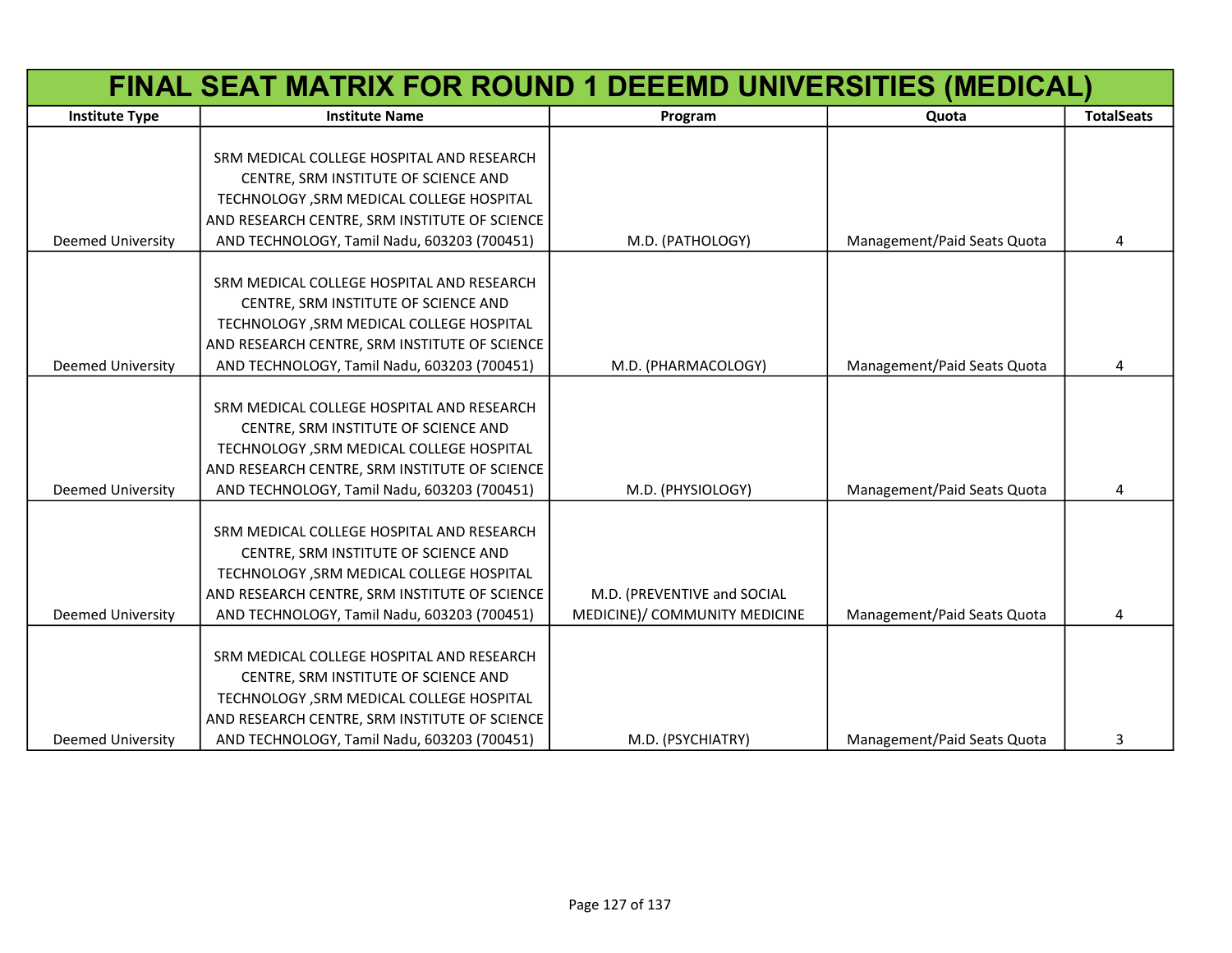# FINAL SEAT MATRIX FOR ROUND 1 DEEEMD UNIVERSITIES (MEDICAL)

| Institute Type | Institute Name | Program | Quota | TotalSeats |
|---|---|---|---|---|
| Deemed University | SRM MEDICAL COLLEGE HOSPITAL AND RESEARCH CENTRE, SRM INSTITUTE OF SCIENCE AND TECHNOLOGY ,SRM MEDICAL COLLEGE HOSPITAL AND RESEARCH CENTRE, SRM INSTITUTE OF SCIENCE AND TECHNOLOGY, Tamil Nadu, 603203 (700451) | M.D. (PATHOLOGY) | Management/Paid Seats Quota | 4 |
| Deemed University | SRM MEDICAL COLLEGE HOSPITAL AND RESEARCH CENTRE, SRM INSTITUTE OF SCIENCE AND TECHNOLOGY ,SRM MEDICAL COLLEGE HOSPITAL AND RESEARCH CENTRE, SRM INSTITUTE OF SCIENCE AND TECHNOLOGY, Tamil Nadu, 603203 (700451) | M.D. (PHARMACOLOGY) | Management/Paid Seats Quota | 4 |
| Deemed University | SRM MEDICAL COLLEGE HOSPITAL AND RESEARCH CENTRE, SRM INSTITUTE OF SCIENCE AND TECHNOLOGY ,SRM MEDICAL COLLEGE HOSPITAL AND RESEARCH CENTRE, SRM INSTITUTE OF SCIENCE AND TECHNOLOGY, Tamil Nadu, 603203 (700451) | M.D. (PHYSIOLOGY) | Management/Paid Seats Quota | 4 |
| Deemed University | SRM MEDICAL COLLEGE HOSPITAL AND RESEARCH CENTRE, SRM INSTITUTE OF SCIENCE AND TECHNOLOGY ,SRM MEDICAL COLLEGE HOSPITAL AND RESEARCH CENTRE, SRM INSTITUTE OF SCIENCE AND TECHNOLOGY, Tamil Nadu, 603203 (700451) | M.D. (PREVENTIVE and SOCIAL MEDICINE)/ COMMUNITY MEDICINE | Management/Paid Seats Quota | 4 |
| Deemed University | SRM MEDICAL COLLEGE HOSPITAL AND RESEARCH CENTRE, SRM INSTITUTE OF SCIENCE AND TECHNOLOGY ,SRM MEDICAL COLLEGE HOSPITAL AND RESEARCH CENTRE, SRM INSTITUTE OF SCIENCE AND TECHNOLOGY, Tamil Nadu, 603203 (700451) | M.D. (PSYCHIATRY) | Management/Paid Seats Quota | 3 |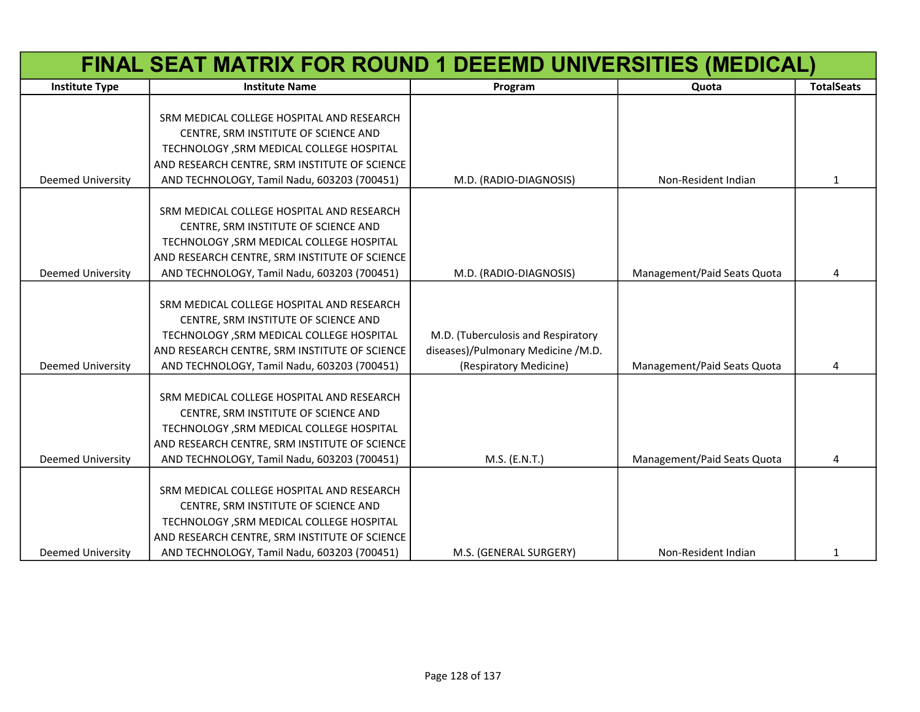# FINAL SEAT MATRIX FOR ROUND 1 DEEEMD UNIVERSITIES (MEDICAL)

| Institute Type | Institute Name | Program | Quota | TotalSeats |
|---|---|---|---|---|
| Deemed University | SRM MEDICAL COLLEGE HOSPITAL AND RESEARCH CENTRE, SRM INSTITUTE OF SCIENCE AND TECHNOLOGY ,SRM MEDICAL COLLEGE HOSPITAL AND RESEARCH CENTRE, SRM INSTITUTE OF SCIENCE AND TECHNOLOGY, Tamil Nadu, 603203 (700451) | M.D. (RADIO-DIAGNOSIS) | Non-Resident Indian | 1 |
| Deemed University | SRM MEDICAL COLLEGE HOSPITAL AND RESEARCH CENTRE, SRM INSTITUTE OF SCIENCE AND TECHNOLOGY ,SRM MEDICAL COLLEGE HOSPITAL AND RESEARCH CENTRE, SRM INSTITUTE OF SCIENCE AND TECHNOLOGY, Tamil Nadu, 603203 (700451) | M.D. (RADIO-DIAGNOSIS) | Management/Paid Seats Quota | 4 |
| Deemed University | SRM MEDICAL COLLEGE HOSPITAL AND RESEARCH CENTRE, SRM INSTITUTE OF SCIENCE AND TECHNOLOGY ,SRM MEDICAL COLLEGE HOSPITAL AND RESEARCH CENTRE, SRM INSTITUTE OF SCIENCE AND TECHNOLOGY, Tamil Nadu, 603203 (700451) | M.D. (Tuberculosis and Respiratory diseases)/Pulmonary Medicine /M.D. (Respiratory Medicine) | Management/Paid Seats Quota | 4 |
| Deemed University | SRM MEDICAL COLLEGE HOSPITAL AND RESEARCH CENTRE, SRM INSTITUTE OF SCIENCE AND TECHNOLOGY ,SRM MEDICAL COLLEGE HOSPITAL AND RESEARCH CENTRE, SRM INSTITUTE OF SCIENCE AND TECHNOLOGY, Tamil Nadu, 603203 (700451) | M.S. (E.N.T.) | Management/Paid Seats Quota | 4 |
| Deemed University | SRM MEDICAL COLLEGE HOSPITAL AND RESEARCH CENTRE, SRM INSTITUTE OF SCIENCE AND TECHNOLOGY ,SRM MEDICAL COLLEGE HOSPITAL AND RESEARCH CENTRE, SRM INSTITUTE OF SCIENCE AND TECHNOLOGY, Tamil Nadu, 603203 (700451) | M.S. (GENERAL SURGERY) | Non-Resident Indian | 1 |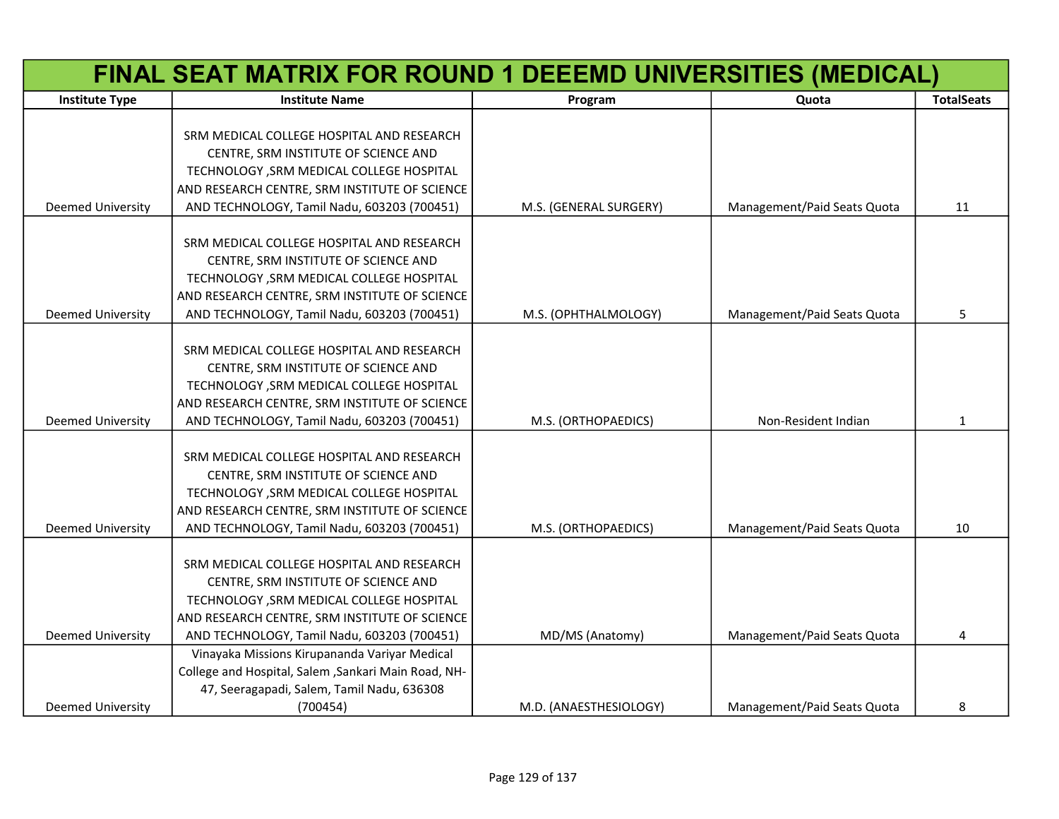# FINAL SEAT MATRIX FOR ROUND 1 DEEEMD UNIVERSITIES (MEDICAL)

| Institute Type | Institute Name | Program | Quota | TotalSeats |
|---|---|---|---|---|
| Deemed University | SRM MEDICAL COLLEGE HOSPITAL AND RESEARCH CENTRE, SRM INSTITUTE OF SCIENCE AND TECHNOLOGY ,SRM MEDICAL COLLEGE HOSPITAL AND RESEARCH CENTRE, SRM INSTITUTE OF SCIENCE AND TECHNOLOGY, Tamil Nadu, 603203 (700451) | M.S. (GENERAL SURGERY) | Management/Paid Seats Quota | 11 |
| Deemed University | SRM MEDICAL COLLEGE HOSPITAL AND RESEARCH CENTRE, SRM INSTITUTE OF SCIENCE AND TECHNOLOGY ,SRM MEDICAL COLLEGE HOSPITAL AND RESEARCH CENTRE, SRM INSTITUTE OF SCIENCE AND TECHNOLOGY, Tamil Nadu, 603203 (700451) | M.S. (OPHTHALMOLOGY) | Management/Paid Seats Quota | 5 |
| Deemed University | SRM MEDICAL COLLEGE HOSPITAL AND RESEARCH CENTRE, SRM INSTITUTE OF SCIENCE AND TECHNOLOGY ,SRM MEDICAL COLLEGE HOSPITAL AND RESEARCH CENTRE, SRM INSTITUTE OF SCIENCE AND TECHNOLOGY, Tamil Nadu, 603203 (700451) | M.S. (ORTHOPAEDICS) | Non-Resident Indian | 1 |
| Deemed University | SRM MEDICAL COLLEGE HOSPITAL AND RESEARCH CENTRE, SRM INSTITUTE OF SCIENCE AND TECHNOLOGY ,SRM MEDICAL COLLEGE HOSPITAL AND RESEARCH CENTRE, SRM INSTITUTE OF SCIENCE AND TECHNOLOGY, Tamil Nadu, 603203 (700451) | M.S. (ORTHOPAEDICS) | Management/Paid Seats Quota | 10 |
| Deemed University | SRM MEDICAL COLLEGE HOSPITAL AND RESEARCH CENTRE, SRM INSTITUTE OF SCIENCE AND TECHNOLOGY ,SRM MEDICAL COLLEGE HOSPITAL AND RESEARCH CENTRE, SRM INSTITUTE OF SCIENCE AND TECHNOLOGY, Tamil Nadu, 603203 (700451) | MD/MS (Anatomy) | Management/Paid Seats Quota | 4 |
| Deemed University | Vinayaka Missions Kirupananda Variyar Medical College and Hospital, Salem ,Sankari Main Road, NH-47, Seeragapadi, Salem, Tamil Nadu, 636308 (700454) | M.D. (ANAESTHESIOLOGY) | Management/Paid Seats Quota | 8 |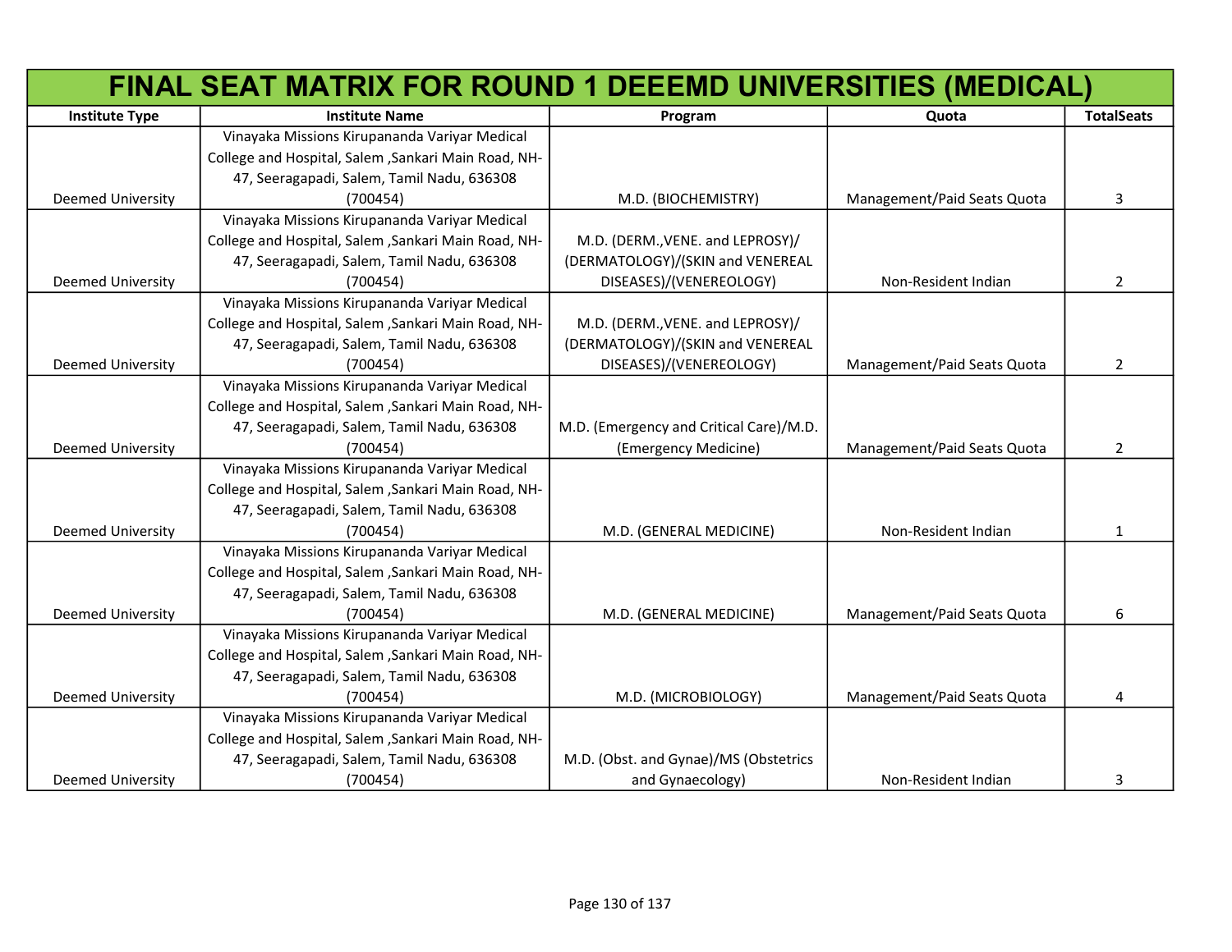# FINAL SEAT MATRIX FOR ROUND 1 DEEEMD UNIVERSITIES (MEDICAL)

| Institute Type | Institute Name | Program | Quota | TotalSeats |
|---|---|---|---|---|
| Deemed University | Vinayaka Missions Kirupananda Variyar Medical College and Hospital, Salem ,Sankari Main Road, NH-47, Seeragapadi, Salem, Tamil Nadu, 636308 (700454) | M.D. (BIOCHEMISTRY) | Management/Paid Seats Quota | 3 |
| Deemed University | Vinayaka Missions Kirupananda Variyar Medical College and Hospital, Salem ,Sankari Main Road, NH-47, Seeragapadi, Salem, Tamil Nadu, 636308 (700454) | M.D. (DERM.,VENE. and LEPROSY)/(DERMATOLOGY)/(SKIN and VENEREAL DISEASES)/(VENEREOLOGY) | Non-Resident Indian | 2 |
| Deemed University | Vinayaka Missions Kirupananda Variyar Medical College and Hospital, Salem ,Sankari Main Road, NH-47, Seeragapadi, Salem, Tamil Nadu, 636308 (700454) | M.D. (DERM.,VENE. and LEPROSY)/(DERMATOLOGY)/(SKIN and VENEREAL DISEASES)/(VENEREOLOGY) | Management/Paid Seats Quota | 2 |
| Deemed University | Vinayaka Missions Kirupananda Variyar Medical College and Hospital, Salem ,Sankari Main Road, NH-47, Seeragapadi, Salem, Tamil Nadu, 636308 (700454) | M.D. (Emergency and Critical Care)/M.D. (Emergency Medicine) | Management/Paid Seats Quota | 2 |
| Deemed University | Vinayaka Missions Kirupananda Variyar Medical College and Hospital, Salem ,Sankari Main Road, NH-47, Seeragapadi, Salem, Tamil Nadu, 636308 (700454) | M.D. (GENERAL MEDICINE) | Non-Resident Indian | 1 |
| Deemed University | Vinayaka Missions Kirupananda Variyar Medical College and Hospital, Salem ,Sankari Main Road, NH-47, Seeragapadi, Salem, Tamil Nadu, 636308 (700454) | M.D. (GENERAL MEDICINE) | Management/Paid Seats Quota | 6 |
| Deemed University | Vinayaka Missions Kirupananda Variyar Medical College and Hospital, Salem ,Sankari Main Road, NH-47, Seeragapadi, Salem, Tamil Nadu, 636308 (700454) | M.D. (MICROBIOLOGY) | Management/Paid Seats Quota | 4 |
| Deemed University | Vinayaka Missions Kirupananda Variyar Medical College and Hospital, Salem ,Sankari Main Road, NH-47, Seeragapadi, Salem, Tamil Nadu, 636308 (700454) | M.D. (Obst. and Gynae)/MS (Obstetrics and Gynaecology) | Non-Resident Indian | 3 |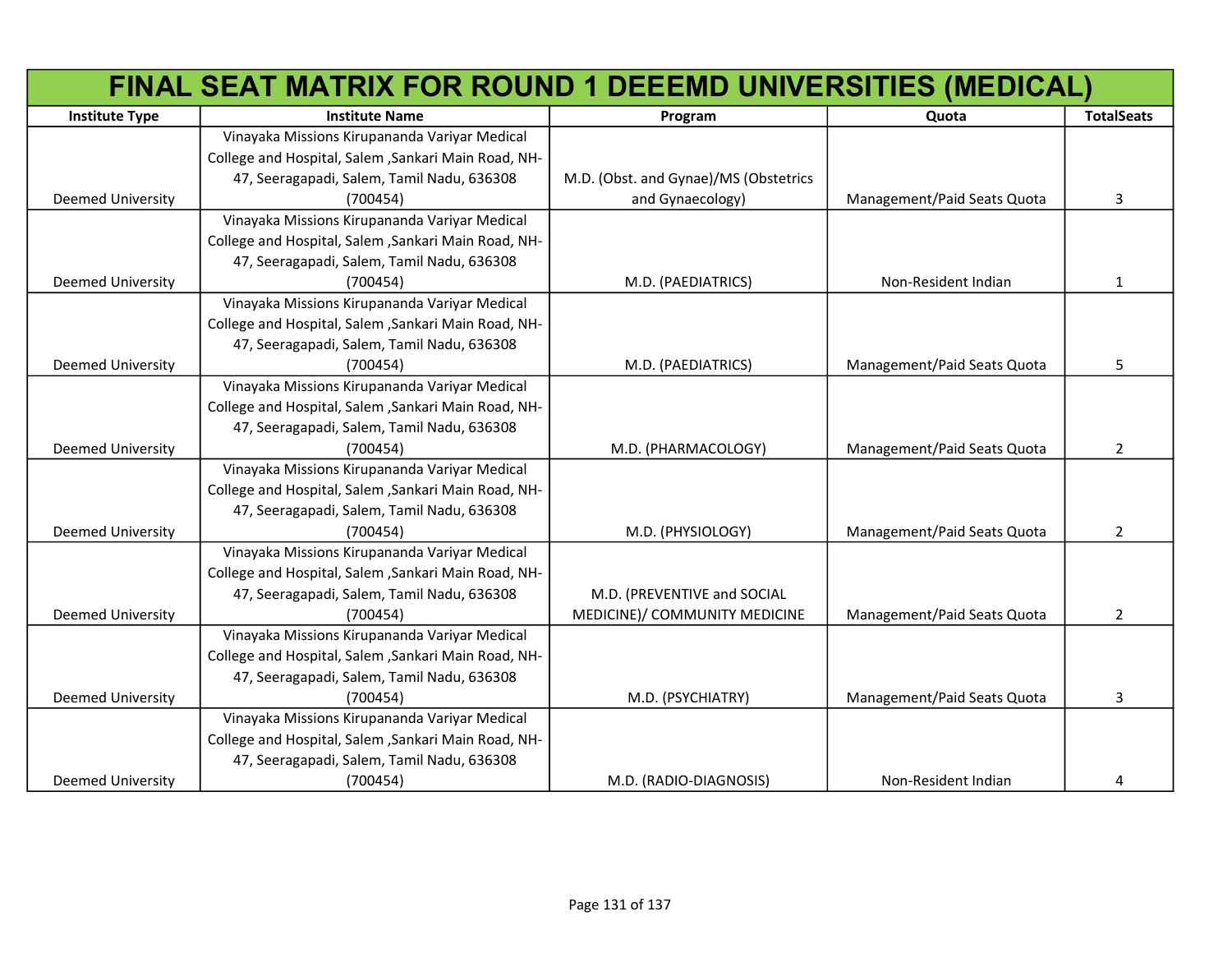# FINAL SEAT MATRIX FOR ROUND 1 DEEEMD UNIVERSITIES (MEDICAL)

| Institute Type | Institute Name | Program | Quota | TotalSeats |
|---|---|---|---|---|
| Deemed University | Vinayaka Missions Kirupananda Variyar Medical College and Hospital, Salem ,Sankari Main Road, NH-47, Seeragapadi, Salem, Tamil Nadu, 636308 (700454) | M.D. (Obst. and Gynae)/MS (Obstetrics and Gynaecology) | Management/Paid Seats Quota | 3 |
| Deemed University | Vinayaka Missions Kirupananda Variyar Medical College and Hospital, Salem ,Sankari Main Road, NH-47, Seeragapadi, Salem, Tamil Nadu, 636308 (700454) | M.D. (PAEDIATRICS) | Non-Resident Indian | 1 |
| Deemed University | Vinayaka Missions Kirupananda Variyar Medical College and Hospital, Salem ,Sankari Main Road, NH-47, Seeragapadi, Salem, Tamil Nadu, 636308 (700454) | M.D. (PAEDIATRICS) | Management/Paid Seats Quota | 5 |
| Deemed University | Vinayaka Missions Kirupananda Variyar Medical College and Hospital, Salem ,Sankari Main Road, NH-47, Seeragapadi, Salem, Tamil Nadu, 636308 (700454) | M.D. (PHARMACOLOGY) | Management/Paid Seats Quota | 2 |
| Deemed University | Vinayaka Missions Kirupananda Variyar Medical College and Hospital, Salem ,Sankari Main Road, NH-47, Seeragapadi, Salem, Tamil Nadu, 636308 (700454) | M.D. (PHYSIOLOGY) | Management/Paid Seats Quota | 2 |
| Deemed University | Vinayaka Missions Kirupananda Variyar Medical College and Hospital, Salem ,Sankari Main Road, NH-47, Seeragapadi, Salem, Tamil Nadu, 636308 (700454) | M.D. (PREVENTIVE and SOCIAL MEDICINE)/ COMMUNITY MEDICINE | Management/Paid Seats Quota | 2 |
| Deemed University | Vinayaka Missions Kirupananda Variyar Medical College and Hospital, Salem ,Sankari Main Road, NH-47, Seeragapadi, Salem, Tamil Nadu, 636308 (700454) | M.D. (PSYCHIATRY) | Management/Paid Seats Quota | 3 |
| Deemed University | Vinayaka Missions Kirupananda Variyar Medical College and Hospital, Salem ,Sankari Main Road, NH-47, Seeragapadi, Salem, Tamil Nadu, 636308 (700454) | M.D. (RADIO-DIAGNOSIS) | Non-Resident Indian | 4 |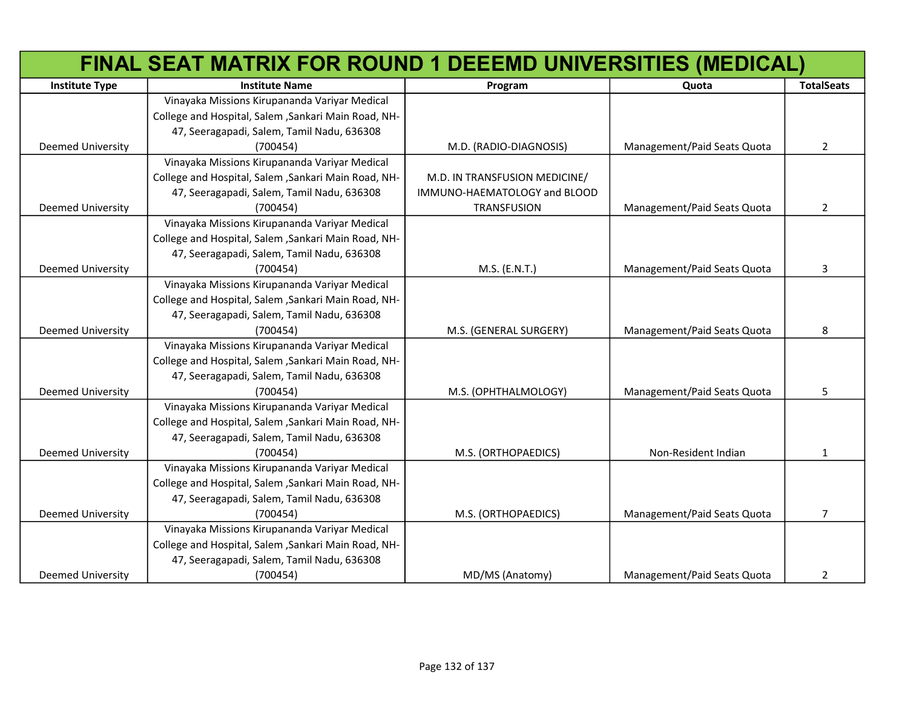| FINAL SEAT MATRIX FOR ROUND 1 DEEEMD UNIVERSITIES (MEDICAL) | | | | |
|---|---|---|---|---|
| Institute Type | Institute Name | Program | Quota | TotalSeats |
| Deemed University | Vinayaka Missions Kirupananda Variyar Medical College and Hospital, Salem ,Sankari Main Road, NH-47, Seeragapadi, Salem, Tamil Nadu, 636308 (700454) | M.D. (RADIO-DIAGNOSIS) | Management/Paid Seats Quota | 2 |
| Deemed University | Vinayaka Missions Kirupananda Variyar Medical College and Hospital, Salem ,Sankari Main Road, NH-47, Seeragapadi, Salem, Tamil Nadu, 636308 (700454) | M.D. IN TRANSFUSION MEDICINE/ IMMUNO-HAEMATOLOGY and BLOOD TRANSFUSION | Management/Paid Seats Quota | 2 |
| Deemed University | Vinayaka Missions Kirupananda Variyar Medical College and Hospital, Salem ,Sankari Main Road, NH-47, Seeragapadi, Salem, Tamil Nadu, 636308 (700454) | M.S. (E.N.T.) | Management/Paid Seats Quota | 3 |
| Deemed University | Vinayaka Missions Kirupananda Variyar Medical College and Hospital, Salem ,Sankari Main Road, NH-47, Seeragapadi, Salem, Tamil Nadu, 636308 (700454) | M.S. (GENERAL SURGERY) | Management/Paid Seats Quota | 8 |
| Deemed University | Vinayaka Missions Kirupananda Variyar Medical College and Hospital, Salem ,Sankari Main Road, NH-47, Seeragapadi, Salem, Tamil Nadu, 636308 (700454) | M.S. (OPHTHALMOLOGY) | Management/Paid Seats Quota | 5 |
| Deemed University | Vinayaka Missions Kirupananda Variyar Medical College and Hospital, Salem ,Sankari Main Road, NH-47, Seeragapadi, Salem, Tamil Nadu, 636308 (700454) | M.S. (ORTHOPAEDICS) | Non-Resident Indian | 1 |
| Deemed University | Vinayaka Missions Kirupananda Variyar Medical College and Hospital, Salem ,Sankari Main Road, NH-47, Seeragapadi, Salem, Tamil Nadu, 636308 (700454) | M.S. (ORTHOPAEDICS) | Management/Paid Seats Quota | 7 |
| Deemed University | Vinayaka Missions Kirupananda Variyar Medical College and Hospital, Salem ,Sankari Main Road, NH-47, Seeragapadi, Salem, Tamil Nadu, 636308 (700454) | MD/MS (Anatomy) | Management/Paid Seats Quota | 2 |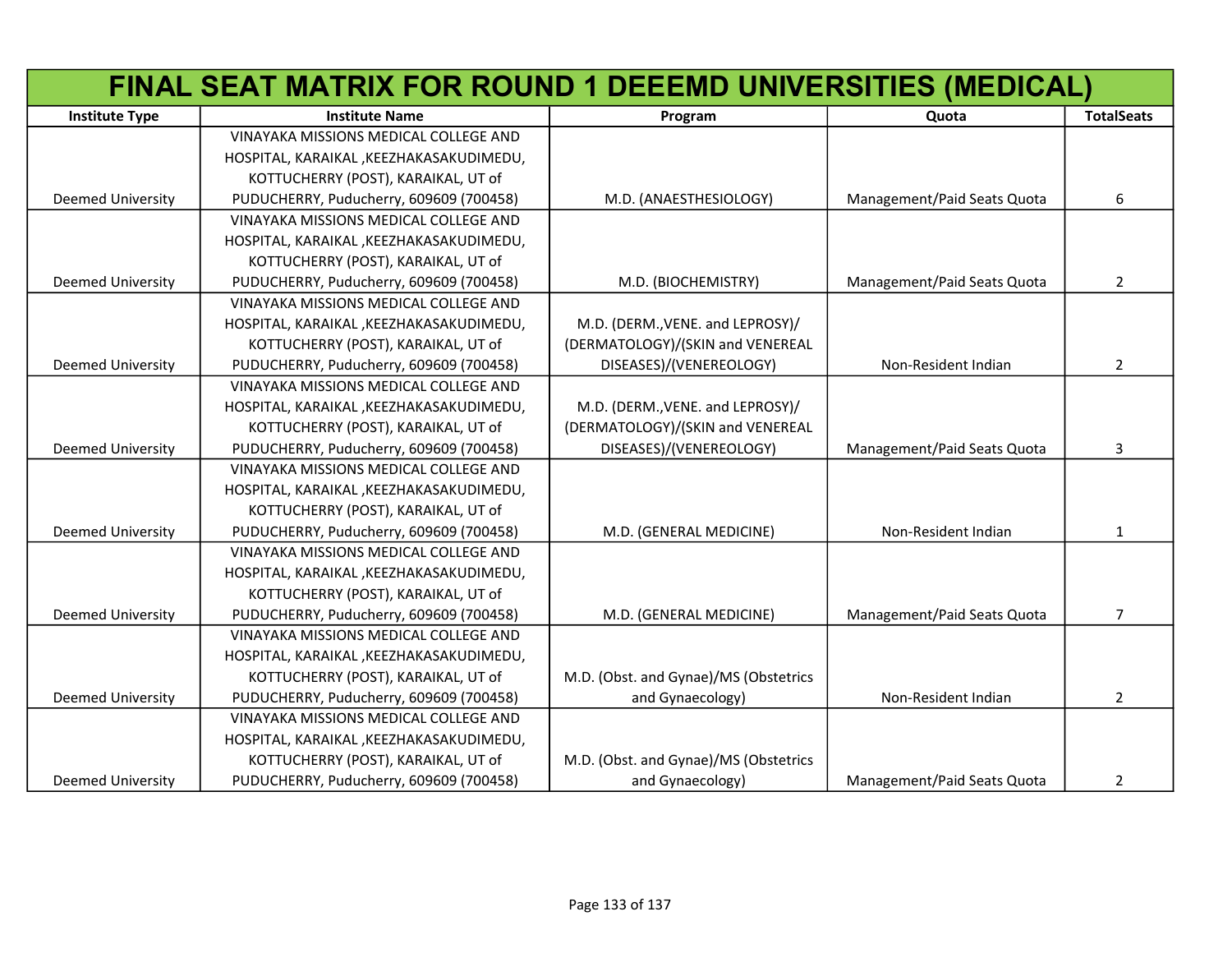# FINAL SEAT MATRIX FOR ROUND 1 DEEEMD UNIVERSITIES (MEDICAL)

| Institute Type | Institute Name | Program | Quota | TotalSeats |
|---|---|---|---|---|
| Deemed University | VINAYAKA MISSIONS MEDICAL COLLEGE AND HOSPITAL, KARAIKAL ,KEEZHAKASAKUDIMEDU, KOTTUCHERRY (POST), KARAIKAL, UT of PUDUCHERRY, Puducherry, 609609 (700458) | M.D. (ANAESTHESIOLOGY) | Management/Paid Seats Quota | 6 |
| Deemed University | VINAYAKA MISSIONS MEDICAL COLLEGE AND HOSPITAL, KARAIKAL ,KEEZHAKASAKUDIMEDU, KOTTUCHERRY (POST), KARAIKAL, UT of PUDUCHERRY, Puducherry, 609609 (700458) | M.D. (BIOCHEMISTRY) | Management/Paid Seats Quota | 2 |
| Deemed University | VINAYAKA MISSIONS MEDICAL COLLEGE AND HOSPITAL, KARAIKAL ,KEEZHAKASAKUDIMEDU, KOTTUCHERRY (POST), KARAIKAL, UT of PUDUCHERRY, Puducherry, 609609 (700458) | M.D. (DERM.,VENE. and LEPROSY)/(DERMATOLOGY)/(SKIN and VENEREAL DISEASES)/(VENEREOLOGY) | Non-Resident Indian | 2 |
| Deemed University | VINAYAKA MISSIONS MEDICAL COLLEGE AND HOSPITAL, KARAIKAL ,KEEZHAKASAKUDIMEDU, KOTTUCHERRY (POST), KARAIKAL, UT of PUDUCHERRY, Puducherry, 609609 (700458) | M.D. (DERM.,VENE. and LEPROSY)/(DERMATOLOGY)/(SKIN and VENEREAL DISEASES)/(VENEREOLOGY) | Management/Paid Seats Quota | 3 |
| Deemed University | VINAYAKA MISSIONS MEDICAL COLLEGE AND HOSPITAL, KARAIKAL ,KEEZHAKASAKUDIMEDU, KOTTUCHERRY (POST), KARAIKAL, UT of PUDUCHERRY, Puducherry, 609609 (700458) | M.D. (GENERAL MEDICINE) | Non-Resident Indian | 1 |
| Deemed University | VINAYAKA MISSIONS MEDICAL COLLEGE AND HOSPITAL, KARAIKAL ,KEEZHAKASAKUDIMEDU, KOTTUCHERRY (POST), KARAIKAL, UT of PUDUCHERRY, Puducherry, 609609 (700458) | M.D. (GENERAL MEDICINE) | Management/Paid Seats Quota | 7 |
| Deemed University | VINAYAKA MISSIONS MEDICAL COLLEGE AND HOSPITAL, KARAIKAL ,KEEZHAKASAKUDIMEDU, KOTTUCHERRY (POST), KARAIKAL, UT of PUDUCHERRY, Puducherry, 609609 (700458) | M.D. (Obst. and Gynae)/MS (Obstetrics and Gynaecology) | Non-Resident Indian | 2 |
| Deemed University | VINAYAKA MISSIONS MEDICAL COLLEGE AND HOSPITAL, KARAIKAL ,KEEZHAKASAKUDIMEDU, KOTTUCHERRY (POST), KARAIKAL, UT of PUDUCHERRY, Puducherry, 609609 (700458) | M.D. (Obst. and Gynae)/MS (Obstetrics and Gynaecology) | Management/Paid Seats Quota | 2 |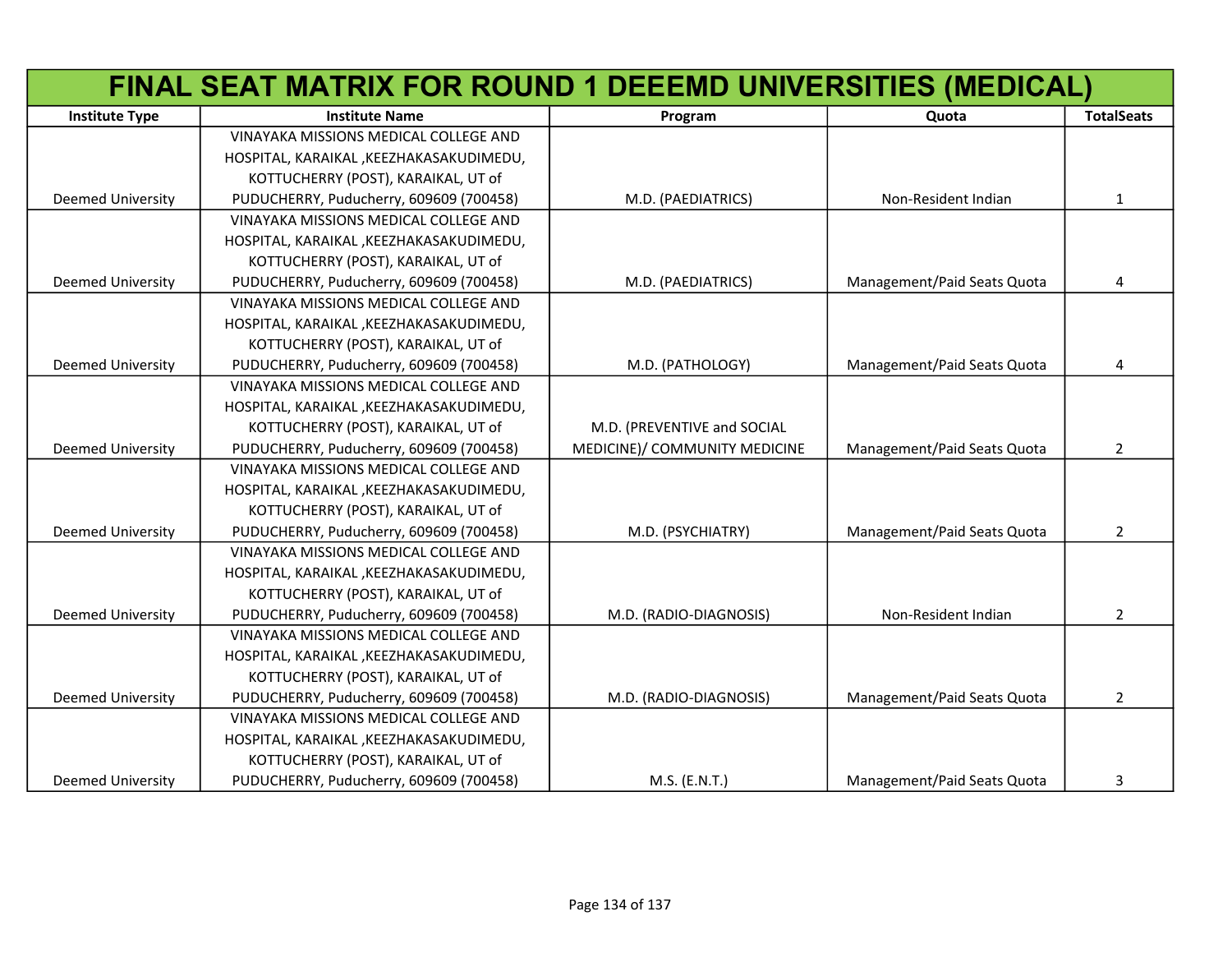# FINAL SEAT MATRIX FOR ROUND 1 DEEEMD UNIVERSITIES (MEDICAL)

| Institute Type | Institute Name | Program | Quota | TotalSeats |
|---|---|---|---|---|
| Deemed University | VINAYAKA MISSIONS MEDICAL COLLEGE AND HOSPITAL, KARAIKAL ,KEEZHAKASAKUDIMEDU, KOTTUCHERRY (POST), KARAIKAL, UT of PUDUCHERRY, Puducherry, 609609 (700458) | M.D. (PAEDIATRICS) | Non-Resident Indian | 1 |
| Deemed University | VINAYAKA MISSIONS MEDICAL COLLEGE AND HOSPITAL, KARAIKAL ,KEEZHAKASAKUDIMEDU, KOTTUCHERRY (POST), KARAIKAL, UT of PUDUCHERRY, Puducherry, 609609 (700458) | M.D. (PAEDIATRICS) | Management/Paid Seats Quota | 4 |
| Deemed University | VINAYAKA MISSIONS MEDICAL COLLEGE AND HOSPITAL, KARAIKAL ,KEEZHAKASAKUDIMEDU, KOTTUCHERRY (POST), KARAIKAL, UT of PUDUCHERRY, Puducherry, 609609 (700458) | M.D. (PATHOLOGY) | Management/Paid Seats Quota | 4 |
| Deemed University | VINAYAKA MISSIONS MEDICAL COLLEGE AND HOSPITAL, KARAIKAL ,KEEZHAKASAKUDIMEDU, KOTTUCHERRY (POST), KARAIKAL, UT of PUDUCHERRY, Puducherry, 609609 (700458) | M.D. (PREVENTIVE and SOCIAL MEDICINE)/ COMMUNITY MEDICINE | Management/Paid Seats Quota | 2 |
| Deemed University | VINAYAKA MISSIONS MEDICAL COLLEGE AND HOSPITAL, KARAIKAL ,KEEZHAKASAKUDIMEDU, KOTTUCHERRY (POST), KARAIKAL, UT of PUDUCHERRY, Puducherry, 609609 (700458) | M.D. (PSYCHIATRY) | Management/Paid Seats Quota | 2 |
| Deemed University | VINAYAKA MISSIONS MEDICAL COLLEGE AND HOSPITAL, KARAIKAL ,KEEZHAKASAKUDIMEDU, KOTTUCHERRY (POST), KARAIKAL, UT of PUDUCHERRY, Puducherry, 609609 (700458) | M.D. (RADIO-DIAGNOSIS) | Non-Resident Indian | 2 |
| Deemed University | VINAYAKA MISSIONS MEDICAL COLLEGE AND HOSPITAL, KARAIKAL ,KEEZHAKASAKUDIMEDU, KOTTUCHERRY (POST), KARAIKAL, UT of PUDUCHERRY, Puducherry, 609609 (700458) | M.D. (RADIO-DIAGNOSIS) | Management/Paid Seats Quota | 2 |
| Deemed University | VINAYAKA MISSIONS MEDICAL COLLEGE AND HOSPITAL, KARAIKAL ,KEEZHAKASAKUDIMEDU, KOTTUCHERRY (POST), KARAIKAL, UT of PUDUCHERRY, Puducherry, 609609 (700458) | M.S. (E.N.T.) | Management/Paid Seats Quota | 3 |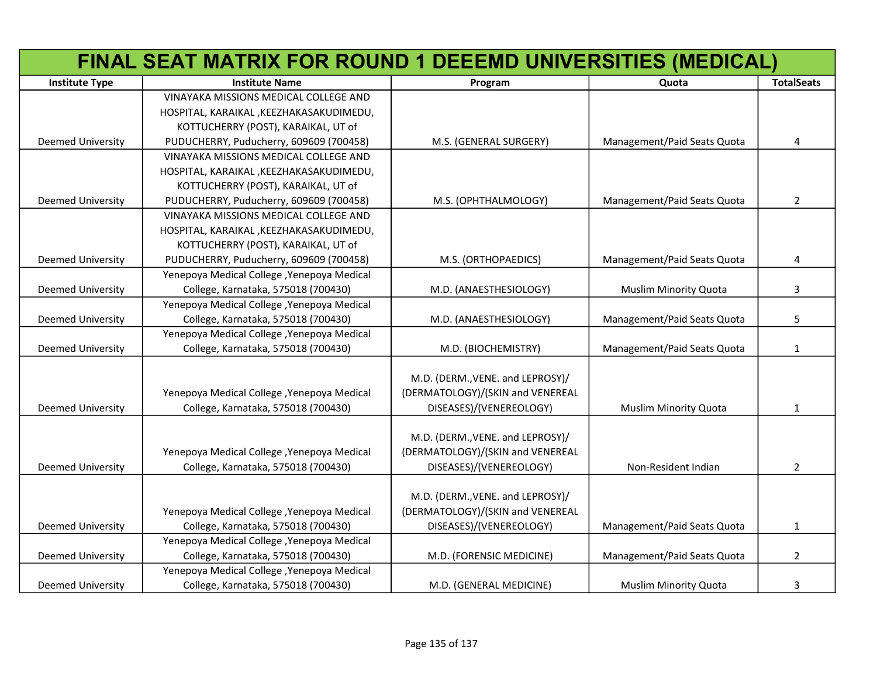# FINAL SEAT MATRIX FOR ROUND 1 DEEEMD UNIVERSITIES (MEDICAL)

| Institute Type | Institute Name | Program | Quota | TotalSeats |
|---|---|---|---|---|
| Deemed University | VINAYAKA MISSIONS MEDICAL COLLEGE AND HOSPITAL, KARAIKAL ,KEEZHAKASAKUDIMEDU, KOTTUCHERRY (POST), KARAIKAL, UT of PUDUCHERRY, Puducherry, 609609 (700458) | M.S. (GENERAL SURGERY) | Management/Paid Seats Quota | 4 |
| Deemed University | VINAYAKA MISSIONS MEDICAL COLLEGE AND HOSPITAL, KARAIKAL ,KEEZHAKASAKUDIMEDU, KOTTUCHERRY (POST), KARAIKAL, UT of PUDUCHERRY, Puducherry, 609609 (700458) | M.S. (OPHTHALMOLOGY) | Management/Paid Seats Quota | 2 |
| Deemed University | VINAYAKA MISSIONS MEDICAL COLLEGE AND HOSPITAL, KARAIKAL ,KEEZHAKASAKUDIMEDU, KOTTUCHERRY (POST), KARAIKAL, UT of PUDUCHERRY, Puducherry, 609609 (700458) | M.S. (ORTHOPAEDICS) | Management/Paid Seats Quota | 4 |
| Deemed University | Yenepoya Medical College ,Yenepoya Medical College, Karnataka, 575018 (700430) | M.D. (ANAESTHESIOLOGY) | Muslim Minority Quota | 3 |
| Deemed University | Yenepoya Medical College ,Yenepoya Medical College, Karnataka, 575018 (700430) | M.D. (ANAESTHESIOLOGY) | Management/Paid Seats Quota | 5 |
| Deemed University | Yenepoya Medical College ,Yenepoya Medical College, Karnataka, 575018 (700430) | M.D. (BIOCHEMISTRY) | Management/Paid Seats Quota | 1 |
| Deemed University | Yenepoya Medical College ,Yenepoya Medical College, Karnataka, 575018 (700430) | M.D. (DERM.,VENE. and LEPROSY)/(DERMATOLOGY)/(SKIN and VENEREAL DISEASES)/(VENEREOLOGY) | Muslim Minority Quota | 1 |
| Deemed University | Yenepoya Medical College ,Yenepoya Medical College, Karnataka, 575018 (700430) | M.D. (DERM.,VENE. and LEPROSY)/(DERMATOLOGY)/(SKIN and VENEREAL DISEASES)/(VENEREOLOGY) | Non-Resident Indian | 2 |
| Deemed University | Yenepoya Medical College ,Yenepoya Medical College, Karnataka, 575018 (700430) | M.D. (DERM.,VENE. and LEPROSY)/(DERMATOLOGY)/(SKIN and VENEREAL DISEASES)/(VENEREOLOGY) | Management/Paid Seats Quota | 1 |
| Deemed University | Yenepoya Medical College ,Yenepoya Medical College, Karnataka, 575018 (700430) | M.D. (FORENSIC MEDICINE) | Management/Paid Seats Quota | 2 |
| Deemed University | Yenepoya Medical College ,Yenepoya Medical College, Karnataka, 575018 (700430) | M.D. (GENERAL MEDICINE) | Muslim Minority Quota | 3 |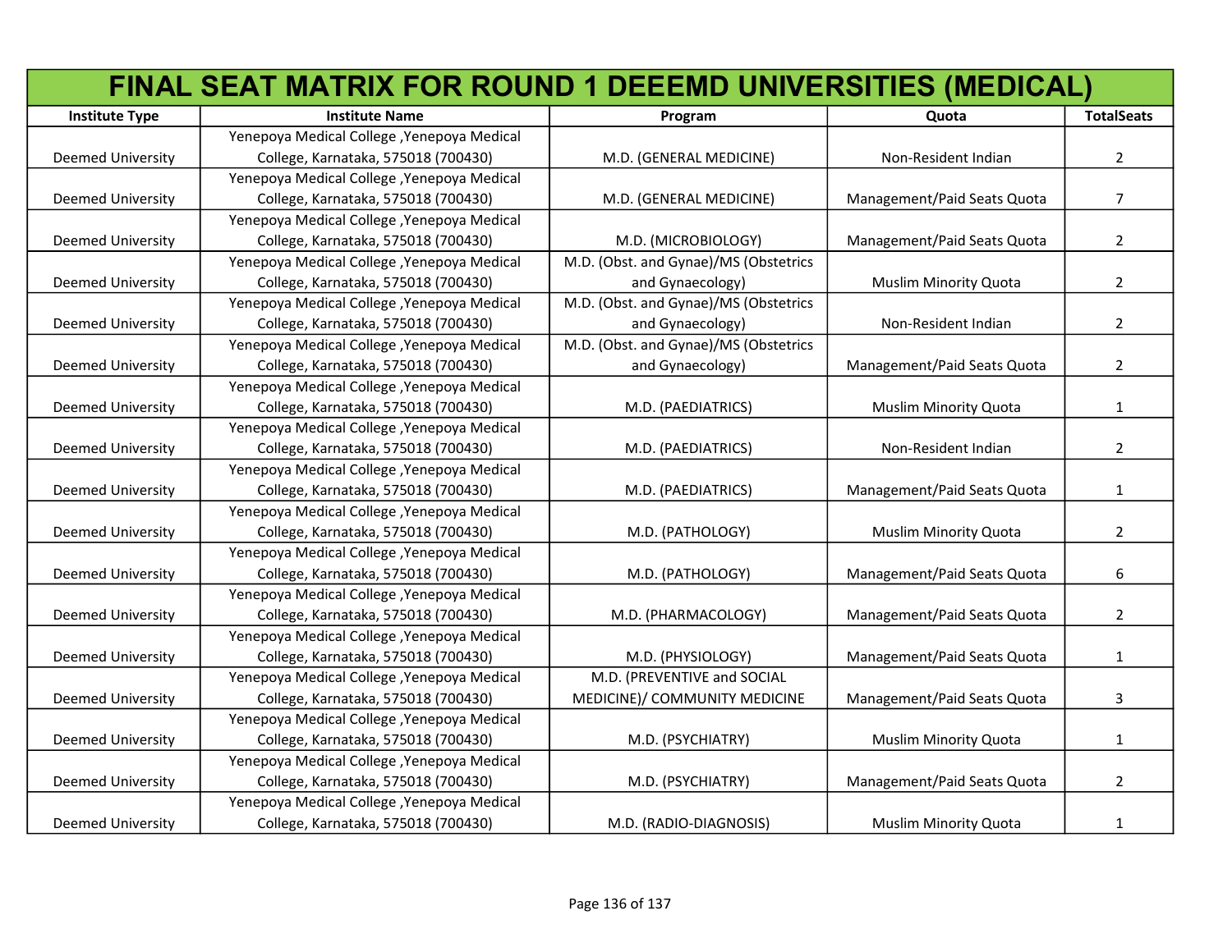# FINAL SEAT MATRIX FOR ROUND 1 DEEEMD UNIVERSITIES (MEDICAL)

| Institute Type | Institute Name | Program | Quota | TotalSeats |
|---|---|---|---|---|
| Deemed University | Yenepoya Medical College ,Yenepoya Medical College, Karnataka, 575018 (700430) | M.D. (GENERAL MEDICINE) | Non-Resident Indian | 2 |
| Deemed University | Yenepoya Medical College ,Yenepoya Medical College, Karnataka, 575018 (700430) | M.D. (GENERAL MEDICINE) | Management/Paid Seats Quota | 7 |
| Deemed University | Yenepoya Medical College ,Yenepoya Medical College, Karnataka, 575018 (700430) | M.D. (MICROBIOLOGY) | Management/Paid Seats Quota | 2 |
| Deemed University | Yenepoya Medical College ,Yenepoya Medical College, Karnataka, 575018 (700430) | M.D. (Obst. and Gynae)/MS (Obstetrics and Gynaecology) | Muslim Minority Quota | 2 |
| Deemed University | Yenepoya Medical College ,Yenepoya Medical College, Karnataka, 575018 (700430) | M.D. (Obst. and Gynae)/MS (Obstetrics and Gynaecology) | Non-Resident Indian | 2 |
| Deemed University | Yenepoya Medical College ,Yenepoya Medical College, Karnataka, 575018 (700430) | M.D. (Obst. and Gynae)/MS (Obstetrics and Gynaecology) | Management/Paid Seats Quota | 2 |
| Deemed University | Yenepoya Medical College ,Yenepoya Medical College, Karnataka, 575018 (700430) | M.D. (PAEDIATRICS) | Muslim Minority Quota | 1 |
| Deemed University | Yenepoya Medical College ,Yenepoya Medical College, Karnataka, 575018 (700430) | M.D. (PAEDIATRICS) | Non-Resident Indian | 2 |
| Deemed University | Yenepoya Medical College ,Yenepoya Medical College, Karnataka, 575018 (700430) | M.D. (PAEDIATRICS) | Management/Paid Seats Quota | 1 |
| Deemed University | Yenepoya Medical College ,Yenepoya Medical College, Karnataka, 575018 (700430) | M.D. (PATHOLOGY) | Muslim Minority Quota | 2 |
| Deemed University | Yenepoya Medical College ,Yenepoya Medical College, Karnataka, 575018 (700430) | M.D. (PATHOLOGY) | Management/Paid Seats Quota | 6 |
| Deemed University | Yenepoya Medical College ,Yenepoya Medical College, Karnataka, 575018 (700430) | M.D. (PHARMACOLOGY) | Management/Paid Seats Quota | 2 |
| Deemed University | Yenepoya Medical College ,Yenepoya Medical College, Karnataka, 575018 (700430) | M.D. (PHYSIOLOGY) | Management/Paid Seats Quota | 1 |
| Deemed University | Yenepoya Medical College ,Yenepoya Medical College, Karnataka, 575018 (700430) | M.D. (PREVENTIVE and SOCIAL MEDICINE)/ COMMUNITY MEDICINE | Management/Paid Seats Quota | 3 |
| Deemed University | Yenepoya Medical College ,Yenepoya Medical College, Karnataka, 575018 (700430) | M.D. (PSYCHIATRY) | Muslim Minority Quota | 1 |
| Deemed University | Yenepoya Medical College ,Yenepoya Medical College, Karnataka, 575018 (700430) | M.D. (PSYCHIATRY) | Management/Paid Seats Quota | 2 |
| Deemed University | Yenepoya Medical College ,Yenepoya Medical College, Karnataka, 575018 (700430) | M.D. (RADIO-DIAGNOSIS) | Muslim Minority Quota | 1 |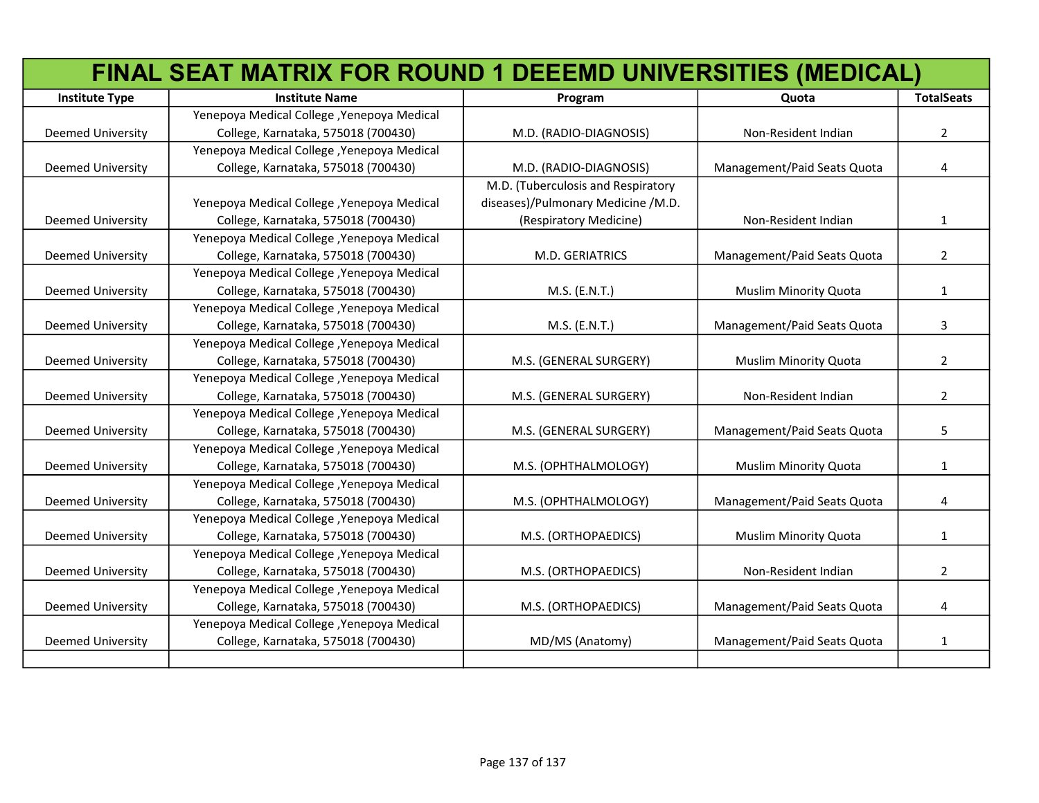# FINAL SEAT MATRIX FOR ROUND 1 DEEEMD UNIVERSITIES (MEDICAL)

| Institute Type | Institute Name | Program | Quota | TotalSeats |
|---|---|---|---|---|
| Deemed University | Yenepoya Medical College ,Yenepoya Medical College, Karnataka, 575018 (700430) | M.D. (RADIO-DIAGNOSIS) | Non-Resident Indian | 2 |
| Deemed University | Yenepoya Medical College ,Yenepoya Medical College, Karnataka, 575018 (700430) | M.D. (RADIO-DIAGNOSIS) | Management/Paid Seats Quota | 4 |
| Deemed University | Yenepoya Medical College ,Yenepoya Medical College, Karnataka, 575018 (700430) | M.D. (Tuberculosis and Respiratory diseases)/Pulmonary Medicine /M.D. (Respiratory Medicine) | Non-Resident Indian | 1 |
| Deemed University | Yenepoya Medical College ,Yenepoya Medical College, Karnataka, 575018 (700430) | M.D. GERIATRICS | Management/Paid Seats Quota | 2 |
| Deemed University | Yenepoya Medical College ,Yenepoya Medical College, Karnataka, 575018 (700430) | M.S. (E.N.T.) | Muslim Minority Quota | 1 |
| Deemed University | Yenepoya Medical College ,Yenepoya Medical College, Karnataka, 575018 (700430) | M.S. (E.N.T.) | Management/Paid Seats Quota | 3 |
| Deemed University | Yenepoya Medical College ,Yenepoya Medical College, Karnataka, 575018 (700430) | M.S. (GENERAL SURGERY) | Muslim Minority Quota | 2 |
| Deemed University | Yenepoya Medical College ,Yenepoya Medical College, Karnataka, 575018 (700430) | M.S. (GENERAL SURGERY) | Non-Resident Indian | 2 |
| Deemed University | Yenepoya Medical College ,Yenepoya Medical College, Karnataka, 575018 (700430) | M.S. (GENERAL SURGERY) | Management/Paid Seats Quota | 5 |
| Deemed University | Yenepoya Medical College ,Yenepoya Medical College, Karnataka, 575018 (700430) | M.S. (OPHTHALMOLOGY) | Muslim Minority Quota | 1 |
| Deemed University | Yenepoya Medical College ,Yenepoya Medical College, Karnataka, 575018 (700430) | M.S. (OPHTHALMOLOGY) | Management/Paid Seats Quota | 4 |
| Deemed University | Yenepoya Medical College ,Yenepoya Medical College, Karnataka, 575018 (700430) | M.S. (ORTHOPAEDICS) | Muslim Minority Quota | 1 |
| Deemed University | Yenepoya Medical College ,Yenepoya Medical College, Karnataka, 575018 (700430) | M.S. (ORTHOPAEDICS) | Non-Resident Indian | 2 |
| Deemed University | Yenepoya Medical College ,Yenepoya Medical College, Karnataka, 575018 (700430) | M.S. (ORTHOPAEDICS) | Management/Paid Seats Quota | 4 |
| Deemed University | Yenepoya Medical College ,Yenepoya Medical College, Karnataka, 575018 (700430) | MD/MS (Anatomy) | Management/Paid Seats Quota | 1 |
| | | | | |